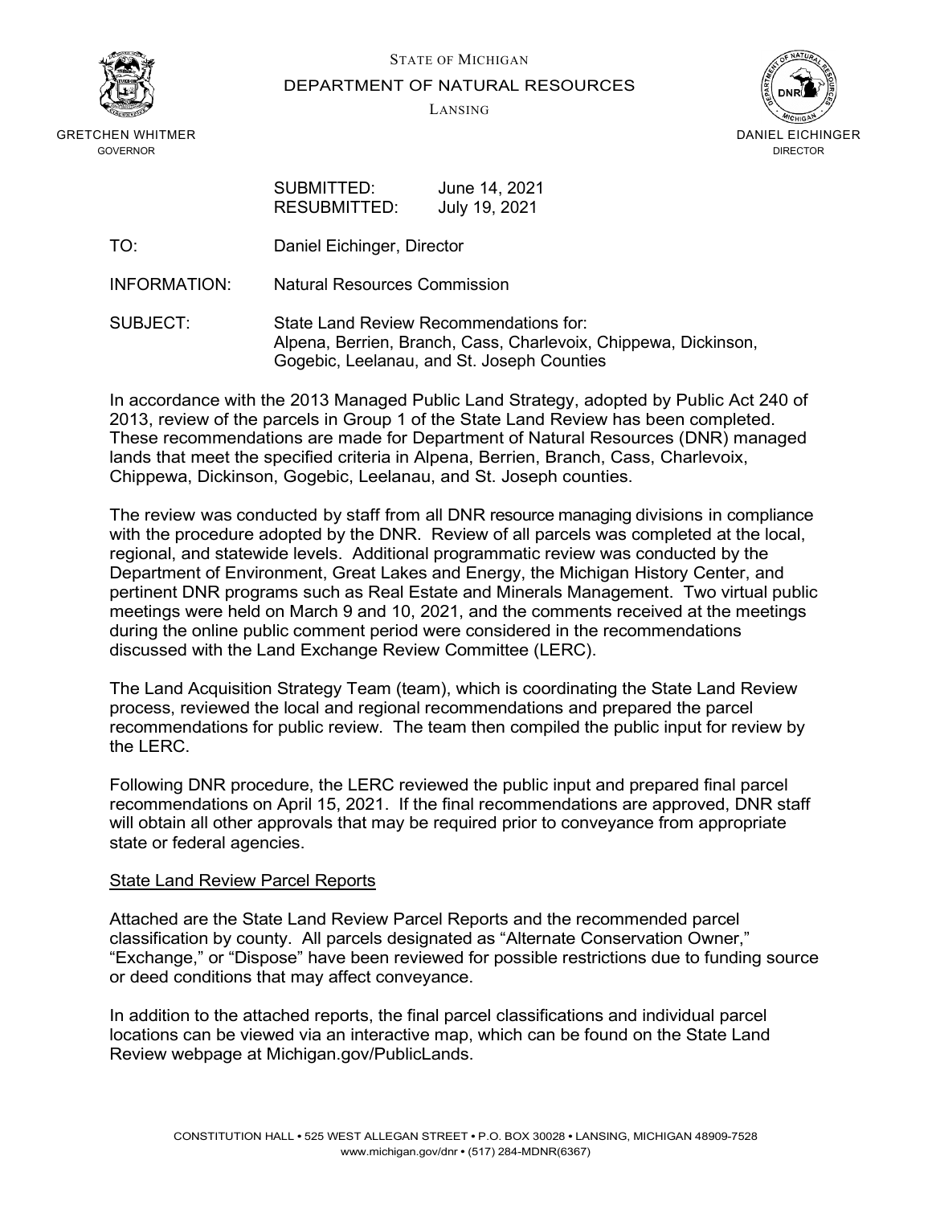STATE OF MICHIGAN

DEPARTMENT OF NATURAL RESOURCES

LANSING

GRETCHEN WHITMER
GOVERNOR

DANIEL EICHINGER
DIRECTOR

SUBMITTED: June 14, 2021
RESUBMITTED: July 19, 2021

TO: Daniel Eichinger, Director

INFORMATION: Natural Resources Commission

SUBJECT: State Land Review Recommendations for:
Alpena, Berrien, Branch, Cass, Charlevoix, Chippewa, Dickinson, Gogebic, Leelanau, and St. Joseph Counties

In accordance with the 2013 Managed Public Land Strategy, adopted by Public Act 240 of 2013, review of the parcels in Group 1 of the State Land Review has been completed. These recommendations are made for Department of Natural Resources (DNR) managed lands that meet the specified criteria in Alpena, Berrien, Branch, Cass, Charlevoix, Chippewa, Dickinson, Gogebic, Leelanau, and St. Joseph counties.

The review was conducted by staff from all DNR resource managing divisions in compliance with the procedure adopted by the DNR. Review of all parcels was completed at the local, regional, and statewide levels. Additional programmatic review was conducted by the Department of Environment, Great Lakes and Energy, the Michigan History Center, and pertinent DNR programs such as Real Estate and Minerals Management. Two virtual public meetings were held on March 9 and 10, 2021, and the comments received at the meetings during the online public comment period were considered in the recommendations discussed with the Land Exchange Review Committee (LERC).

The Land Acquisition Strategy Team (team), which is coordinating the State Land Review process, reviewed the local and regional recommendations and prepared the parcel recommendations for public review. The team then compiled the public input for review by the LERC.

Following DNR procedure, the LERC reviewed the public input and prepared final parcel recommendations on April 15, 2021. If the final recommendations are approved, DNR staff will obtain all other approvals that may be required prior to conveyance from appropriate state or federal agencies.

<u>State Land Review Parcel Reports</u>

Attached are the State Land Review Parcel Reports and the recommended parcel classification by county. All parcels designated as "Alternate Conservation Owner," "Exchange," or "Dispose" have been reviewed for possible restrictions due to funding source or deed conditions that may affect conveyance.

In addition to the attached reports, the final parcel classifications and individual parcel locations can be viewed via an interactive map, which can be found on the State Land Review webpage at Michigan.gov/PublicLands.

CONSTITUTION HALL • 525 WEST ALLEGAN STREET • P.O. BOX 30028 • LANSING, MICHIGAN 48909-7528
www.michigan.gov/dnr • (517) 284-MDNR(6367)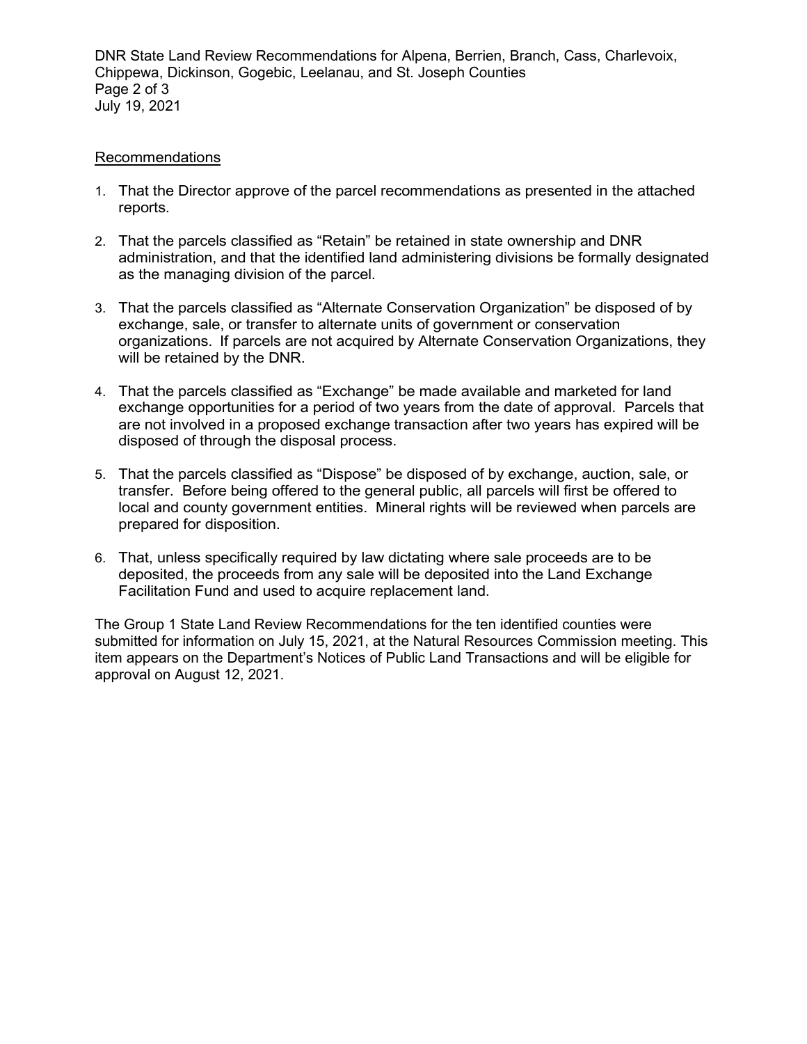Recommendations

1. That the Director approve of the parcel recommendations as presented in the attached reports.

2. That the parcels classified as "Retain" be retained in state ownership and DNR administration, and that the identified land administering divisions be formally designated as the managing division of the parcel.

3. That the parcels classified as "Alternate Conservation Organization" be disposed of by exchange, sale, or transfer to alternate units of government or conservation organizations. If parcels are not acquired by Alternate Conservation Organizations, they will be retained by the DNR.

4. That the parcels classified as "Exchange" be made available and marketed for land exchange opportunities for a period of two years from the date of approval. Parcels that are not involved in a proposed exchange transaction after two years has expired will be disposed of through the disposal process.

5. That the parcels classified as "Dispose" be disposed of by exchange, auction, sale, or transfer. Before being offered to the general public, all parcels will first be offered to local and county government entities. Mineral rights will be reviewed when parcels are prepared for disposition.

6. That, unless specifically required by law dictating where sale proceeds are to be deposited, the proceeds from any sale will be deposited into the Land Exchange Facilitation Fund and used to acquire replacement land.

The Group 1 State Land Review Recommendations for the ten identified counties were submitted for information on July 15, 2021, at the Natural Resources Commission meeting. This item appears on the Department's Notices of Public Land Transactions and will be eligible for approval on August 12, 2021.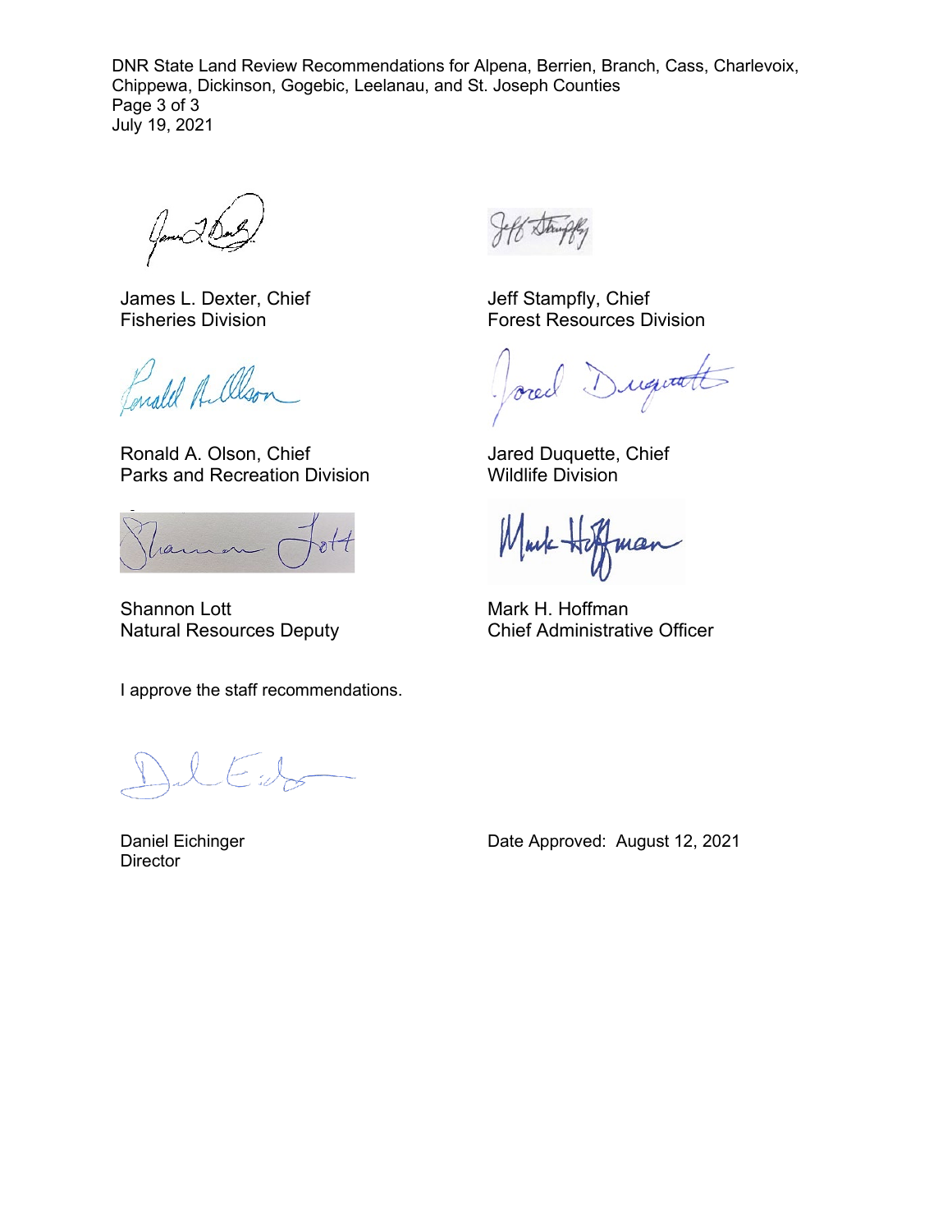James L. Dexter, Chief
Fisheries Division

Jeff Stampfly, Chief
Forest Resources Division

Ronald A. Olson, Chief
Parks and Recreation Division

Jared Duquette, Chief
Wildlife Division

Shannon Lott
Natural Resources Deputy

Mark H. Hoffman
Chief Administrative Officer

I approve the staff recommendations.

Daniel Eichinger
Director

Date Approved: August 12, 2021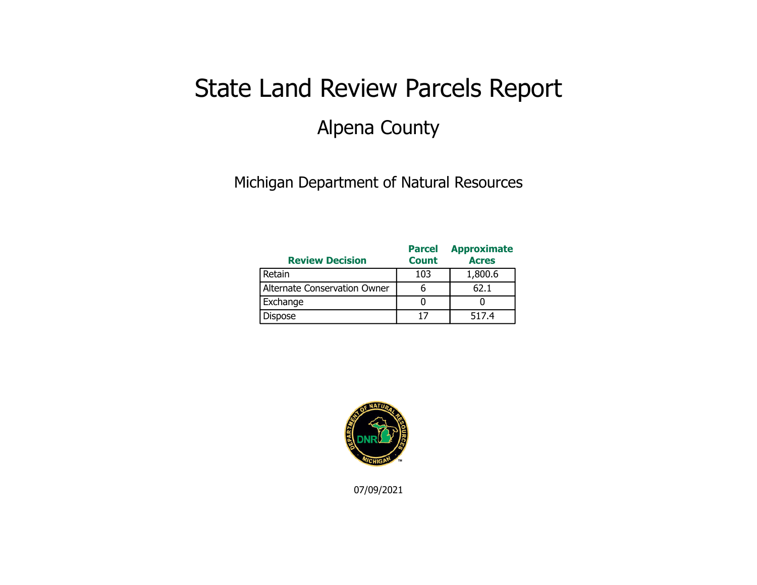# State Land Review Parcels Report

## Alpena County

Michigan Department of Natural Resources

| Review Decision | Parcel Count | Approximate Acres |
|---|---|---|
| Retain | 103 | 1,800.6 |
| Alternate Conservation Owner | 6 | 62.1 |
| Exchange | 0 | 0 |
| Dispose | 17 | 517.4 |

07/09/2021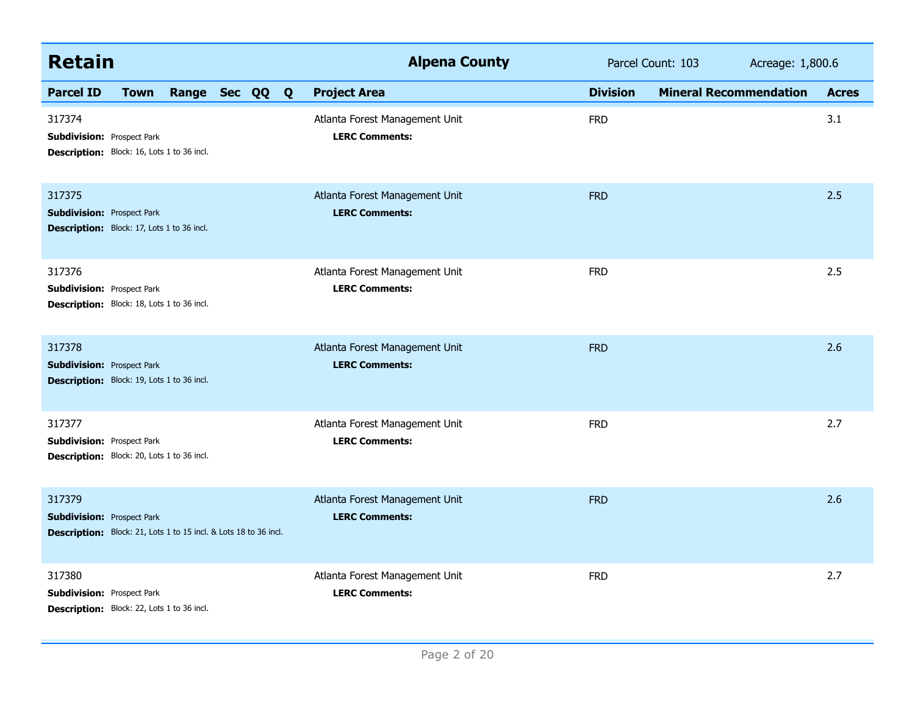## Retain — Alpena County

Parcel Count: 103 — Acreage: 1,800.6

| Parcel ID | Town | Range | Sec | QQ | Q | Project Area | Division | Mineral Recommendation | Acres |
|---|---|---|---|---|---|---|---|---|---|
| 317374<br>**Subdivision:** Prospect Park<br>**Description:** Block: 16, Lots 1 to 36 incl. | | | | | | Atlanta Forest Management Unit<br>**LERC Comments:** | FRD | | 3.1 |
| 317375<br>**Subdivision:** Prospect Park<br>**Description:** Block: 17, Lots 1 to 36 incl. | | | | | | Atlanta Forest Management Unit<br>**LERC Comments:** | FRD | | 2.5 |
| 317376<br>**Subdivision:** Prospect Park<br>**Description:** Block: 18, Lots 1 to 36 incl. | | | | | | Atlanta Forest Management Unit<br>**LERC Comments:** | FRD | | 2.5 |
| 317378<br>**Subdivision:** Prospect Park<br>**Description:** Block: 19, Lots 1 to 36 incl. | | | | | | Atlanta Forest Management Unit<br>**LERC Comments:** | FRD | | 2.6 |
| 317377<br>**Subdivision:** Prospect Park<br>**Description:** Block: 20, Lots 1 to 36 incl. | | | | | | Atlanta Forest Management Unit<br>**LERC Comments:** | FRD | | 2.7 |
| 317379<br>**Subdivision:** Prospect Park<br>**Description:** Block: 21, Lots 1 to 15 incl. & Lots 18 to 36 incl. | | | | | | Atlanta Forest Management Unit<br>**LERC Comments:** | FRD | | 2.6 |
| 317380<br>**Subdivision:** Prospect Park<br>**Description:** Block: 22, Lots 1 to 36 incl. | | | | | | Atlanta Forest Management Unit<br>**LERC Comments:** | FRD | | 2.7 |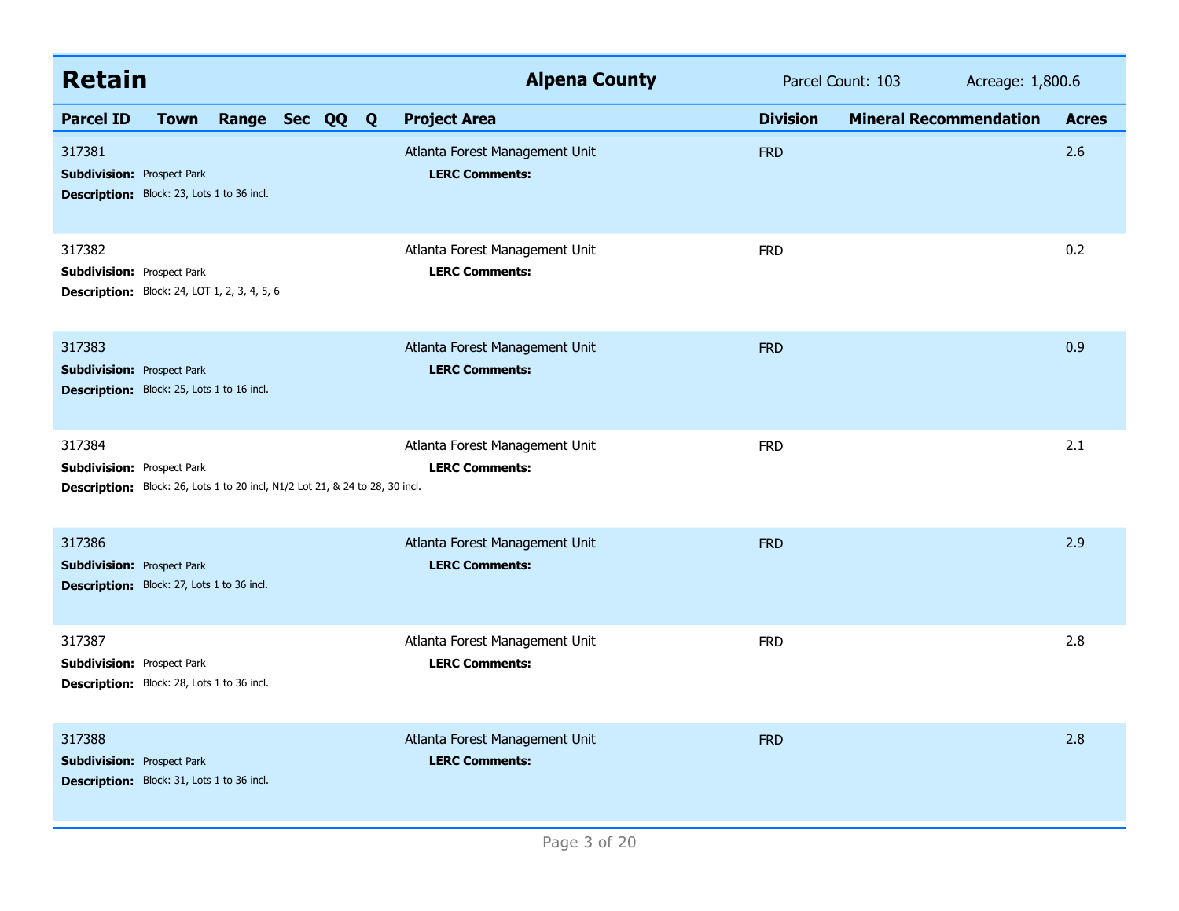## Retain

**Alpena County** | Parcel Count: 103 | Acreage: 1,800.6

| Parcel ID | Town | Range | Sec | QQ | Q | Project Area | Division | Mineral Recommendation | Acres |
|---|---|---|---|---|---|---|---|---|---|
| 317381 | | | | | | Atlanta Forest Management Unit | FRD | | 2.6 |
| **Subdivision:** Prospect Park | | | | | | **LERC Comments:** | | | |
| **Description:** Block: 23, Lots 1 to 36 incl. | | | | | | | | | |
| 317382 | | | | | | Atlanta Forest Management Unit | FRD | | 0.2 |
| **Subdivision:** Prospect Park | | | | | | **LERC Comments:** | | | |
| **Description:** Block: 24, LOT 1, 2, 3, 4, 5, 6 | | | | | | | | | |
| 317383 | | | | | | Atlanta Forest Management Unit | FRD | | 0.9 |
| **Subdivision:** Prospect Park | | | | | | **LERC Comments:** | | | |
| **Description:** Block: 25, Lots 1 to 16 incl. | | | | | | | | | |
| 317384 | | | | | | Atlanta Forest Management Unit | FRD | | 2.1 |
| **Subdivision:** Prospect Park | | | | | | **LERC Comments:** | | | |
| **Description:** Block: 26, Lots 1 to 20 incl, N1/2 Lot 21, & 24 to 28, 30 incl. | | | | | | | | | |
| 317386 | | | | | | Atlanta Forest Management Unit | FRD | | 2.9 |
| **Subdivision:** Prospect Park | | | | | | **LERC Comments:** | | | |
| **Description:** Block: 27, Lots 1 to 36 incl. | | | | | | | | | |
| 317387 | | | | | | Atlanta Forest Management Unit | FRD | | 2.8 |
| **Subdivision:** Prospect Park | | | | | | **LERC Comments:** | | | |
| **Description:** Block: 28, Lots 1 to 36 incl. | | | | | | | | | |
| 317388 | | | | | | Atlanta Forest Management Unit | FRD | | 2.8 |
| **Subdivision:** Prospect Park | | | | | | **LERC Comments:** | | | |
| **Description:** Block: 31, Lots 1 to 36 incl. | | | | | | | | | |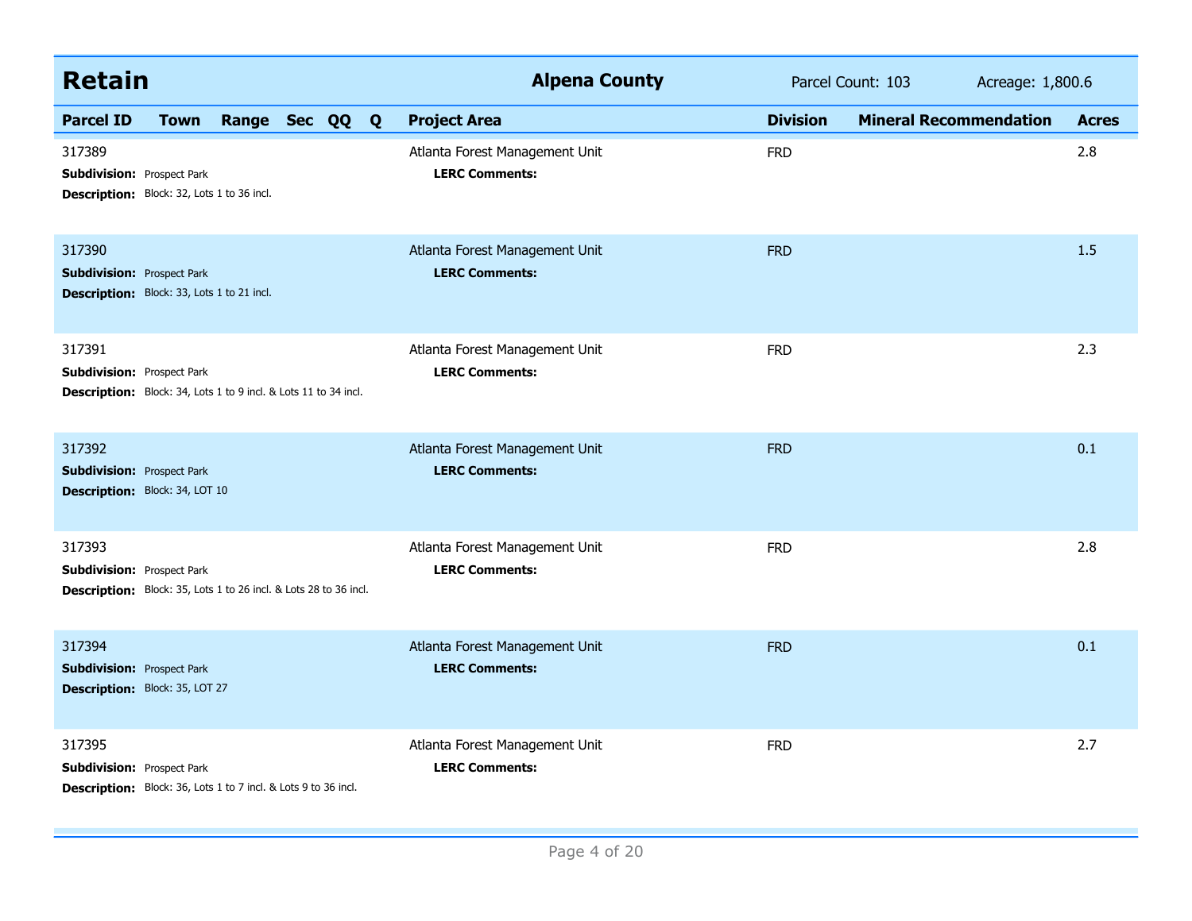## Retain — Alpena County

Parcel Count: 103 — Acreage: 1,800.6

| Parcel ID | Town | Range | Sec | QQ | Q | Project Area | Division | Mineral Recommendation | Acres |
|---|---|---|---|---|---|---|---|---|---|
| 317389 | | | | | | Atlanta Forest Management Unit | FRD | | 2.8 |
| **Subdivision:** Prospect Park | | | | | | **LERC Comments:** | | | |
| **Description:** Block: 32, Lots 1 to 36 incl. | | | | | | | | | |
| 317390 | | | | | | Atlanta Forest Management Unit | FRD | | 1.5 |
| **Subdivision:** Prospect Park | | | | | | **LERC Comments:** | | | |
| **Description:** Block: 33, Lots 1 to 21 incl. | | | | | | | | | |
| 317391 | | | | | | Atlanta Forest Management Unit | FRD | | 2.3 |
| **Subdivision:** Prospect Park | | | | | | **LERC Comments:** | | | |
| **Description:** Block: 34, Lots 1 to 9 incl. & Lots 11 to 34 incl. | | | | | | | | | |
| 317392 | | | | | | Atlanta Forest Management Unit | FRD | | 0.1 |
| **Subdivision:** Prospect Park | | | | | | **LERC Comments:** | | | |
| **Description:** Block: 34, LOT 10 | | | | | | | | | |
| 317393 | | | | | | Atlanta Forest Management Unit | FRD | | 2.8 |
| **Subdivision:** Prospect Park | | | | | | **LERC Comments:** | | | |
| **Description:** Block: 35, Lots 1 to 26 incl. & Lots 28 to 36 incl. | | | | | | | | | |
| 317394 | | | | | | Atlanta Forest Management Unit | FRD | | 0.1 |
| **Subdivision:** Prospect Park | | | | | | **LERC Comments:** | | | |
| **Description:** Block: 35, LOT 27 | | | | | | | | | |
| 317395 | | | | | | Atlanta Forest Management Unit | FRD | | 2.7 |
| **Subdivision:** Prospect Park | | | | | | **LERC Comments:** | | | |
| **Description:** Block: 36, Lots 1 to 7 incl. & Lots 9 to 36 incl. | | | | | | | | | |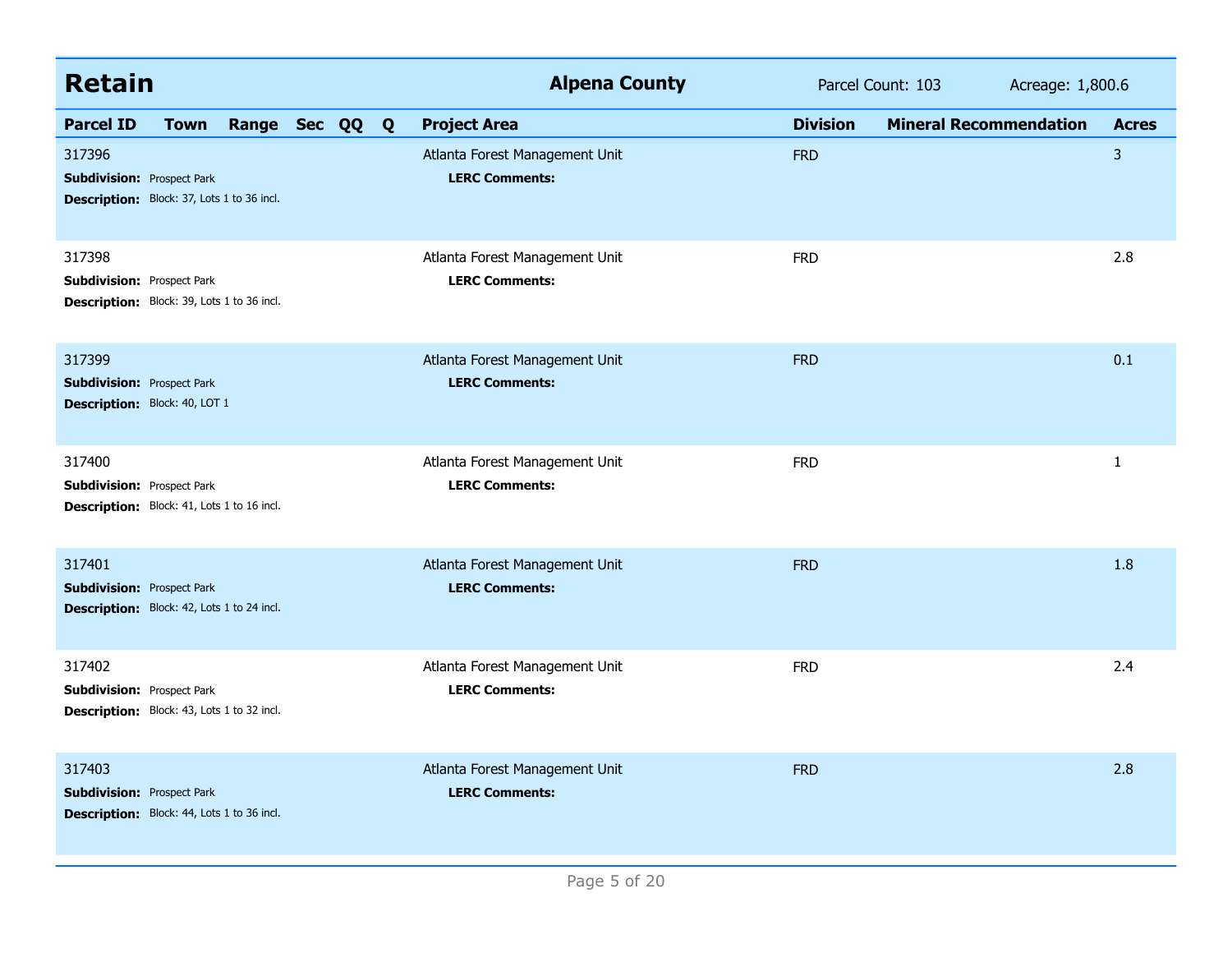## Retain

**Alpena County** | Parcel Count: 103 | Acreage: 1,800.6

| Parcel ID | Town | Range | Sec | QQ | Q | Project Area | Division | Mineral Recommendation | Acres |
|---|---|---|---|---|---|---|---|---|---|
| 317396<br>**Subdivision:** Prospect Park<br>**Description:** Block: 37, Lots 1 to 36 incl. | | | | | | Atlanta Forest Management Unit<br>**LERC Comments:** | FRD | | 3 |
| 317398<br>**Subdivision:** Prospect Park<br>**Description:** Block: 39, Lots 1 to 36 incl. | | | | | | Atlanta Forest Management Unit<br>**LERC Comments:** | FRD | | 2.8 |
| 317399<br>**Subdivision:** Prospect Park<br>**Description:** Block: 40, LOT 1 | | | | | | Atlanta Forest Management Unit<br>**LERC Comments:** | FRD | | 0.1 |
| 317400<br>**Subdivision:** Prospect Park<br>**Description:** Block: 41, Lots 1 to 16 incl. | | | | | | Atlanta Forest Management Unit<br>**LERC Comments:** | FRD | | 1 |
| 317401<br>**Subdivision:** Prospect Park<br>**Description:** Block: 42, Lots 1 to 24 incl. | | | | | | Atlanta Forest Management Unit<br>**LERC Comments:** | FRD | | 1.8 |
| 317402<br>**Subdivision:** Prospect Park<br>**Description:** Block: 43, Lots 1 to 32 incl. | | | | | | Atlanta Forest Management Unit<br>**LERC Comments:** | FRD | | 2.4 |
| 317403<br>**Subdivision:** Prospect Park<br>**Description:** Block: 44, Lots 1 to 36 incl. | | | | | | Atlanta Forest Management Unit<br>**LERC Comments:** | FRD | | 2.8 |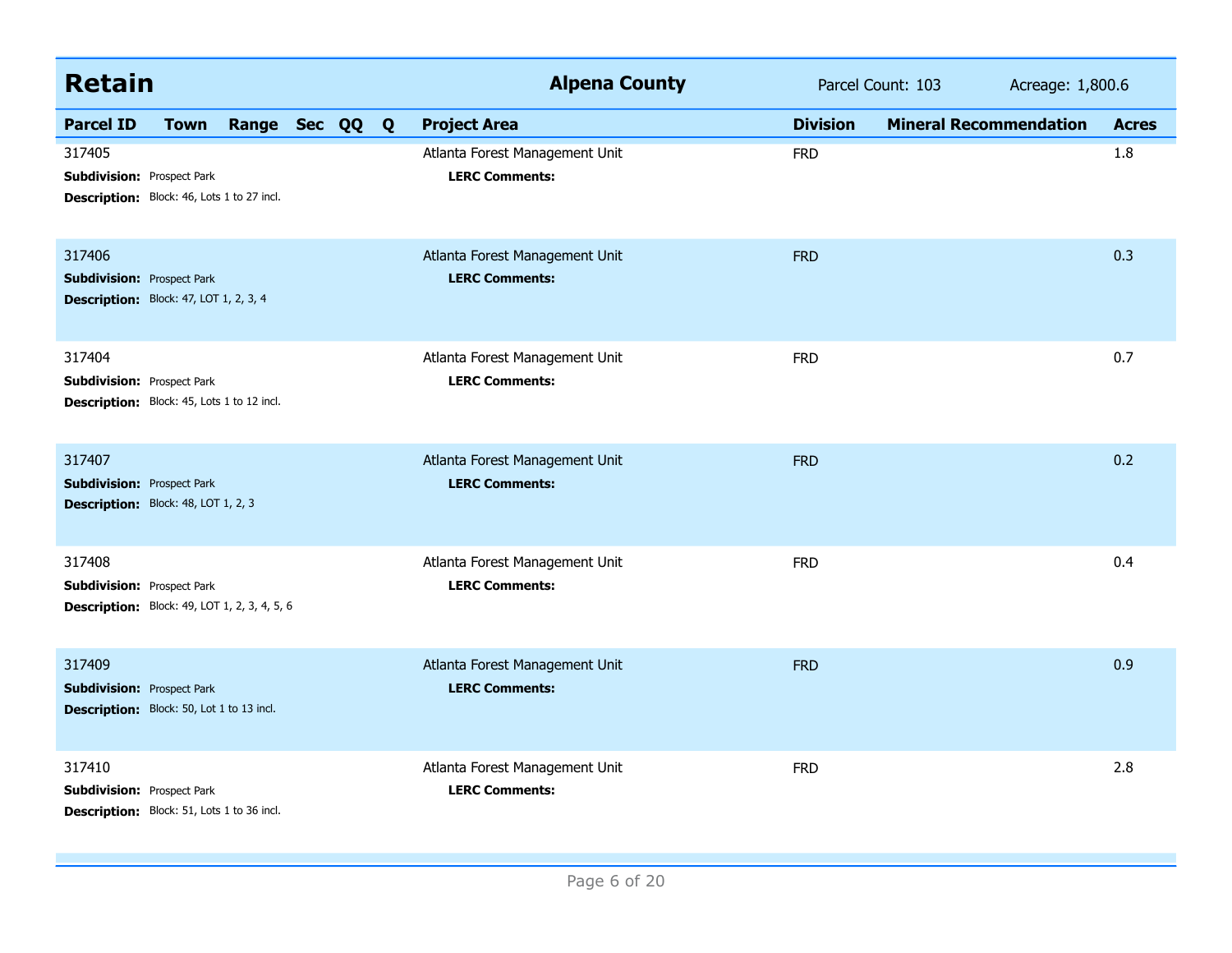## Retain — Alpena County

Parcel Count: 103 | Acreage: 1,800.6

| Parcel ID | Town | Range | Sec | QQ | Q | Project Area | Division | Mineral Recommendation | Acres |
|---|---|---|---|---|---|---|---|---|---|
| 317405 | | | | | | Atlanta Forest Management Unit | FRD | | 1.8 |
| 317406 | | | | | | Atlanta Forest Management Unit | FRD | | 0.3 |
| 317404 | | | | | | Atlanta Forest Management Unit | FRD | | 0.7 |
| 317407 | | | | | | Atlanta Forest Management Unit | FRD | | 0.2 |
| 317408 | | | | | | Atlanta Forest Management Unit | FRD | | 0.4 |
| 317409 | | | | | | Atlanta Forest Management Unit | FRD | | 0.9 |
| 317410 | | | | | | Atlanta Forest Management Unit | FRD | | 2.8 |

**317405**
**Subdivision:** Prospect Park
**Description:** Block: 46, Lots 1 to 27 incl.
**LERC Comments:**

**317406**
**Subdivision:** Prospect Park
**Description:** Block: 47, LOT 1, 2, 3, 4
**LERC Comments:**

**317404**
**Subdivision:** Prospect Park
**Description:** Block: 45, Lots 1 to 12 incl.
**LERC Comments:**

**317407**
**Subdivision:** Prospect Park
**Description:** Block: 48, LOT 1, 2, 3
**LERC Comments:**

**317408**
**Subdivision:** Prospect Park
**Description:** Block: 49, LOT 1, 2, 3, 4, 5, 6
**LERC Comments:**

**317409**
**Subdivision:** Prospect Park
**Description:** Block: 50, Lot 1 to 13 incl.
**LERC Comments:**

**317410**
**Subdivision:** Prospect Park
**Description:** Block: 51, Lots 1 to 36 incl.
**LERC Comments:**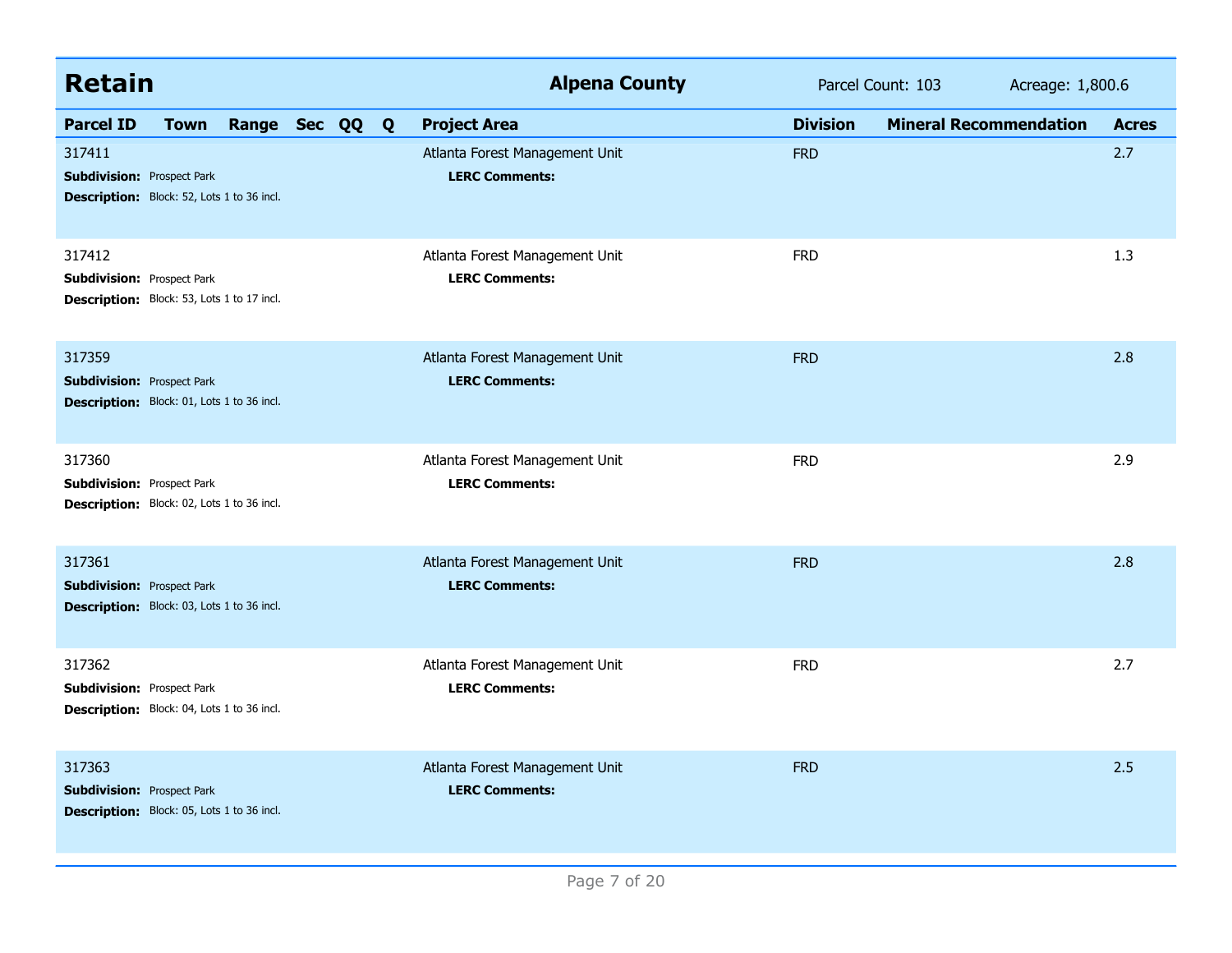## Retain — Alpena County

Parcel Count: 103 Acreage: 1,800.6

| Parcel ID | Town | Range | Sec | QQ | Q | Project Area | Division | Mineral Recommendation | Acres |
|---|---|---|---|---|---|---|---|---|---|
| 317411 | | | | | | Atlanta Forest Management Unit | FRD | | 2.7 |
| **Subdivision:** Prospect Park | | | | | | **LERC Comments:** | | | |
| **Description:** Block: 52, Lots 1 to 36 incl. | | | | | | | | | |
| 317412 | | | | | | Atlanta Forest Management Unit | FRD | | 1.3 |
| **Subdivision:** Prospect Park | | | | | | **LERC Comments:** | | | |
| **Description:** Block: 53, Lots 1 to 17 incl. | | | | | | | | | |
| 317359 | | | | | | Atlanta Forest Management Unit | FRD | | 2.8 |
| **Subdivision:** Prospect Park | | | | | | **LERC Comments:** | | | |
| **Description:** Block: 01, Lots 1 to 36 incl. | | | | | | | | | |
| 317360 | | | | | | Atlanta Forest Management Unit | FRD | | 2.9 |
| **Subdivision:** Prospect Park | | | | | | **LERC Comments:** | | | |
| **Description:** Block: 02, Lots 1 to 36 incl. | | | | | | | | | |
| 317361 | | | | | | Atlanta Forest Management Unit | FRD | | 2.8 |
| **Subdivision:** Prospect Park | | | | | | **LERC Comments:** | | | |
| **Description:** Block: 03, Lots 1 to 36 incl. | | | | | | | | | |
| 317362 | | | | | | Atlanta Forest Management Unit | FRD | | 2.7 |
| **Subdivision:** Prospect Park | | | | | | **LERC Comments:** | | | |
| **Description:** Block: 04, Lots 1 to 36 incl. | | | | | | | | | |
| 317363 | | | | | | Atlanta Forest Management Unit | FRD | | 2.5 |
| **Subdivision:** Prospect Park | | | | | | **LERC Comments:** | | | |
| **Description:** Block: 05, Lots 1 to 36 incl. | | | | | | | | | |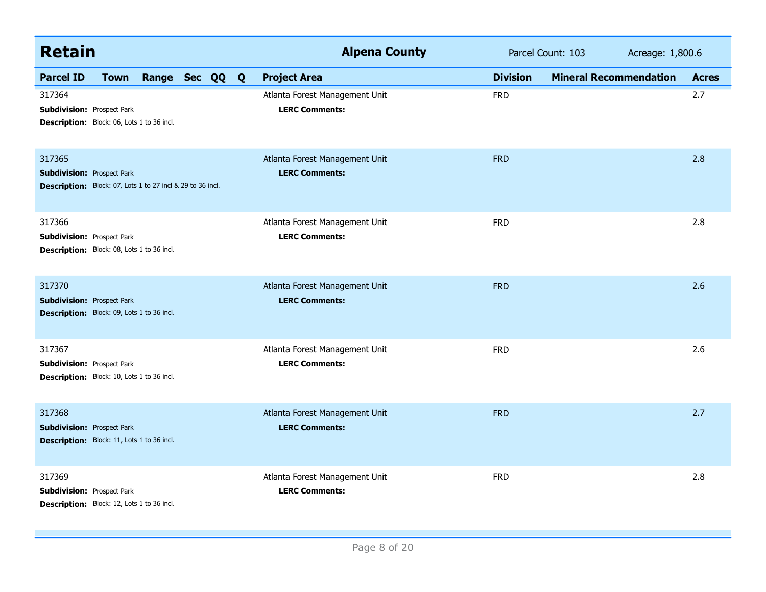## Retain — Alpena County

Parcel Count: 103 Acreage: 1,800.6

| Parcel ID | Town | Range | Sec | QQ | Q | Project Area | Division | Mineral Recommendation | Acres |
|---|---|---|---|---|---|---|---|---|---|
| 317364 | | | | | | Atlanta Forest Management Unit | FRD | | 2.7 |
| **Subdivision:** Prospect Park | | | | | | **LERC Comments:** | | | |
| **Description:** Block: 06, Lots 1 to 36 incl. | | | | | | | | | |
| 317365 | | | | | | Atlanta Forest Management Unit | FRD | | 2.8 |
| **Subdivision:** Prospect Park | | | | | | **LERC Comments:** | | | |
| **Description:** Block: 07, Lots 1 to 27 incl & 29 to 36 incl. | | | | | | | | | |
| 317366 | | | | | | Atlanta Forest Management Unit | FRD | | 2.8 |
| **Subdivision:** Prospect Park | | | | | | **LERC Comments:** | | | |
| **Description:** Block: 08, Lots 1 to 36 incl. | | | | | | | | | |
| 317370 | | | | | | Atlanta Forest Management Unit | FRD | | 2.6 |
| **Subdivision:** Prospect Park | | | | | | **LERC Comments:** | | | |
| **Description:** Block: 09, Lots 1 to 36 incl. | | | | | | | | | |
| 317367 | | | | | | Atlanta Forest Management Unit | FRD | | 2.6 |
| **Subdivision:** Prospect Park | | | | | | **LERC Comments:** | | | |
| **Description:** Block: 10, Lots 1 to 36 incl. | | | | | | | | | |
| 317368 | | | | | | Atlanta Forest Management Unit | FRD | | 2.7 |
| **Subdivision:** Prospect Park | | | | | | **LERC Comments:** | | | |
| **Description:** Block: 11, Lots 1 to 36 incl. | | | | | | | | | |
| 317369 | | | | | | Atlanta Forest Management Unit | FRD | | 2.8 |
| **Subdivision:** Prospect Park | | | | | | **LERC Comments:** | | | |
| **Description:** Block: 12, Lots 1 to 36 incl. | | | | | | | | | |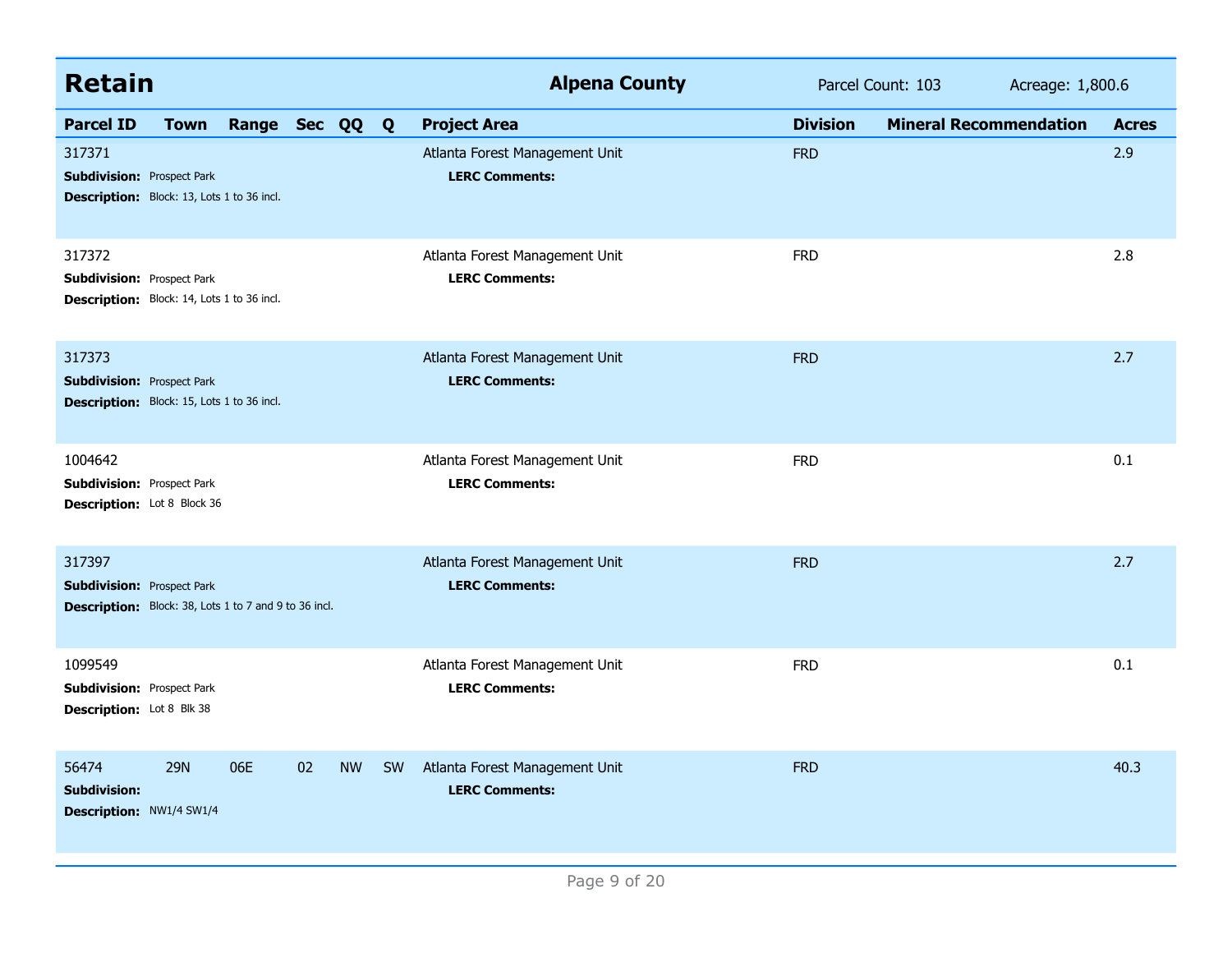## Retain

**Alpena County** | Parcel Count: 103 | Acreage: 1,800.6

| Parcel ID | Town | Range | Sec | QQ | Q | Project Area | Division | Mineral Recommendation | Acres |
|---|---|---|---|---|---|---|---|---|---|
| 317371 | | | | | | Atlanta Forest Management Unit | FRD | | 2.9 |
| **Subdivision:** Prospect Park | | | | | | **LERC Comments:** | | | |
| **Description:** Block: 13, Lots 1 to 36 incl. | | | | | | | | | |
| 317372 | | | | | | Atlanta Forest Management Unit | FRD | | 2.8 |
| **Subdivision:** Prospect Park | | | | | | **LERC Comments:** | | | |
| **Description:** Block: 14, Lots 1 to 36 incl. | | | | | | | | | |
| 317373 | | | | | | Atlanta Forest Management Unit | FRD | | 2.7 |
| **Subdivision:** Prospect Park | | | | | | **LERC Comments:** | | | |
| **Description:** Block: 15, Lots 1 to 36 incl. | | | | | | | | | |
| 1004642 | | | | | | Atlanta Forest Management Unit | FRD | | 0.1 |
| **Subdivision:** Prospect Park | | | | | | **LERC Comments:** | | | |
| **Description:** Lot 8 Block 36 | | | | | | | | | |
| 317397 | | | | | | Atlanta Forest Management Unit | FRD | | 2.7 |
| **Subdivision:** Prospect Park | | | | | | **LERC Comments:** | | | |
| **Description:** Block: 38, Lots 1 to 7 and 9 to 36 incl. | | | | | | | | | |
| 1099549 | | | | | | Atlanta Forest Management Unit | FRD | | 0.1 |
| **Subdivision:** Prospect Park | | | | | | **LERC Comments:** | | | |
| **Description:** Lot 8 Blk 38 | | | | | | | | | |
| 56474 | 29N | 06E | 02 | NW | SW | Atlanta Forest Management Unit | FRD | | 40.3 |
| **Subdivision:** | | | | | | **LERC Comments:** | | | |
| **Description:** NW1/4 SW1/4 | | | | | | | | | |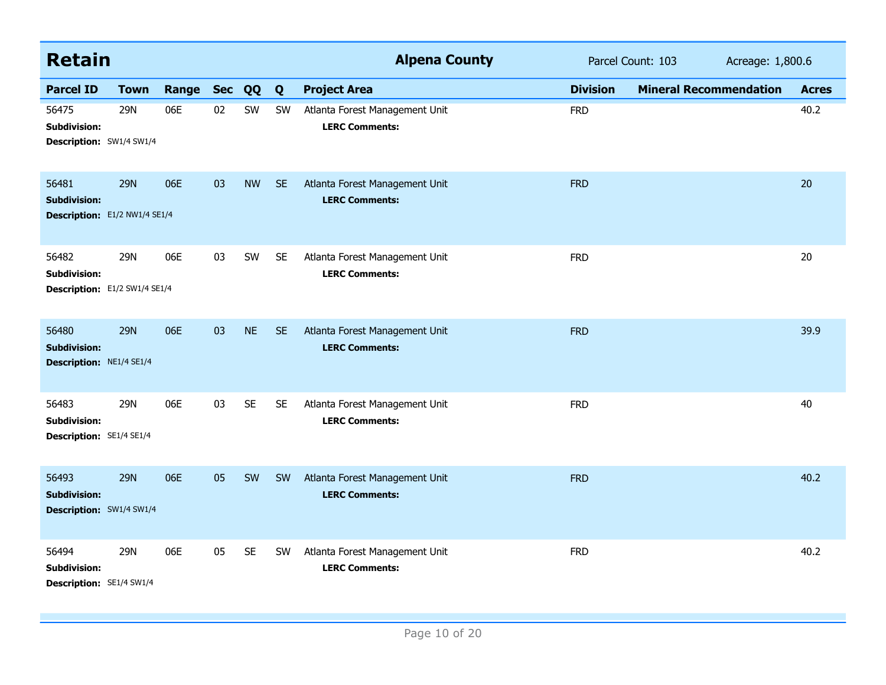## Retain — Alpena County

Parcel Count: 103 Acreage: 1,800.6

| Parcel ID | Town | Range | Sec | QQ | Q | Project Area | Division | Mineral Recommendation | Acres |
|---|---|---|---|---|---|---|---|---|---|
| 56475 | 29N | 06E | 02 | SW | SW | Atlanta Forest Management Unit | FRD | | 40.2 |
| **Subdivision:** | | | | | | **LERC Comments:** | | | |
| **Description:** SW1/4 SW1/4 | | | | | | | | | |
| 56481 | 29N | 06E | 03 | NW | SE | Atlanta Forest Management Unit | FRD | | 20 |
| **Subdivision:** | | | | | | **LERC Comments:** | | | |
| **Description:** E1/2 NW1/4 SE1/4 | | | | | | | | | |
| 56482 | 29N | 06E | 03 | SW | SE | Atlanta Forest Management Unit | FRD | | 20 |
| **Subdivision:** | | | | | | **LERC Comments:** | | | |
| **Description:** E1/2 SW1/4 SE1/4 | | | | | | | | | |
| 56480 | 29N | 06E | 03 | NE | SE | Atlanta Forest Management Unit | FRD | | 39.9 |
| **Subdivision:** | | | | | | **LERC Comments:** | | | |
| **Description:** NE1/4 SE1/4 | | | | | | | | | |
| 56483 | 29N | 06E | 03 | SE | SE | Atlanta Forest Management Unit | FRD | | 40 |
| **Subdivision:** | | | | | | **LERC Comments:** | | | |
| **Description:** SE1/4 SE1/4 | | | | | | | | | |
| 56493 | 29N | 06E | 05 | SW | SW | Atlanta Forest Management Unit | FRD | | 40.2 |
| **Subdivision:** | | | | | | **LERC Comments:** | | | |
| **Description:** SW1/4 SW1/4 | | | | | | | | | |
| 56494 | 29N | 06E | 05 | SE | SW | Atlanta Forest Management Unit | FRD | | 40.2 |
| **Subdivision:** | | | | | | **LERC Comments:** | | | |
| **Description:** SE1/4 SW1/4 | | | | | | | | | |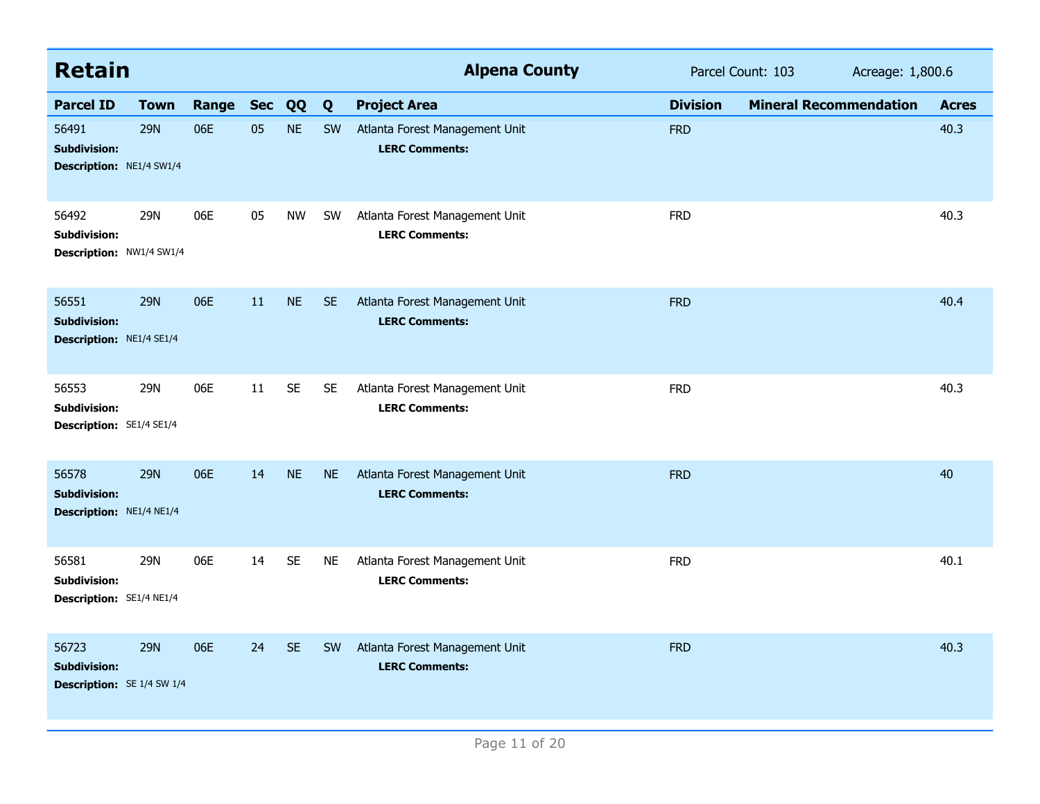## Retain

**Alpena County** — Parcel Count: 103 — Acreage: 1,800.6

| Parcel ID | Town | Range | Sec | QQ | Q | Project Area | Division | Mineral Recommendation | Acres |
|---|---|---|---|---|---|---|---|---|---|
| 56491 | 29N | 06E | 05 | NE | SW | Atlanta Forest Management Unit | FRD | | 40.3 |
| **Subdivision:** | | | | | | **LERC Comments:** | | | |
| **Description:** NE1/4 SW1/4 | | | | | | | | | |
| 56492 | 29N | 06E | 05 | NW | SW | Atlanta Forest Management Unit | FRD | | 40.3 |
| **Subdivision:** | | | | | | **LERC Comments:** | | | |
| **Description:** NW1/4 SW1/4 | | | | | | | | | |
| 56551 | 29N | 06E | 11 | NE | SE | Atlanta Forest Management Unit | FRD | | 40.4 |
| **Subdivision:** | | | | | | **LERC Comments:** | | | |
| **Description:** NE1/4 SE1/4 | | | | | | | | | |
| 56553 | 29N | 06E | 11 | SE | SE | Atlanta Forest Management Unit | FRD | | 40.3 |
| **Subdivision:** | | | | | | **LERC Comments:** | | | |
| **Description:** SE1/4 SE1/4 | | | | | | | | | |
| 56578 | 29N | 06E | 14 | NE | NE | Atlanta Forest Management Unit | FRD | | 40 |
| **Subdivision:** | | | | | | **LERC Comments:** | | | |
| **Description:** NE1/4 NE1/4 | | | | | | | | | |
| 56581 | 29N | 06E | 14 | SE | NE | Atlanta Forest Management Unit | FRD | | 40.1 |
| **Subdivision:** | | | | | | **LERC Comments:** | | | |
| **Description:** SE1/4 NE1/4 | | | | | | | | | |
| 56723 | 29N | 06E | 24 | SE | SW | Atlanta Forest Management Unit | FRD | | 40.3 |
| **Subdivision:** | | | | | | **LERC Comments:** | | | |
| **Description:** SE 1/4 SW 1/4 | | | | | | | | | |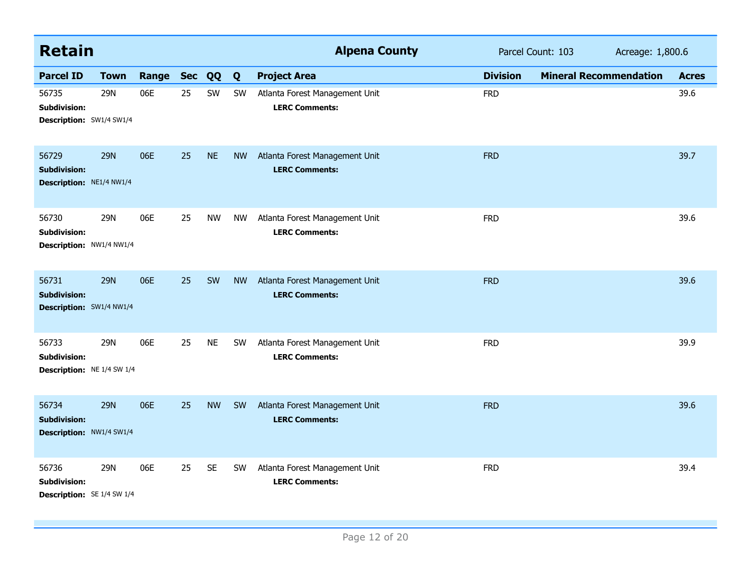## Retain

**Alpena County** | Parcel Count: 103 | Acreage: 1,800.6

| Parcel ID | Town | Range | Sec | QQ | Q | Project Area | Division | Mineral Recommendation | Acres |
|---|---|---|---|---|---|---|---|---|---|
| 56735 | 29N | 06E | 25 | SW | SW | Atlanta Forest Management Unit | FRD | | 39.6 |
| **Subdivision:** | | | | | | **LERC Comments:** | | | |
| **Description:** SW1/4 SW1/4 | | | | | | | | | |
| 56729 | 29N | 06E | 25 | NE | NW | Atlanta Forest Management Unit | FRD | | 39.7 |
| **Subdivision:** | | | | | | **LERC Comments:** | | | |
| **Description:** NE1/4 NW1/4 | | | | | | | | | |
| 56730 | 29N | 06E | 25 | NW | NW | Atlanta Forest Management Unit | FRD | | 39.6 |
| **Subdivision:** | | | | | | **LERC Comments:** | | | |
| **Description:** NW1/4 NW1/4 | | | | | | | | | |
| 56731 | 29N | 06E | 25 | SW | NW | Atlanta Forest Management Unit | FRD | | 39.6 |
| **Subdivision:** | | | | | | **LERC Comments:** | | | |
| **Description:** SW1/4 NW1/4 | | | | | | | | | |
| 56733 | 29N | 06E | 25 | NE | SW | Atlanta Forest Management Unit | FRD | | 39.9 |
| **Subdivision:** | | | | | | **LERC Comments:** | | | |
| **Description:** NE 1/4 SW 1/4 | | | | | | | | | |
| 56734 | 29N | 06E | 25 | NW | SW | Atlanta Forest Management Unit | FRD | | 39.6 |
| **Subdivision:** | | | | | | **LERC Comments:** | | | |
| **Description:** NW1/4 SW1/4 | | | | | | | | | |
| 56736 | 29N | 06E | 25 | SE | SW | Atlanta Forest Management Unit | FRD | | 39.4 |
| **Subdivision:** | | | | | | **LERC Comments:** | | | |
| **Description:** SE 1/4 SW 1/4 | | | | | | | | | |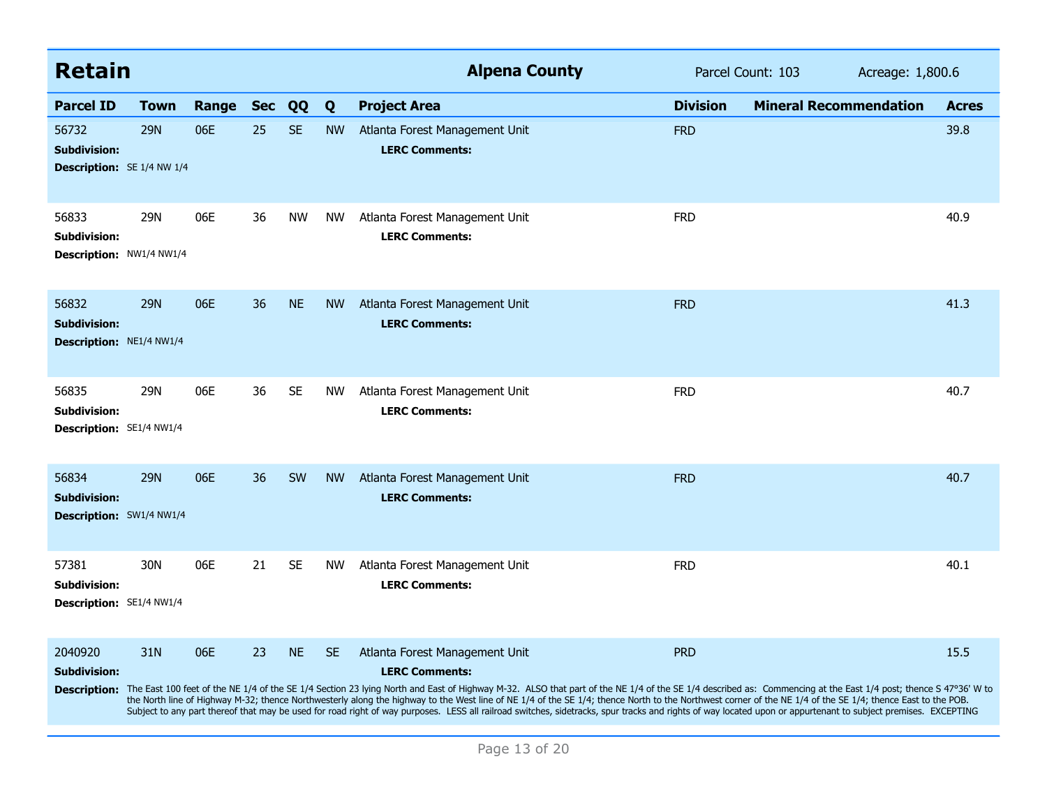## Retain

**Alpena County** — Parcel Count: 103 — Acreage: 1,800.6

| Parcel ID | Town | Range | Sec | QQ | Q | Project Area | Division | Mineral Recommendation | Acres |
|---|---|---|---|---|---|---|---|---|---|
| 56732 | 29N | 06E | 25 | SE | NW | Atlanta Forest Management Unit | FRD | | 39.8 |
| **Subdivision:** | | | | | | **LERC Comments:** | | | |
| **Description:** SE 1/4 NW 1/4 | | | | | | | | | |
| 56833 | 29N | 06E | 36 | NW | NW | Atlanta Forest Management Unit | FRD | | 40.9 |
| **Subdivision:** | | | | | | **LERC Comments:** | | | |
| **Description:** NW1/4 NW1/4 | | | | | | | | | |
| 56832 | 29N | 06E | 36 | NE | NW | Atlanta Forest Management Unit | FRD | | 41.3 |
| **Subdivision:** | | | | | | **LERC Comments:** | | | |
| **Description:** NE1/4 NW1/4 | | | | | | | | | |
| 56835 | 29N | 06E | 36 | SE | NW | Atlanta Forest Management Unit | FRD | | 40.7 |
| **Subdivision:** | | | | | | **LERC Comments:** | | | |
| **Description:** SE1/4 NW1/4 | | | | | | | | | |
| 56834 | 29N | 06E | 36 | SW | NW | Atlanta Forest Management Unit | FRD | | 40.7 |
| **Subdivision:** | | | | | | **LERC Comments:** | | | |
| **Description:** SW1/4 NW1/4 | | | | | | | | | |
| 57381 | 30N | 06E | 21 | SE | NW | Atlanta Forest Management Unit | FRD | | 40.1 |
| **Subdivision:** | | | | | | **LERC Comments:** | | | |
| **Description:** SE1/4 NW1/4 | | | | | | | | | |
| 2040920 | 31N | 06E | 23 | NE | SE | Atlanta Forest Management Unit | PRD | | 15.5 |
| **Subdivision:** | | | | | | **LERC Comments:** | | | |
| **Description:** The East 100 feet of the NE 1/4 of the SE 1/4 Section 23 lying North and East of Highway M-32. ALSO that part of the NE 1/4 of the SE 1/4 described as: Commencing at the East 1/4 post; thence S 47°36' W to the North line of Highway M-32; thence Northwesterly along the highway to the West line of NE 1/4 of the SE 1/4; thence North to the Northwest corner of the NE 1/4 of the SE 1/4; thence East to the POB. Subject to any part thereof that may be used for road right of way purposes. LESS all railroad switches, sidetracks, spur tracks and rights of way located upon or appurtenant to subject premises. EXCEPTING | | | | | | | | | |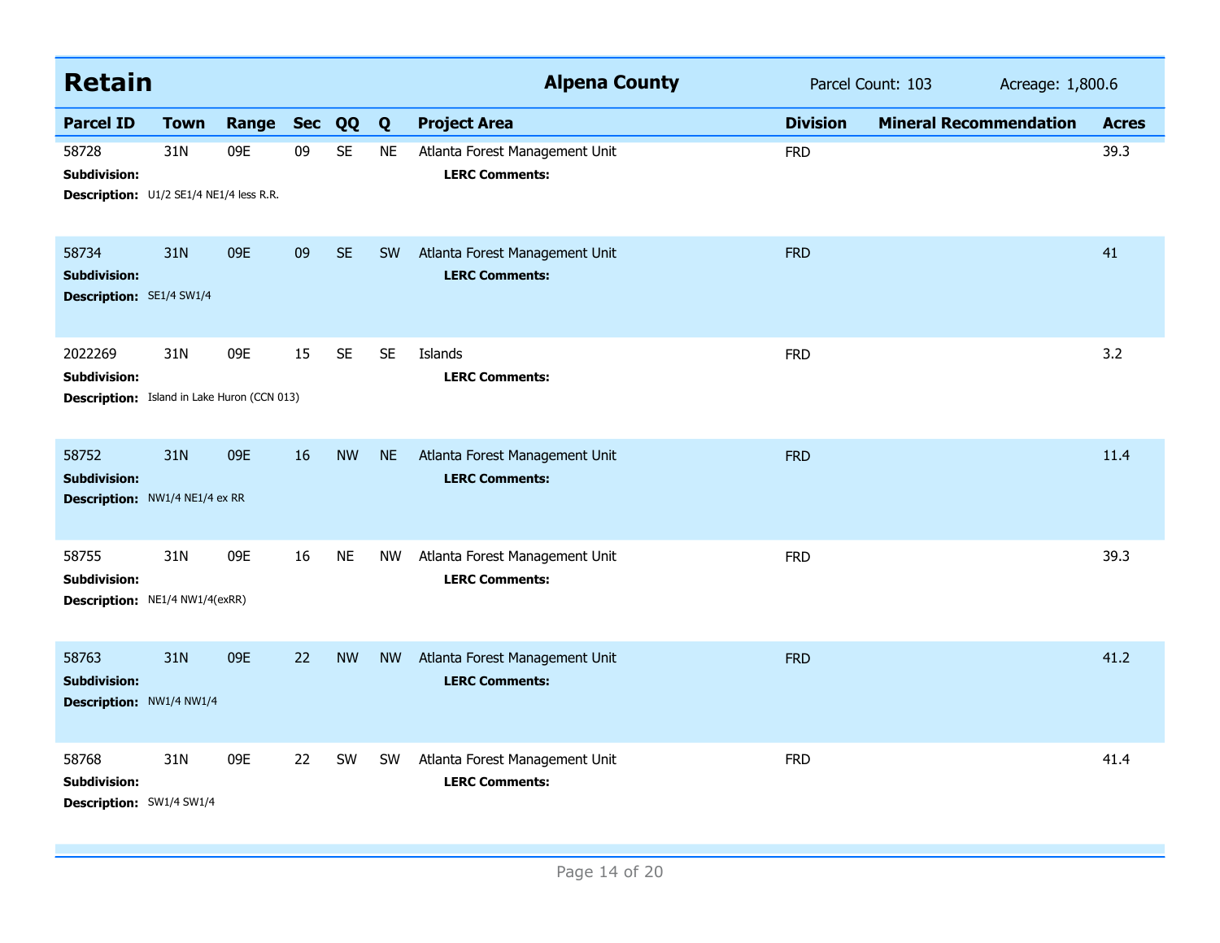## Retain

**Alpena County** — Parcel Count: 103 — Acreage: 1,800.6

| Parcel ID | Town | Range | Sec | QQ | Q | Project Area | Division | Mineral Recommendation | Acres |
|---|---|---|---|---|---|---|---|---|---|
| 58728 | 31N | 09E | 09 | SE | NE | Atlanta Forest Management Unit | FRD | | 39.3 |
| **Subdivision:** | | | | | | **LERC Comments:** | | | |
| **Description:** U1/2 SE1/4 NE1/4 less R.R. | | | | | | | | | |
| 58734 | 31N | 09E | 09 | SE | SW | Atlanta Forest Management Unit | FRD | | 41 |
| **Subdivision:** | | | | | | **LERC Comments:** | | | |
| **Description:** SE1/4 SW1/4 | | | | | | | | | |
| 2022269 | 31N | 09E | 15 | SE | SE | Islands | FRD | | 3.2 |
| **Subdivision:** | | | | | | **LERC Comments:** | | | |
| **Description:** Island in Lake Huron (CCN 013) | | | | | | | | | |
| 58752 | 31N | 09E | 16 | NW | NE | Atlanta Forest Management Unit | FRD | | 11.4 |
| **Subdivision:** | | | | | | **LERC Comments:** | | | |
| **Description:** NW1/4 NE1/4 ex RR | | | | | | | | | |
| 58755 | 31N | 09E | 16 | NE | NW | Atlanta Forest Management Unit | FRD | | 39.3 |
| **Subdivision:** | | | | | | **LERC Comments:** | | | |
| **Description:** NE1/4 NW1/4(exRR) | | | | | | | | | |
| 58763 | 31N | 09E | 22 | NW | NW | Atlanta Forest Management Unit | FRD | | 41.2 |
| **Subdivision:** | | | | | | **LERC Comments:** | | | |
| **Description:** NW1/4 NW1/4 | | | | | | | | | |
| 58768 | 31N | 09E | 22 | SW | SW | Atlanta Forest Management Unit | FRD | | 41.4 |
| **Subdivision:** | | | | | | **LERC Comments:** | | | |
| **Description:** SW1/4 SW1/4 | | | | | | | | | |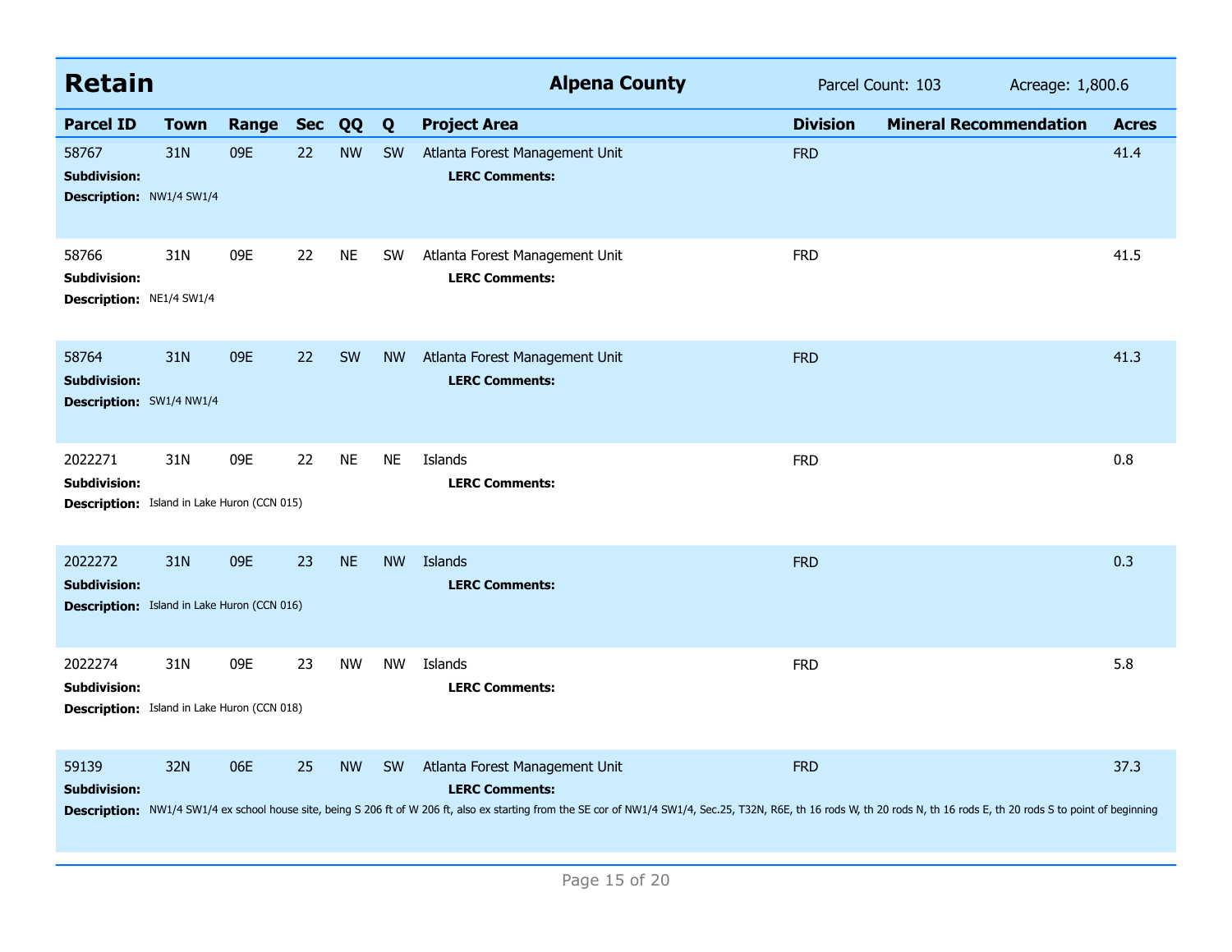## Retain

**Alpena County** — Parcel Count: 103 — Acreage: 1,800.6

| Parcel ID | Town | Range | Sec | QQ | Q | Project Area | Division | Mineral Recommendation | Acres |
|---|---|---|---|---|---|---|---|---|---|
| 58767 | 31N | 09E | 22 | NW | SW | Atlanta Forest Management Unit | FRD | | 41.4 |
| **Subdivision:** | | | | | | **LERC Comments:** | | | |
| **Description:** NW1/4 SW1/4 | | | | | | | | | |
| 58766 | 31N | 09E | 22 | NE | SW | Atlanta Forest Management Unit | FRD | | 41.5 |
| **Subdivision:** | | | | | | **LERC Comments:** | | | |
| **Description:** NE1/4 SW1/4 | | | | | | | | | |
| 58764 | 31N | 09E | 22 | SW | NW | Atlanta Forest Management Unit | FRD | | 41.3 |
| **Subdivision:** | | | | | | **LERC Comments:** | | | |
| **Description:** SW1/4 NW1/4 | | | | | | | | | |
| 2022271 | 31N | 09E | 22 | NE | NE | Islands | FRD | | 0.8 |
| **Subdivision:** | | | | | | **LERC Comments:** | | | |
| **Description:** Island in Lake Huron (CCN 015) | | | | | | | | | |
| 2022272 | 31N | 09E | 23 | NE | NW | Islands | FRD | | 0.3 |
| **Subdivision:** | | | | | | **LERC Comments:** | | | |
| **Description:** Island in Lake Huron (CCN 016) | | | | | | | | | |
| 2022274 | 31N | 09E | 23 | NW | NW | Islands | FRD | | 5.8 |
| **Subdivision:** | | | | | | **LERC Comments:** | | | |
| **Description:** Island in Lake Huron (CCN 018) | | | | | | | | | |
| 59139 | 32N | 06E | 25 | NW | SW | Atlanta Forest Management Unit | FRD | | 37.3 |
| **Subdivision:** | | | | | | **LERC Comments:** | | | |
| **Description:** NW1/4 SW1/4 ex school house site, being S 206 ft of W 206 ft, also ex starting from the SE cor of NW1/4 SW1/4, Sec.25, T32N, R6E, th 16 rods W, th 20 rods N, th 16 rods E, th 20 rods S to point of beginning | | | | | | | | | |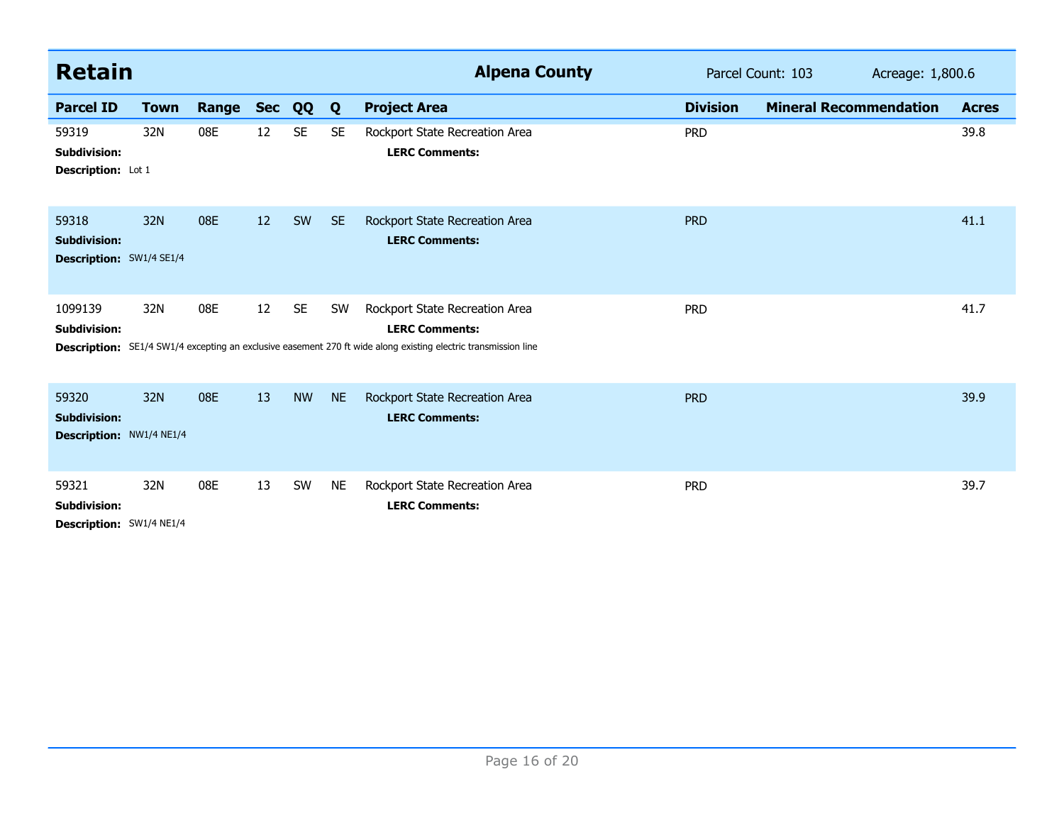## Retain

**Alpena County** Parcel Count: 103 Acreage: 1,800.6

| Parcel ID | Town | Range | Sec | QQ | Q | Project Area | Division | Mineral Recommendation | Acres |
|---|---|---|---|---|---|---|---|---|---|
| 59319 | 32N | 08E | 12 | SE | SE | Rockport State Recreation Area | PRD | | 39.8 |
| **Subdivision:** | | | | | | **LERC Comments:** | | | |
| **Description:** Lot 1 | | | | | | | | | |
| 59318 | 32N | 08E | 12 | SW | SE | Rockport State Recreation Area | PRD | | 41.1 |
| **Subdivision:** | | | | | | **LERC Comments:** | | | |
| **Description:** SW1/4 SE1/4 | | | | | | | | | |
| 1099139 | 32N | 08E | 12 | SE | SW | Rockport State Recreation Area | PRD | | 41.7 |
| **Subdivision:** | | | | | | **LERC Comments:** | | | |
| **Description:** SE1/4 SW1/4 excepting an exclusive easement 270 ft wide along existing electric transmission line | | | | | | | | | |
| 59320 | 32N | 08E | 13 | NW | NE | Rockport State Recreation Area | PRD | | 39.9 |
| **Subdivision:** | | | | | | **LERC Comments:** | | | |
| **Description:** NW1/4 NE1/4 | | | | | | | | | |
| 59321 | 32N | 08E | 13 | SW | NE | Rockport State Recreation Area | PRD | | 39.7 |
| **Subdivision:** | | | | | | **LERC Comments:** | | | |
| **Description:** SW1/4 NE1/4 | | | | | | | | | |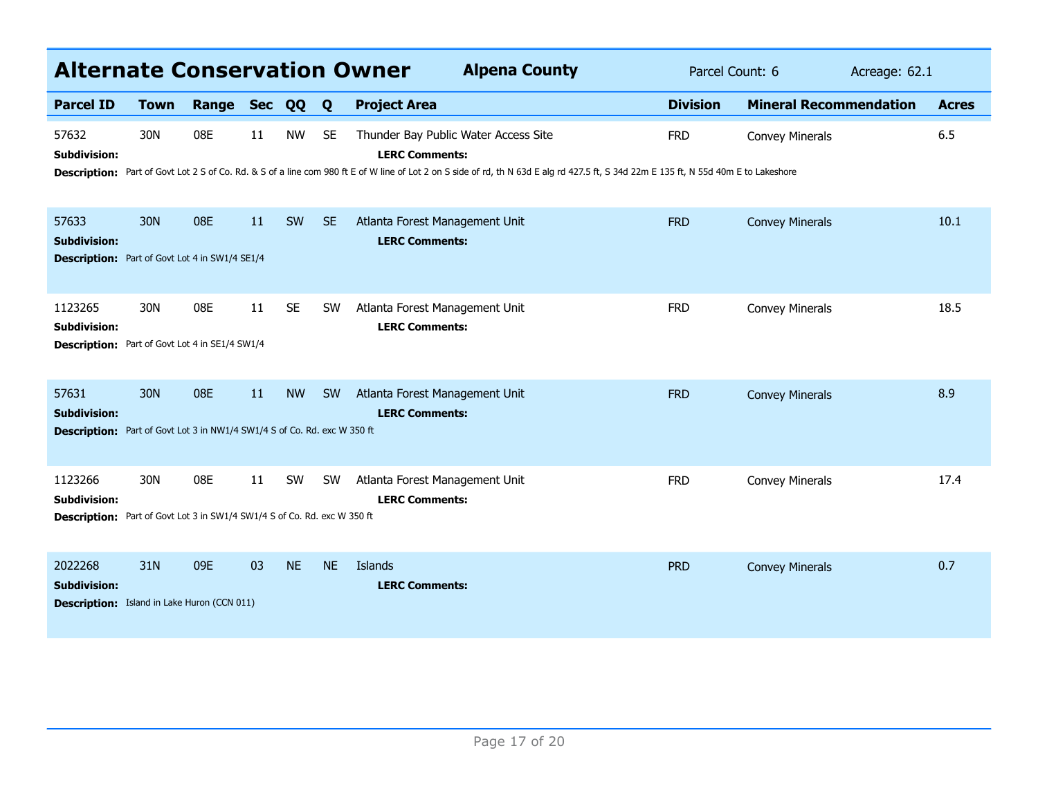## Alternate Conservation Owner

**Alpena County** | Parcel Count: 6 | Acreage: 62.1

| Parcel ID | Town | Range | Sec | QQ | Q | Project Area | Division | Mineral Recommendation | Acres |
|---|---|---|---|---|---|---|---|---|---|
| 57632 | 30N | 08E | 11 | NW | SE | Thunder Bay Public Water Access Site | FRD | Convey Minerals | 6.5 |
| 57633 | 30N | 08E | 11 | SW | SE | Atlanta Forest Management Unit | FRD | Convey Minerals | 10.1 |
| 1123265 | 30N | 08E | 11 | SE | SW | Atlanta Forest Management Unit | FRD | Convey Minerals | 18.5 |
| 57631 | 30N | 08E | 11 | NW | SW | Atlanta Forest Management Unit | FRD | Convey Minerals | 8.9 |
| 1123266 | 30N | 08E | 11 | SW | SW | Atlanta Forest Management Unit | FRD | Convey Minerals | 17.4 |
| 2022268 | 31N | 09E | 03 | NE | NE | Islands | PRD | Convey Minerals | 0.7 |

**57632**
**Subdivision:**
**LERC Comments:**
**Description:** Part of Govt Lot 2 S of Co. Rd. & S of a line com 980 ft E of W line of Lot 2 on S side of rd, th N 63d E alg rd 427.5 ft, S 34d 22m E 135 ft, N 55d 40m E to Lakeshore

**57633**
**Subdivision:**
**LERC Comments:**
**Description:** Part of Govt Lot 4 in SW1/4 SE1/4

**1123265**
**Subdivision:**
**LERC Comments:**
**Description:** Part of Govt Lot 4 in SE1/4 SW1/4

**57631**
**Subdivision:**
**LERC Comments:**
**Description:** Part of Govt Lot 3 in NW1/4 SW1/4 S of Co. Rd. exc W 350 ft

**1123266**
**Subdivision:**
**LERC Comments:**
**Description:** Part of Govt Lot 3 in SW1/4 SW1/4 S of Co. Rd. exc W 350 ft

**2022268**
**Subdivision:**
**LERC Comments:**
**Description:** Island in Lake Huron (CCN 011)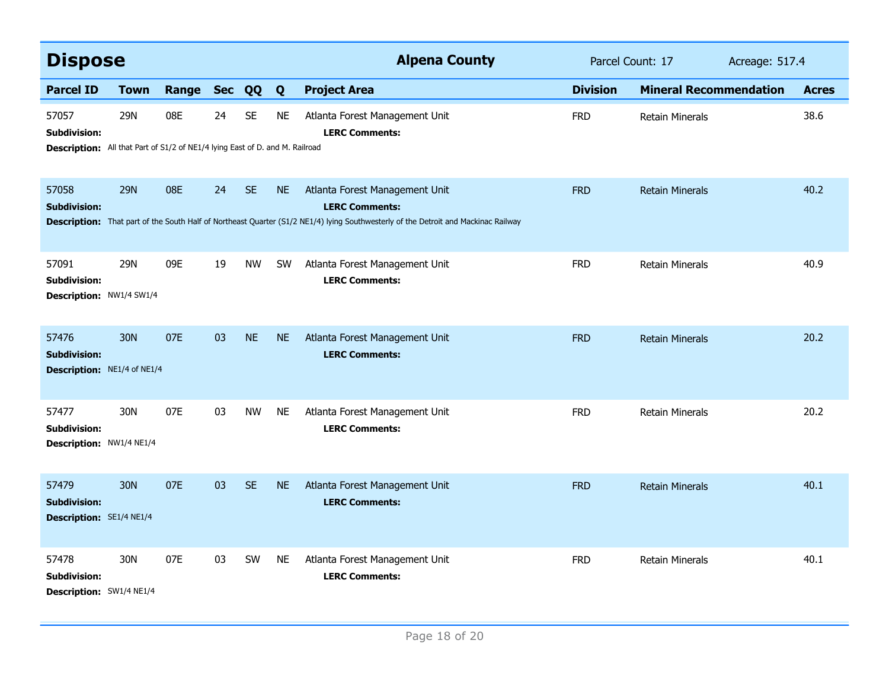## Dispose

**Alpena County** — Parcel Count: 17 — Acreage: 517.4

| Parcel ID | Town | Range | Sec | QQ | Q | Project Area | Division | Mineral Recommendation | Acres |
|---|---|---|---|---|---|---|---|---|---|
| 57057 | 29N | 08E | 24 | SE | NE | Atlanta Forest Management Unit | FRD | Retain Minerals | 38.6 |
| **Subdivision:** | | | | | | **LERC Comments:** | | | |
| **Description:** All that Part of S1/2 of NE1/4 lying East of D. and M. Railroad | | | | | | | | | |
| 57058 | 29N | 08E | 24 | SE | NE | Atlanta Forest Management Unit | FRD | Retain Minerals | 40.2 |
| **Subdivision:** | | | | | | **LERC Comments:** | | | |
| **Description:** That part of the South Half of Northeast Quarter (S1/2 NE1/4) lying Southwesterly of the Detroit and Mackinac Railway | | | | | | | | | |
| 57091 | 29N | 09E | 19 | NW | SW | Atlanta Forest Management Unit | FRD | Retain Minerals | 40.9 |
| **Subdivision:** | | | | | | **LERC Comments:** | | | |
| **Description:** NW1/4 SW1/4 | | | | | | | | | |
| 57476 | 30N | 07E | 03 | NE | NE | Atlanta Forest Management Unit | FRD | Retain Minerals | 20.2 |
| **Subdivision:** | | | | | | **LERC Comments:** | | | |
| **Description:** NE1/4 of NE1/4 | | | | | | | | | |
| 57477 | 30N | 07E | 03 | NW | NE | Atlanta Forest Management Unit | FRD | Retain Minerals | 20.2 |
| **Subdivision:** | | | | | | **LERC Comments:** | | | |
| **Description:** NW1/4 NE1/4 | | | | | | | | | |
| 57479 | 30N | 07E | 03 | SE | NE | Atlanta Forest Management Unit | FRD | Retain Minerals | 40.1 |
| **Subdivision:** | | | | | | **LERC Comments:** | | | |
| **Description:** SE1/4 NE1/4 | | | | | | | | | |
| 57478 | 30N | 07E | 03 | SW | NE | Atlanta Forest Management Unit | FRD | Retain Minerals | 40.1 |
| **Subdivision:** | | | | | | **LERC Comments:** | | | |
| **Description:** SW1/4 NE1/4 | | | | | | | | | |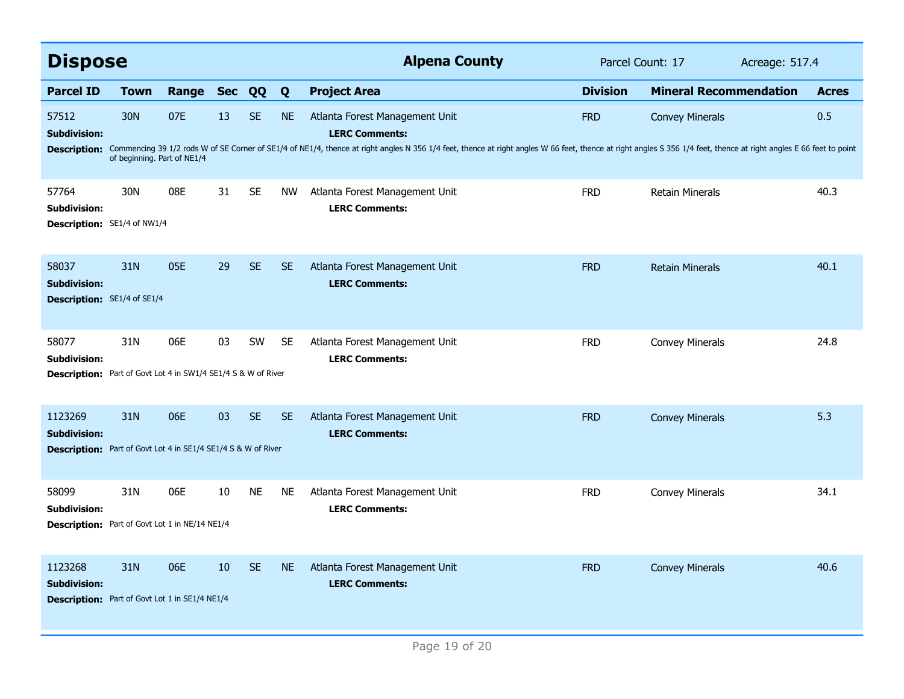## Dispose

**Alpena County** — Parcel Count: 17 — Acreage: 517.4

| Parcel ID | Town | Range | Sec | QQ | Q | Project Area | Division | Mineral Recommendation | Acres |
|---|---|---|---|---|---|---|---|---|---|
| 57512 | 30N | 07E | 13 | SE | NE | Atlanta Forest Management Unit | FRD | Convey Minerals | 0.5 |
| 57764 | 30N | 08E | 31 | SE | NW | Atlanta Forest Management Unit | FRD | Retain Minerals | 40.3 |
| 58037 | 31N | 05E | 29 | SE | SE | Atlanta Forest Management Unit | FRD | Retain Minerals | 40.1 |
| 58077 | 31N | 06E | 03 | SW | SE | Atlanta Forest Management Unit | FRD | Convey Minerals | 24.8 |
| 1123269 | 31N | 06E | 03 | SE | SE | Atlanta Forest Management Unit | FRD | Convey Minerals | 5.3 |
| 58099 | 31N | 06E | 10 | NE | NE | Atlanta Forest Management Unit | FRD | Convey Minerals | 34.1 |
| 1123268 | 31N | 06E | 10 | SE | NE | Atlanta Forest Management Unit | FRD | Convey Minerals | 40.6 |

**57512**
**Subdivision:**
**LERC Comments:**
**Description:** Commencing 39 1/2 rods W of SE Corner of SE1/4 of NE1/4, thence at right angles N 356 1/4 feet, thence at right angles W 66 feet, thence at right angles S 356 1/4 feet, thence at right angles E 66 feet to point of beginning. Part of NE1/4

**57764**
**Subdivision:**
**LERC Comments:**
**Description:** SE1/4 of NW1/4

**58037**
**Subdivision:**
**LERC Comments:**
**Description:** SE1/4 of SE1/4

**58077**
**Subdivision:**
**LERC Comments:**
**Description:** Part of Govt Lot 4 in SW1/4 SE1/4 S & W of River

**1123269**
**Subdivision:**
**LERC Comments:**
**Description:** Part of Govt Lot 4 in SE1/4 SE1/4 S & W of River

**58099**
**Subdivision:**
**LERC Comments:**
**Description:** Part of Govt Lot 1 in NE/14 NE1/4

**1123268**
**Subdivision:**
**LERC Comments:**
**Description:** Part of Govt Lot 1 in SE1/4 NE1/4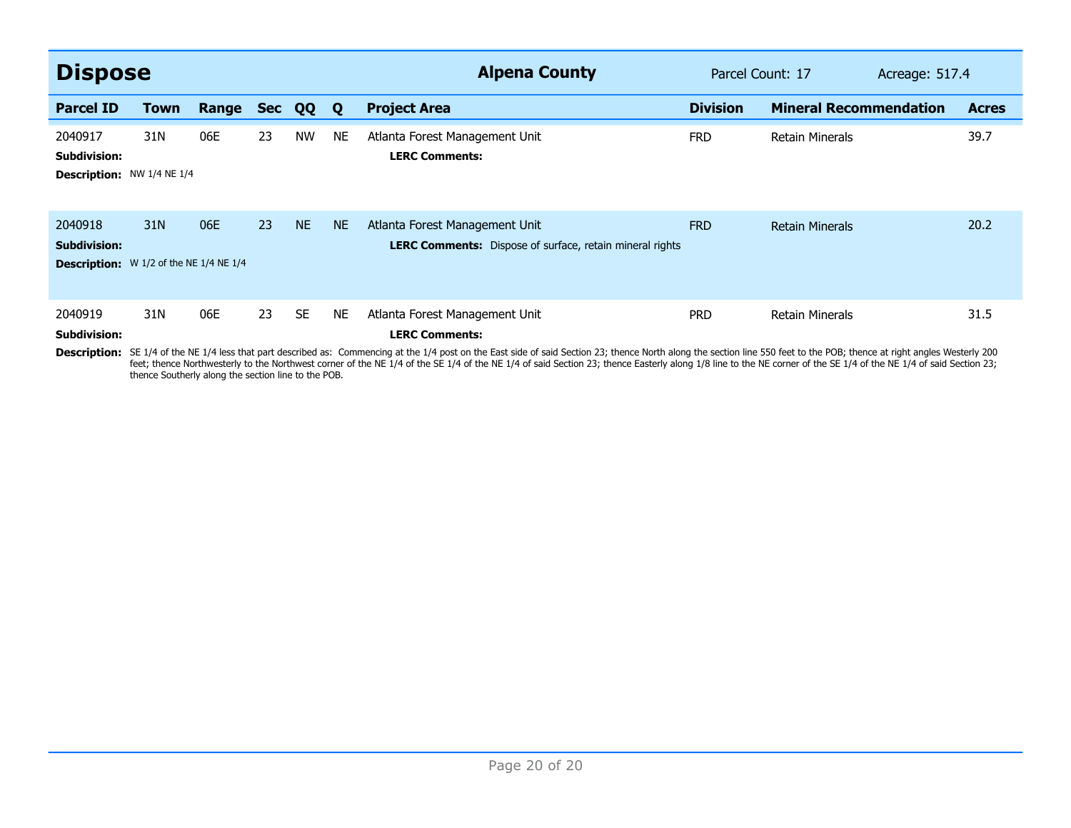## Dispose

**Alpena County** Parcel Count: 17 Acreage: 517.4

| Parcel ID | Town | Range | Sec | QQ | Q | Project Area | Division | Mineral Recommendation | Acres |
|---|---|---|---|---|---|---|---|---|---|
| 2040917 | 31N | 06E | 23 | NW | NE | Atlanta Forest Management Unit | FRD | Retain Minerals | 39.7 |

**Subdivision:**
**LERC Comments:**
**Description:** NW 1/4 NE 1/4

| Parcel ID | Town | Range | Sec | QQ | Q | Project Area | Division | Mineral Recommendation | Acres |
|---|---|---|---|---|---|---|---|---|---|
| 2040918 | 31N | 06E | 23 | NE | NE | Atlanta Forest Management Unit | FRD | Retain Minerals | 20.2 |

**Subdivision:**
**LERC Comments:** Dispose of surface, retain mineral rights
**Description:** W 1/2 of the NE 1/4 NE 1/4

| Parcel ID | Town | Range | Sec | QQ | Q | Project Area | Division | Mineral Recommendation | Acres |
|---|---|---|---|---|---|---|---|---|---|
| 2040919 | 31N | 06E | 23 | SE | NE | Atlanta Forest Management Unit | PRD | Retain Minerals | 31.5 |

**Subdivision:**
**LERC Comments:**
**Description:** SE 1/4 of the NE 1/4 less that part described as: Commencing at the 1/4 post on the East side of said Section 23; thence North along the section line 550 feet to the POB; thence at right angles Westerly 200 feet; thence Northwesterly to the Northwest corner of the NE 1/4 of the SE 1/4 of the NE 1/4 of said Section 23; thence Easterly along 1/8 line to the NE corner of the SE 1/4 of the NE 1/4 of said Section 23; thence Southerly along the section line to the POB.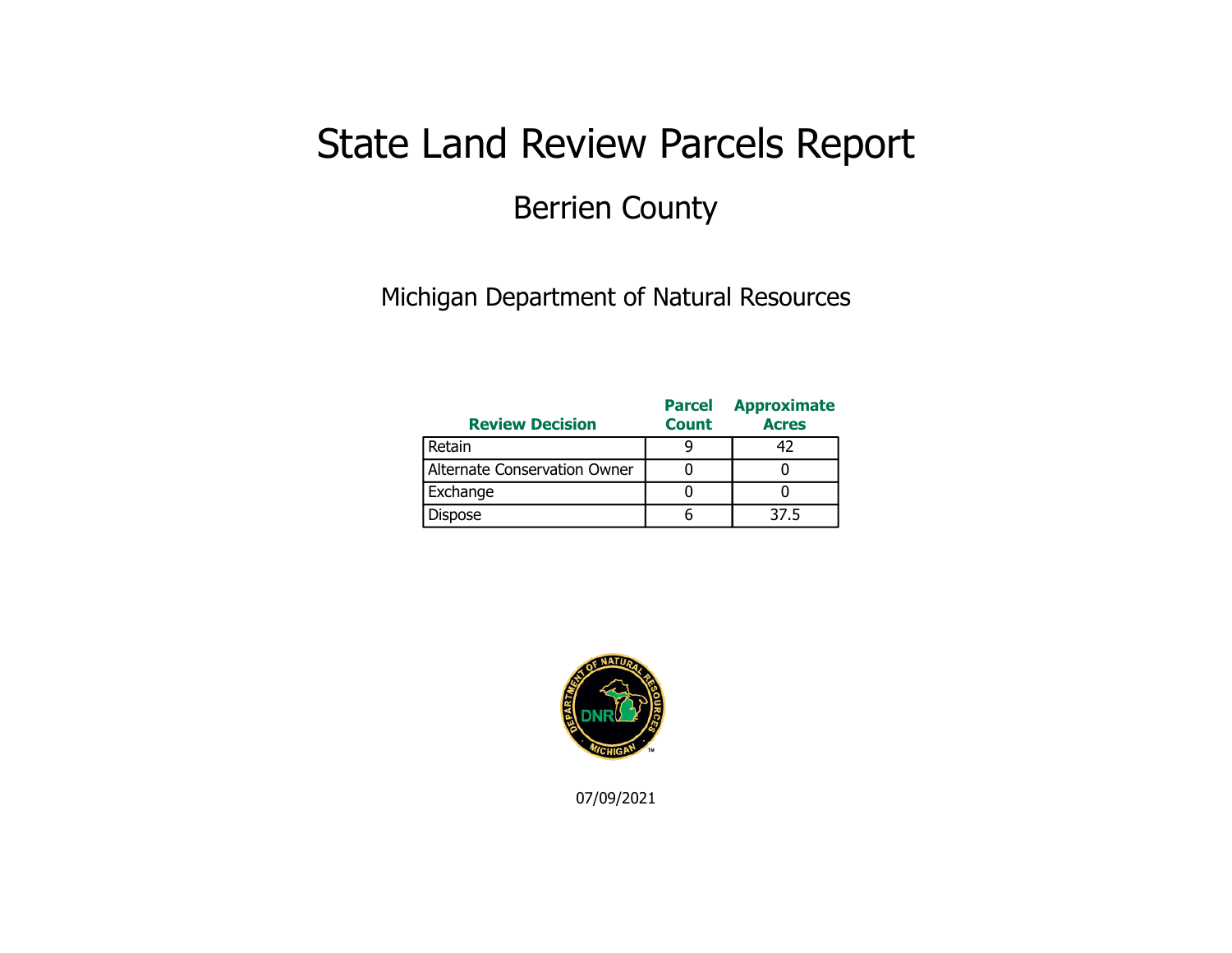# State Land Review Parcels Report

## Berrien County

Michigan Department of Natural Resources

| Review Decision | Parcel Count | Approximate Acres |
|---|---|---|
| Retain | 9 | 42 |
| Alternate Conservation Owner | 0 | 0 |
| Exchange | 0 | 0 |
| Dispose | 6 | 37.5 |

07/09/2021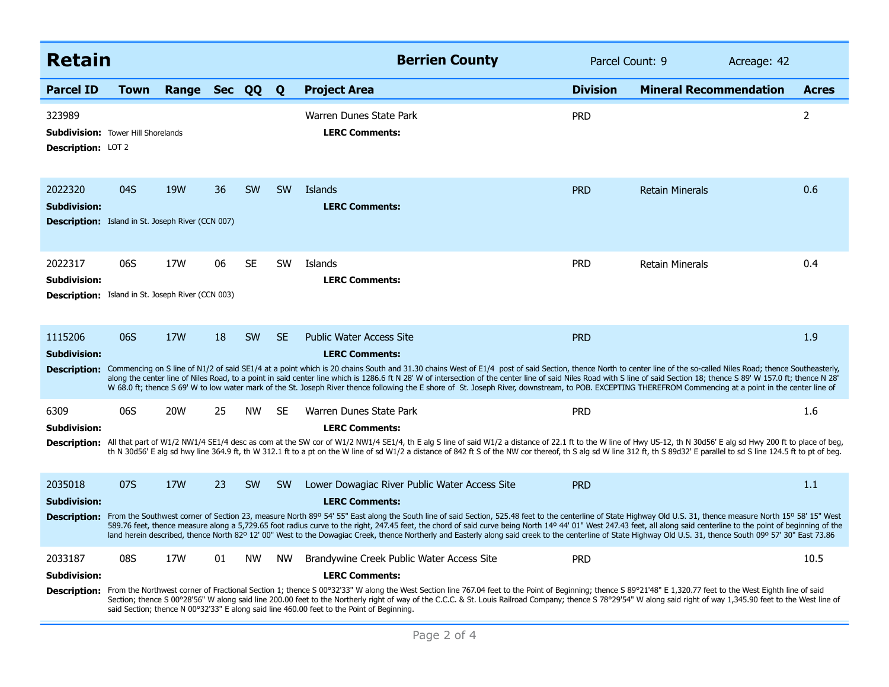## Retain — Berrien County

Parcel Count: 9 | Acreage: 42

| Parcel ID | Town | Range | Sec | QQ | Q | Project Area | Division | Mineral Recommendation | Acres |
|---|---|---|---|---|---|---|---|---|---|
| 323989 | | | | | | Warren Dunes State Park | PRD | | 2 |
| 2022320 | 04S | 19W | 36 | SW | SW | Islands | PRD | Retain Minerals | 0.6 |
| 2022317 | 06S | 17W | 06 | SE | SW | Islands | PRD | Retain Minerals | 0.4 |
| 1115206 | 06S | 17W | 18 | SW | SE | Public Water Access Site | PRD | | 1.9 |
| 6309 | 06S | 20W | 25 | NW | SE | Warren Dunes State Park | PRD | | 1.6 |
| 2035018 | 07S | 17W | 23 | SW | SW | Lower Dowagiac River Public Water Access Site | PRD | | 1.1 |
| 2033187 | 08S | 17W | 01 | NW | NW | Brandywine Creek Public Water Access Site | PRD | | 10.5 |

**323989**
**Subdivision:** Tower Hill Shorelands
**Description:** LOT 2
**LERC Comments:**

**2022320**
**Subdivision:**
**Description:** Island in St. Joseph River (CCN 007)
**LERC Comments:**

**2022317**
**Subdivision:**
**Description:** Island in St. Joseph River (CCN 003)
**LERC Comments:**

**1115206**
**Subdivision:**
**Description:** Commencing on S line of N1/2 of said SE1/4 at a point which is 20 chains South and 31.30 chains West of E1/4 post of said Section, thence North to center line of the so-called Niles Road; thence Southeasterly, along the center line of Niles Road, to a point in said center line which is 1286.6 ft N 28' W of intersection of the center line of said Niles Road with S line of said Section 18; thence S 89' W 157.0 ft; thence N 28' W 68.0 ft; thence S 69' W to low water mark of the St. Joseph River thence following the E shore of St. Joseph River, downstream, to POB. EXCEPTING THEREFROM Commencing at a point in the center line of
**LERC Comments:**

**6309**
**Subdivision:**
**Description:** All that part of W1/2 NW1/4 SE1/4 desc as com at the SW cor of W1/2 NW1/4 SE1/4, th E alg S line of said W1/2 a distance of 22.1 ft to the W line of Hwy US-12, th N 30d56' E alg sd Hwy 200 ft to place of beg, th N 30d56' E alg sd hwy line 364.9 ft, th W 312.1 ft to a pt on the W line of sd W1/2 a distance of 842 ft S of the NW cor thereof, th S alg sd W line 312 ft, th S 89d32' E parallel to sd S line 124.5 ft to pt of beg.
**LERC Comments:**

**2035018**
**Subdivision:**
**Description:** From the Southwest corner of Section 23, measure North 89º 54' 55" East along the South line of said Section, 525.48 feet to the centerline of State Highway Old U.S. 31, thence measure North 15º 58' 15" West 589.76 feet, thence measure along a 5,729.65 foot radius curve to the right, 247.45 feet, the chord of said curve being North 14º 44' 01" West 247.43 feet, all along said centerline to the point of beginning of the land herein described, thence North 82º 12' 00" West to the Dowagiac Creek, thence Northerly and Easterly along said creek to the centerline of State Highway Old U.S. 31, thence South 09º 57' 30" East 73.86
**LERC Comments:**

**2033187**
**Subdivision:**
**Description:** From the Northwest corner of Fractional Section 1; thence S 00°32'33" W along the West Section line 767.04 feet to the Point of Beginning; thence S 89°21'48" E 1,320.77 feet to the West Eighth line of said Section; thence S 00°28'56" W along said line 200.00 feet to the Northerly right of way of the C.C.C. & St. Louis Railroad Company; thence S 78°29'54" W along said right of way 1,345.90 feet to the West line of said Section; thence N 00°32'33" E along said line 460.00 feet to the Point of Beginning.
**LERC Comments:**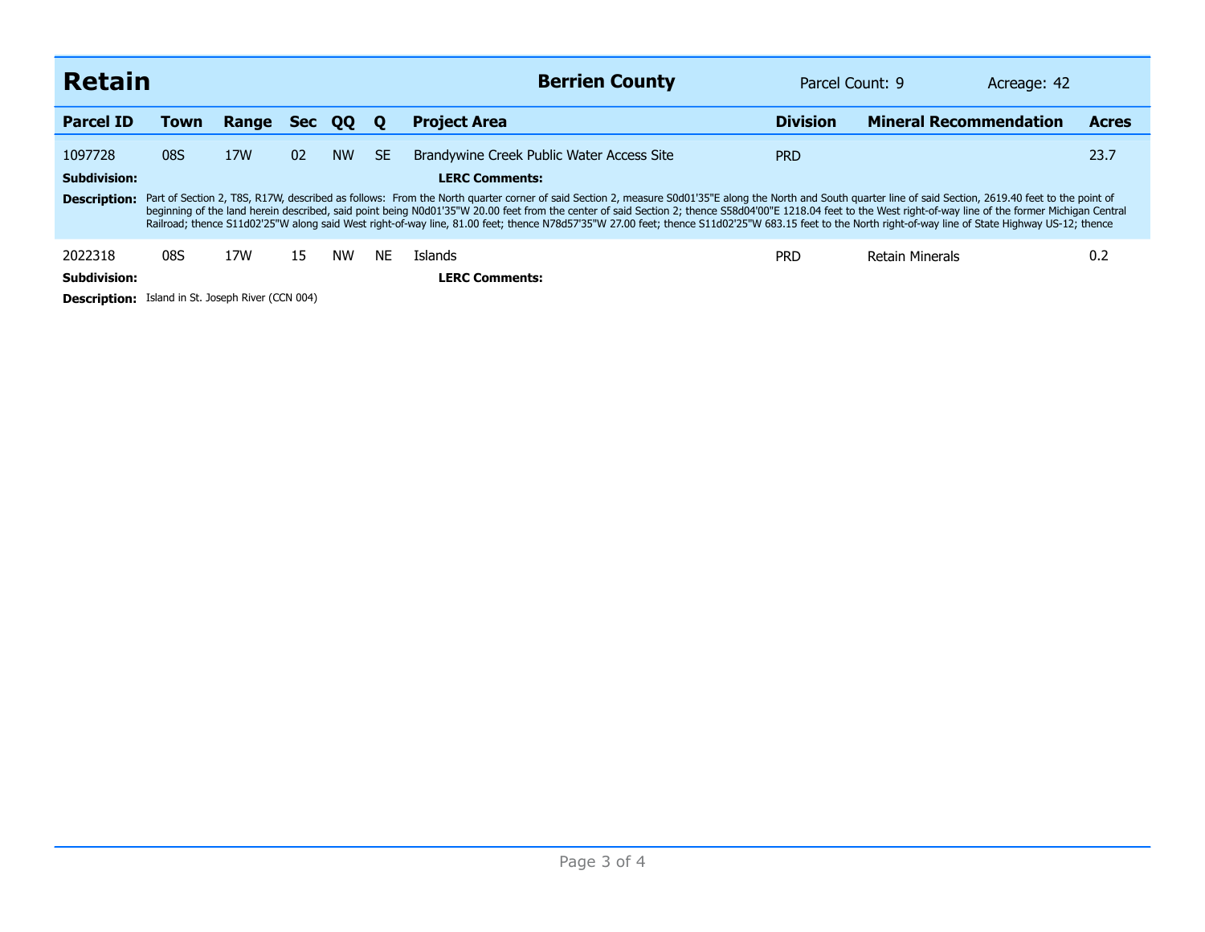## Retain — Berrien County

Parcel Count: 9 | Acreage: 42

| Parcel ID | Town | Range | Sec | QQ | Q | Project Area | Division | Mineral Recommendation | Acres |
|---|---|---|---|---|---|---|---|---|---|
| 1097728 | 08S | 17W | 02 | NW | SE | Brandywine Creek Public Water Access Site | PRD | | 23.7 |

**Subdivision:**

**LERC Comments:**

**Description:** Part of Section 2, T8S, R17W, described as follows: From the North quarter corner of said Section 2, measure S0d01'35"E along the North and South quarter line of said Section, 2619.40 feet to the point of beginning of the land herein described, said point being N0d01'35"W 20.00 feet from the center of said Section 2; thence S58d04'00"E 1218.04 feet to the West right-of-way line of the former Michigan Central Railroad; thence S11d02'25"W along said West right-of-way line, 81.00 feet; thence N78d57'35"W 27.00 feet; thence S11d02'25"W 683.15 feet to the North right-of-way line of State Highway US-12; thence

| Parcel ID | Town | Range | Sec | QQ | Q | Project Area | Division | Mineral Recommendation | Acres |
|---|---|---|---|---|---|---|---|---|---|
| 2022318 | 08S | 17W | 15 | NW | NE | Islands | PRD | Retain Minerals | 0.2 |

**Subdivision:**

**LERC Comments:**

**Description:** Island in St. Joseph River (CCN 004)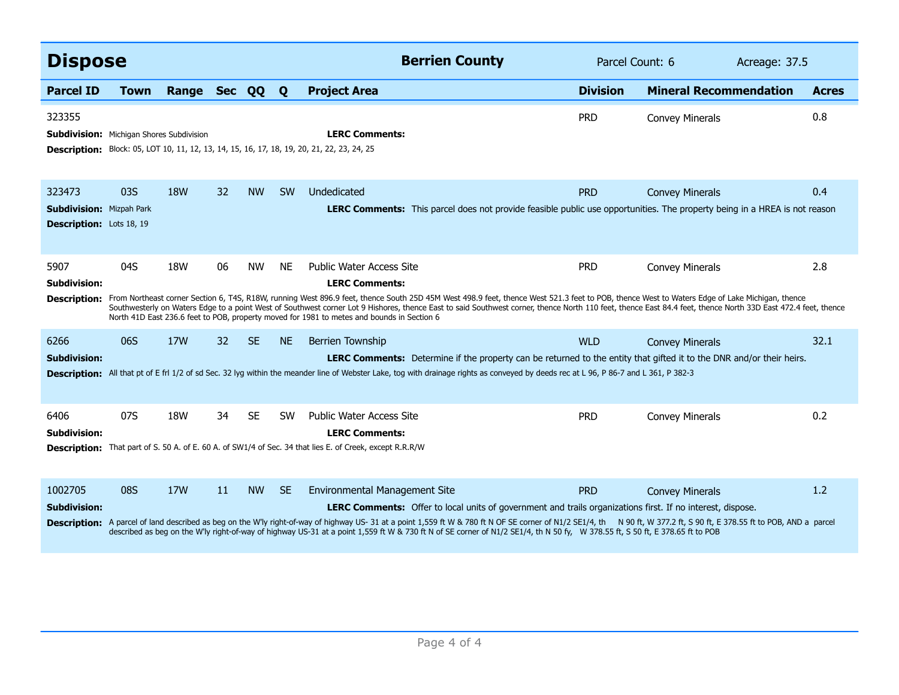## Dispose — Berrien County

Parcel Count: 6 | Acreage: 37.5

| Parcel ID | Town | Range | Sec | QQ | Q | Project Area | Division | Mineral Recommendation | Acres |
|---|---|---|---|---|---|---|---|---|---|
| 323355 | | | | | | | PRD | Convey Minerals | 0.8 |
| 323473 | 03S | 18W | 32 | NW | SW | Undedicated | PRD | Convey Minerals | 0.4 |
| 5907 | 04S | 18W | 06 | NW | NE | Public Water Access Site | PRD | Convey Minerals | 2.8 |
| 6266 | 06S | 17W | 32 | SE | NE | Berrien Township | WLD | Convey Minerals | 32.1 |
| 6406 | 07S | 18W | 34 | SE | SW | Public Water Access Site | PRD | Convey Minerals | 0.2 |
| 1002705 | 08S | 17W | 11 | NW | SE | Environmental Management Site | PRD | Convey Minerals | 1.2 |

**Parcel 323355**
**Subdivision:** Michigan Shores Subdivision
**LERC Comments:**
**Description:** Block: 05, LOT 10, 11, 12, 13, 14, 15, 16, 17, 18, 19, 20, 21, 22, 23, 24, 25

**Parcel 323473**
**Subdivision:** Mizpah Park
**LERC Comments:** This parcel does not provide feasible public use opportunities. The property being in a HREA is not reason
**Description:** Lots 18, 19

**Parcel 5907**
**Subdivision:**
**LERC Comments:**
**Description:** From Northeast corner Section 6, T4S, R18W, running West 896.9 feet, thence South 25D 45M West 498.9 feet, thence West 521.3 feet to POB, thence West to Waters Edge of Lake Michigan, thence Southwesterly on Waters Edge to a point West of Southwest corner Lot 9 Hishores, thence East to said Southwest corner, thence North 110 feet, thence East 84.4 feet, thence North 33D East 472.4 feet, thence North 41D East 236.6 feet to POB, property moved for 1981 to metes and bounds in Section 6

**Parcel 6266**
**Subdivision:**
**LERC Comments:** Determine if the property can be returned to the entity that gifted it to the DNR and/or their heirs.
**Description:** All that pt of E frl 1/2 of sd Sec. 32 lyg within the meander line of Webster Lake, tog with drainage rights as conveyed by deeds rec at L 96, P 86-7 and L 361, P 382-3

**Parcel 6406**
**Subdivision:**
**LERC Comments:**
**Description:** That part of S. 50 A. of E. 60 A. of SW1/4 of Sec. 34 that lies E. of Creek, except R.R.R/W

**Parcel 1002705**
**Subdivision:**
**LERC Comments:** Offer to local units of government and trails organizations first. If no interest, dispose.
**Description:** A parcel of land described as beg on the W'ly right-of-way of highway US- 31 at a point 1,559 ft W & 780 ft N OF SE corner of N1/2 SE1/4, th N 90 ft, W 377.2 ft, S 90 ft, E 378.55 ft to POB, AND a parcel described as beg on the W'ly right-of-way of highway US-31 at a point 1,559 ft W & 730 ft N of SE corner of N1/2 SE1/4, th N 50 fy, W 378.55 ft, S 50 ft, E 378.65 ft to POB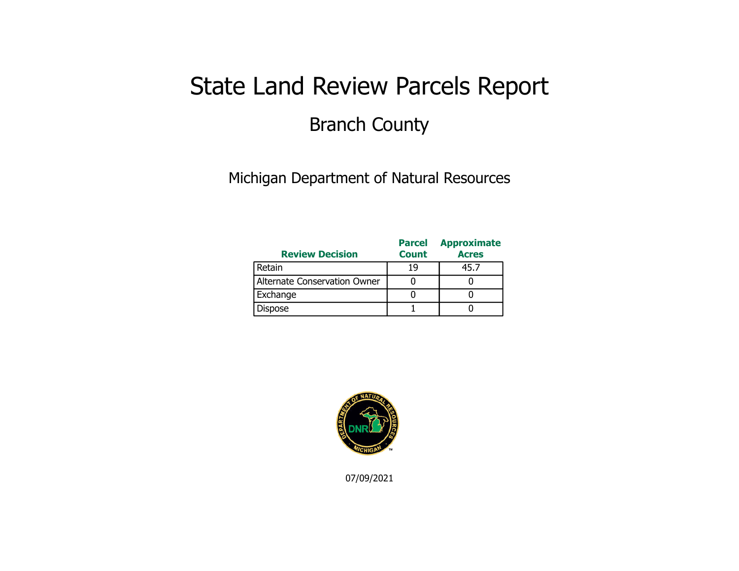# State Land Review Parcels Report

## Branch County

Michigan Department of Natural Resources

| Review Decision | Parcel Count | Approximate Acres |
|---|---|---|
| Retain | 19 | 45.7 |
| Alternate Conservation Owner | 0 | 0 |
| Exchange | 0 | 0 |
| Dispose | 1 | 0 |

07/09/2021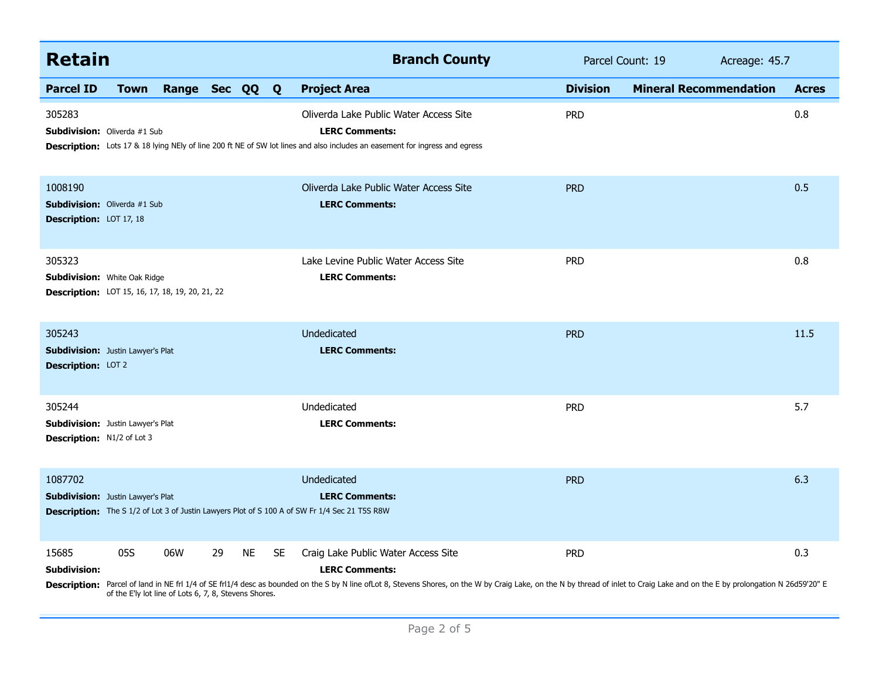## Retain

**Branch County** | Parcel Count: 19 | Acreage: 45.7

| Parcel ID | Town | Range | Sec | QQ | Q | Project Area | Division | Mineral Recommendation | Acres |
|---|---|---|---|---|---|---|---|---|---|
| 305283 | | | | | | Oliverda Lake Public Water Access Site | PRD | | 0.8 |

**Subdivision:** Oliverda #1 Sub
**LERC Comments:**
**Description:** Lots 17 & 18 lying NEly of line 200 ft NE of SW lot lines and also includes an easement for ingress and egress

| Parcel ID | Town | Range | Sec | QQ | Q | Project Area | Division | Mineral Recommendation | Acres |
|---|---|---|---|---|---|---|---|---|---|
| 1008190 | | | | | | Oliverda Lake Public Water Access Site | PRD | | 0.5 |

**Subdivision:** Oliverda #1 Sub
**LERC Comments:**
**Description:** LOT 17, 18

| Parcel ID | Town | Range | Sec | QQ | Q | Project Area | Division | Mineral Recommendation | Acres |
|---|---|---|---|---|---|---|---|---|---|
| 305323 | | | | | | Lake Levine Public Water Access Site | PRD | | 0.8 |

**Subdivision:** White Oak Ridge
**LERC Comments:**
**Description:** LOT 15, 16, 17, 18, 19, 20, 21, 22

| Parcel ID | Town | Range | Sec | QQ | Q | Project Area | Division | Mineral Recommendation | Acres |
|---|---|---|---|---|---|---|---|---|---|
| 305243 | | | | | | Undedicated | PRD | | 11.5 |

**Subdivision:** Justin Lawyer's Plat
**LERC Comments:**
**Description:** LOT 2

| Parcel ID | Town | Range | Sec | QQ | Q | Project Area | Division | Mineral Recommendation | Acres |
|---|---|---|---|---|---|---|---|---|---|
| 305244 | | | | | | Undedicated | PRD | | 5.7 |

**Subdivision:** Justin Lawyer's Plat
**LERC Comments:**
**Description:** N1/2 of Lot 3

| Parcel ID | Town | Range | Sec | QQ | Q | Project Area | Division | Mineral Recommendation | Acres |
|---|---|---|---|---|---|---|---|---|---|
| 1087702 | | | | | | Undedicated | PRD | | 6.3 |

**Subdivision:** Justin Lawyer's Plat
**LERC Comments:**
**Description:** The S 1/2 of Lot 3 of Justin Lawyers Plot of S 100 A of SW Fr 1/4 Sec 21 T5S R8W

| Parcel ID | Town | Range | Sec | QQ | Q | Project Area | Division | Mineral Recommendation | Acres |
|---|---|---|---|---|---|---|---|---|---|
| 15685 | 05S | 06W | 29 | NE | SE | Craig Lake Public Water Access Site | PRD | | 0.3 |

**Subdivision:**
**LERC Comments:**
**Description:** Parcel of land in NE frl 1/4 of SE frl1/4 desc as bounded on the S by N line ofLot 8, Stevens Shores, on the W by Craig Lake, on the N by thread of inlet to Craig Lake and on the E by prolongation N 26d59'20" E of the E'ly lot line of Lots 6, 7, 8, Stevens Shores.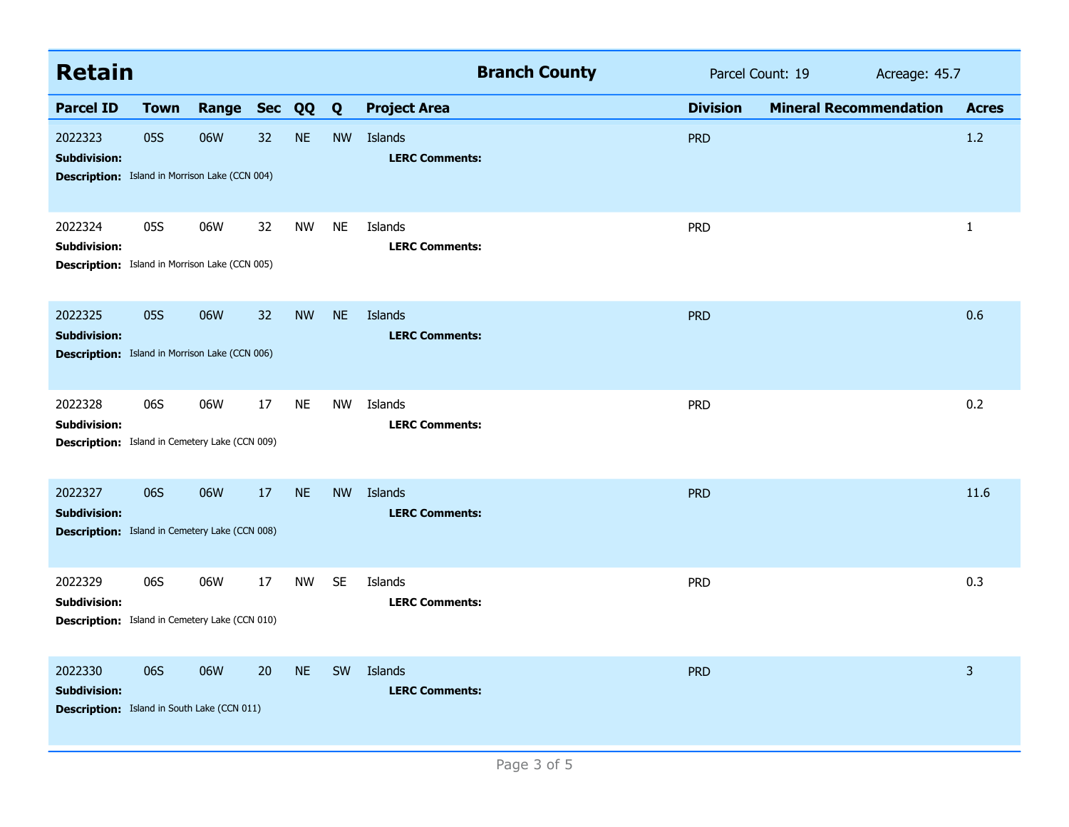## Retain

**Branch County** Parcel Count: 19 Acreage: 45.7

| Parcel ID | Town | Range | Sec | QQ | Q | Project Area | Division | Mineral Recommendation | Acres |
|---|---|---|---|---|---|---|---|---|---|
| 2022323 | 05S | 06W | 32 | NE | NW | Islands | PRD | | 1.2 |
| **Subdivision:** | | | | | | **LERC Comments:** | | | |
| **Description:** Island in Morrison Lake (CCN 004) | | | | | | | | | |
| 2022324 | 05S | 06W | 32 | NW | NE | Islands | PRD | | 1 |
| **Subdivision:** | | | | | | **LERC Comments:** | | | |
| **Description:** Island in Morrison Lake (CCN 005) | | | | | | | | | |
| 2022325 | 05S | 06W | 32 | NW | NE | Islands | PRD | | 0.6 |
| **Subdivision:** | | | | | | **LERC Comments:** | | | |
| **Description:** Island in Morrison Lake (CCN 006) | | | | | | | | | |
| 2022328 | 06S | 06W | 17 | NE | NW | Islands | PRD | | 0.2 |
| **Subdivision:** | | | | | | **LERC Comments:** | | | |
| **Description:** Island in Cemetery Lake (CCN 009) | | | | | | | | | |
| 2022327 | 06S | 06W | 17 | NE | NW | Islands | PRD | | 11.6 |
| **Subdivision:** | | | | | | **LERC Comments:** | | | |
| **Description:** Island in Cemetery Lake (CCN 008) | | | | | | | | | |
| 2022329 | 06S | 06W | 17 | NW | SE | Islands | PRD | | 0.3 |
| **Subdivision:** | | | | | | **LERC Comments:** | | | |
| **Description:** Island in Cemetery Lake (CCN 010) | | | | | | | | | |
| 2022330 | 06S | 06W | 20 | NE | SW | Islands | PRD | | 3 |
| **Subdivision:** | | | | | | **LERC Comments:** | | | |
| **Description:** Island in South Lake (CCN 011) | | | | | | | | | |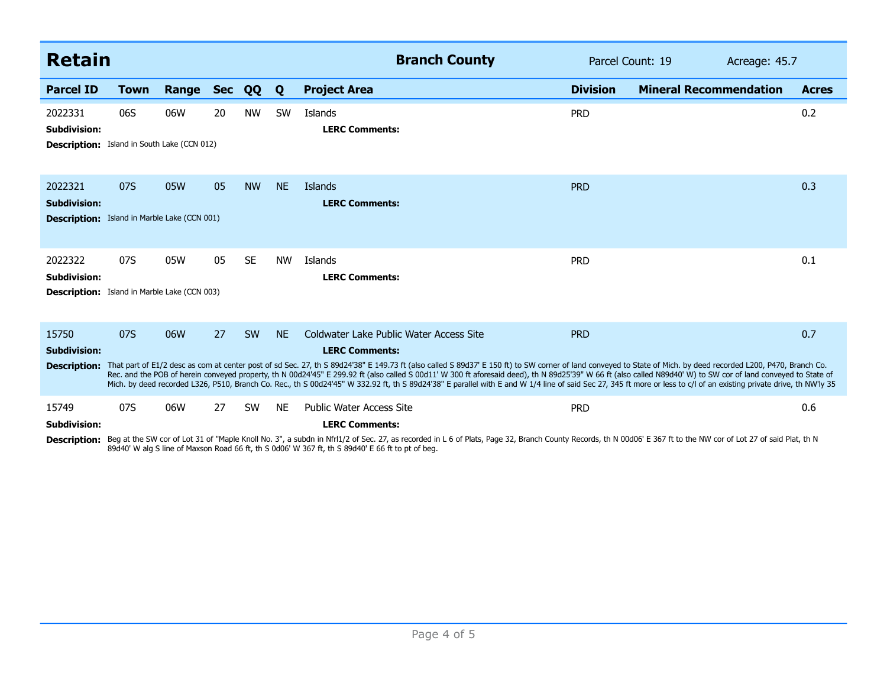## Retain — Branch County

Parcel Count: 19 | Acreage: 45.7

| Parcel ID | Town | Range | Sec | QQ | Q | Project Area | Division | Mineral Recommendation | Acres |
|---|---|---|---|---|---|---|---|---|---|
| 2022331 | 06S | 06W | 20 | NW | SW | Islands | PRD | | 0.2 |

**Subdivision:**
**LERC Comments:**
**Description:** Island in South Lake (CCN 012)

| Parcel ID | Town | Range | Sec | QQ | Q | Project Area | Division | Mineral Recommendation | Acres |
|---|---|---|---|---|---|---|---|---|---|
| 2022321 | 07S | 05W | 05 | NW | NE | Islands | PRD | | 0.3 |

**Subdivision:**
**LERC Comments:**
**Description:** Island in Marble Lake (CCN 001)

| Parcel ID | Town | Range | Sec | QQ | Q | Project Area | Division | Mineral Recommendation | Acres |
|---|---|---|---|---|---|---|---|---|---|
| 2022322 | 07S | 05W | 05 | SE | NW | Islands | PRD | | 0.1 |

**Subdivision:**
**LERC Comments:**
**Description:** Island in Marble Lake (CCN 003)

| Parcel ID | Town | Range | Sec | QQ | Q | Project Area | Division | Mineral Recommendation | Acres |
|---|---|---|---|---|---|---|---|---|---|
| 15750 | 07S | 06W | 27 | SW | NE | Coldwater Lake Public Water Access Site | PRD | | 0.7 |

**Subdivision:**
**LERC Comments:**
**Description:** That part of E1/2 desc as com at center post of sd Sec. 27, th S 89d24'38" E 149.73 ft (also called S 89d37' E 150 ft) to SW corner of land conveyed to State of Mich. by deed recorded L200, P470, Branch Co. Rec. and the POB of herein conveyed property, th N 00d24'45" E 299.92 ft (also called S 00d11' W 300 ft aforesaid deed), th N 89d25'39" W 66 ft (also called N89d40' W) to SW cor of land conveyed to State of Mich. by deed recorded L326, P510, Branch Co. Rec., th S 00d24'45" W 332.92 ft, th S 89d24'38" E parallel with E and W 1/4 line of said Sec 27, 345 ft more or less to c/l of an existing private drive, th NW'ly 35

| Parcel ID | Town | Range | Sec | QQ | Q | Project Area | Division | Mineral Recommendation | Acres |
|---|---|---|---|---|---|---|---|---|---|
| 15749 | 07S | 06W | 27 | SW | NE | Public Water Access Site | PRD | | 0.6 |

**Subdivision:**
**LERC Comments:**
**Description:** Beg at the SW cor of Lot 31 of "Maple Knoll No. 3", a subdn in Nfrl1/2 of Sec. 27, as recorded in L 6 of Plats, Page 32, Branch County Records, th N 00d06' E 367 ft to the NW cor of Lot 27 of said Plat, th N 89d40' W alg S line of Maxson Road 66 ft, th S 0d06' W 367 ft, th S 89d40' E 66 ft to pt of beg.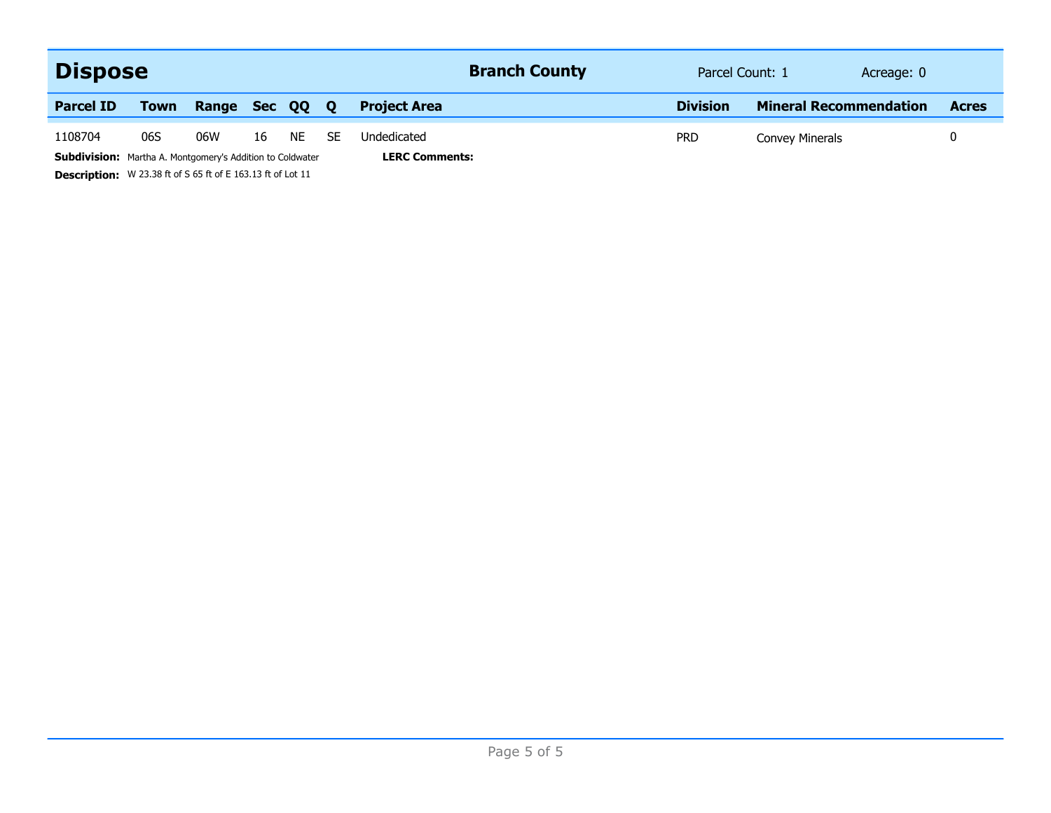## Dispose

**Branch County** — Parcel Count: 1 — Acreage: 0

| Parcel ID | Town | Range | Sec | QQ | Q | Project Area | Division | Mineral Recommendation | Acres |
|---|---|---|---|---|---|---|---|---|---|
| 1108704 | 06S | 06W | 16 | NE | SE | Undedicated | PRD | Convey Minerals | 0 |

**Subdivision:** Martha A. Montgomery's Addition to Coldwater

**LERC Comments:**

**Description:** W 23.38 ft of S 65 ft of E 163.13 ft of Lot 11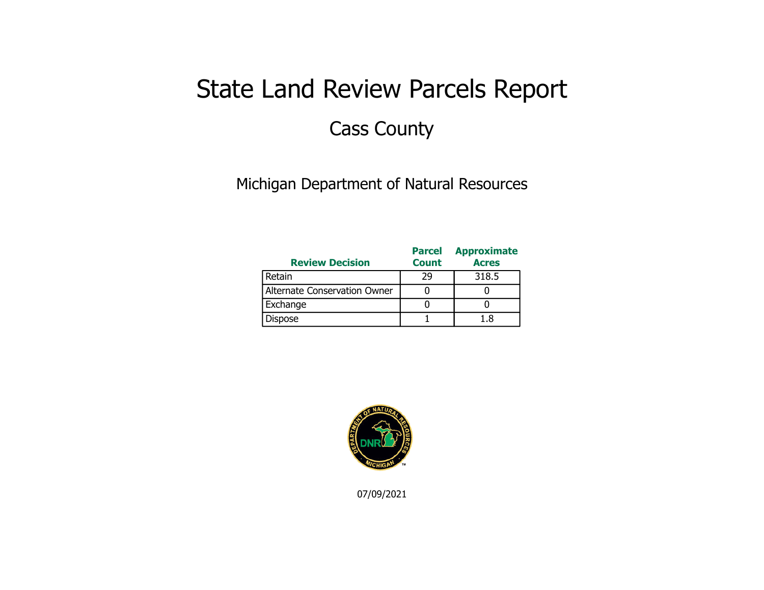# State Land Review Parcels Report

## Cass County

Michigan Department of Natural Resources

| Review Decision | Parcel Count | Approximate Acres |
|---|---|---|
| Retain | 29 | 318.5 |
| Alternate Conservation Owner | 0 | 0 |
| Exchange | 0 | 0 |
| Dispose | 1 | 1.8 |

07/09/2021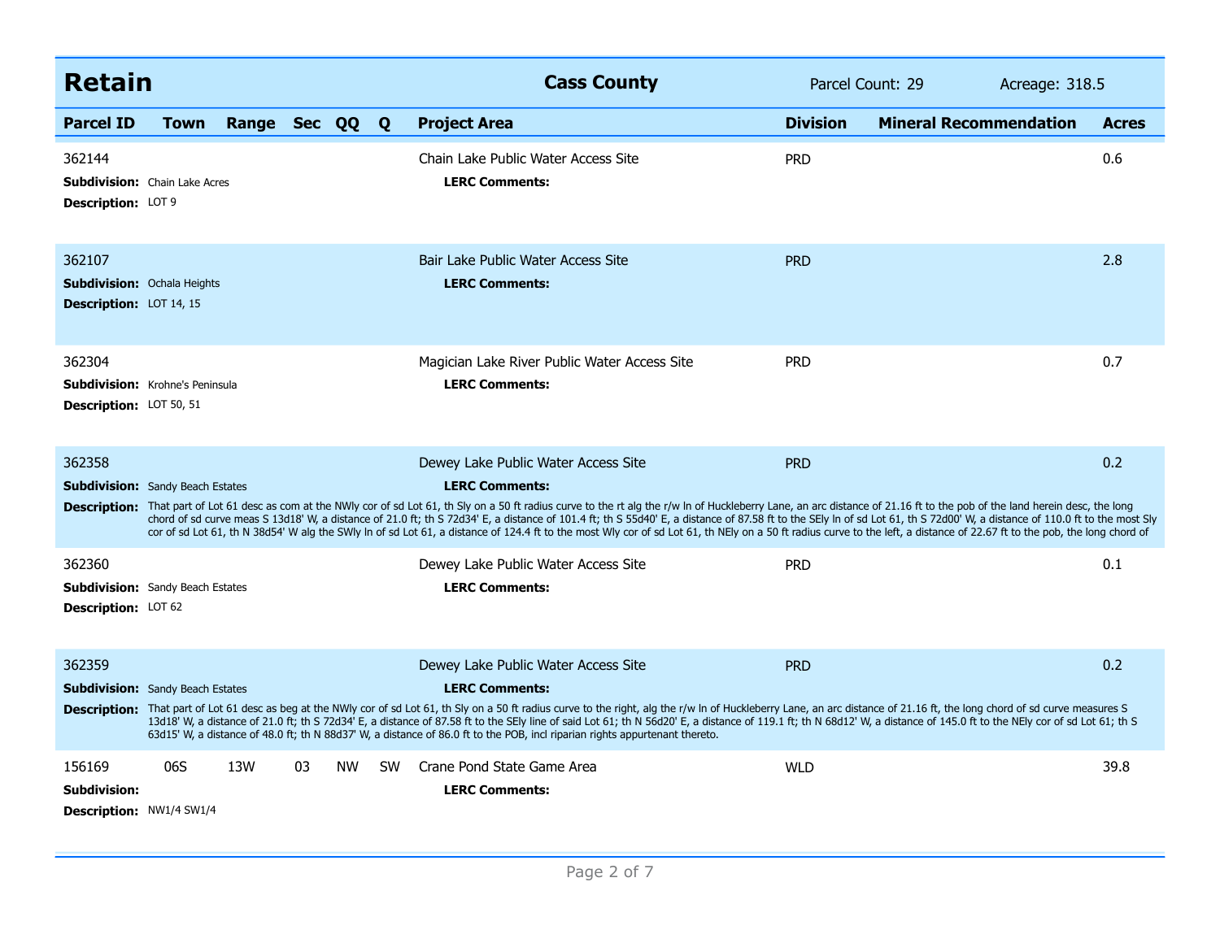## Retain

**Cass County** — Parcel Count: 29 — Acreage: 318.5

| Parcel ID | Town | Range | Sec | QQ | Q | Project Area | Division | Mineral Recommendation | Acres |
|---|---|---|---|---|---|---|---|---|---|
| 362144 | | | | | | Chain Lake Public Water Access Site | PRD | | 0.6 |
| 362107 | | | | | | Bair Lake Public Water Access Site | PRD | | 2.8 |
| 362304 | | | | | | Magician Lake River Public Water Access Site | PRD | | 0.7 |
| 362358 | | | | | | Dewey Lake Public Water Access Site | PRD | | 0.2 |
| 362360 | | | | | | Dewey Lake Public Water Access Site | PRD | | 0.1 |
| 362359 | | | | | | Dewey Lake Public Water Access Site | PRD | | 0.2 |
| 156169 | 06S | 13W | 03 | NW | SW | Crane Pond State Game Area | WLD | | 39.8 |

**362144**
**Subdivision:** Chain Lake Acres
**Description:** LOT 9
**LERC Comments:**

**362107**
**Subdivision:** Ochala Heights
**Description:** LOT 14, 15
**LERC Comments:**

**362304**
**Subdivision:** Krohne's Peninsula
**Description:** LOT 50, 51
**LERC Comments:**

**362358**
**Subdivision:** Sandy Beach Estates
**Description:** That part of Lot 61 desc as com at the NWly cor of sd Lot 61, th Sly on a 50 ft radius curve to the rt alg the r/w ln of Huckleberry Lane, an arc distance of 21.16 ft to the pob of the land herein desc, the long chord of sd curve meas S 13d18' W, a distance of 21.0 ft; th S 72d34' E, a distance of 101.4 ft; th S 55d40' E, a distance of 87.58 ft to the SEly ln of sd Lot 61, th S 72d00' W, a distance of 110.0 ft to the most Sly cor of sd Lot 61, th N 38d54' W alg the SWly ln of sd Lot 61, a distance of 124.4 ft to the most Wly cor of sd Lot 61, th NEly on a 50 ft radius curve to the left, a distance of 22.67 ft to the pob, the long chord of
**LERC Comments:**

**362360**
**Subdivision:** Sandy Beach Estates
**Description:** LOT 62
**LERC Comments:**

**362359**
**Subdivision:** Sandy Beach Estates
**Description:** That part of Lot 61 desc as beg at the NWly cor of sd Lot 61, th Sly on a 50 ft radius curve to the right, alg the r/w ln of Huckleberry Lane, an arc distance of 21.16 ft, the long chord of sd curve measures S 13d18' W, a distance of 21.0 ft; th S 72d34' E, a distance of 87.58 ft to the SEly line of said Lot 61; th N 56d20' E, a distance of 119.1 ft; th N 68d12' W, a distance of 145.0 ft to the NEly cor of sd Lot 61; th S 63d15' W, a distance of 48.0 ft; th N 88d37' W, a distance of 86.0 ft to the POB, incl riparian rights appurtenant thereto.
**LERC Comments:**

**156169**
**Subdivision:**
**Description:** NW1/4 SW1/4
**LERC Comments:**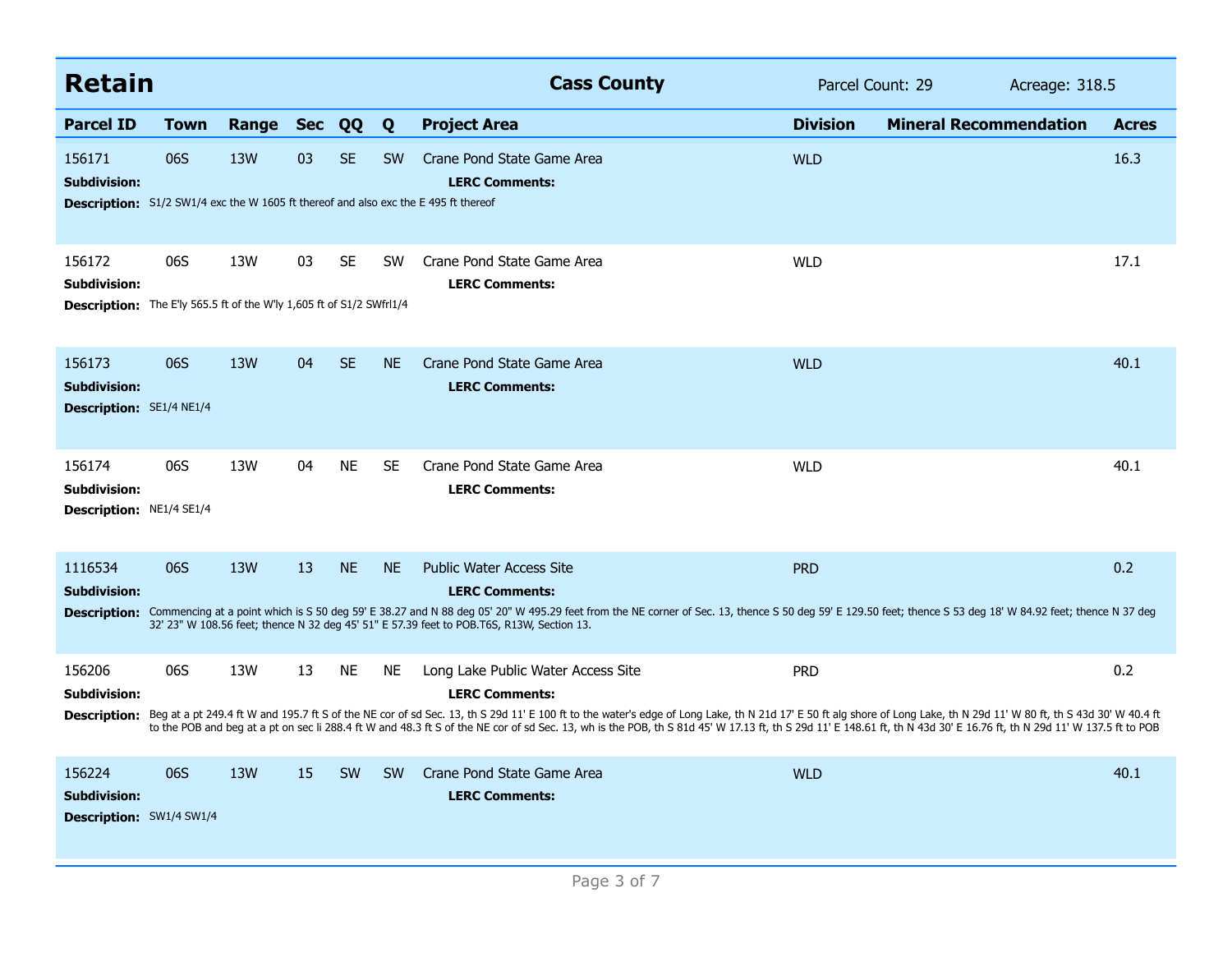## Retain

**Cass County** | Parcel Count: 29 | Acreage: 318.5

| Parcel ID | Town | Range | Sec | QQ | Q | Project Area | Division | Mineral Recommendation | Acres |
|---|---|---|---|---|---|---|---|---|---|
| 156171 | 06S | 13W | 03 | SE | SW | Crane Pond State Game Area | WLD | | 16.3 |
| 156172 | 06S | 13W | 03 | SE | SW | Crane Pond State Game Area | WLD | | 17.1 |
| 156173 | 06S | 13W | 04 | SE | NE | Crane Pond State Game Area | WLD | | 40.1 |
| 156174 | 06S | 13W | 04 | NE | SE | Crane Pond State Game Area | WLD | | 40.1 |
| 1116534 | 06S | 13W | 13 | NE | NE | Public Water Access Site | PRD | | 0.2 |
| 156206 | 06S | 13W | 13 | NE | NE | Long Lake Public Water Access Site | PRD | | 0.2 |
| 156224 | 06S | 13W | 15 | SW | SW | Crane Pond State Game Area | WLD | | 40.1 |

**156171**
**Subdivision:**
**LERC Comments:**
**Description:** S1/2 SW1/4 exc the W 1605 ft thereof and also exc the E 495 ft thereof

**156172**
**Subdivision:**
**LERC Comments:**
**Description:** The E'ly 565.5 ft of the W'ly 1,605 ft of S1/2 SWfrl1/4

**156173**
**Subdivision:**
**LERC Comments:**
**Description:** SE1/4 NE1/4

**156174**
**Subdivision:**
**LERC Comments:**
**Description:** NE1/4 SE1/4

**1116534**
**Subdivision:**
**LERC Comments:**
**Description:** Commencing at a point which is S 50 deg 59' E 38.27 and N 88 deg 05' 20" W 495.29 feet from the NE corner of Sec. 13, thence S 50 deg 59' E 129.50 feet; thence S 53 deg 18' W 84.92 feet; thence N 37 deg 32' 23" W 108.56 feet; thence N 32 deg 45' 51" E 57.39 feet to POB.T6S, R13W, Section 13.

**156206**
**Subdivision:**
**LERC Comments:**
**Description:** Beg at a pt 249.4 ft W and 195.7 ft S of the NE cor of sd Sec. 13, th S 29d 11' E 100 ft to the water's edge of Long Lake, th N 21d 17' E 50 ft alg shore of Long Lake, th N 29d 11' W 80 ft, th S 43d 30' W 40.4 ft to the POB and beg at a pt on sec li 288.4 ft W and 48.3 ft S of the NE cor of sd Sec. 13, wh is the POB, th S 81d 45' W 17.13 ft, th S 29d 11' E 148.61 ft, th N 43d 30' E 16.76 ft, th N 29d 11' W 137.5 ft to POB

**156224**
**Subdivision:**
**LERC Comments:**
**Description:** SW1/4 SW1/4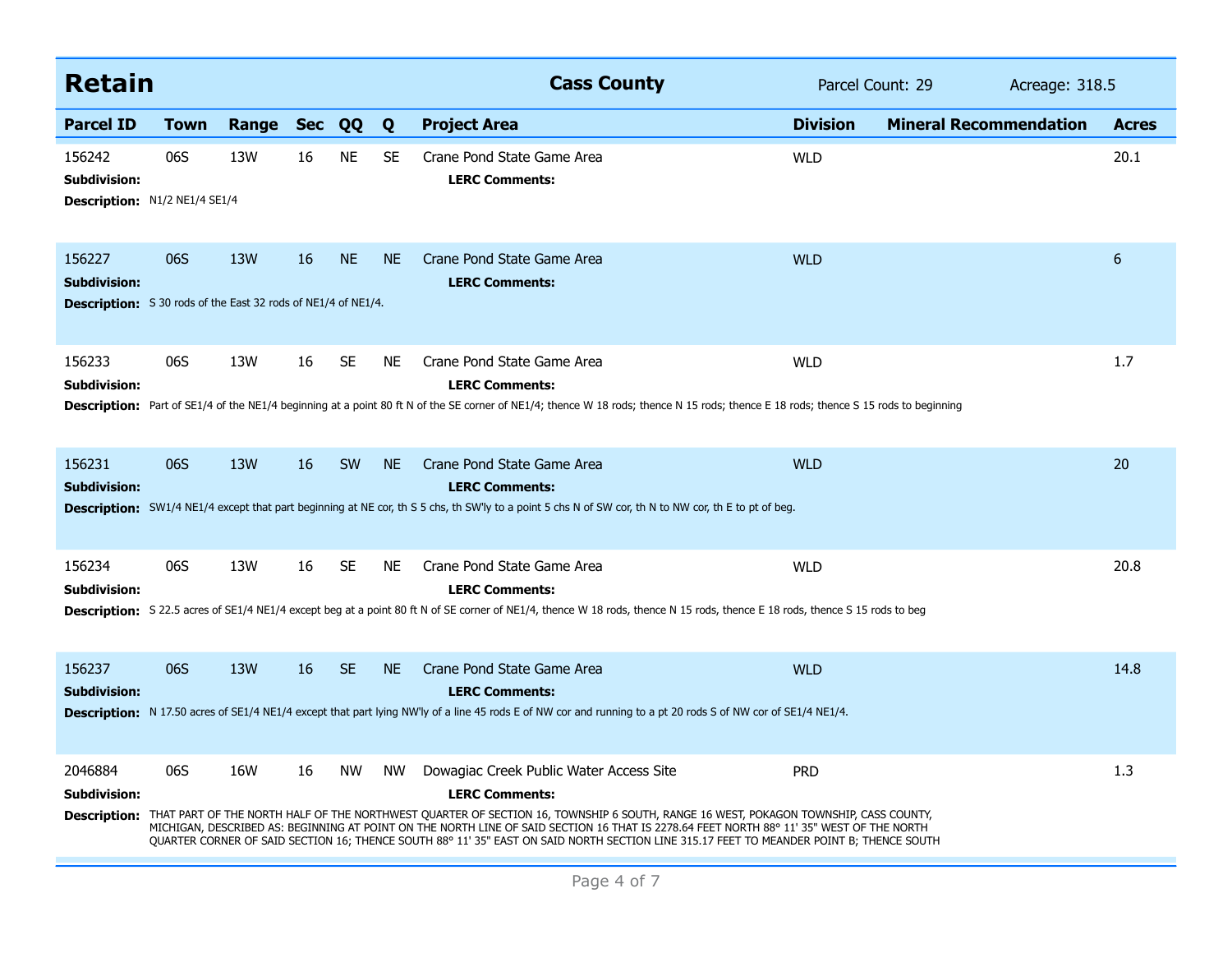## Retain — Cass County

Parcel Count: 29 Acreage: 318.5

| Parcel ID | Town | Range | Sec | QQ | Q | Project Area | Division | Mineral Recommendation | Acres |
|---|---|---|---|---|---|---|---|---|---|
| 156242 | 06S | 13W | 16 | NE | SE | Crane Pond State Game Area | WLD | | 20.1 |
| 156227 | 06S | 13W | 16 | NE | NE | Crane Pond State Game Area | WLD | | 6 |
| 156233 | 06S | 13W | 16 | SE | NE | Crane Pond State Game Area | WLD | | 1.7 |
| 156231 | 06S | 13W | 16 | SW | NE | Crane Pond State Game Area | WLD | | 20 |
| 156234 | 06S | 13W | 16 | SE | NE | Crane Pond State Game Area | WLD | | 20.8 |
| 156237 | 06S | 13W | 16 | SE | NE | Crane Pond State Game Area | WLD | | 14.8 |
| 2046884 | 06S | 16W | 16 | NW | NW | Dowagiac Creek Public Water Access Site | PRD | | 1.3 |

**156242**
**Subdivision:**
**LERC Comments:**
**Description:** N1/2 NE1/4 SE1/4

**156227**
**Subdivision:**
**LERC Comments:**
**Description:** S 30 rods of the East 32 rods of NE1/4 of NE1/4.

**156233**
**Subdivision:**
**LERC Comments:**
**Description:** Part of SE1/4 of the NE1/4 beginning at a point 80 ft N of the SE corner of NE1/4; thence W 18 rods; thence N 15 rods; thence E 18 rods; thence S 15 rods to beginning

**156231**
**Subdivision:**
**LERC Comments:**
**Description:** SW1/4 NE1/4 except that part beginning at NE cor, th S 5 chs, th SW'ly to a point 5 chs N of SW cor, th N to NW cor, th E to pt of beg.

**156234**
**Subdivision:**
**LERC Comments:**
**Description:** S 22.5 acres of SE1/4 NE1/4 except beg at a point 80 ft N of SE corner of NE1/4, thence W 18 rods, thence N 15 rods, thence E 18 rods, thence S 15 rods to beg

**156237**
**Subdivision:**
**LERC Comments:**
**Description:** N 17.50 acres of SE1/4 NE1/4 except that part lying NW'ly of a line 45 rods E of NW cor and running to a pt 20 rods S of NW cor of SE1/4 NE1/4.

**2046884**
**Subdivision:**
**LERC Comments:**
**Description:** THAT PART OF THE NORTH HALF OF THE NORTHWEST QUARTER OF SECTION 16, TOWNSHIP 6 SOUTH, RANGE 16 WEST, POKAGON TOWNSHIP, CASS COUNTY, MICHIGAN, DESCRIBED AS: BEGINNING AT POINT ON THE NORTH LINE OF SAID SECTION 16 THAT IS 2278.64 FEET NORTH 88° 11' 35" WEST OF THE NORTH QUARTER CORNER OF SAID SECTION 16; THENCE SOUTH 88° 11' 35" EAST ON SAID NORTH SECTION LINE 315.17 FEET TO MEANDER POINT B; THENCE SOUTH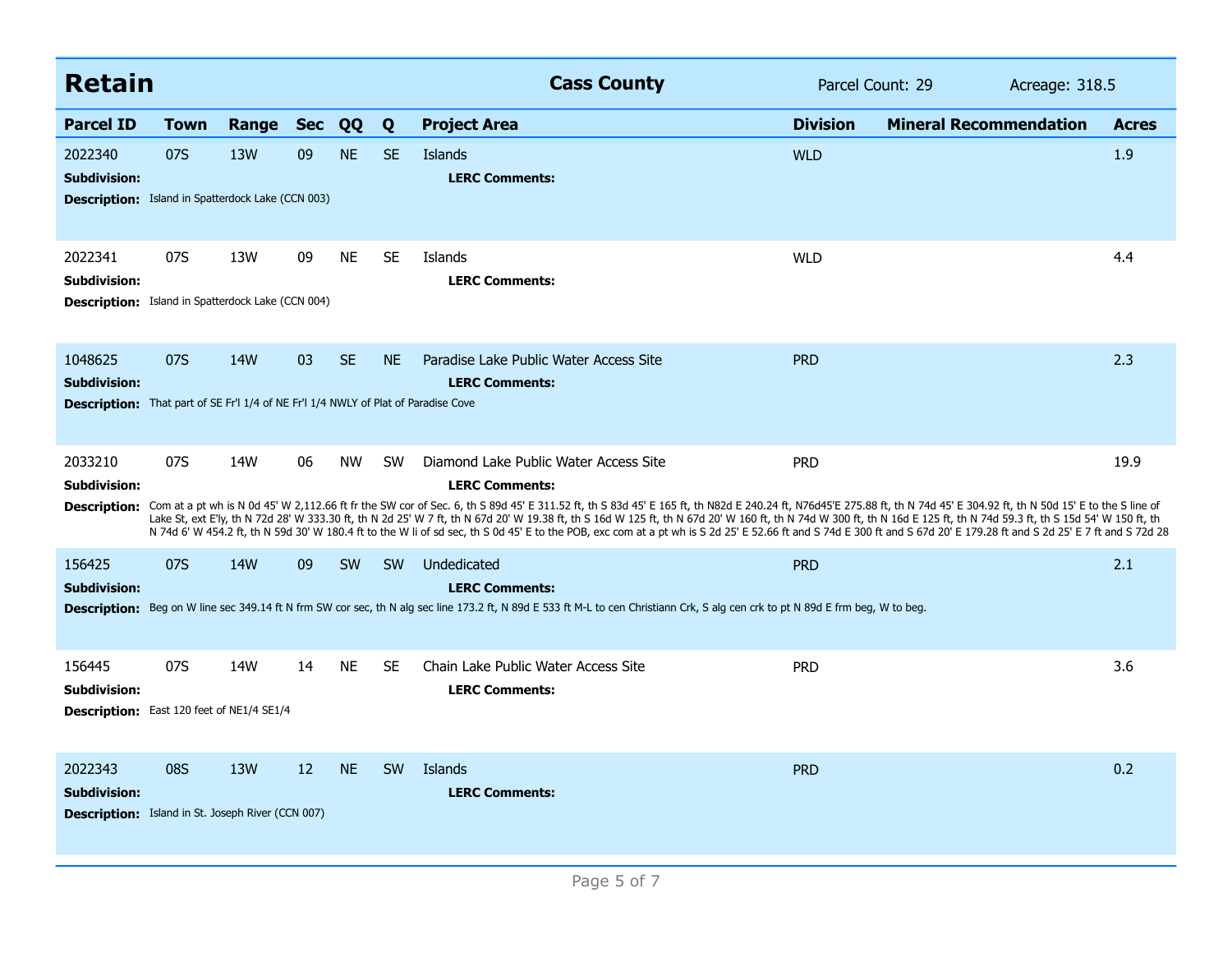## Retain

**Cass County** | Parcel Count: 29 | Acreage: 318.5

| Parcel ID | Town | Range | Sec | QQ | Q | Project Area | Division | Mineral Recommendation | Acres |
|---|---|---|---|---|---|---|---|---|---|
| 2022340 | 07S | 13W | 09 | NE | SE | Islands | WLD | | 1.9 |
| 2022341 | 07S | 13W | 09 | NE | SE | Islands | WLD | | 4.4 |
| 1048625 | 07S | 14W | 03 | SE | NE | Paradise Lake Public Water Access Site | PRD | | 2.3 |
| 2033210 | 07S | 14W | 06 | NW | SW | Diamond Lake Public Water Access Site | PRD | | 19.9 |
| 156425 | 07S | 14W | 09 | SW | SW | Undedicated | PRD | | 2.1 |
| 156445 | 07S | 14W | 14 | NE | SE | Chain Lake Public Water Access Site | PRD | | 3.6 |
| 2022343 | 08S | 13W | 12 | NE | SW | Islands | PRD | | 0.2 |

**2022340**
**Subdivision:**
**LERC Comments:**
**Description:** Island in Spatterdock Lake (CCN 003)

**2022341**
**Subdivision:**
**LERC Comments:**
**Description:** Island in Spatterdock Lake (CCN 004)

**1048625**
**Subdivision:**
**LERC Comments:**
**Description:** That part of SE Fr'l 1/4 of NE Fr'l 1/4 NWLY of Plat of Paradise Cove

**2033210**
**Subdivision:**
**LERC Comments:**
**Description:** Com at a pt wh is N 0d 45' W 2,112.66 ft fr the SW cor of Sec. 6, th S 89d 45' E 311.52 ft, th S 83d 45' E 165 ft, th N82d E 240.24 ft, N76d45'E 275.88 ft, th N 74d 45' E 304.92 ft, th N 50d 15' E to the S line of Lake St, ext E'ly, th N 72d 28' W 333.30 ft, th N 2d 25' W 7 ft, th N 67d 20' W 19.38 ft, th S 16d W 125 ft, th N 67d 20' W 160 ft, th N 74d W 300 ft, th N 16d E 125 ft, th N 74d 59.3 ft, th S 15d 54' W 150 ft, th N 74d 6' W 454.2 ft, th N 59d 30' W 180.4 ft to the W li of sd sec, th S 0d 45' E to the POB, exc com at a pt wh is S 2d 25' E 52.66 ft and S 74d E 300 ft and S 67d 20' E 179.28 ft and S 2d 25' E 7 ft and S 72d 28

**156425**
**Subdivision:**
**LERC Comments:**
**Description:** Beg on W line sec 349.14 ft N frm SW cor sec, th N alg sec line 173.2 ft, N 89d E 533 ft M-L to cen Christiann Crk, S alg cen crk to pt N 89d E frm beg, W to beg.

**156445**
**Subdivision:**
**LERC Comments:**
**Description:** East 120 feet of NE1/4 SE1/4

**2022343**
**Subdivision:**
**LERC Comments:**
**Description:** Island in St. Joseph River (CCN 007)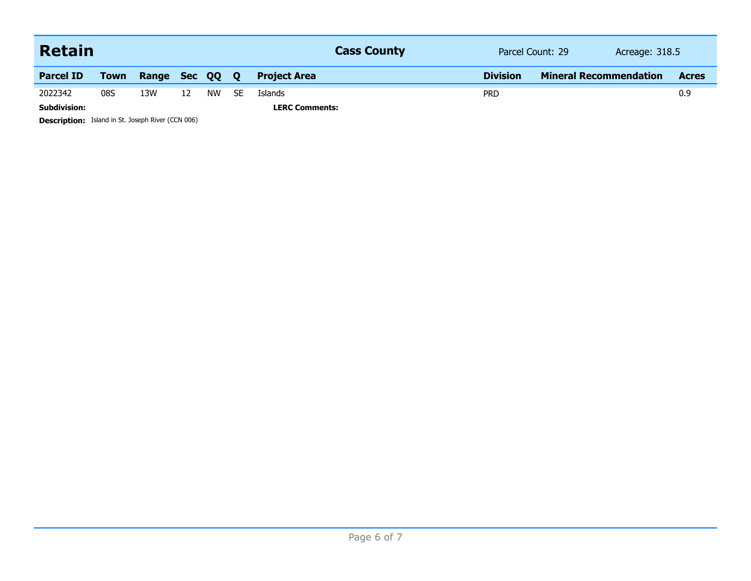## Retain — Cass County — Parcel Count: 29 — Acreage: 318.5

| Parcel ID | Town | Range | Sec | QQ | Q | Project Area | Division | Mineral Recommendation | Acres |
|---|---|---|---|---|---|---|---|---|---|
| 2022342 | 08S | 13W | 12 | NW | SE | Islands | PRD | | 0.9 |

**Subdivision:**

**LERC Comments:**

**Description:** Island in St. Joseph River (CCN 006)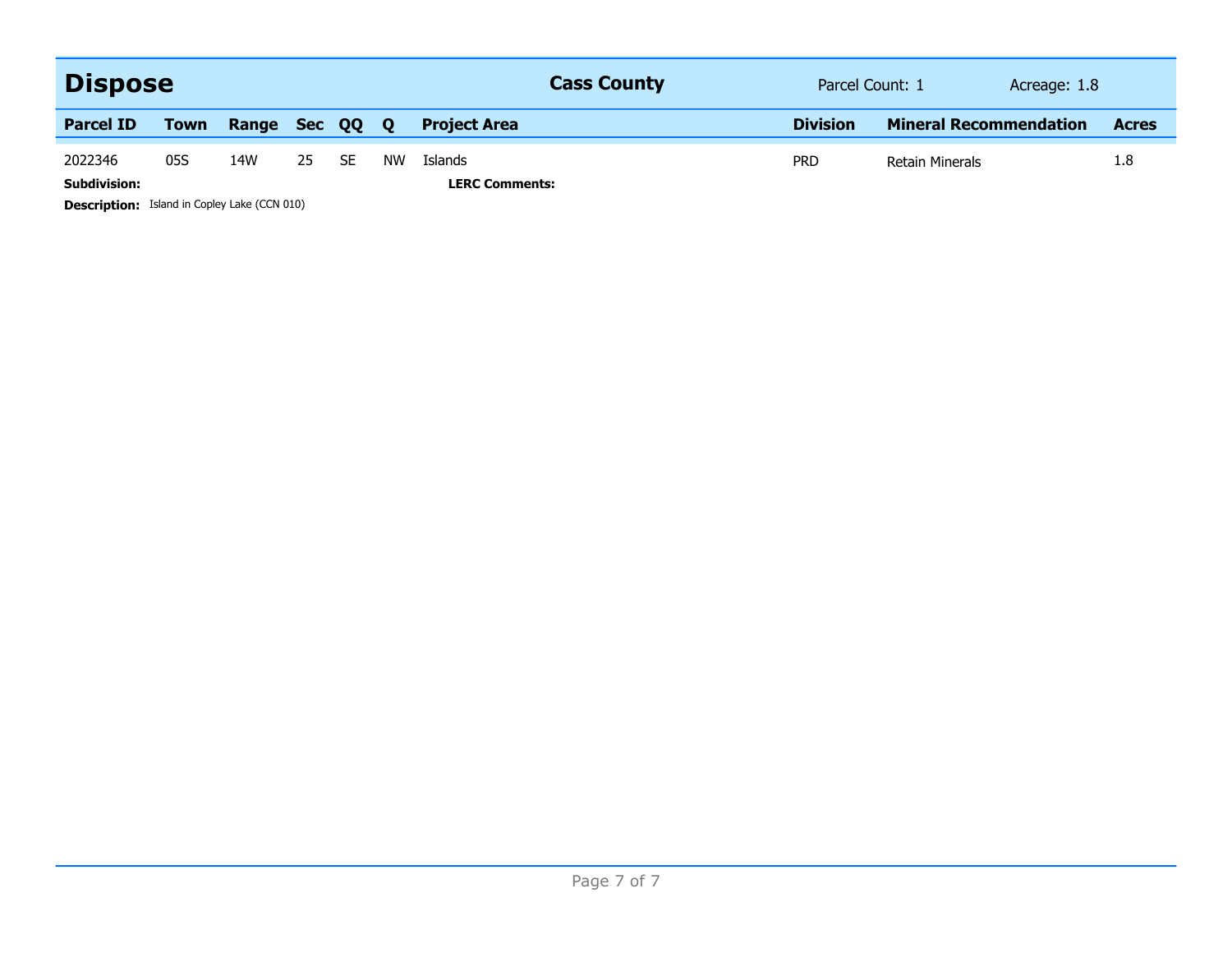## Dispose

**Cass County** | Parcel Count: 1 | Acreage: 1.8

| Parcel ID | Town | Range | Sec | QQ | Q | Project Area | Division | Mineral Recommendation | Acres |
|---|---|---|---|---|---|---|---|---|---|
| 2022346 | 05S | 14W | 25 | SE | NW | Islands | PRD | Retain Minerals | 1.8 |

**Subdivision:**

**LERC Comments:**

**Description:** Island in Copley Lake (CCN 010)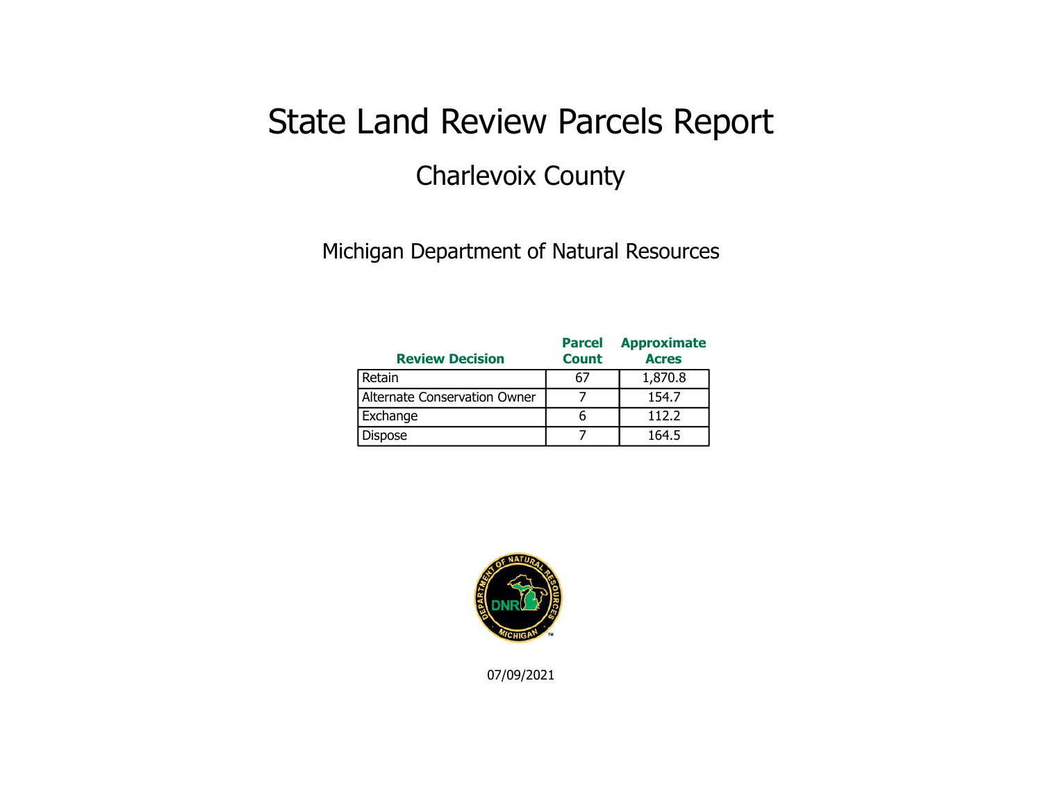# State Land Review Parcels Report

## Charlevoix County

Michigan Department of Natural Resources

| Review Decision | Parcel Count | Approximate Acres |
|---|---|---|
| Retain | 67 | 1,870.8 |
| Alternate Conservation Owner | 7 | 154.7 |
| Exchange | 6 | 112.2 |
| Dispose | 7 | 164.5 |

07/09/2021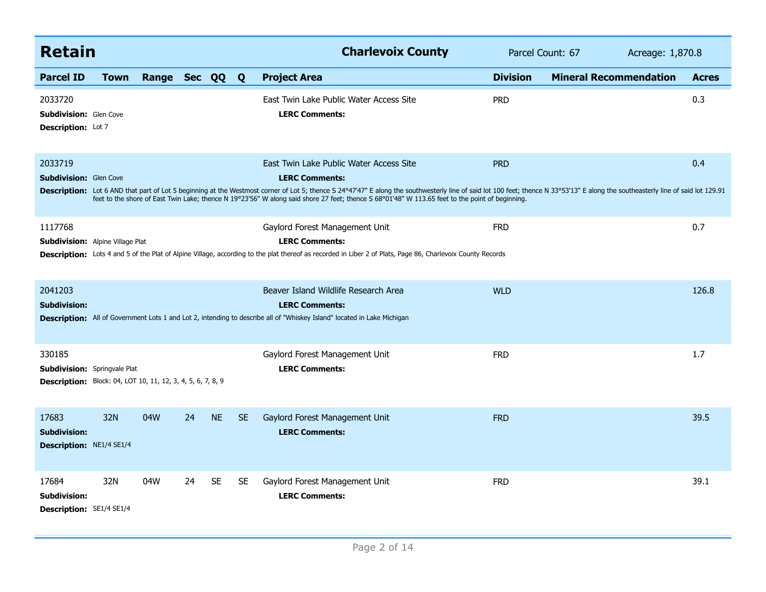## Retain

**Charlevoix County** — Parcel Count: 67 — Acreage: 1,870.8

| Parcel ID | Town | Range | Sec | QQ | Q | Project Area | Division | Mineral Recommendation | Acres |
|---|---|---|---|---|---|---|---|---|---|
| 2033720 | | | | | | East Twin Lake Public Water Access Site | PRD | | 0.3 |
| **Subdivision:** Glen Cove | | | | | | **LERC Comments:** | | | |
| **Description:** Lot 7 | | | | | | | | | |
| 2033719 | | | | | | East Twin Lake Public Water Access Site | PRD | | 0.4 |
| **Subdivision:** Glen Cove | | | | | | **LERC Comments:** | | | |
| **Description:** Lot 6 AND that part of Lot 5 beginning at the Westmost corner of Lot 5; thence S 24°47'47" E along the southwesterly line of said lot 100 feet; thence N 33°53'13" E along the southeasterly line of said lot 129.91 feet to the shore of East Twin Lake; thence N 19°23'56" W along said shore 27 feet; thence S 68°01'48" W 113.65 feet to the point of beginning. | | | | | | | | | |
| 1117768 | | | | | | Gaylord Forest Management Unit | FRD | | 0.7 |
| **Subdivision:** Alpine Village Plat | | | | | | **LERC Comments:** | | | |
| **Description:** Lots 4 and 5 of the Plat of Alpine Village, according to the plat thereof as recorded in Liber 2 of Plats, Page 86, Charlevoix County Records | | | | | | | | | |
| 2041203 | | | | | | Beaver Island Wildlife Research Area | WLD | | 126.8 |
| **Subdivision:** | | | | | | **LERC Comments:** | | | |
| **Description:** All of Government Lots 1 and Lot 2, intending to describe all of "Whiskey Island" located in Lake Michigan | | | | | | | | | |
| 330185 | | | | | | Gaylord Forest Management Unit | FRD | | 1.7 |
| **Subdivision:** Springvale Plat | | | | | | **LERC Comments:** | | | |
| **Description:** Block: 04, LOT 10, 11, 12, 3, 4, 5, 6, 7, 8, 9 | | | | | | | | | |
| 17683 | 32N | 04W | 24 | NE | SE | Gaylord Forest Management Unit | FRD | | 39.5 |
| **Subdivision:** | | | | | | **LERC Comments:** | | | |
| **Description:** NE1/4 SE1/4 | | | | | | | | | |
| 17684 | 32N | 04W | 24 | SE | SE | Gaylord Forest Management Unit | FRD | | 39.1 |
| **Subdivision:** | | | | | | **LERC Comments:** | | | |
| **Description:** SE1/4 SE1/4 | | | | | | | | | |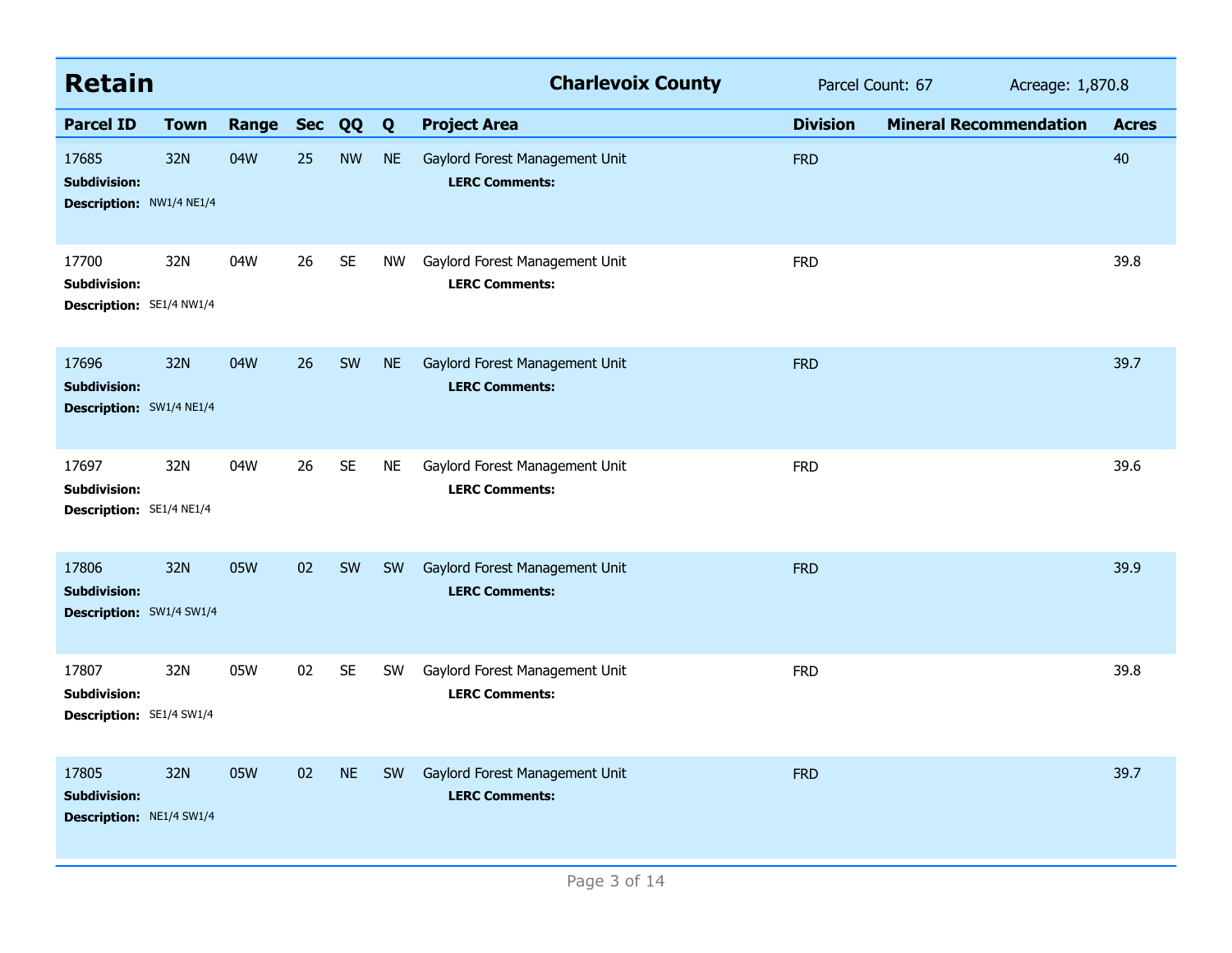## Retain

**Charlevoix County** | Parcel Count: 67 | Acreage: 1,870.8

| Parcel ID | Town | Range | Sec | QQ | Q | Project Area | Division | Mineral Recommendation | Acres |
|---|---|---|---|---|---|---|---|---|---|
| 17685 | 32N | 04W | 25 | NW | NE | Gaylord Forest Management Unit | FRD | | 40 |
| **Subdivision:** | | | | | | **LERC Comments:** | | | |
| **Description:** NW1/4 NE1/4 | | | | | | | | | |
| 17700 | 32N | 04W | 26 | SE | NW | Gaylord Forest Management Unit | FRD | | 39.8 |
| **Subdivision:** | | | | | | **LERC Comments:** | | | |
| **Description:** SE1/4 NW1/4 | | | | | | | | | |
| 17696 | 32N | 04W | 26 | SW | NE | Gaylord Forest Management Unit | FRD | | 39.7 |
| **Subdivision:** | | | | | | **LERC Comments:** | | | |
| **Description:** SW1/4 NE1/4 | | | | | | | | | |
| 17697 | 32N | 04W | 26 | SE | NE | Gaylord Forest Management Unit | FRD | | 39.6 |
| **Subdivision:** | | | | | | **LERC Comments:** | | | |
| **Description:** SE1/4 NE1/4 | | | | | | | | | |
| 17806 | 32N | 05W | 02 | SW | SW | Gaylord Forest Management Unit | FRD | | 39.9 |
| **Subdivision:** | | | | | | **LERC Comments:** | | | |
| **Description:** SW1/4 SW1/4 | | | | | | | | | |
| 17807 | 32N | 05W | 02 | SE | SW | Gaylord Forest Management Unit | FRD | | 39.8 |
| **Subdivision:** | | | | | | **LERC Comments:** | | | |
| **Description:** SE1/4 SW1/4 | | | | | | | | | |
| 17805 | 32N | 05W | 02 | NE | SW | Gaylord Forest Management Unit | FRD | | 39.7 |
| **Subdivision:** | | | | | | **LERC Comments:** | | | |
| **Description:** NE1/4 SW1/4 | | | | | | | | | |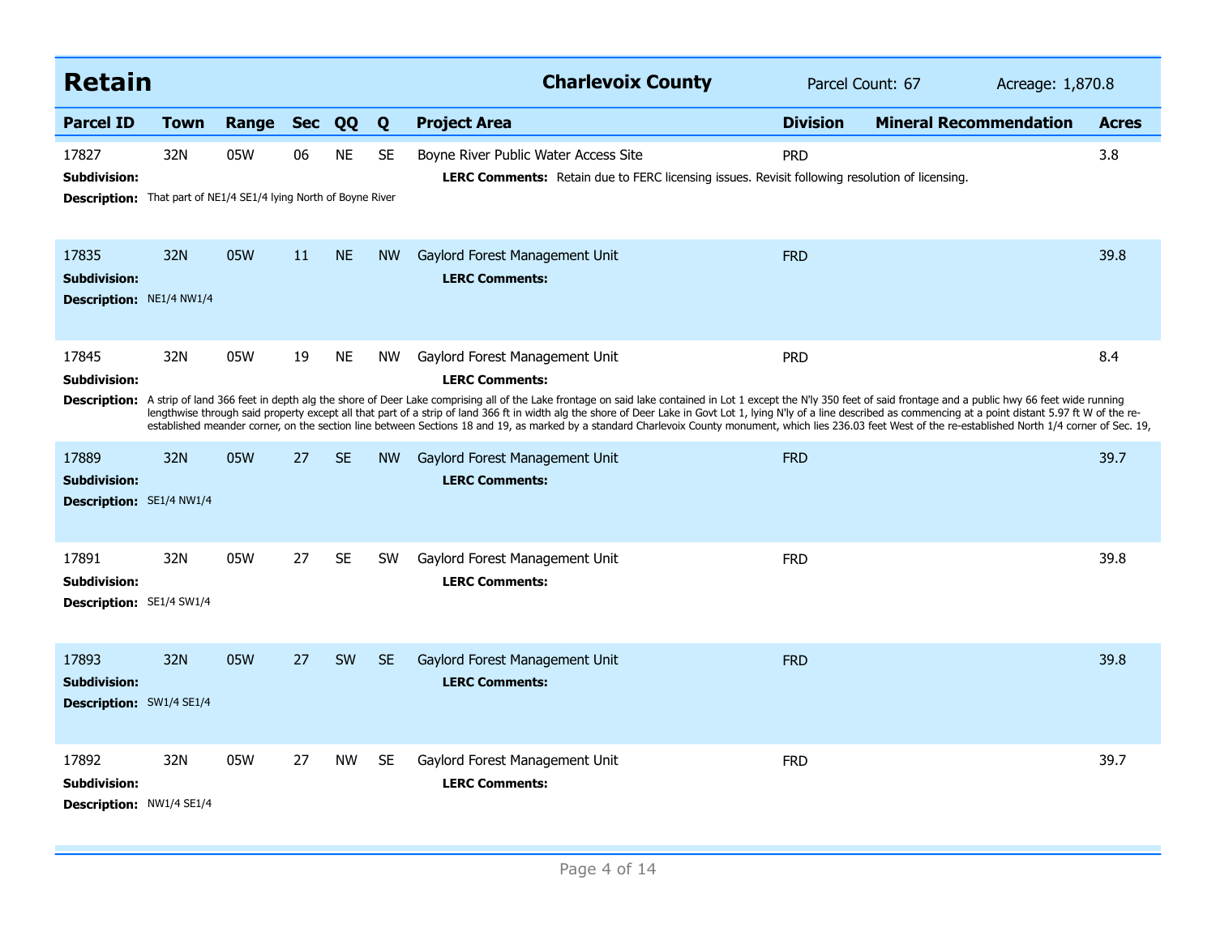## Retain

**Charlevoix County** — Parcel Count: 67 — Acreage: 1,870.8

| Parcel ID | Town | Range | Sec | QQ | Q | Project Area | Division | Mineral Recommendation | Acres |
|---|---|---|---|---|---|---|---|---|---|
| 17827 | 32N | 05W | 06 | NE | SE | Boyne River Public Water Access Site | PRD | | 3.8 |
| 17835 | 32N | 05W | 11 | NE | NW | Gaylord Forest Management Unit | FRD | | 39.8 |
| 17845 | 32N | 05W | 19 | NE | NW | Gaylord Forest Management Unit | PRD | | 8.4 |
| 17889 | 32N | 05W | 27 | SE | NW | Gaylord Forest Management Unit | FRD | | 39.7 |
| 17891 | 32N | 05W | 27 | SE | SW | Gaylord Forest Management Unit | FRD | | 39.8 |
| 17893 | 32N | 05W | 27 | SW | SE | Gaylord Forest Management Unit | FRD | | 39.8 |
| 17892 | 32N | 05W | 27 | NW | SE | Gaylord Forest Management Unit | FRD | | 39.7 |

**17827**
**Subdivision:**
**LERC Comments:** Retain due to FERC licensing issues. Revisit following resolution of licensing.
**Description:** That part of NE1/4 SE1/4 lying North of Boyne River

**17835**
**Subdivision:**
**LERC Comments:**
**Description:** NE1/4 NW1/4

**17845**
**Subdivision:**
**LERC Comments:**
**Description:** A strip of land 366 feet in depth alg the shore of Deer Lake comprising all of the Lake frontage on said lake contained in Lot 1 except the N'ly 350 feet of said frontage and a public hwy 66 feet wide running lengthwise through said property except all that part of a strip of land 366 ft in width alg the shore of Deer Lake in Govt Lot 1, lying N'ly of a line described as commencing at a point distant 5.97 ft W of the re-established meander corner, on the section line between Sections 18 and 19, as marked by a standard Charlevoix County monument, which lies 236.03 feet West of the re-established North 1/4 corner of Sec. 19,

**17889**
**Subdivision:**
**LERC Comments:**
**Description:** SE1/4 NW1/4

**17891**
**Subdivision:**
**LERC Comments:**
**Description:** SE1/4 SW1/4

**17893**
**Subdivision:**
**LERC Comments:**
**Description:** SW1/4 SE1/4

**17892**
**Subdivision:**
**LERC Comments:**
**Description:** NW1/4 SE1/4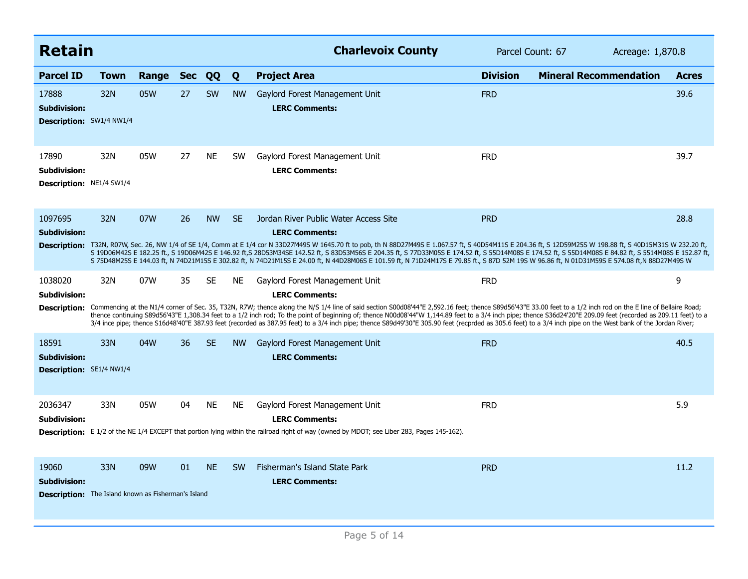## Retain

**Charlevoix County** | Parcel Count: 67 | Acreage: 1,870.8

| Parcel ID | Town | Range | Sec | QQ | Q | Project Area | Division | Mineral Recommendation | Acres |
|---|---|---|---|---|---|---|---|---|---|
| 17888 | 32N | 05W | 27 | SW | NW | Gaylord Forest Management Unit | FRD | | 39.6 |
| 17890 | 32N | 05W | 27 | NE | SW | Gaylord Forest Management Unit | FRD | | 39.7 |
| 1097695 | 32N | 07W | 26 | NW | SE | Jordan River Public Water Access Site | PRD | | 28.8 |
| 1038020 | 32N | 07W | 35 | SE | NE | Gaylord Forest Management Unit | FRD | | 9 |
| 18591 | 33N | 04W | 36 | SE | NW | Gaylord Forest Management Unit | FRD | | 40.5 |
| 2036347 | 33N | 05W | 04 | NE | NE | Gaylord Forest Management Unit | FRD | | 5.9 |
| 19060 | 33N | 09W | 01 | NE | SW | Fisherman's Island State Park | PRD | | 11.2 |

**17888**
**Subdivision:**
**LERC Comments:**
**Description:** SW1/4 NW1/4

**17890**
**Subdivision:**
**LERC Comments:**
**Description:** NE1/4 SW1/4

**1097695**
**Subdivision:**
**LERC Comments:**
**Description:** T32N, R07W, Sec. 26, NW 1/4 of SE 1/4, Comm at E 1/4 cor N 33D27M49S W 1645.70 ft to pob, th N 88D27M49S E 1.067.57 ft, S 40D54M11S E 204.36 ft, S 12D59M25S W 198.88 ft, S 40D15M31S W 232.20 ft, S 19D06M42S E 182.25 ft., S 19D06M42S E 146.92 ft,S 28D53M34SE 142.52 ft, S 83D53M56S E 204.35 ft, S 77D33M05S E 174.52 ft, S 55D14M08S E 174.52 ft, S 55D14M08S E 84.82 ft, S 5514M08S E 152.87 ft, S 75D48M25S E 144.03 ft, N 74D21M15S E 302.82 ft, N 74D21M15S E 24.00 ft, N 44D28M06S E 101.59 ft, N 71D24M17S E 79.85 ft., S 87D 52M 19S W 96.86 ft, N 01D31M59S E 574.08 ft,N 88D27M49S W

**1038020**
**Subdivision:**
**LERC Comments:**
**Description:** Commencing at the N1/4 corner of Sec. 35, T32N, R7W; thence along the N/S 1/4 line of said section S00d08'44"E 2,592.16 feet; thence S89d56'43"E 33.00 feet to a 1/2 inch rod on the E line of Bellaire Road; thence continuing S89d56'43"E 1,308.34 feet to a 1/2 inch rod; To the point of beginning of; thence N00d08'44"W 1,144.89 feet to a 3/4 inch pipe; thence S36d24'20"E 209.09 feet (recorded as 209.11 feet) to a 3/4 ince pipe; thence S16d48'40"E 387.93 feet (recorded as 387.95 feet) to a 3/4 inch pipe; thence S89d49'30"E 305.90 feet (recprded as 305.6 feet) to a 3/4 inch pipe on the West bank of the Jordan River;

**18591**
**Subdivision:**
**LERC Comments:**
**Description:** SE1/4 NW1/4

**2036347**
**Subdivision:**
**LERC Comments:**
**Description:** E 1/2 of the NE 1/4 EXCEPT that portion lying within the railroad right of way (owned by MDOT; see Liber 283, Pages 145-162).

**19060**
**Subdivision:**
**LERC Comments:**
**Description:** The Island known as Fisherman's Island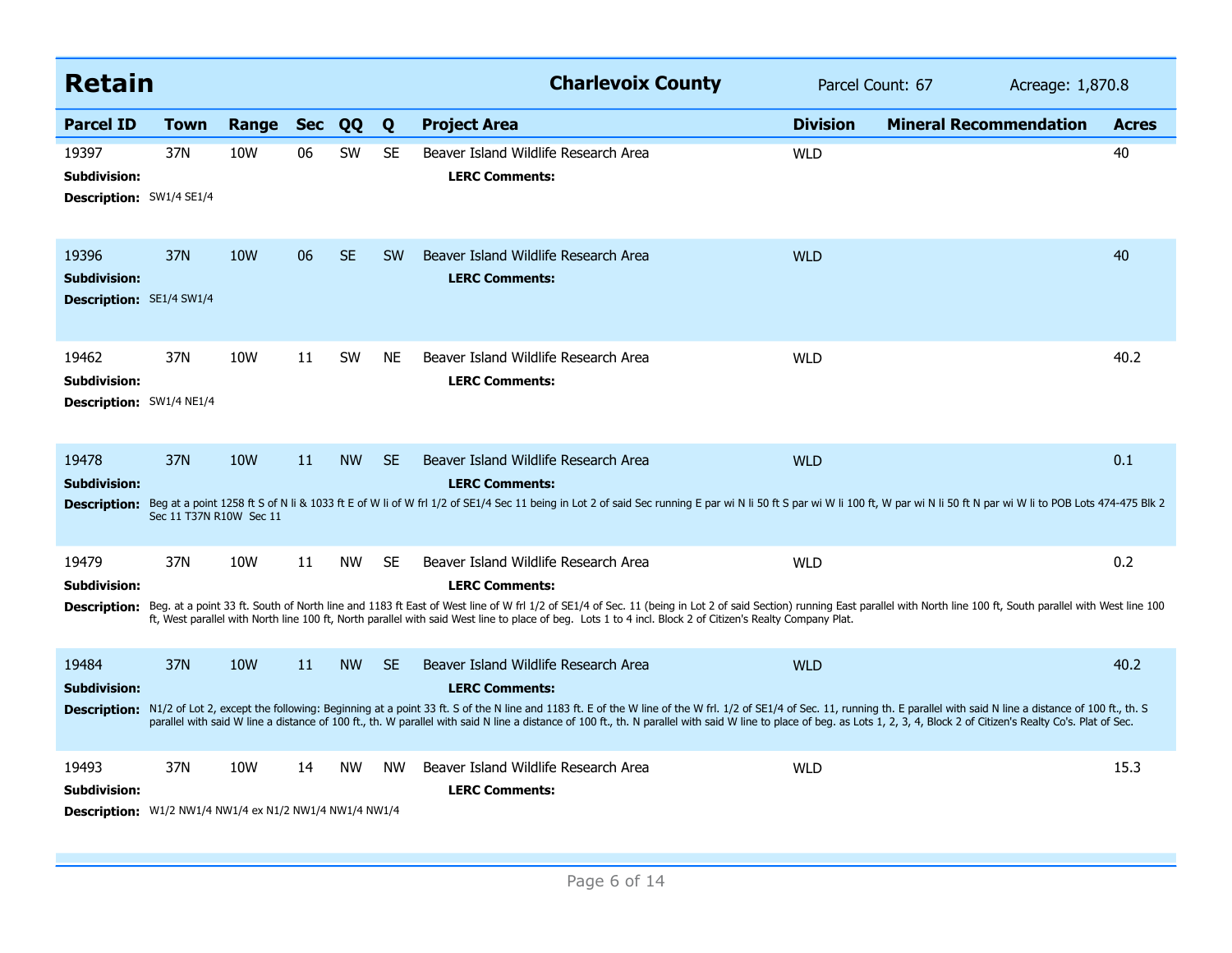## Retain

**Charlevoix County** — Parcel Count: 67 — Acreage: 1,870.8

| Parcel ID | Town | Range | Sec | QQ | Q | Project Area | Division | Mineral Recommendation | Acres |
|---|---|---|---|---|---|---|---|---|---|
| 19397 | 37N | 10W | 06 | SW | SE | Beaver Island Wildlife Research Area | WLD | | 40 |
| **Subdivision:** | | | | | | **LERC Comments:** | | | |
| **Description:** SW1/4 SE1/4 | | | | | | | | | |
| 19396 | 37N | 10W | 06 | SE | SW | Beaver Island Wildlife Research Area | WLD | | 40 |
| **Subdivision:** | | | | | | **LERC Comments:** | | | |
| **Description:** SE1/4 SW1/4 | | | | | | | | | |
| 19462 | 37N | 10W | 11 | SW | NE | Beaver Island Wildlife Research Area | WLD | | 40.2 |
| **Subdivision:** | | | | | | **LERC Comments:** | | | |
| **Description:** SW1/4 NE1/4 | | | | | | | | | |
| 19478 | 37N | 10W | 11 | NW | SE | Beaver Island Wildlife Research Area | WLD | | 0.1 |
| **Subdivision:** | | | | | | **LERC Comments:** | | | |
| **Description:** Beg at a point 1258 ft S of N li & 1033 ft E of W li of W frl 1/2 of SE1/4 Sec 11 being in Lot 2 of said Sec running E par wi N li 50 ft S par wi W li 100 ft, W par wi N li 50 ft N par wi W li to POB Lots 474-475 Blk 2 Sec 11 T37N R10W Sec 11 | | | | | | | | | |
| 19479 | 37N | 10W | 11 | NW | SE | Beaver Island Wildlife Research Area | WLD | | 0.2 |
| **Subdivision:** | | | | | | **LERC Comments:** | | | |
| **Description:** Beg. at a point 33 ft. South of North line and 1183 ft East of West line of W frl 1/2 of SE1/4 of Sec. 11 (being in Lot 2 of said Section) running East parallel with North line 100 ft, South parallel with West line 100 ft, West parallel with North line 100 ft, North parallel with said West line to place of beg. Lots 1 to 4 incl. Block 2 of Citizen's Realty Company Plat. | | | | | | | | | |
| 19484 | 37N | 10W | 11 | NW | SE | Beaver Island Wildlife Research Area | WLD | | 40.2 |
| **Subdivision:** | | | | | | **LERC Comments:** | | | |
| **Description:** N1/2 of Lot 2, except the following: Beginning at a point 33 ft. S of the N line and 1183 ft. E of the W line of the W frl. 1/2 of SE1/4 of Sec. 11, running th. E parallel with said N line a distance of 100 ft., th. S parallel with said W line a distance of 100 ft., th. W parallel with said N line a distance of 100 ft., th. N parallel with said W line to place of beg. as Lots 1, 2, 3, 4, Block 2 of Citizen's Realty Co's. Plat of Sec. | | | | | | | | | |
| 19493 | 37N | 10W | 14 | NW | NW | Beaver Island Wildlife Research Area | WLD | | 15.3 |
| **Subdivision:** | | | | | | **LERC Comments:** | | | |
| **Description:** W1/2 NW1/4 NW1/4 ex N1/2 NW1/4 NW1/4 NW1/4 | | | | | | | | | |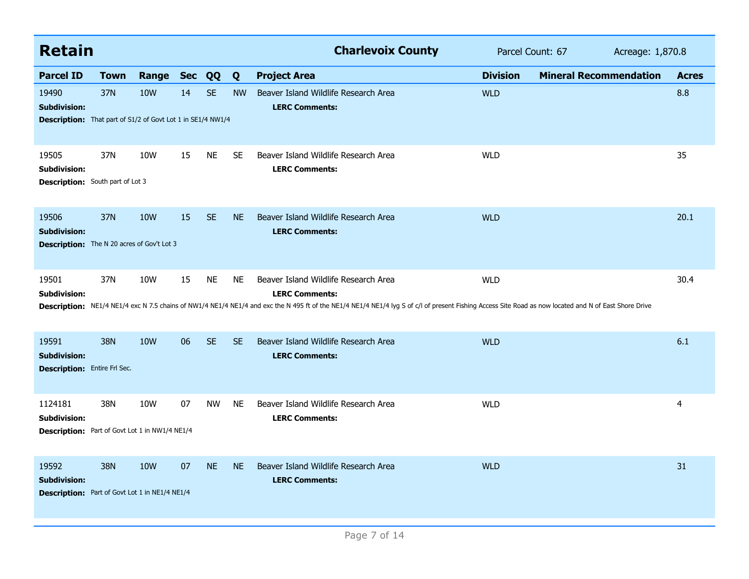## Retain

**Charlevoix County** | Parcel Count: 67 | Acreage: 1,870.8

| Parcel ID | Town | Range | Sec | QQ | Q | Project Area | Division | Mineral Recommendation | Acres |
|---|---|---|---|---|---|---|---|---|---|
| 19490 | 37N | 10W | 14 | SE | NW | Beaver Island Wildlife Research Area | WLD | | 8.8 |
| **Subdivision:** | | | | | | **LERC Comments:** | | | |
| **Description:** That part of S1/2 of Govt Lot 1 in SE1/4 NW1/4 | | | | | | | | | |
| 19505 | 37N | 10W | 15 | NE | SE | Beaver Island Wildlife Research Area | WLD | | 35 |
| **Subdivision:** | | | | | | **LERC Comments:** | | | |
| **Description:** South part of Lot 3 | | | | | | | | | |
| 19506 | 37N | 10W | 15 | SE | NE | Beaver Island Wildlife Research Area | WLD | | 20.1 |
| **Subdivision:** | | | | | | **LERC Comments:** | | | |
| **Description:** The N 20 acres of Gov't Lot 3 | | | | | | | | | |
| 19501 | 37N | 10W | 15 | NE | NE | Beaver Island Wildlife Research Area | WLD | | 30.4 |
| **Subdivision:** | | | | | | **LERC Comments:** | | | |
| **Description:** NE1/4 NE1/4 exc N 7.5 chains of NW1/4 NE1/4 NE1/4 and exc the N 495 ft of the NE1/4 NE1/4 NE1/4 lyg S of c/l of present Fishing Access Site Road as now located and N of East Shore Drive | | | | | | | | | |
| 19591 | 38N | 10W | 06 | SE | SE | Beaver Island Wildlife Research Area | WLD | | 6.1 |
| **Subdivision:** | | | | | | **LERC Comments:** | | | |
| **Description:** Entire Frl Sec. | | | | | | | | | |
| 1124181 | 38N | 10W | 07 | NW | NE | Beaver Island Wildlife Research Area | WLD | | 4 |
| **Subdivision:** | | | | | | **LERC Comments:** | | | |
| **Description:** Part of Govt Lot 1 in NW1/4 NE1/4 | | | | | | | | | |
| 19592 | 38N | 10W | 07 | NE | NE | Beaver Island Wildlife Research Area | WLD | | 31 |
| **Subdivision:** | | | | | | **LERC Comments:** | | | |
| **Description:** Part of Govt Lot 1 in NE1/4 NE1/4 | | | | | | | | | |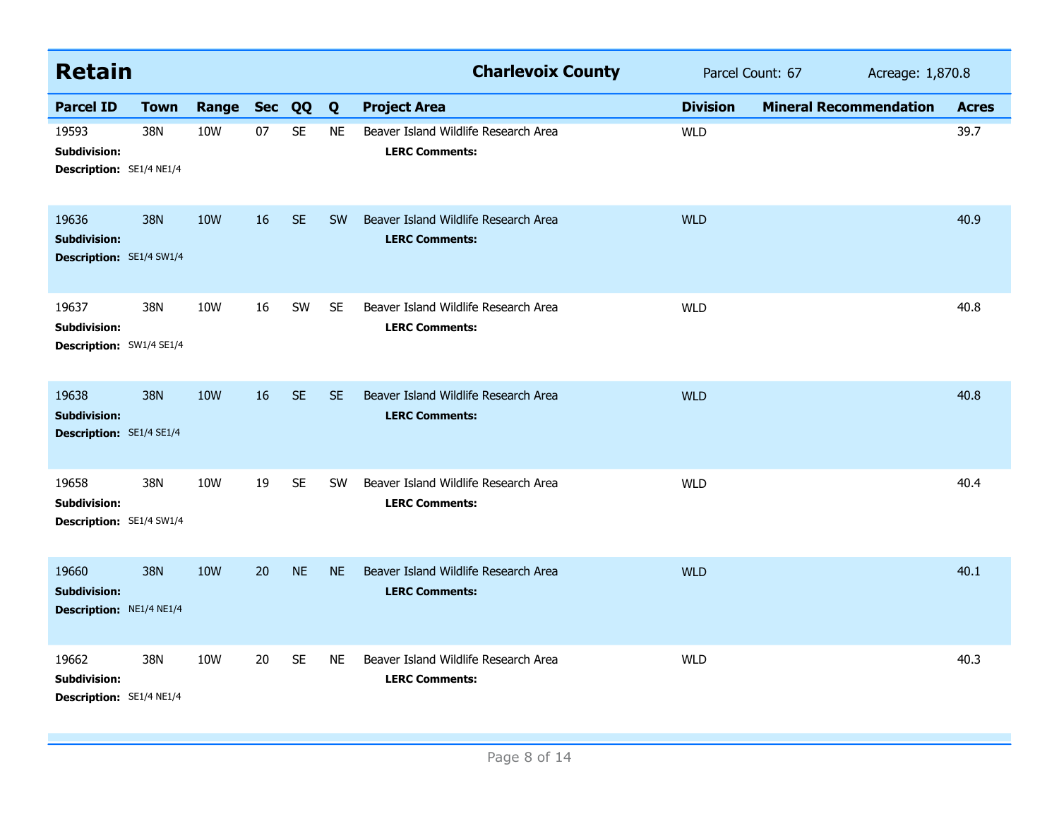## Retain

**Charlevoix County** Parcel Count: 67 Acreage: 1,870.8

| Parcel ID | Town | Range | Sec | QQ | Q | Project Area | Division | Mineral Recommendation | Acres |
|---|---|---|---|---|---|---|---|---|---|
| 19593 | 38N | 10W | 07 | SE | NE | Beaver Island Wildlife Research Area | WLD | | 39.7 |
| **Subdivision:** | | | | | | **LERC Comments:** | | | |
| **Description:** SE1/4 NE1/4 | | | | | | | | | |
| 19636 | 38N | 10W | 16 | SE | SW | Beaver Island Wildlife Research Area | WLD | | 40.9 |
| **Subdivision:** | | | | | | **LERC Comments:** | | | |
| **Description:** SE1/4 SW1/4 | | | | | | | | | |
| 19637 | 38N | 10W | 16 | SW | SE | Beaver Island Wildlife Research Area | WLD | | 40.8 |
| **Subdivision:** | | | | | | **LERC Comments:** | | | |
| **Description:** SW1/4 SE1/4 | | | | | | | | | |
| 19638 | 38N | 10W | 16 | SE | SE | Beaver Island Wildlife Research Area | WLD | | 40.8 |
| **Subdivision:** | | | | | | **LERC Comments:** | | | |
| **Description:** SE1/4 SE1/4 | | | | | | | | | |
| 19658 | 38N | 10W | 19 | SE | SW | Beaver Island Wildlife Research Area | WLD | | 40.4 |
| **Subdivision:** | | | | | | **LERC Comments:** | | | |
| **Description:** SE1/4 SW1/4 | | | | | | | | | |
| 19660 | 38N | 10W | 20 | NE | NE | Beaver Island Wildlife Research Area | WLD | | 40.1 |
| **Subdivision:** | | | | | | **LERC Comments:** | | | |
| **Description:** NE1/4 NE1/4 | | | | | | | | | |
| 19662 | 38N | 10W | 20 | SE | NE | Beaver Island Wildlife Research Area | WLD | | 40.3 |
| **Subdivision:** | | | | | | **LERC Comments:** | | | |
| **Description:** SE1/4 NE1/4 | | | | | | | | | |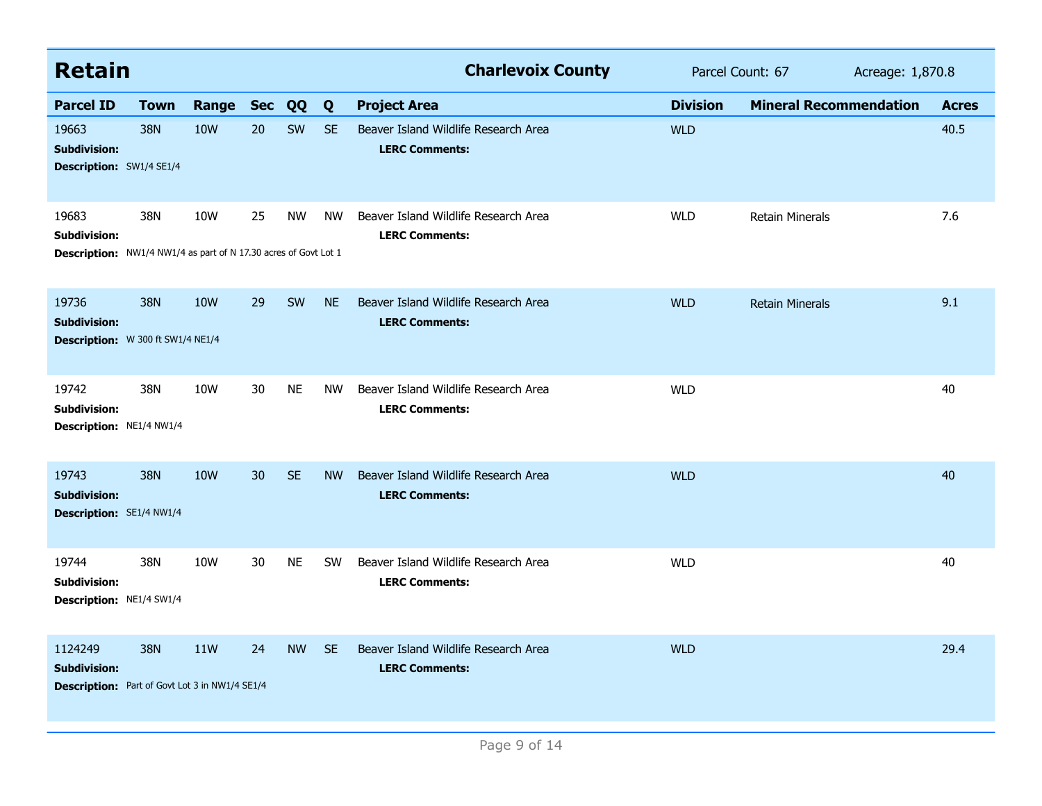## Retain

**Charlevoix County** Parcel Count: 67 Acreage: 1,870.8

| Parcel ID | Town | Range | Sec | QQ | Q | Project Area | Division | Mineral Recommendation | Acres |
|---|---|---|---|---|---|---|---|---|---|
| 19663 | 38N | 10W | 20 | SW | SE | Beaver Island Wildlife Research Area | WLD | | 40.5 |
| **Subdivision:** | | | | | | **LERC Comments:** | | | |
| **Description:** SW1/4 SE1/4 | | | | | | | | | |
| 19683 | 38N | 10W | 25 | NW | NW | Beaver Island Wildlife Research Area | WLD | Retain Minerals | 7.6 |
| **Subdivision:** | | | | | | **LERC Comments:** | | | |
| **Description:** NW1/4 NW1/4 as part of N 17.30 acres of Govt Lot 1 | | | | | | | | | |
| 19736 | 38N | 10W | 29 | SW | NE | Beaver Island Wildlife Research Area | WLD | Retain Minerals | 9.1 |
| **Subdivision:** | | | | | | **LERC Comments:** | | | |
| **Description:** W 300 ft SW1/4 NE1/4 | | | | | | | | | |
| 19742 | 38N | 10W | 30 | NE | NW | Beaver Island Wildlife Research Area | WLD | | 40 |
| **Subdivision:** | | | | | | **LERC Comments:** | | | |
| **Description:** NE1/4 NW1/4 | | | | | | | | | |
| 19743 | 38N | 10W | 30 | SE | NW | Beaver Island Wildlife Research Area | WLD | | 40 |
| **Subdivision:** | | | | | | **LERC Comments:** | | | |
| **Description:** SE1/4 NW1/4 | | | | | | | | | |
| 19744 | 38N | 10W | 30 | NE | SW | Beaver Island Wildlife Research Area | WLD | | 40 |
| **Subdivision:** | | | | | | **LERC Comments:** | | | |
| **Description:** NE1/4 SW1/4 | | | | | | | | | |
| 1124249 | 38N | 11W | 24 | NW | SE | Beaver Island Wildlife Research Area | WLD | | 29.4 |
| **Subdivision:** | | | | | | **LERC Comments:** | | | |
| **Description:** Part of Govt Lot 3 in NW1/4 SE1/4 | | | | | | | | | |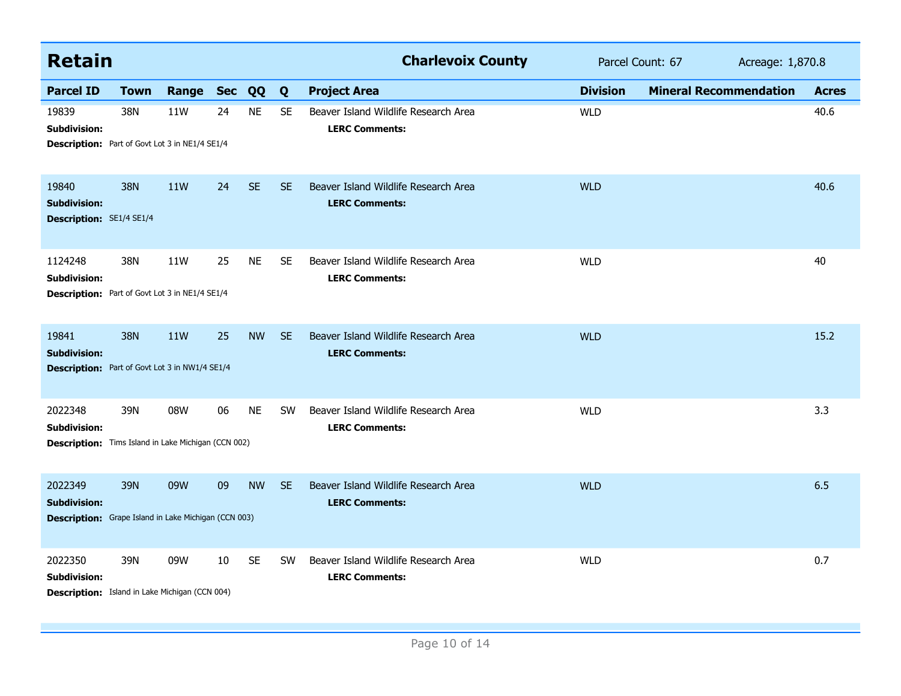## Retain

**Charlevoix County** | Parcel Count: 67 | Acreage: 1,870.8

| Parcel ID | Town | Range | Sec | QQ | Q | Project Area | Division | Mineral Recommendation | Acres |
|---|---|---|---|---|---|---|---|---|---|
| 19839 | 38N | 11W | 24 | NE | SE | Beaver Island Wildlife Research Area | WLD | | 40.6 |
| **Subdivision:** | | | | | | **LERC Comments:** | | | |
| **Description:** Part of Govt Lot 3 in NE1/4 SE1/4 | | | | | | | | | |
| 19840 | 38N | 11W | 24 | SE | SE | Beaver Island Wildlife Research Area | WLD | | 40.6 |
| **Subdivision:** | | | | | | **LERC Comments:** | | | |
| **Description:** SE1/4 SE1/4 | | | | | | | | | |
| 1124248 | 38N | 11W | 25 | NE | SE | Beaver Island Wildlife Research Area | WLD | | 40 |
| **Subdivision:** | | | | | | **LERC Comments:** | | | |
| **Description:** Part of Govt Lot 3 in NE1/4 SE1/4 | | | | | | | | | |
| 19841 | 38N | 11W | 25 | NW | SE | Beaver Island Wildlife Research Area | WLD | | 15.2 |
| **Subdivision:** | | | | | | **LERC Comments:** | | | |
| **Description:** Part of Govt Lot 3 in NW1/4 SE1/4 | | | | | | | | | |
| 2022348 | 39N | 08W | 06 | NE | SW | Beaver Island Wildlife Research Area | WLD | | 3.3 |
| **Subdivision:** | | | | | | **LERC Comments:** | | | |
| **Description:** Tims Island in Lake Michigan (CCN 002) | | | | | | | | | |
| 2022349 | 39N | 09W | 09 | NW | SE | Beaver Island Wildlife Research Area | WLD | | 6.5 |
| **Subdivision:** | | | | | | **LERC Comments:** | | | |
| **Description:** Grape Island in Lake Michigan (CCN 003) | | | | | | | | | |
| 2022350 | 39N | 09W | 10 | SE | SW | Beaver Island Wildlife Research Area | WLD | | 0.7 |
| **Subdivision:** | | | | | | **LERC Comments:** | | | |
| **Description:** Island in Lake Michigan (CCN 004) | | | | | | | | | |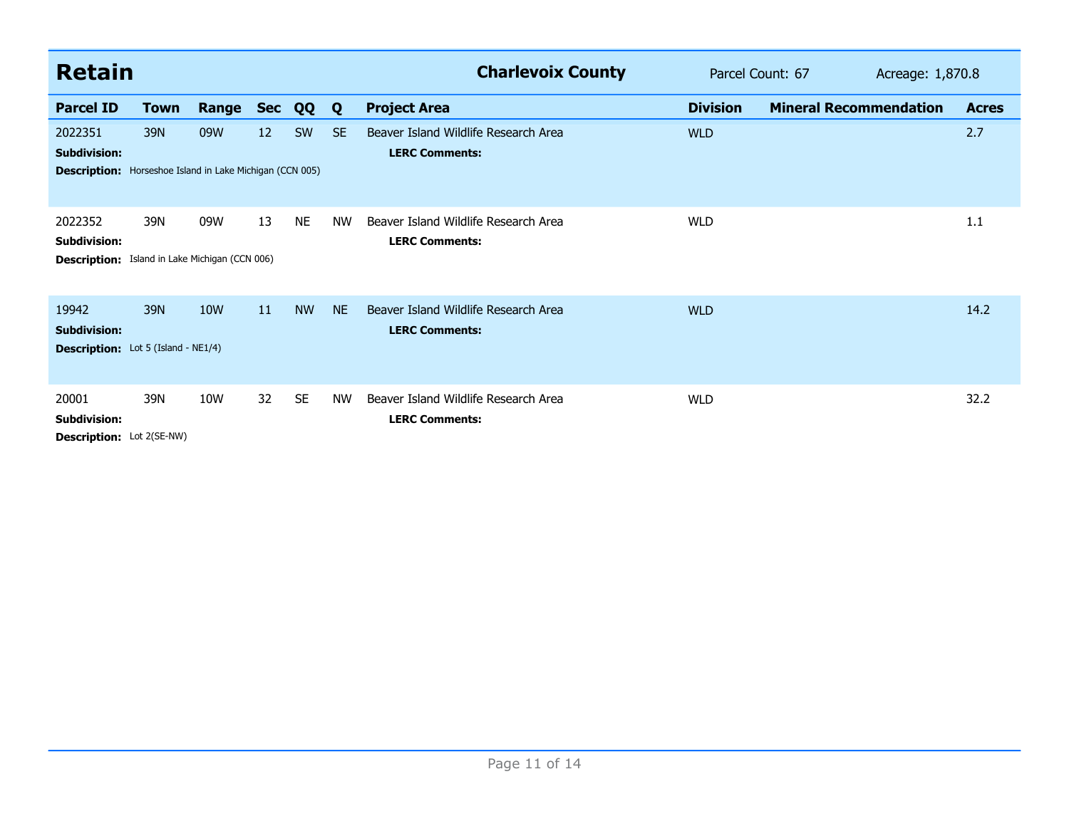## Retain

**Charlevoix County** Parcel Count: 67 Acreage: 1,870.8

| Parcel ID | Town | Range | Sec | QQ | Q | Project Area | Division | Mineral Recommendation | Acres |
|---|---|---|---|---|---|---|---|---|---|
| 2022351 | 39N | 09W | 12 | SW | SE | Beaver Island Wildlife Research Area | WLD | | 2.7 |
| **Subdivision:** | | | | | | **LERC Comments:** | | | |
| **Description:** Horseshoe Island in Lake Michigan (CCN 005) | | | | | | | | | |
| 2022352 | 39N | 09W | 13 | NE | NW | Beaver Island Wildlife Research Area | WLD | | 1.1 |
| **Subdivision:** | | | | | | **LERC Comments:** | | | |
| **Description:** Island in Lake Michigan (CCN 006) | | | | | | | | | |
| 19942 | 39N | 10W | 11 | NW | NE | Beaver Island Wildlife Research Area | WLD | | 14.2 |
| **Subdivision:** | | | | | | **LERC Comments:** | | | |
| **Description:** Lot 5 (Island - NE1/4) | | | | | | | | | |
| 20001 | 39N | 10W | 32 | SE | NW | Beaver Island Wildlife Research Area | WLD | | 32.2 |
| **Subdivision:** | | | | | | **LERC Comments:** | | | |
| **Description:** Lot 2(SE-NW) | | | | | | | | | |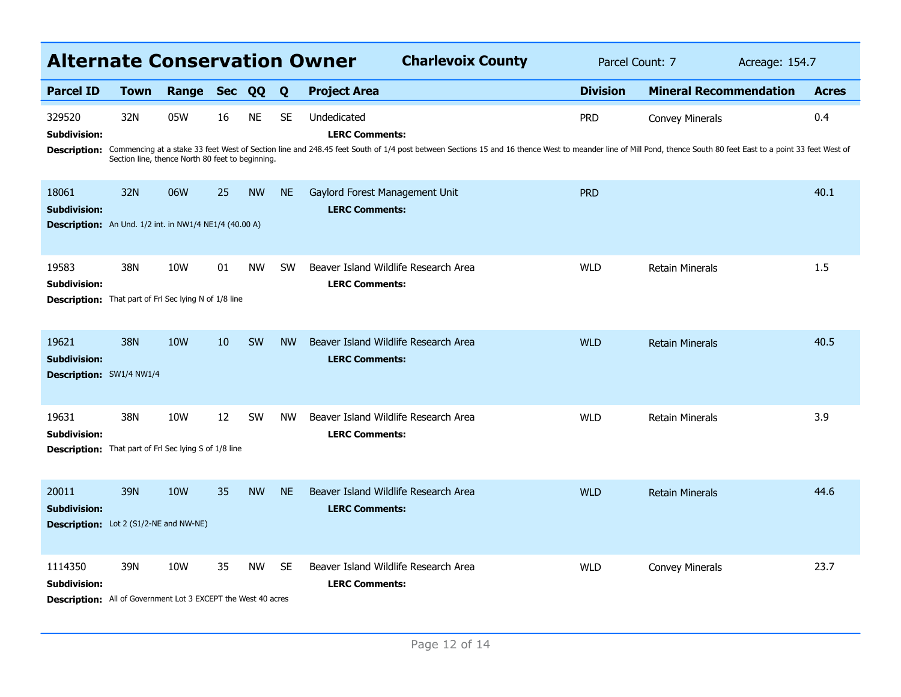## Alternate Conservation Owner

**Charlevoix County** — Parcel Count: 7 — Acreage: 154.7

| Parcel ID | Town | Range | Sec | QQ | Q | Project Area | Division | Mineral Recommendation | Acres |
|---|---|---|---|---|---|---|---|---|---|
| 329520 | 32N | 05W | 16 | NE | SE | Undedicated | PRD | Convey Minerals | 0.4 |
| 18061 | 32N | 06W | 25 | NW | NE | Gaylord Forest Management Unit | PRD | | 40.1 |
| 19583 | 38N | 10W | 01 | NW | SW | Beaver Island Wildlife Research Area | WLD | Retain Minerals | 1.5 |
| 19621 | 38N | 10W | 10 | SW | NW | Beaver Island Wildlife Research Area | WLD | Retain Minerals | 40.5 |
| 19631 | 38N | 10W | 12 | SW | NW | Beaver Island Wildlife Research Area | WLD | Retain Minerals | 3.9 |
| 20011 | 39N | 10W | 35 | NW | NE | Beaver Island Wildlife Research Area | WLD | Retain Minerals | 44.6 |
| 1114350 | 39N | 10W | 35 | NW | SE | Beaver Island Wildlife Research Area | WLD | Convey Minerals | 23.7 |

**Parcel 329520**
**Subdivision:**
**LERC Comments:**
**Description:** Commencing at a stake 33 feet West of Section line and 248.45 feet South of 1/4 post between Sections 15 and 16 thence West to meander line of Mill Pond, thence South 80 feet East to a point 33 feet West of Section line, thence North 80 feet to beginning.

**Parcel 18061**
**Subdivision:**
**LERC Comments:**
**Description:** An Und. 1/2 int. in NW1/4 NE1/4 (40.00 A)

**Parcel 19583**
**Subdivision:**
**LERC Comments:**
**Description:** That part of Frl Sec lying N of 1/8 line

**Parcel 19621**
**Subdivision:**
**LERC Comments:**
**Description:** SW1/4 NW1/4

**Parcel 19631**
**Subdivision:**
**LERC Comments:**
**Description:** That part of Frl Sec lying S of 1/8 line

**Parcel 20011**
**Subdivision:**
**LERC Comments:**
**Description:** Lot 2 (S1/2-NE and NW-NE)

**Parcel 1114350**
**Subdivision:**
**LERC Comments:**
**Description:** All of Government Lot 3 EXCEPT the West 40 acres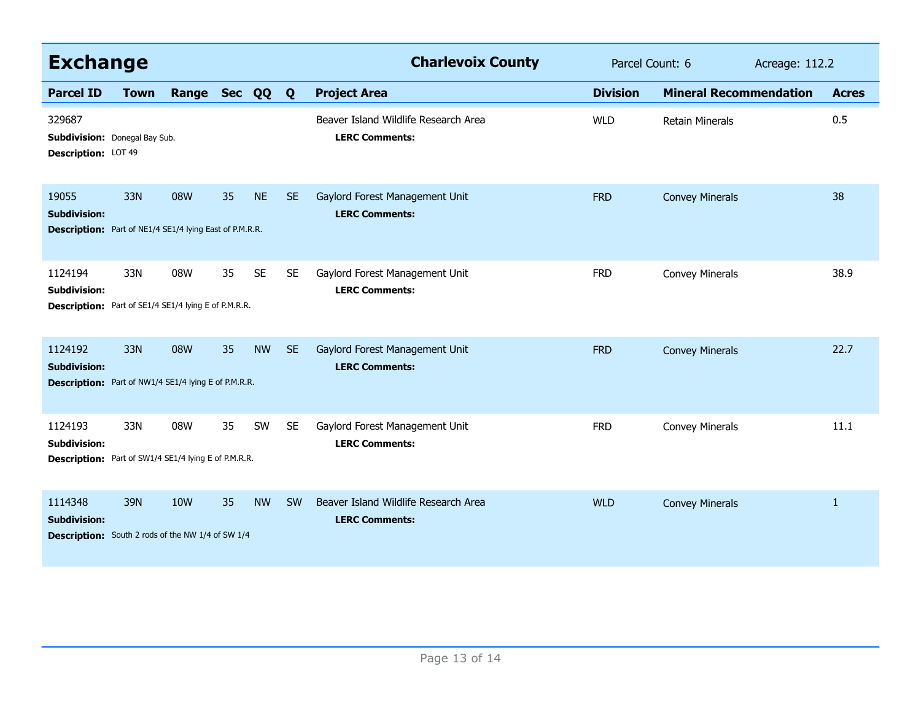## Exchange

**Charlevoix County** Parcel Count: 6 Acreage: 112.2

| Parcel ID | Town | Range | Sec | QQ | Q | Project Area | Division | Mineral Recommendation | Acres |
|---|---|---|---|---|---|---|---|---|---|
| 329687 | | | | | | Beaver Island Wildlife Research Area | WLD | Retain Minerals | 0.5 |
| **Subdivision:** Donegal Bay Sub. | | | | | | **LERC Comments:** | | | |
| **Description:** LOT 49 | | | | | | | | | |
| 19055 | 33N | 08W | 35 | NE | SE | Gaylord Forest Management Unit | FRD | Convey Minerals | 38 |
| **Subdivision:** | | | | | | **LERC Comments:** | | | |
| **Description:** Part of NE1/4 SE1/4 lying East of P.M.R.R. | | | | | | | | | |
| 1124194 | 33N | 08W | 35 | SE | SE | Gaylord Forest Management Unit | FRD | Convey Minerals | 38.9 |
| **Subdivision:** | | | | | | **LERC Comments:** | | | |
| **Description:** Part of SE1/4 SE1/4 lying E of P.M.R.R. | | | | | | | | | |
| 1124192 | 33N | 08W | 35 | NW | SE | Gaylord Forest Management Unit | FRD | Convey Minerals | 22.7 |
| **Subdivision:** | | | | | | **LERC Comments:** | | | |
| **Description:** Part of NW1/4 SE1/4 lying E of P.M.R.R. | | | | | | | | | |
| 1124193 | 33N | 08W | 35 | SW | SE | Gaylord Forest Management Unit | FRD | Convey Minerals | 11.1 |
| **Subdivision:** | | | | | | **LERC Comments:** | | | |
| **Description:** Part of SW1/4 SE1/4 lying E of P.M.R.R. | | | | | | | | | |
| 1114348 | 39N | 10W | 35 | NW | SW | Beaver Island Wildlife Research Area | WLD | Convey Minerals | 1 |
| **Subdivision:** | | | | | | **LERC Comments:** | | | |
| **Description:** South 2 rods of the NW 1/4 of SW 1/4 | | | | | | | | | |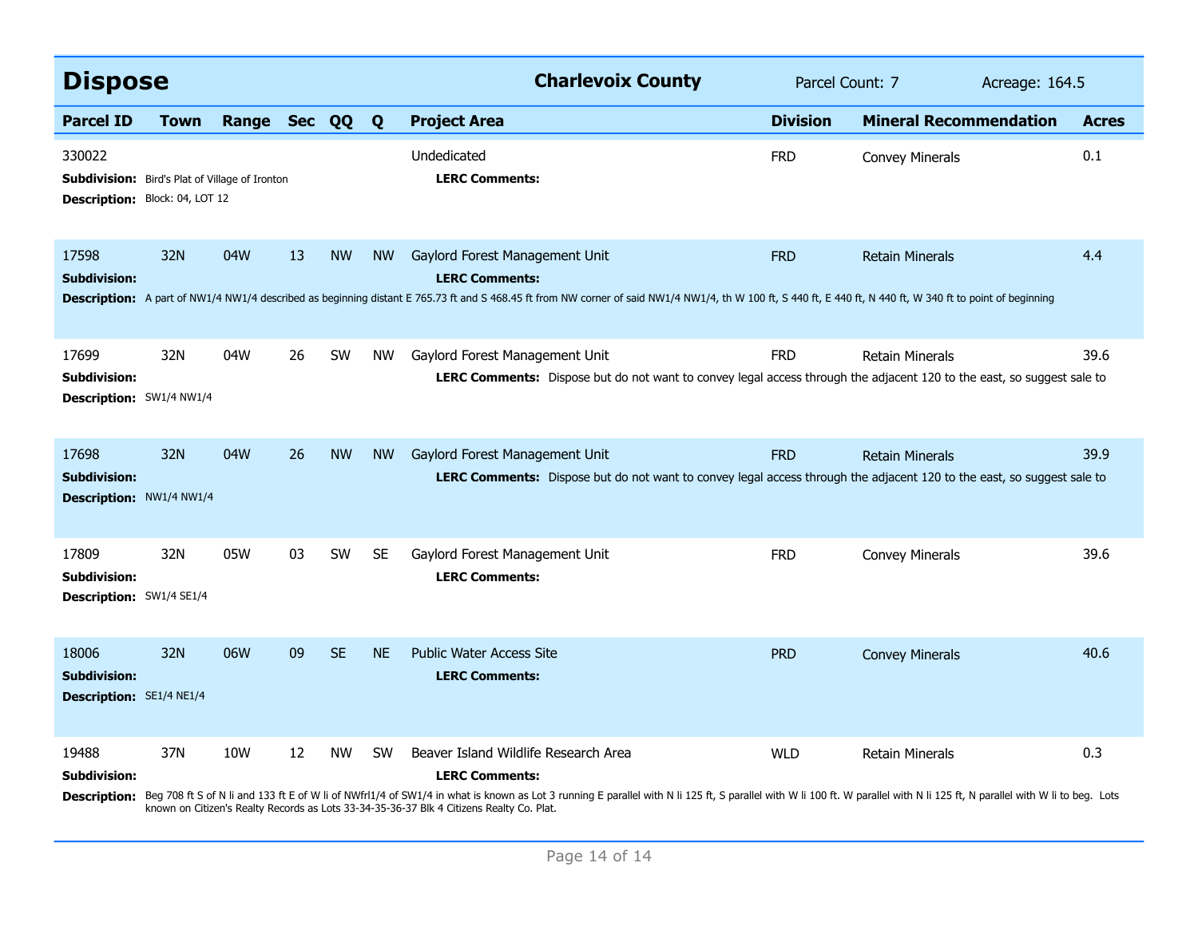## Dispose

**Charlevoix County** — Parcel Count: 7 — Acreage: 164.5

| Parcel ID | Town | Range | Sec | QQ | Q | Project Area | Division | Mineral Recommendation | Acres |
|---|---|---|---|---|---|---|---|---|---|
| 330022 | | | | | | Undedicated | FRD | Convey Minerals | 0.1 |
| 17598 | 32N | 04W | 13 | NW | NW | Gaylord Forest Management Unit | FRD | Retain Minerals | 4.4 |
| 17699 | 32N | 04W | 26 | SW | NW | Gaylord Forest Management Unit | FRD | Retain Minerals | 39.6 |
| 17698 | 32N | 04W | 26 | NW | NW | Gaylord Forest Management Unit | FRD | Retain Minerals | 39.9 |
| 17809 | 32N | 05W | 03 | SW | SE | Gaylord Forest Management Unit | FRD | Convey Minerals | 39.6 |
| 18006 | 32N | 06W | 09 | SE | NE | Public Water Access Site | PRD | Convey Minerals | 40.6 |
| 19488 | 37N | 10W | 12 | NW | SW | Beaver Island Wildlife Research Area | WLD | Retain Minerals | 0.3 |

**330022**
**Subdivision:** Bird's Plat of Village of Ironton
**Description:** Block: 04, LOT 12
**LERC Comments:**

**17598**
**Subdivision:**
**Description:** A part of NW1/4 NW1/4 described as beginning distant E 765.73 ft and S 468.45 ft from NW corner of said NW1/4 NW1/4, th W 100 ft, S 440 ft, E 440 ft, N 440 ft, W 340 ft to point of beginning
**LERC Comments:**

**17699**
**Subdivision:**
**Description:** SW1/4 NW1/4
**LERC Comments:** Dispose but do not want to convey legal access through the adjacent 120 to the east, so suggest sale to

**17698**
**Subdivision:**
**Description:** NW1/4 NW1/4
**LERC Comments:** Dispose but do not want to convey legal access through the adjacent 120 to the east, so suggest sale to

**17809**
**Subdivision:**
**Description:** SW1/4 SE1/4
**LERC Comments:**

**18006**
**Subdivision:**
**Description:** SE1/4 NE1/4
**LERC Comments:**

**19488**
**Subdivision:**
**Description:** Beg 708 ft S of N li and 133 ft E of W li of NWfrl1/4 of SW1/4 in what is known as Lot 3 running E parallel with N li 125 ft, S parallel with W li 100 ft. W parallel with N li 125 ft, N parallel with W li to beg. Lots known on Citizen's Realty Records as Lots 33-34-35-36-37 Blk 4 Citizens Realty Co. Plat.
**LERC Comments:**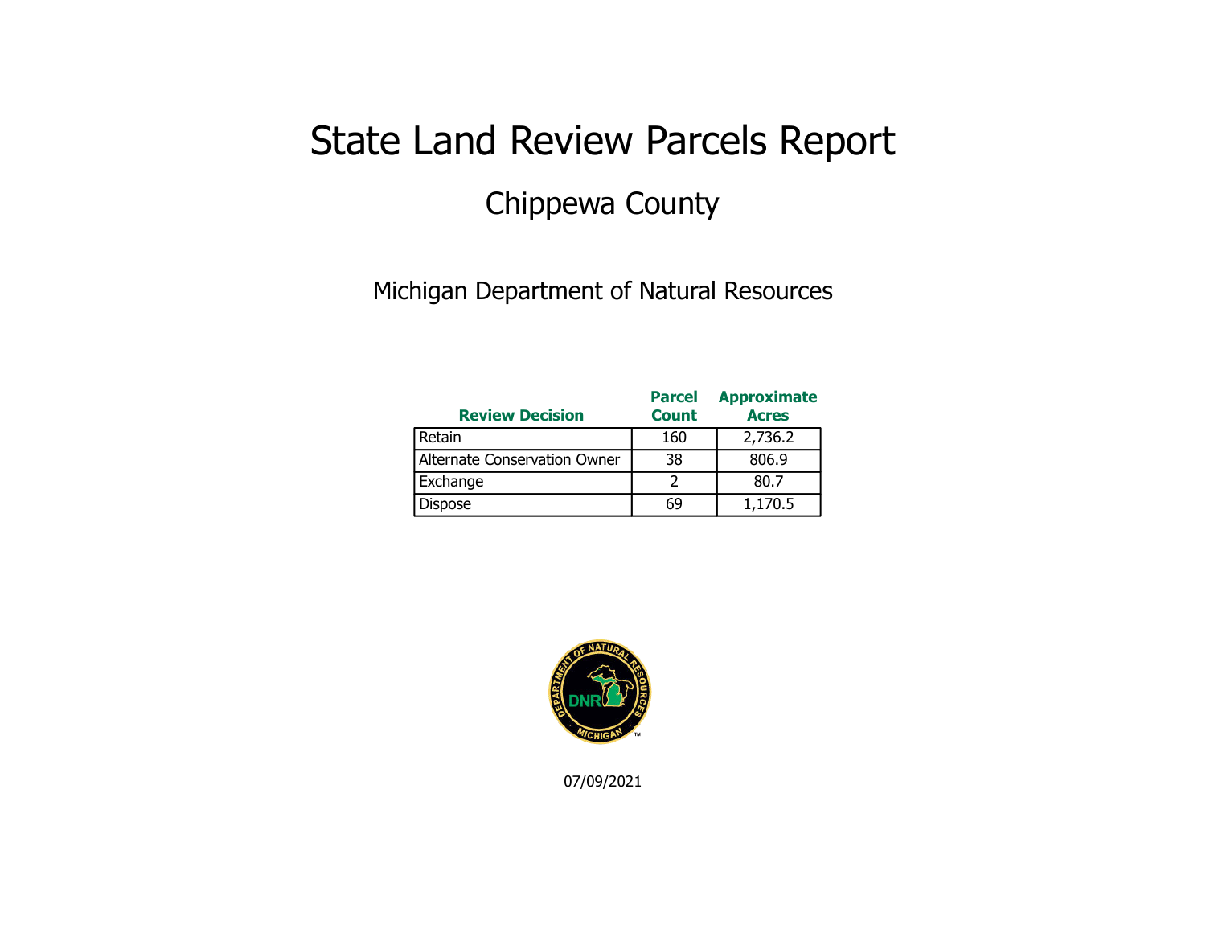# State Land Review Parcels Report

## Chippewa County

Michigan Department of Natural Resources

| Review Decision | Parcel Count | Approximate Acres |
|---|---|---|
| Retain | 160 | 2,736.2 |
| Alternate Conservation Owner | 38 | 806.9 |
| Exchange | 2 | 80.7 |
| Dispose | 69 | 1,170.5 |

07/09/2021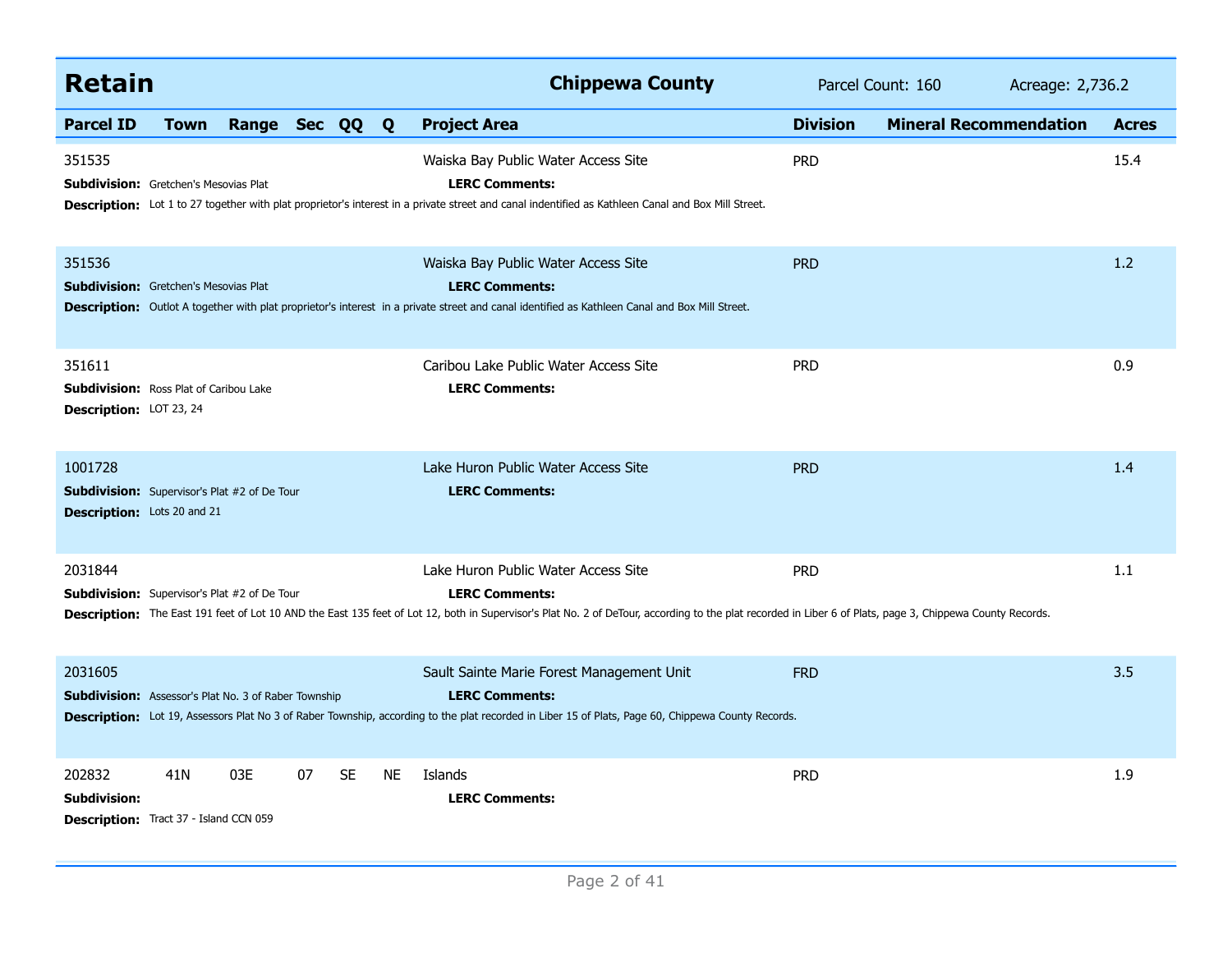## Retain — Chippewa County

Parcel Count: 160 Acreage: 2,736.2

| Parcel ID | Town | Range | Sec | QQ | Q | Project Area | Division | Mineral Recommendation | Acres |
|---|---|---|---|---|---|---|---|---|---|
| 351535 | | | | | | Waiska Bay Public Water Access Site | PRD | | 15.4 |
| 351536 | | | | | | Waiska Bay Public Water Access Site | PRD | | 1.2 |
| 351611 | | | | | | Caribou Lake Public Water Access Site | PRD | | 0.9 |
| 1001728 | | | | | | Lake Huron Public Water Access Site | PRD | | 1.4 |
| 2031844 | | | | | | Lake Huron Public Water Access Site | PRD | | 1.1 |
| 2031605 | | | | | | Sault Sainte Marie Forest Management Unit | FRD | | 3.5 |
| 202832 | 41N | 03E | 07 | SE | NE | Islands | PRD | | 1.9 |

**351535**
**Subdivision:** Gretchen's Mesovias Plat
**LERC Comments:**
**Description:** Lot 1 to 27 together with plat proprietor's interest in a private street and canal indentified as Kathleen Canal and Box Mill Street.

**351536**
**Subdivision:** Gretchen's Mesovias Plat
**LERC Comments:**
**Description:** Outlot A together with plat proprietor's interest in a private street and canal identified as Kathleen Canal and Box Mill Street.

**351611**
**Subdivision:** Ross Plat of Caribou Lake
**LERC Comments:**
**Description:** LOT 23, 24

**1001728**
**Subdivision:** Supervisor's Plat #2 of De Tour
**LERC Comments:**
**Description:** Lots 20 and 21

**2031844**
**Subdivision:** Supervisor's Plat #2 of De Tour
**LERC Comments:**
**Description:** The East 191 feet of Lot 10 AND the East 135 feet of Lot 12, both in Supervisor's Plat No. 2 of DeTour, according to the plat recorded in Liber 6 of Plats, page 3, Chippewa County Records.

**2031605**
**Subdivision:** Assessor's Plat No. 3 of Raber Township
**LERC Comments:**
**Description:** Lot 19, Assessors Plat No 3 of Raber Township, according to the plat recorded in Liber 15 of Plats, Page 60, Chippewa County Records.

**202832**
**Subdivision:**
**LERC Comments:**
**Description:** Tract 37 - Island CCN 059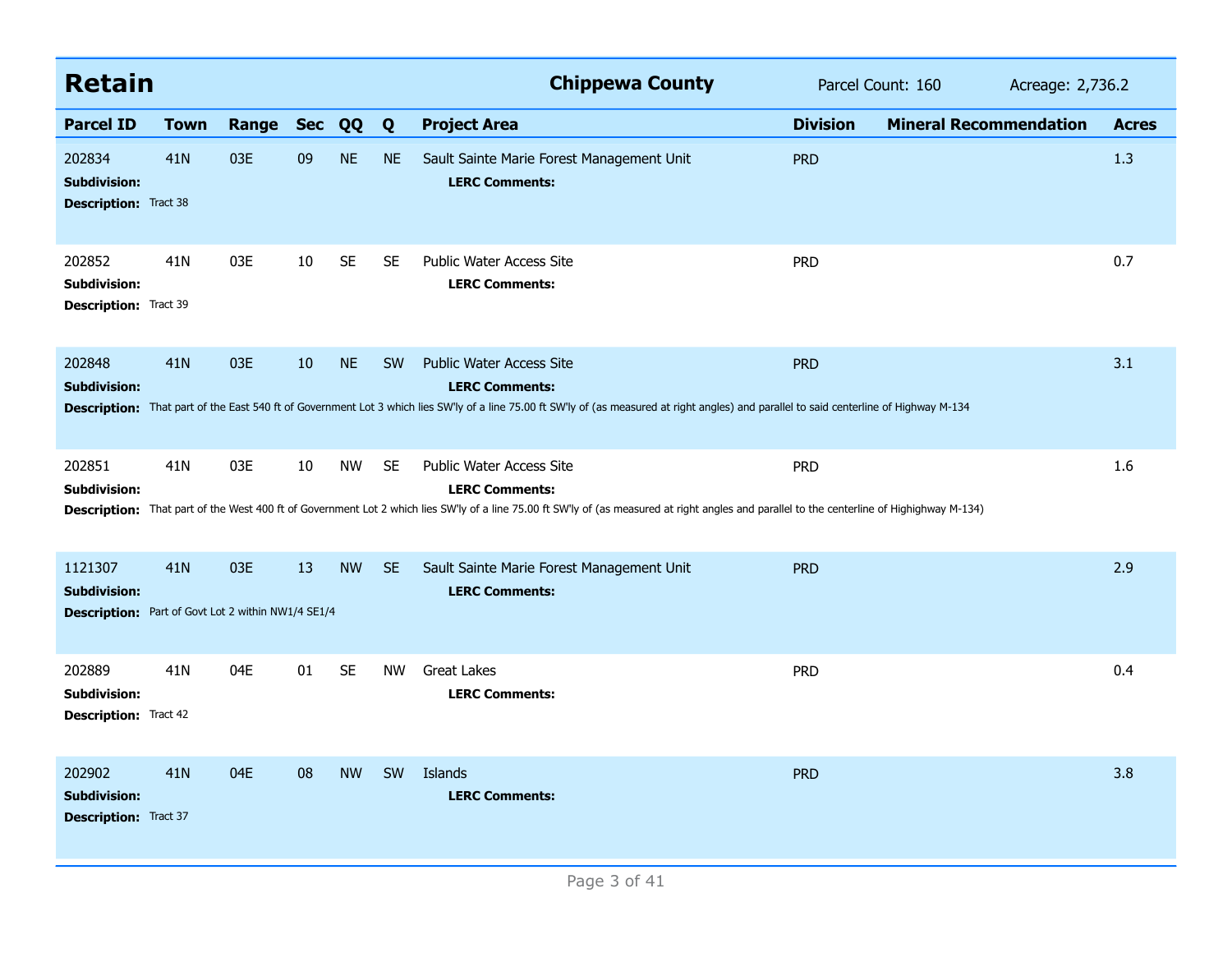## Retain

**Chippewa County** — Parcel Count: 160 — Acreage: 2,736.2

| Parcel ID | Town | Range | Sec | QQ | Q | Project Area | Division | Mineral Recommendation | Acres |
|---|---|---|---|---|---|---|---|---|---|
| 202834 | 41N | 03E | 09 | NE | NE | Sault Sainte Marie Forest Management Unit | PRD | | 1.3 |
| **Subdivision:** | | | | | | **LERC Comments:** | | | |
| **Description:** Tract 38 | | | | | | | | | |
| 202852 | 41N | 03E | 10 | SE | SE | Public Water Access Site | PRD | | 0.7 |
| **Subdivision:** | | | | | | **LERC Comments:** | | | |
| **Description:** Tract 39 | | | | | | | | | |
| 202848 | 41N | 03E | 10 | NE | SW | Public Water Access Site | PRD | | 3.1 |
| **Subdivision:** | | | | | | **LERC Comments:** | | | |
| **Description:** That part of the East 540 ft of Government Lot 3 which lies SW'ly of a line 75.00 ft SW'ly of (as measured at right angles) and parallel to said centerline of Highway M-134 | | | | | | | | | |
| 202851 | 41N | 03E | 10 | NW | SE | Public Water Access Site | PRD | | 1.6 |
| **Subdivision:** | | | | | | **LERC Comments:** | | | |
| **Description:** That part of the West 400 ft of Government Lot 2 which lies SW'ly of a line 75.00 ft SW'ly of (as measured at right angles and parallel to the centerline of Highighway M-134) | | | | | | | | | |
| 1121307 | 41N | 03E | 13 | NW | SE | Sault Sainte Marie Forest Management Unit | PRD | | 2.9 |
| **Subdivision:** | | | | | | **LERC Comments:** | | | |
| **Description:** Part of Govt Lot 2 within NW1/4 SE1/4 | | | | | | | | | |
| 202889 | 41N | 04E | 01 | SE | NW | Great Lakes | PRD | | 0.4 |
| **Subdivision:** | | | | | | **LERC Comments:** | | | |
| **Description:** Tract 42 | | | | | | | | | |
| 202902 | 41N | 04E | 08 | NW | SW | Islands | PRD | | 3.8 |
| **Subdivision:** | | | | | | **LERC Comments:** | | | |
| **Description:** Tract 37 | | | | | | | | | |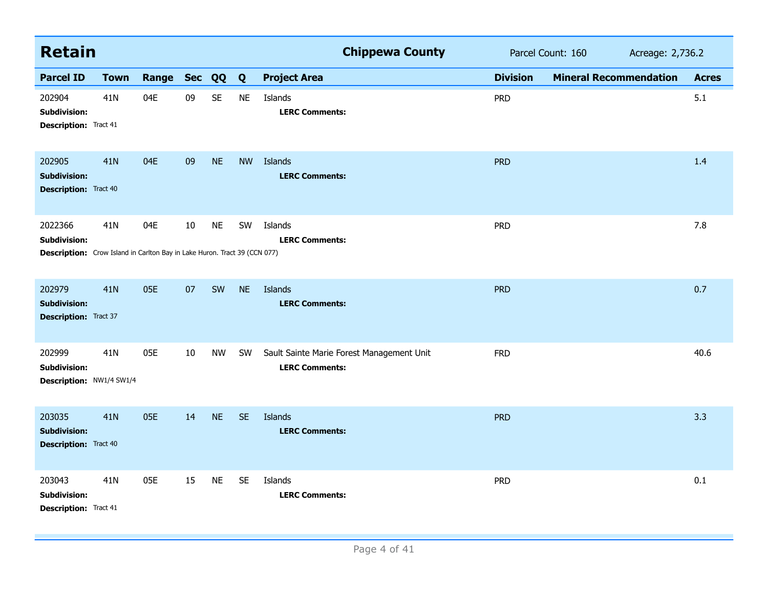## Retain

**Chippewa County** — Parcel Count: 160 — Acreage: 2,736.2

| Parcel ID | Town | Range | Sec | QQ | Q | Project Area | Division | Mineral Recommendation | Acres |
|---|---|---|---|---|---|---|---|---|---|
| 202904 | 41N | 04E | 09 | SE | NE | Islands | PRD | | 5.1 |
| **Subdivision:** | | | | | | **LERC Comments:** | | | |
| **Description:** Tract 41 | | | | | | | | | |
| 202905 | 41N | 04E | 09 | NE | NW | Islands | PRD | | 1.4 |
| **Subdivision:** | | | | | | **LERC Comments:** | | | |
| **Description:** Tract 40 | | | | | | | | | |
| 2022366 | 41N | 04E | 10 | NE | SW | Islands | PRD | | 7.8 |
| **Subdivision:** | | | | | | **LERC Comments:** | | | |
| **Description:** Crow Island in Carlton Bay in Lake Huron. Tract 39 (CCN 077) | | | | | | | | | |
| 202979 | 41N | 05E | 07 | SW | NE | Islands | PRD | | 0.7 |
| **Subdivision:** | | | | | | **LERC Comments:** | | | |
| **Description:** Tract 37 | | | | | | | | | |
| 202999 | 41N | 05E | 10 | NW | SW | Sault Sainte Marie Forest Management Unit | FRD | | 40.6 |
| **Subdivision:** | | | | | | **LERC Comments:** | | | |
| **Description:** NW1/4 SW1/4 | | | | | | | | | |
| 203035 | 41N | 05E | 14 | NE | SE | Islands | PRD | | 3.3 |
| **Subdivision:** | | | | | | **LERC Comments:** | | | |
| **Description:** Tract 40 | | | | | | | | | |
| 203043 | 41N | 05E | 15 | NE | SE | Islands | PRD | | 0.1 |
| **Subdivision:** | | | | | | **LERC Comments:** | | | |
| **Description:** Tract 41 | | | | | | | | | |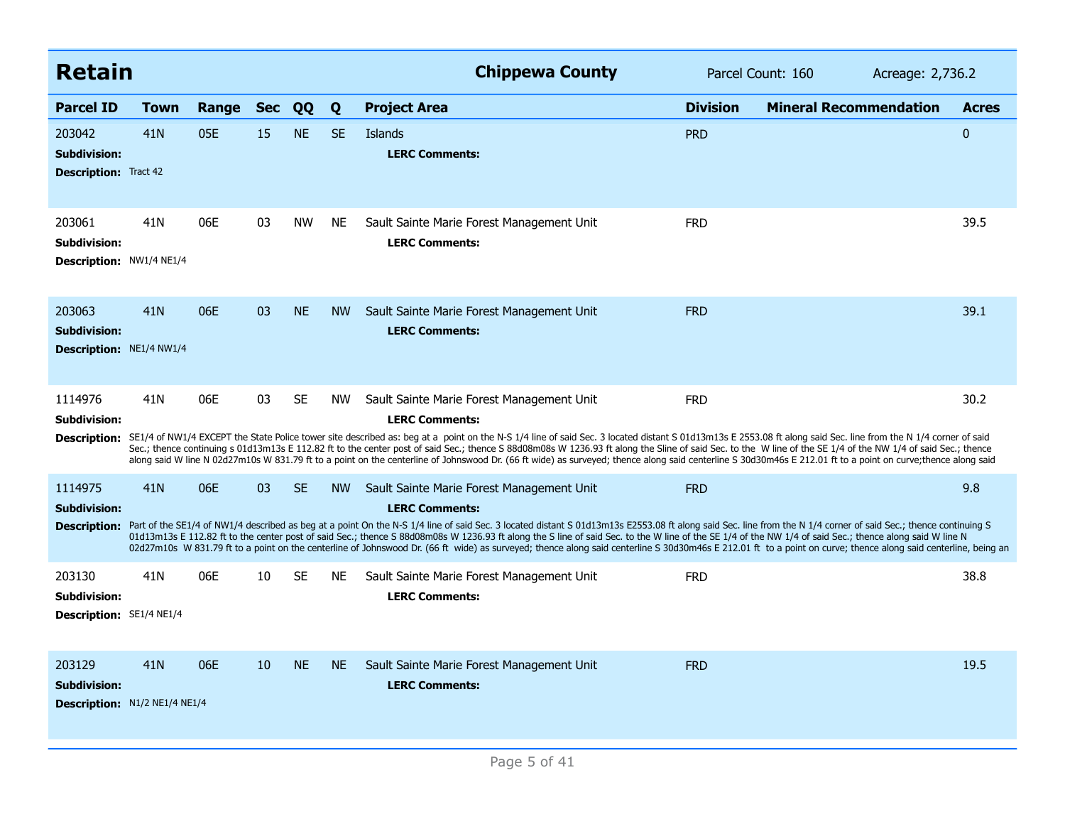## Retain

**Chippewa County** Parcel Count: 160 Acreage: 2,736.2

| Parcel ID | Town | Range | Sec | QQ | Q | Project Area | Division | Mineral Recommendation | Acres |
|---|---|---|---|---|---|---|---|---|---|
| 203042 | 41N | 05E | 15 | NE | SE | Islands | PRD | | 0 |
| 203061 | 41N | 06E | 03 | NW | NE | Sault Sainte Marie Forest Management Unit | FRD | | 39.5 |
| 203063 | 41N | 06E | 03 | NE | NW | Sault Sainte Marie Forest Management Unit | FRD | | 39.1 |
| 1114976 | 41N | 06E | 03 | SE | NW | Sault Sainte Marie Forest Management Unit | FRD | | 30.2 |
| 1114975 | 41N | 06E | 03 | SE | NW | Sault Sainte Marie Forest Management Unit | FRD | | 9.8 |
| 203130 | 41N | 06E | 10 | SE | NE | Sault Sainte Marie Forest Management Unit | FRD | | 38.8 |
| 203129 | 41N | 06E | 10 | NE | NE | Sault Sainte Marie Forest Management Unit | FRD | | 19.5 |

**Parcel 203042**
**Subdivision:**
**LERC Comments:**
**Description:** Tract 42

**Parcel 203061**
**Subdivision:**
**LERC Comments:**
**Description:** NW1/4 NE1/4

**Parcel 203063**
**Subdivision:**
**LERC Comments:**
**Description:** NE1/4 NW1/4

**Parcel 1114976**
**Subdivision:**
**LERC Comments:**
**Description:** SE1/4 of NW1/4 EXCEPT the State Police tower site described as: beg at a point on the N-S 1/4 line of said Sec. 3 located distant S 01d13m13s E 2553.08 ft along said Sec. line from the N 1/4 corner of said Sec.; thence continuing s 01d13m13s E 112.82 ft to the center post of said Sec.; thence S 88d08m08s W 1236.93 ft along the Sline of said Sec. to the W line of the SE 1/4 of the NW 1/4 of said Sec.; thence along said W line N 02d27m10s W 831.79 ft to a point on the centerline of Johnswood Dr. (66 ft wide) as surveyed; thence along said centerline S 30d30m46s E 212.01 ft to a point on curve;thence along said

**Parcel 1114975**
**Subdivision:**
**LERC Comments:**
**Description:** Part of the SE1/4 of NW1/4 described as beg at a point On the N-S 1/4 line of said Sec. 3 located distant S 01d13m13s E2553.08 ft along said Sec. line from the N 1/4 corner of said Sec.; thence continuing S 01d13m13s E 112.82 ft to the center post of said Sec.; thence S 88d08m08s W 1236.93 ft along the S line of said Sec. to the W line of the SE 1/4 of the NW 1/4 of said Sec.; thence along said W line N 02d27m10s W 831.79 ft to a point on the centerline of Johnswood Dr. (66 ft wide) as surveyed; thence along said centerline S 30d30m46s E 212.01 ft to a point on curve; thence along said centerline, being an

**Parcel 203130**
**Subdivision:**
**LERC Comments:**
**Description:** SE1/4 NE1/4

**Parcel 203129**
**Subdivision:**
**LERC Comments:**
**Description:** N1/2 NE1/4 NE1/4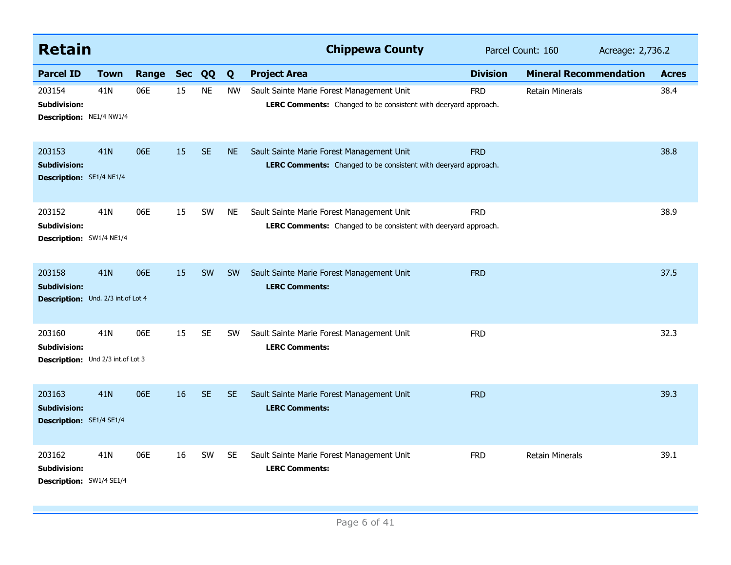## Retain

**Chippewa County** | Parcel Count: 160 | Acreage: 2,736.2

| Parcel ID | Town | Range | Sec | QQ | Q | Project Area | Division | Mineral Recommendation | Acres |
|---|---|---|---|---|---|---|---|---|---|
| 203154 | 41N | 06E | 15 | NE | NW | Sault Sainte Marie Forest Management Unit | FRD | Retain Minerals | 38.4 |
| **Subdivision:** | | | | | | **LERC Comments:** Changed to be consistent with deeryard approach. | | | |
| **Description:** NE1/4 NW1/4 | | | | | | | | | |
| 203153 | 41N | 06E | 15 | SE | NE | Sault Sainte Marie Forest Management Unit | FRD | | 38.8 |
| **Subdivision:** | | | | | | **LERC Comments:** Changed to be consistent with deeryard approach. | | | |
| **Description:** SE1/4 NE1/4 | | | | | | | | | |
| 203152 | 41N | 06E | 15 | SW | NE | Sault Sainte Marie Forest Management Unit | FRD | | 38.9 |
| **Subdivision:** | | | | | | **LERC Comments:** Changed to be consistent with deeryard approach. | | | |
| **Description:** SW1/4 NE1/4 | | | | | | | | | |
| 203158 | 41N | 06E | 15 | SW | SW | Sault Sainte Marie Forest Management Unit | FRD | | 37.5 |
| **Subdivision:** | | | | | | **LERC Comments:** | | | |
| **Description:** Und. 2/3 int.of Lot 4 | | | | | | | | | |
| 203160 | 41N | 06E | 15 | SE | SW | Sault Sainte Marie Forest Management Unit | FRD | | 32.3 |
| **Subdivision:** | | | | | | **LERC Comments:** | | | |
| **Description:** Und 2/3 int.of Lot 3 | | | | | | | | | |
| 203163 | 41N | 06E | 16 | SE | SE | Sault Sainte Marie Forest Management Unit | FRD | | 39.3 |
| **Subdivision:** | | | | | | **LERC Comments:** | | | |
| **Description:** SE1/4 SE1/4 | | | | | | | | | |
| 203162 | 41N | 06E | 16 | SW | SE | Sault Sainte Marie Forest Management Unit | FRD | Retain Minerals | 39.1 |
| **Subdivision:** | | | | | | **LERC Comments:** | | | |
| **Description:** SW1/4 SE1/4 | | | | | | | | | |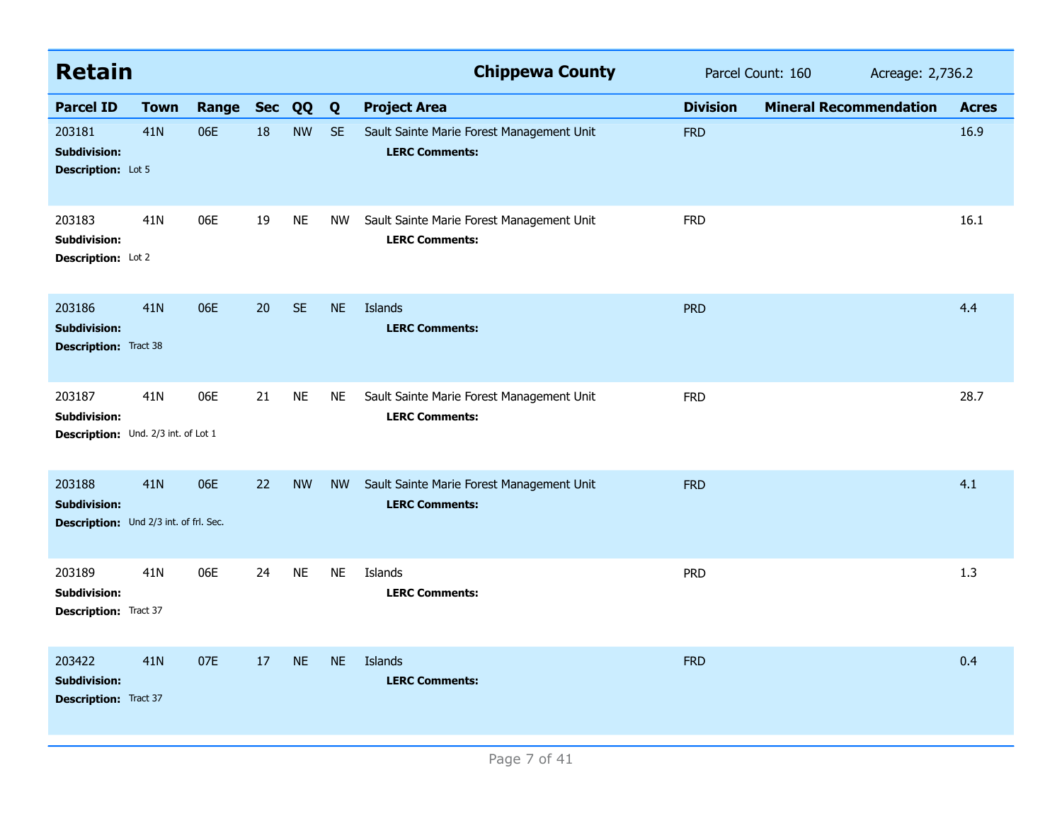## Retain

**Chippewa County** Parcel Count: 160 Acreage: 2,736.2

| Parcel ID | Town | Range | Sec | QQ | Q | Project Area | Division | Mineral Recommendation | Acres |
|---|---|---|---|---|---|---|---|---|---|
| 203181 | 41N | 06E | 18 | NW | SE | Sault Sainte Marie Forest Management Unit | FRD | | 16.9 |
| **Subdivision:** | | | | | | **LERC Comments:** | | | |
| **Description:** Lot 5 | | | | | | | | | |
| 203183 | 41N | 06E | 19 | NE | NW | Sault Sainte Marie Forest Management Unit | FRD | | 16.1 |
| **Subdivision:** | | | | | | **LERC Comments:** | | | |
| **Description:** Lot 2 | | | | | | | | | |
| 203186 | 41N | 06E | 20 | SE | NE | Islands | PRD | | 4.4 |
| **Subdivision:** | | | | | | **LERC Comments:** | | | |
| **Description:** Tract 38 | | | | | | | | | |
| 203187 | 41N | 06E | 21 | NE | NE | Sault Sainte Marie Forest Management Unit | FRD | | 28.7 |
| **Subdivision:** | | | | | | **LERC Comments:** | | | |
| **Description:** Und. 2/3 int. of Lot 1 | | | | | | | | | |
| 203188 | 41N | 06E | 22 | NW | NW | Sault Sainte Marie Forest Management Unit | FRD | | 4.1 |
| **Subdivision:** | | | | | | **LERC Comments:** | | | |
| **Description:** Und 2/3 int. of frl. Sec. | | | | | | | | | |
| 203189 | 41N | 06E | 24 | NE | NE | Islands | PRD | | 1.3 |
| **Subdivision:** | | | | | | **LERC Comments:** | | | |
| **Description:** Tract 37 | | | | | | | | | |
| 203422 | 41N | 07E | 17 | NE | NE | Islands | FRD | | 0.4 |
| **Subdivision:** | | | | | | **LERC Comments:** | | | |
| **Description:** Tract 37 | | | | | | | | | |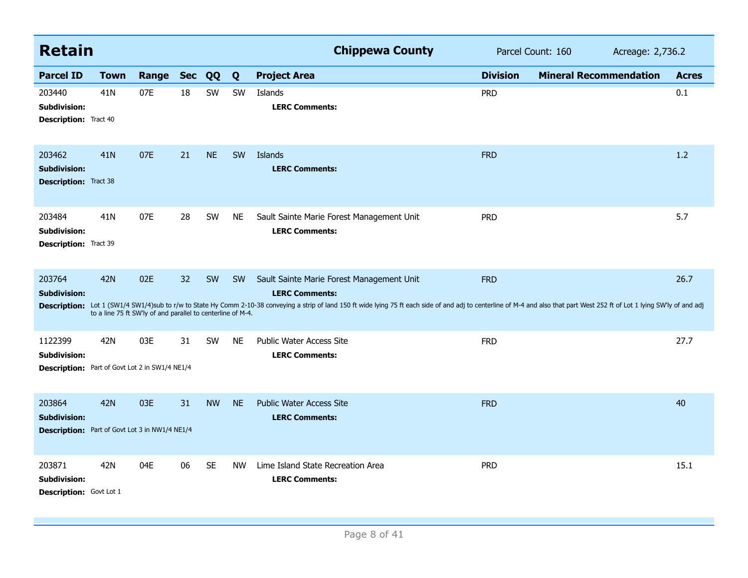## Retain

**Chippewa County** | Parcel Count: 160 | Acreage: 2,736.2

| Parcel ID | Town | Range | Sec | QQ | Q | Project Area | Division | Mineral Recommendation | Acres |
|---|---|---|---|---|---|---|---|---|---|
| 203440 | 41N | 07E | 18 | SW | SW | Islands | PRD | | 0.1 |
| **Subdivision:** | | | | | | **LERC Comments:** | | | |
| **Description:** Tract 40 | | | | | | | | | |
| 203462 | 41N | 07E | 21 | NE | SW | Islands | FRD | | 1.2 |
| **Subdivision:** | | | | | | **LERC Comments:** | | | |
| **Description:** Tract 38 | | | | | | | | | |
| 203484 | 41N | 07E | 28 | SW | NE | Sault Sainte Marie Forest Management Unit | PRD | | 5.7 |
| **Subdivision:** | | | | | | **LERC Comments:** | | | |
| **Description:** Tract 39 | | | | | | | | | |
| 203764 | 42N | 02E | 32 | SW | SW | Sault Sainte Marie Forest Management Unit | FRD | | 26.7 |
| **Subdivision:** | | | | | | **LERC Comments:** | | | |
| **Description:** Lot 1 (SW1/4 SW1/4)sub to r/w to State Hy Comm 2-10-38 conveying a strip of land 150 ft wide lying 75 ft each side of and adj to centerline of M-4 and also that part West 252 ft of Lot 1 lying SW'ly of and adj to a line 75 ft SW'ly of and parallel to centerline of M-4. | | | | | | | | | |
| 1122399 | 42N | 03E | 31 | SW | NE | Public Water Access Site | FRD | | 27.7 |
| **Subdivision:** | | | | | | **LERC Comments:** | | | |
| **Description:** Part of Govt Lot 2 in SW1/4 NE1/4 | | | | | | | | | |
| 203864 | 42N | 03E | 31 | NW | NE | Public Water Access Site | FRD | | 40 |
| **Subdivision:** | | | | | | **LERC Comments:** | | | |
| **Description:** Part of Govt Lot 3 in NW1/4 NE1/4 | | | | | | | | | |
| 203871 | 42N | 04E | 06 | SE | NW | Lime Island State Recreation Area | PRD | | 15.1 |
| **Subdivision:** | | | | | | **LERC Comments:** | | | |
| **Description:** Govt Lot 1 | | | | | | | | | |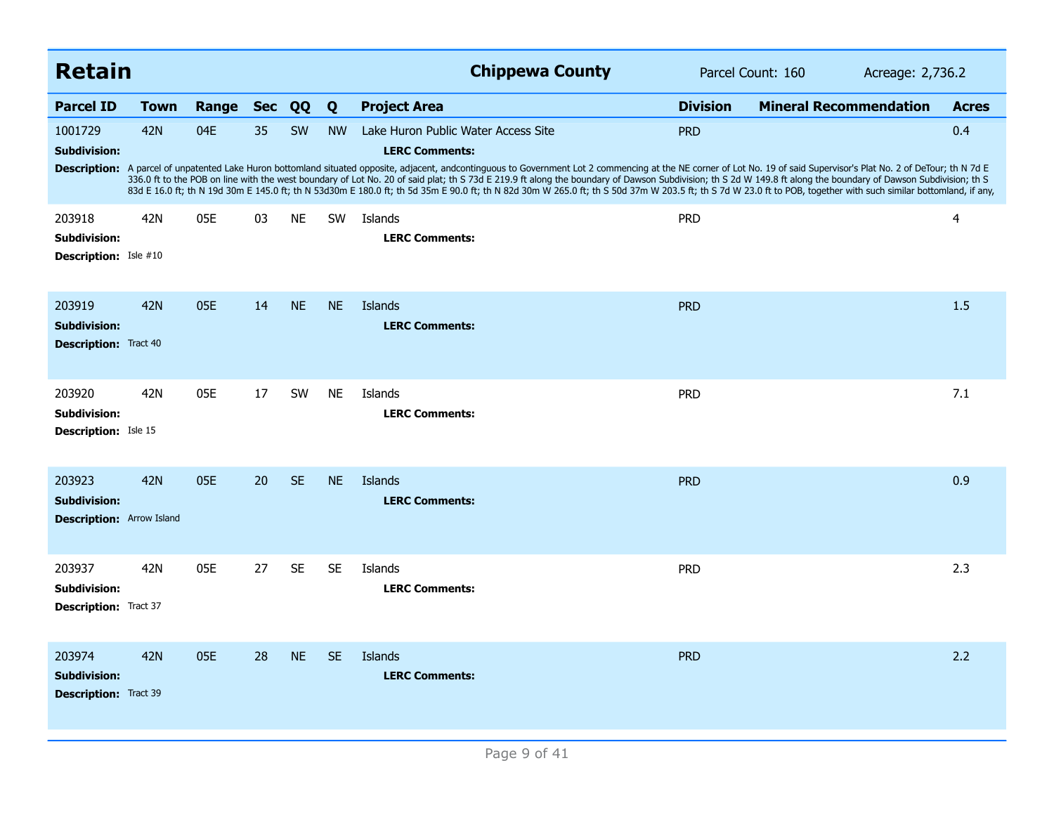## Retain

**Chippewa County** | Parcel Count: 160 | Acreage: 2,736.2

| Parcel ID | Town | Range | Sec | QQ | Q | Project Area | Division | Mineral Recommendation | Acres |
|---|---|---|---|---|---|---|---|---|---|
| 1001729 | 42N | 04E | 35 | SW | NW | Lake Huron Public Water Access Site | PRD | | 0.4 |
| 203918 | 42N | 05E | 03 | NE | SW | Islands | PRD | | 4 |
| 203919 | 42N | 05E | 14 | NE | NE | Islands | PRD | | 1.5 |
| 203920 | 42N | 05E | 17 | SW | NE | Islands | PRD | | 7.1 |
| 203923 | 42N | 05E | 20 | SE | NE | Islands | PRD | | 0.9 |
| 203937 | 42N | 05E | 27 | SE | SE | Islands | PRD | | 2.3 |
| 203974 | 42N | 05E | 28 | NE | SE | Islands | PRD | | 2.2 |

**1001729**
**Subdivision:**
**LERC Comments:**
**Description:** A parcel of unpatented Lake Huron bottomland situated opposite, adjacent, andcontinguous to Government Lot 2 commencing at the NE corner of Lot No. 19 of said Supervisor's Plat No. 2 of DeTour; th N 7d E 336.0 ft to the POB on line with the west boundary of Lot No. 20 of said plat; th S 73d E 219.9 ft along the boundary of Dawson Subdivision; th S 2d W 149.8 ft along the boundary of Dawson Subdivision; th S 83d E 16.0 ft; th N 19d 30m E 145.0 ft; th N 53d30m E 180.0 ft; th 5d 35m E 90.0 ft; th N 82d 30m W 265.0 ft; th S 50d 37m W 203.5 ft; th S 7d W 23.0 ft to POB, together with such similar bottomland, if any,

**203918**
**Subdivision:**
**LERC Comments:**
**Description:** Isle #10

**203919**
**Subdivision:**
**LERC Comments:**
**Description:** Tract 40

**203920**
**Subdivision:**
**LERC Comments:**
**Description:** Isle 15

**203923**
**Subdivision:**
**LERC Comments:**
**Description:** Arrow Island

**203937**
**Subdivision:**
**LERC Comments:**
**Description:** Tract 37

**203974**
**Subdivision:**
**LERC Comments:**
**Description:** Tract 39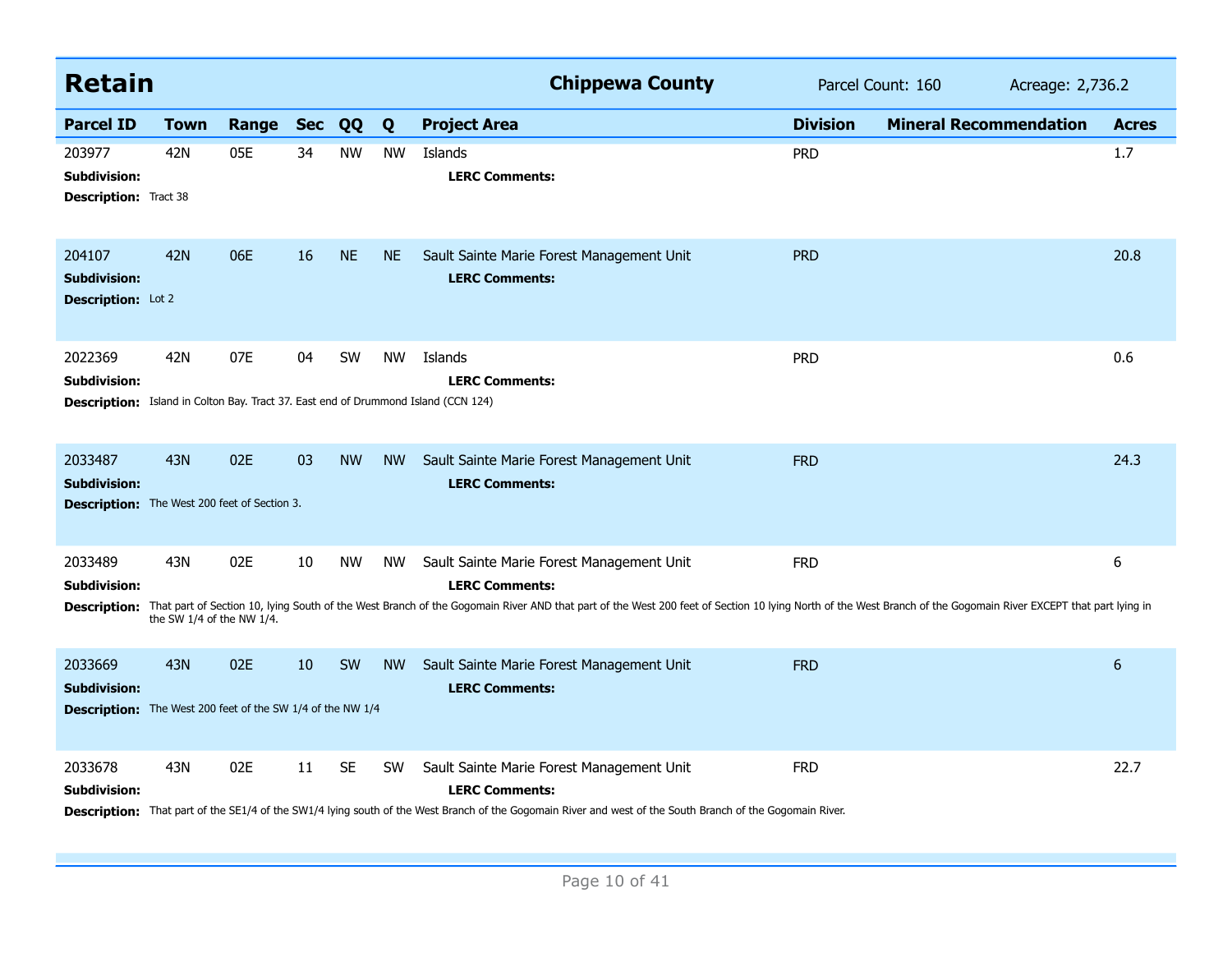## Retain — Chippewa County

Parcel Count: 160 | Acreage: 2,736.2

| Parcel ID | Town | Range | Sec | QQ | Q | Project Area | Division | Mineral Recommendation | Acres |
|---|---|---|---|---|---|---|---|---|---|
| 203977 | 42N | 05E | 34 | NW | NW | Islands | PRD | | 1.7 |
| **Subdivision:** | | | | | | **LERC Comments:** | | | |
| **Description:** Tract 38 | | | | | | | | | |
| 204107 | 42N | 06E | 16 | NE | NE | Sault Sainte Marie Forest Management Unit | PRD | | 20.8 |
| **Subdivision:** | | | | | | **LERC Comments:** | | | |
| **Description:** Lot 2 | | | | | | | | | |
| 2022369 | 42N | 07E | 04 | SW | NW | Islands | PRD | | 0.6 |
| **Subdivision:** | | | | | | **LERC Comments:** | | | |
| **Description:** Island in Colton Bay. Tract 37. East end of Drummond Island (CCN 124) | | | | | | | | | |
| 2033487 | 43N | 02E | 03 | NW | NW | Sault Sainte Marie Forest Management Unit | FRD | | 24.3 |
| **Subdivision:** | | | | | | **LERC Comments:** | | | |
| **Description:** The West 200 feet of Section 3. | | | | | | | | | |
| 2033489 | 43N | 02E | 10 | NW | NW | Sault Sainte Marie Forest Management Unit | FRD | | 6 |
| **Subdivision:** | | | | | | **LERC Comments:** | | | |
| **Description:** That part of Section 10, lying South of the West Branch of the Gogomain River AND that part of the West 200 feet of Section 10 lying North of the West Branch of the Gogomain River EXCEPT that part lying in the SW 1/4 of the NW 1/4. | | | | | | | | | |
| 2033669 | 43N | 02E | 10 | SW | NW | Sault Sainte Marie Forest Management Unit | FRD | | 6 |
| **Subdivision:** | | | | | | **LERC Comments:** | | | |
| **Description:** The West 200 feet of the SW 1/4 of the NW 1/4 | | | | | | | | | |
| 2033678 | 43N | 02E | 11 | SE | SW | Sault Sainte Marie Forest Management Unit | FRD | | 22.7 |
| **Subdivision:** | | | | | | **LERC Comments:** | | | |
| **Description:** That part of the SE1/4 of the SW1/4 lying south of the West Branch of the Gogomain River and west of the South Branch of the Gogomain River. | | | | | | | | | |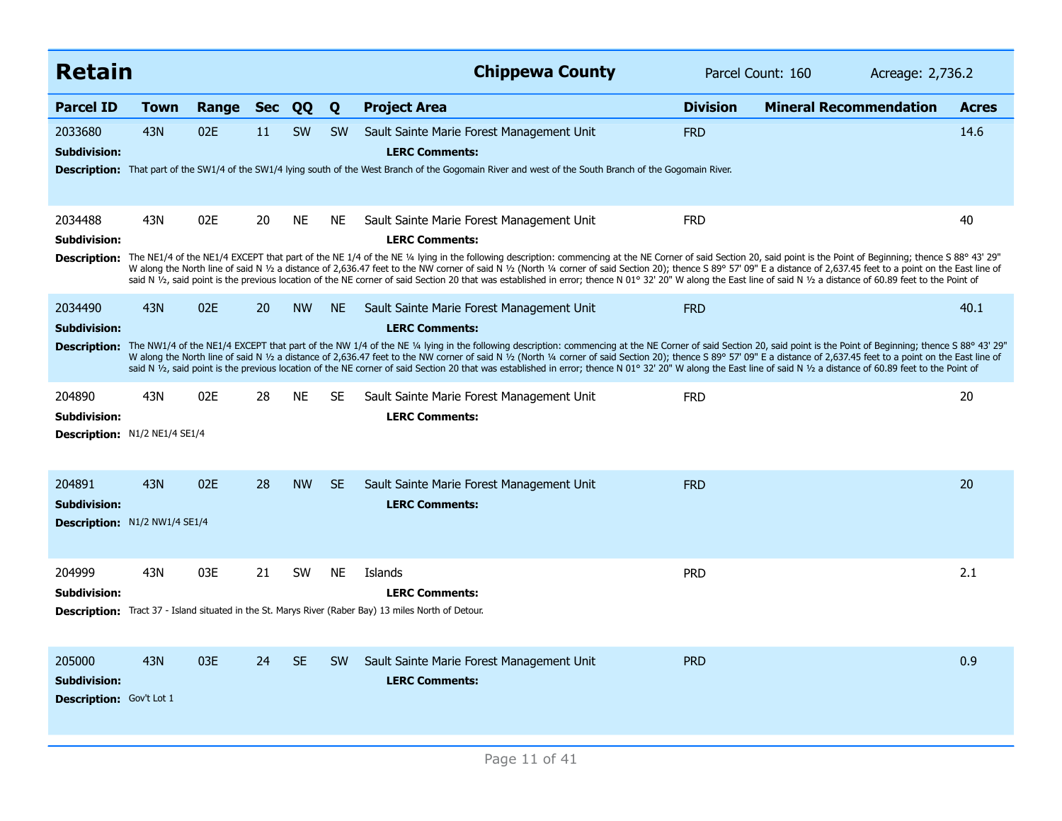# Retain

**Chippewa County** Parcel Count: 160 Acreage: 2,736.2

| Parcel ID | Town | Range | Sec | QQ | Q | Project Area | Division | Mineral Recommendation | Acres |
|---|---|---|---|---|---|---|---|---|---|
| 2033680 | 43N | 02E | 11 | SW | SW | Sault Sainte Marie Forest Management Unit | FRD | | 14.6 |

**Subdivision:** **LERC Comments:**

**Description:** That part of the SW1/4 of the SW1/4 lying south of the West Branch of the Gogomain River and west of the South Branch of the Gogomain River.

| Parcel ID | Town | Range | Sec | QQ | Q | Project Area | Division | Mineral Recommendation | Acres |
|---|---|---|---|---|---|---|---|---|---|
| 2034488 | 43N | 02E | 20 | NE | NE | Sault Sainte Marie Forest Management Unit | FRD | | 40 |

**Subdivision:** **LERC Comments:**

**Description:** The NE1/4 of the NE1/4 EXCEPT that part of the NE 1/4 of the NE ¼ lying in the following description: commencing at the NE Corner of said Section 20, said point is the Point of Beginning; thence S 88° 43' 29" W along the North line of said N ½ a distance of 2,636.47 feet to the NW corner of said N ½ (North ¼ corner of said Section 20); thence S 89° 57' 09" E a distance of 2,637.45 feet to a point on the East line of said N ½, said point is the previous location of the NE corner of said Section 20 that was established in error; thence N 01° 32' 20" W along the East line of said N ½ a distance of 60.89 feet to the Point of

| Parcel ID | Town | Range | Sec | QQ | Q | Project Area | Division | Mineral Recommendation | Acres |
|---|---|---|---|---|---|---|---|---|---|
| 2034490 | 43N | 02E | 20 | NW | NE | Sault Sainte Marie Forest Management Unit | FRD | | 40.1 |

**Subdivision:** **LERC Comments:**

**Description:** The NW1/4 of the NE1/4 EXCEPT that part of the NW 1/4 of the NE ¼ lying in the following description: commencing at the NE Corner of said Section 20, said point is the Point of Beginning; thence S 88° 43' 29" W along the North line of said N ½ a distance of 2,636.47 feet to the NW corner of said N ½ (North ¼ corner of said Section 20); thence S 89° 57' 09" E a distance of 2,637.45 feet to a point on the East line of said N ½, said point is the previous location of the NE corner of said Section 20 that was established in error; thence N 01° 32' 20" W along the East line of said N ½ a distance of 60.89 feet to the Point of

| Parcel ID | Town | Range | Sec | QQ | Q | Project Area | Division | Mineral Recommendation | Acres |
|---|---|---|---|---|---|---|---|---|---|
| 204890 | 43N | 02E | 28 | NE | SE | Sault Sainte Marie Forest Management Unit | FRD | | 20 |

**Subdivision:** **LERC Comments:**

**Description:** N1/2 NE1/4 SE1/4

| Parcel ID | Town | Range | Sec | QQ | Q | Project Area | Division | Mineral Recommendation | Acres |
|---|---|---|---|---|---|---|---|---|---|
| 204891 | 43N | 02E | 28 | NW | SE | Sault Sainte Marie Forest Management Unit | FRD | | 20 |

**Subdivision:** **LERC Comments:**

**Description:** N1/2 NW1/4 SE1/4

| Parcel ID | Town | Range | Sec | QQ | Q | Project Area | Division | Mineral Recommendation | Acres |
|---|---|---|---|---|---|---|---|---|---|
| 204999 | 43N | 03E | 21 | SW | NE | Islands | PRD | | 2.1 |

**Subdivision:** **LERC Comments:**

**Description:** Tract 37 - Island situated in the St. Marys River (Raber Bay) 13 miles North of Detour.

| Parcel ID | Town | Range | Sec | QQ | Q | Project Area | Division | Mineral Recommendation | Acres |
|---|---|---|---|---|---|---|---|---|---|
| 205000 | 43N | 03E | 24 | SE | SW | Sault Sainte Marie Forest Management Unit | PRD | | 0.9 |

**Subdivision:** **LERC Comments:**

**Description:** Gov't Lot 1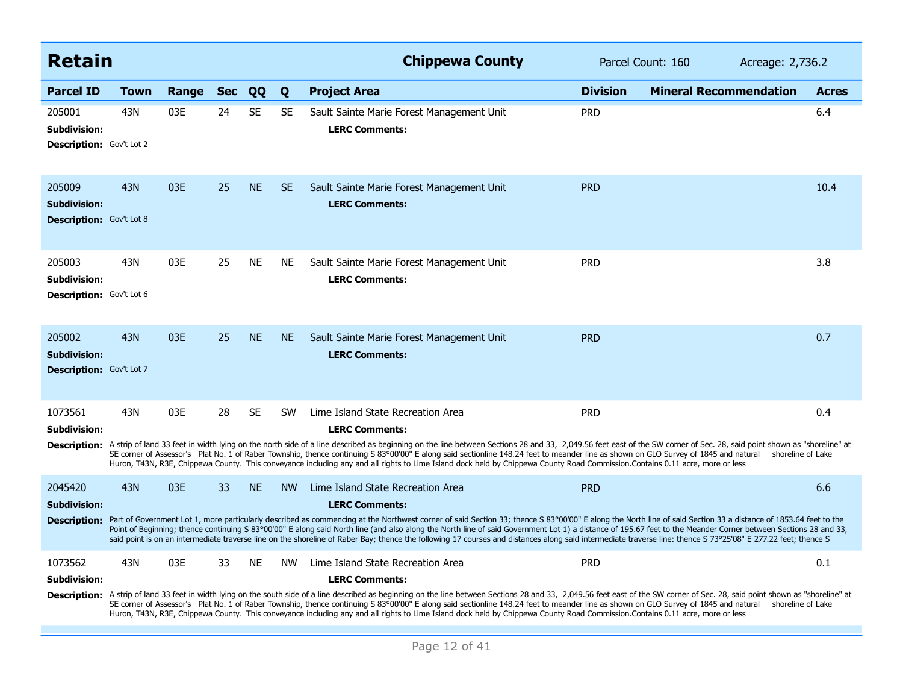## Retain

**Chippewa County** — Parcel Count: 160 — Acreage: 2,736.2

| Parcel ID | Town | Range | Sec | QQ | Q | Project Area | Division | Mineral Recommendation | Acres |
|---|---|---|---|---|---|---|---|---|---|
| 205001 | 43N | 03E | 24 | SE | SE | Sault Sainte Marie Forest Management Unit | PRD | | 6.4 |

**Subdivision:**
**LERC Comments:**
**Description:** Gov't Lot 2

| Parcel ID | Town | Range | Sec | QQ | Q | Project Area | Division | Mineral Recommendation | Acres |
|---|---|---|---|---|---|---|---|---|---|
| 205009 | 43N | 03E | 25 | NE | SE | Sault Sainte Marie Forest Management Unit | PRD | | 10.4 |

**Subdivision:**
**LERC Comments:**
**Description:** Gov't Lot 8

| Parcel ID | Town | Range | Sec | QQ | Q | Project Area | Division | Mineral Recommendation | Acres |
|---|---|---|---|---|---|---|---|---|---|
| 205003 | 43N | 03E | 25 | NE | NE | Sault Sainte Marie Forest Management Unit | PRD | | 3.8 |

**Subdivision:**
**LERC Comments:**
**Description:** Gov't Lot 6

| Parcel ID | Town | Range | Sec | QQ | Q | Project Area | Division | Mineral Recommendation | Acres |
|---|---|---|---|---|---|---|---|---|---|
| 205002 | 43N | 03E | 25 | NE | NE | Sault Sainte Marie Forest Management Unit | PRD | | 0.7 |

**Subdivision:**
**LERC Comments:**
**Description:** Gov't Lot 7

| Parcel ID | Town | Range | Sec | QQ | Q | Project Area | Division | Mineral Recommendation | Acres |
|---|---|---|---|---|---|---|---|---|---|
| 1073561 | 43N | 03E | 28 | SE | SW | Lime Island State Recreation Area | PRD | | 0.4 |

**Subdivision:**
**LERC Comments:**
**Description:** A strip of land 33 feet in width lying on the north side of a line described as beginning on the line between Sections 28 and 33, 2,049.56 feet east of the SW corner of Sec. 28, said point shown as "shoreline" at SE corner of Assessor's Plat No. 1 of Raber Township, thence continuing S 83°00'00" E along said sectionline 148.24 feet to meander line as shown on GLO Survey of 1845 and natural shoreline of Lake Huron, T43N, R3E, Chippewa County. This conveyance including any and all rights to Lime Island dock held by Chippewa County Road Commission.Contains 0.11 acre, more or less

| Parcel ID | Town | Range | Sec | QQ | Q | Project Area | Division | Mineral Recommendation | Acres |
|---|---|---|---|---|---|---|---|---|---|
| 2045420 | 43N | 03E | 33 | NE | NW | Lime Island State Recreation Area | PRD | | 6.6 |

**Subdivision:**
**LERC Comments:**
**Description:** Part of Government Lot 1, more particularly described as commencing at the Northwest corner of said Section 33; thence S 83°00'00" E along the North line of said Section 33 a distance of 1853.64 feet to the Point of Beginning; thence continuing S 83°00'00" E along said North line (and also along the North line of said Government Lot 1) a distance of 195.67 feet to the Meander Corner between Sections 28 and 33, said point is on an intermediate traverse line on the shoreline of Raber Bay; thence the following 17 courses and distances along said intermediate traverse line: thence S 73°25'08" E 277.22 feet; thence S

| Parcel ID | Town | Range | Sec | QQ | Q | Project Area | Division | Mineral Recommendation | Acres |
|---|---|---|---|---|---|---|---|---|---|
| 1073562 | 43N | 03E | 33 | NE | NW | Lime Island State Recreation Area | PRD | | 0.1 |

**Subdivision:**
**LERC Comments:**
**Description:** A strip of land 33 feet in width lying on the south side of a line described as beginning on the line between Sections 28 and 33, 2,049.56 feet east of the SW corner of Sec. 28, said point shown as "shoreline" at SE corner of Assessor's Plat No. 1 of Raber Township, thence continuing S 83°00'00" E along said sectionline 148.24 feet to meander line as shown on GLO Survey of 1845 and natural shoreline of Lake Huron, T43N, R3E, Chippewa County. This conveyance including any and all rights to Lime Island dock held by Chippewa County Road Commission.Contains 0.11 acre, more or less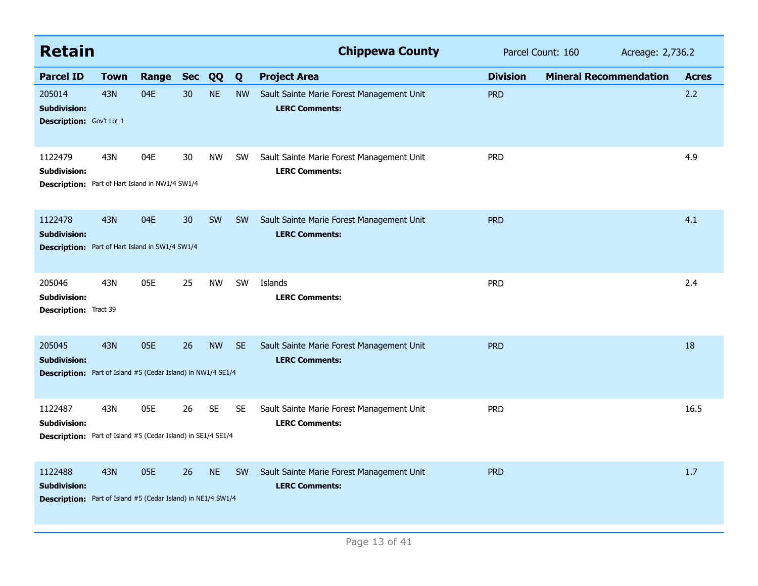## Retain

**Chippewa County** — Parcel Count: 160 — Acreage: 2,736.2

| Parcel ID | Town | Range | Sec | QQ | Q | Project Area | Division | Mineral Recommendation | Acres |
|---|---|---|---|---|---|---|---|---|---|
| 205014 | 43N | 04E | 30 | NE | NW | Sault Sainte Marie Forest Management Unit | PRD | | 2.2 |
| **Subdivision:** | | | | | | **LERC Comments:** | | | |
| **Description:** Gov't Lot 1 | | | | | | | | | |
| 1122479 | 43N | 04E | 30 | NW | SW | Sault Sainte Marie Forest Management Unit | PRD | | 4.9 |
| **Subdivision:** | | | | | | **LERC Comments:** | | | |
| **Description:** Part of Hart Island in NW1/4 SW1/4 | | | | | | | | | |
| 1122478 | 43N | 04E | 30 | SW | SW | Sault Sainte Marie Forest Management Unit | PRD | | 4.1 |
| **Subdivision:** | | | | | | **LERC Comments:** | | | |
| **Description:** Part of Hart Island in SW1/4 SW1/4 | | | | | | | | | |
| 205046 | 43N | 05E | 25 | NW | SW | Islands | PRD | | 2.4 |
| **Subdivision:** | | | | | | **LERC Comments:** | | | |
| **Description:** Tract 39 | | | | | | | | | |
| 205045 | 43N | 05E | 26 | NW | SE | Sault Sainte Marie Forest Management Unit | PRD | | 18 |
| **Subdivision:** | | | | | | **LERC Comments:** | | | |
| **Description:** Part of Island #5 (Cedar Island) in NW1/4 SE1/4 | | | | | | | | | |
| 1122487 | 43N | 05E | 26 | SE | SE | Sault Sainte Marie Forest Management Unit | PRD | | 16.5 |
| **Subdivision:** | | | | | | **LERC Comments:** | | | |
| **Description:** Part of Island #5 (Cedar Island) in SE1/4 SE1/4 | | | | | | | | | |
| 1122488 | 43N | 05E | 26 | NE | SW | Sault Sainte Marie Forest Management Unit | PRD | | 1.7 |
| **Subdivision:** | | | | | | **LERC Comments:** | | | |
| **Description:** Part of Island #5 (Cedar Island) in NE1/4 SW1/4 | | | | | | | | | |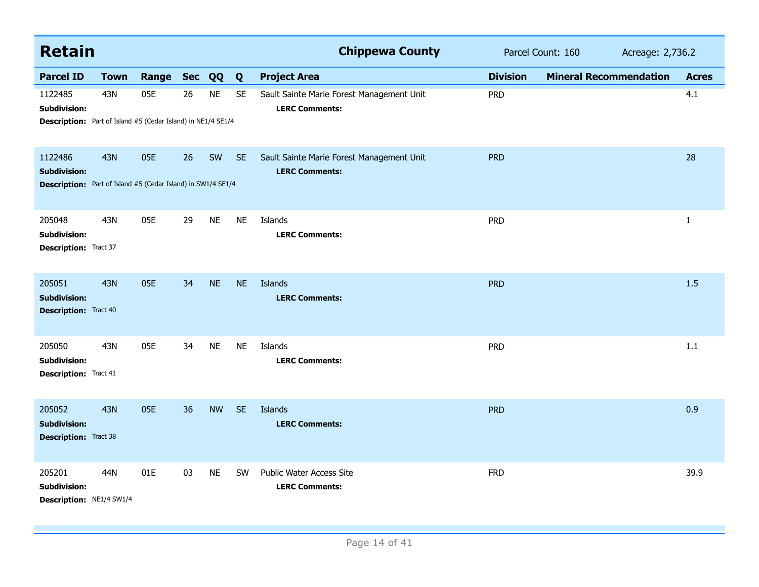## Retain — Chippewa County

Parcel Count: 160 Acreage: 2,736.2

| Parcel ID | Town | Range | Sec | QQ | Q | Project Area | Division | Mineral Recommendation | Acres |
|---|---|---|---|---|---|---|---|---|---|
| 1122485 | 43N | 05E | 26 | NE | SE | Sault Sainte Marie Forest Management Unit | PRD | | 4.1 |
| **Subdivision:** | | | | | | **LERC Comments:** | | | |
| **Description:** Part of Island #5 (Cedar Island) in NE1/4 SE1/4 | | | | | | | | | |
| 1122486 | 43N | 05E | 26 | SW | SE | Sault Sainte Marie Forest Management Unit | PRD | | 28 |
| **Subdivision:** | | | | | | **LERC Comments:** | | | |
| **Description:** Part of Island #5 (Cedar Island) in SW1/4 SE1/4 | | | | | | | | | |
| 205048 | 43N | 05E | 29 | NE | NE | Islands | PRD | | 1 |
| **Subdivision:** | | | | | | **LERC Comments:** | | | |
| **Description:** Tract 37 | | | | | | | | | |
| 205051 | 43N | 05E | 34 | NE | NE | Islands | PRD | | 1.5 |
| **Subdivision:** | | | | | | **LERC Comments:** | | | |
| **Description:** Tract 40 | | | | | | | | | |
| 205050 | 43N | 05E | 34 | NE | NE | Islands | PRD | | 1.1 |
| **Subdivision:** | | | | | | **LERC Comments:** | | | |
| **Description:** Tract 41 | | | | | | | | | |
| 205052 | 43N | 05E | 36 | NW | SE | Islands | PRD | | 0.9 |
| **Subdivision:** | | | | | | **LERC Comments:** | | | |
| **Description:** Tract 38 | | | | | | | | | |
| 205201 | 44N | 01E | 03 | NE | SW | Public Water Access Site | FRD | | 39.9 |
| **Subdivision:** | | | | | | **LERC Comments:** | | | |
| **Description:** NE1/4 SW1/4 | | | | | | | | | |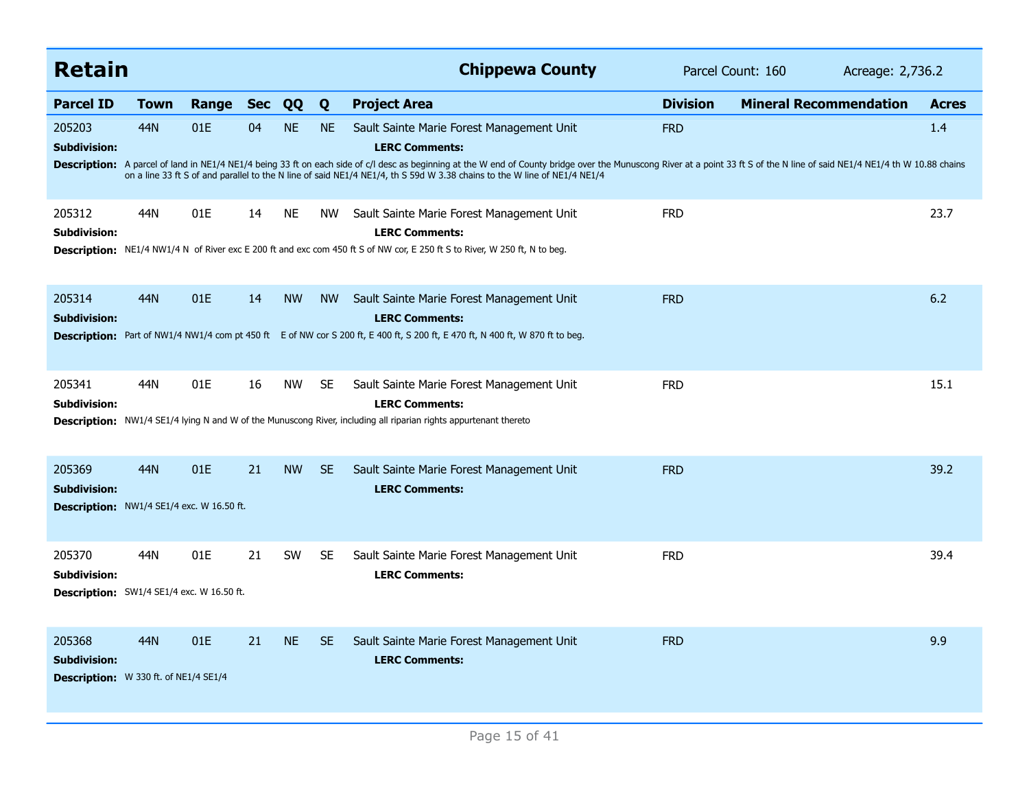# Retain

**Chippewa County** | Parcel Count: 160 | Acreage: 2,736.2

| Parcel ID | Town | Range | Sec | QQ | Q | Project Area | Division | Mineral Recommendation | Acres |
|---|---|---|---|---|---|---|---|---|---|
| 205203 | 44N | 01E | 04 | NE | NE | Sault Sainte Marie Forest Management Unit | FRD | | 1.4 |
| **Subdivision:** | | | | | | **LERC Comments:** | | | |
| **Description:** A parcel of land in NE1/4 NE1/4 being 33 ft on each side of c/l desc as beginning at the W end of County bridge over the Munuscong River at a point 33 ft S of the N line of said NE1/4 NE1/4 th W 10.88 chains on a line 33 ft S of and parallel to the N line of said NE1/4 NE1/4, th S 59d W 3.38 chains to the W line of NE1/4 NE1/4 | | | | | | | | | |
| 205312 | 44N | 01E | 14 | NE | NW | Sault Sainte Marie Forest Management Unit | FRD | | 23.7 |
| **Subdivision:** | | | | | | **LERC Comments:** | | | |
| **Description:** NE1/4 NW1/4 N of River exc E 200 ft and exc com 450 ft S of NW cor, E 250 ft S to River, W 250 ft, N to beg. | | | | | | | | | |
| 205314 | 44N | 01E | 14 | NW | NW | Sault Sainte Marie Forest Management Unit | FRD | | 6.2 |
| **Subdivision:** | | | | | | **LERC Comments:** | | | |
| **Description:** Part of NW1/4 NW1/4 com pt 450 ft E of NW cor S 200 ft, E 400 ft, S 200 ft, E 470 ft, N 400 ft, W 870 ft to beg. | | | | | | | | | |
| 205341 | 44N | 01E | 16 | NW | SE | Sault Sainte Marie Forest Management Unit | FRD | | 15.1 |
| **Subdivision:** | | | | | | **LERC Comments:** | | | |
| **Description:** NW1/4 SE1/4 lying N and W of the Munuscong River, including all riparian rights appurtenant thereto | | | | | | | | | |
| 205369 | 44N | 01E | 21 | NW | SE | Sault Sainte Marie Forest Management Unit | FRD | | 39.2 |
| **Subdivision:** | | | | | | **LERC Comments:** | | | |
| **Description:** NW1/4 SE1/4 exc. W 16.50 ft. | | | | | | | | | |
| 205370 | 44N | 01E | 21 | SW | SE | Sault Sainte Marie Forest Management Unit | FRD | | 39.4 |
| **Subdivision:** | | | | | | **LERC Comments:** | | | |
| **Description:** SW1/4 SE1/4 exc. W 16.50 ft. | | | | | | | | | |
| 205368 | 44N | 01E | 21 | NE | SE | Sault Sainte Marie Forest Management Unit | FRD | | 9.9 |
| **Subdivision:** | | | | | | **LERC Comments:** | | | |
| **Description:** W 330 ft. of NE1/4 SE1/4 | | | | | | | | | |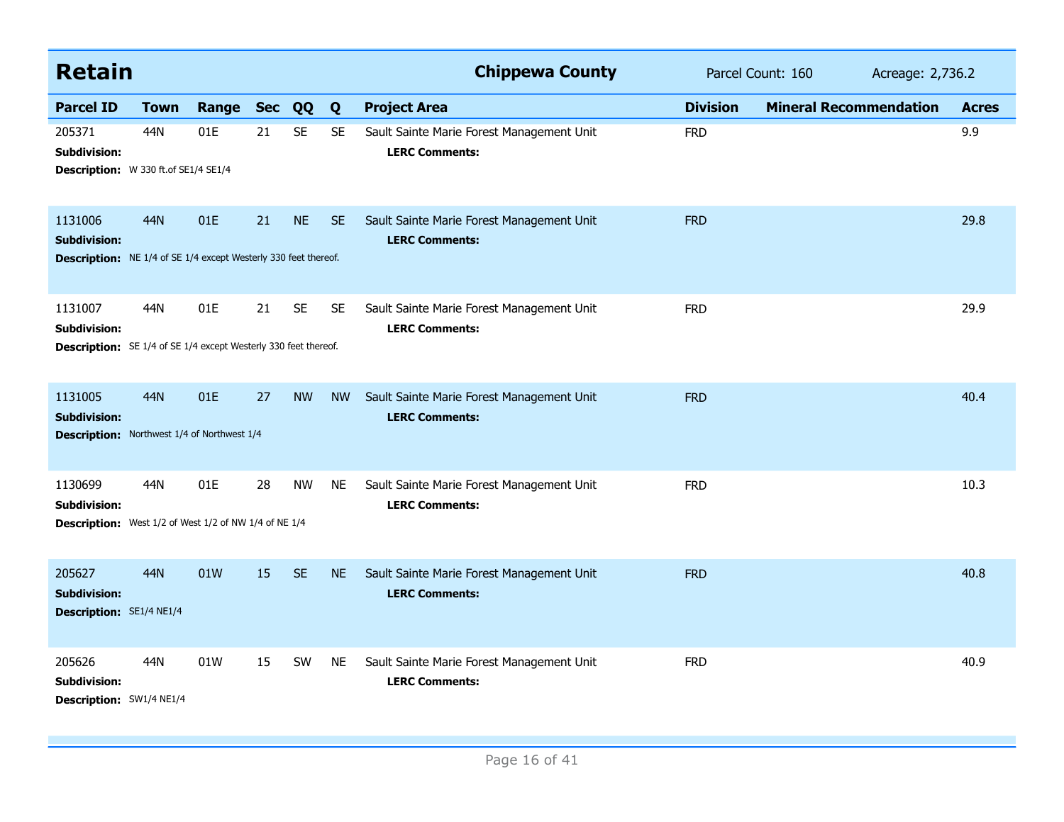## Retain

**Chippewa County** — Parcel Count: 160 — Acreage: 2,736.2

| Parcel ID | Town | Range | Sec | QQ | Q | Project Area | Division | Mineral Recommendation | Acres |
|---|---|---|---|---|---|---|---|---|---|
| 205371 | 44N | 01E | 21 | SE | SE | Sault Sainte Marie Forest Management Unit | FRD | | 9.9 |
| **Subdivision:** | | | | | | **LERC Comments:** | | | |
| **Description:** W 330 ft.of SE1/4 SE1/4 | | | | | | | | | |
| 1131006 | 44N | 01E | 21 | NE | SE | Sault Sainte Marie Forest Management Unit | FRD | | 29.8 |
| **Subdivision:** | | | | | | **LERC Comments:** | | | |
| **Description:** NE 1/4 of SE 1/4 except Westerly 330 feet thereof. | | | | | | | | | |
| 1131007 | 44N | 01E | 21 | SE | SE | Sault Sainte Marie Forest Management Unit | FRD | | 29.9 |
| **Subdivision:** | | | | | | **LERC Comments:** | | | |
| **Description:** SE 1/4 of SE 1/4 except Westerly 330 feet thereof. | | | | | | | | | |
| 1131005 | 44N | 01E | 27 | NW | NW | Sault Sainte Marie Forest Management Unit | FRD | | 40.4 |
| **Subdivision:** | | | | | | **LERC Comments:** | | | |
| **Description:** Northwest 1/4 of Northwest 1/4 | | | | | | | | | |
| 1130699 | 44N | 01E | 28 | NW | NE | Sault Sainte Marie Forest Management Unit | FRD | | 10.3 |
| **Subdivision:** | | | | | | **LERC Comments:** | | | |
| **Description:** West 1/2 of West 1/2 of NW 1/4 of NE 1/4 | | | | | | | | | |
| 205627 | 44N | 01W | 15 | SE | NE | Sault Sainte Marie Forest Management Unit | FRD | | 40.8 |
| **Subdivision:** | | | | | | **LERC Comments:** | | | |
| **Description:** SE1/4 NE1/4 | | | | | | | | | |
| 205626 | 44N | 01W | 15 | SW | NE | Sault Sainte Marie Forest Management Unit | FRD | | 40.9 |
| **Subdivision:** | | | | | | **LERC Comments:** | | | |
| **Description:** SW1/4 NE1/4 | | | | | | | | | |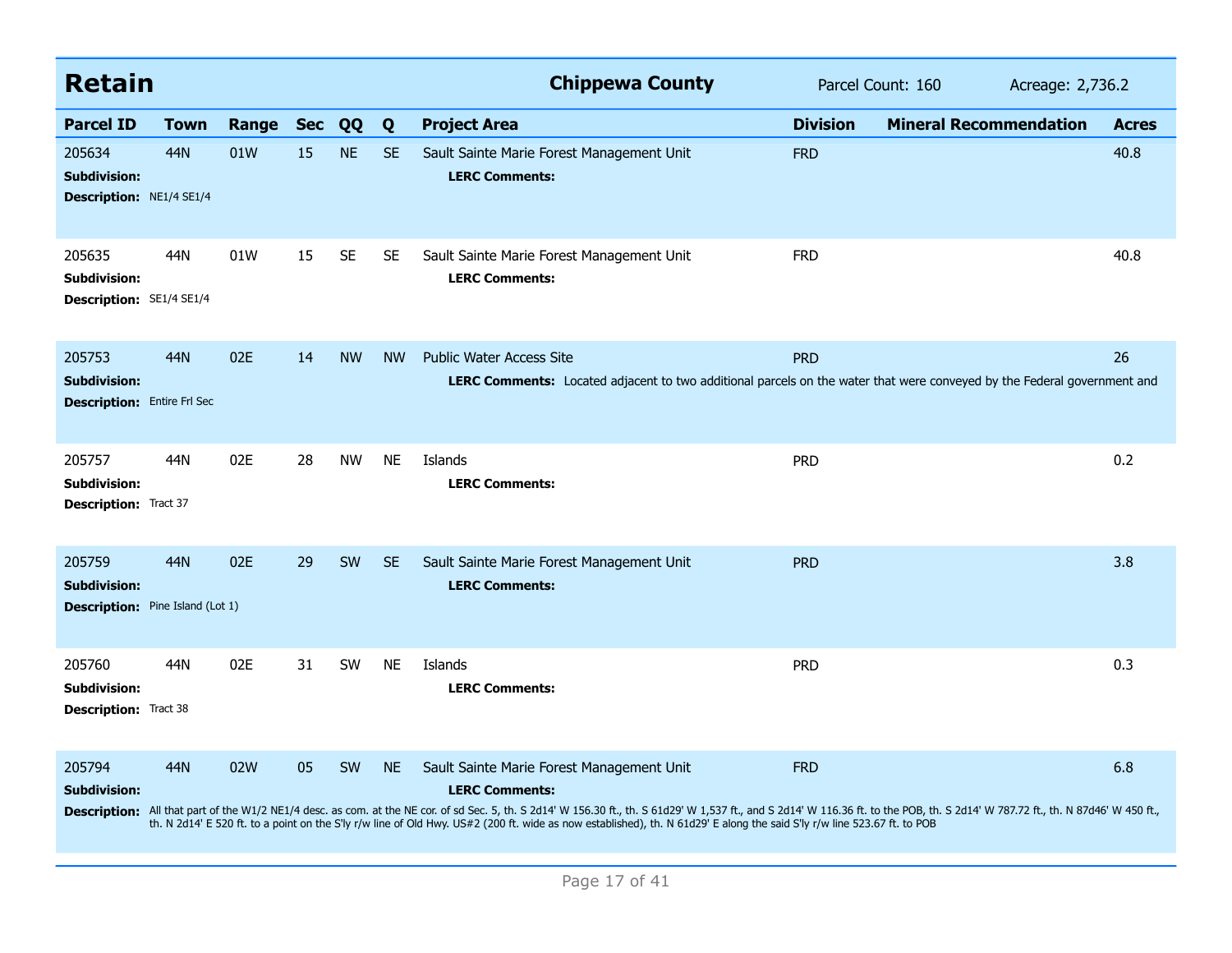## Retain

**Chippewa County** Parcel Count: 160 Acreage: 2,736.2

| Parcel ID | Town | Range | Sec | QQ | Q | Project Area | Division | Mineral Recommendation | Acres |
|---|---|---|---|---|---|---|---|---|---|
| 205634 | 44N | 01W | 15 | NE | SE | Sault Sainte Marie Forest Management Unit | FRD | | 40.8 |
| **Subdivision:** | | | | | | **LERC Comments:** | | | |
| **Description:** NE1/4 SE1/4 | | | | | | | | | |
| 205635 | 44N | 01W | 15 | SE | SE | Sault Sainte Marie Forest Management Unit | FRD | | 40.8 |
| **Subdivision:** | | | | | | **LERC Comments:** | | | |
| **Description:** SE1/4 SE1/4 | | | | | | | | | |
| 205753 | 44N | 02E | 14 | NW | NW | Public Water Access Site | PRD | | 26 |
| **Subdivision:** | | | | | | **LERC Comments:** Located adjacent to two additional parcels on the water that were conveyed by the Federal government and | | | |
| **Description:** Entire Frl Sec | | | | | | | | | |
| 205757 | 44N | 02E | 28 | NW | NE | Islands | PRD | | 0.2 |
| **Subdivision:** | | | | | | **LERC Comments:** | | | |
| **Description:** Tract 37 | | | | | | | | | |
| 205759 | 44N | 02E | 29 | SW | SE | Sault Sainte Marie Forest Management Unit | PRD | | 3.8 |
| **Subdivision:** | | | | | | **LERC Comments:** | | | |
| **Description:** Pine Island (Lot 1) | | | | | | | | | |
| 205760 | 44N | 02E | 31 | SW | NE | Islands | PRD | | 0.3 |
| **Subdivision:** | | | | | | **LERC Comments:** | | | |
| **Description:** Tract 38 | | | | | | | | | |
| 205794 | 44N | 02W | 05 | SW | NE | Sault Sainte Marie Forest Management Unit | FRD | | 6.8 |
| **Subdivision:** | | | | | | **LERC Comments:** | | | |
| **Description:** All that part of the W1/2 NE1/4 desc. as com. at the NE cor. of sd Sec. 5, th. S 2d14' W 156.30 ft., th. S 61d29' W 1,537 ft., and S 2d14' W 116.36 ft. to the POB, th. S 2d14' W 787.72 ft., th. N 87d46' W 450 ft., th. N 2d14' E 520 ft. to a point on the S'ly r/w line of Old Hwy. US#2 (200 ft. wide as now established), th. N 61d29' E along the said S'ly r/w line 523.67 ft. to POB | | | | | | | | | |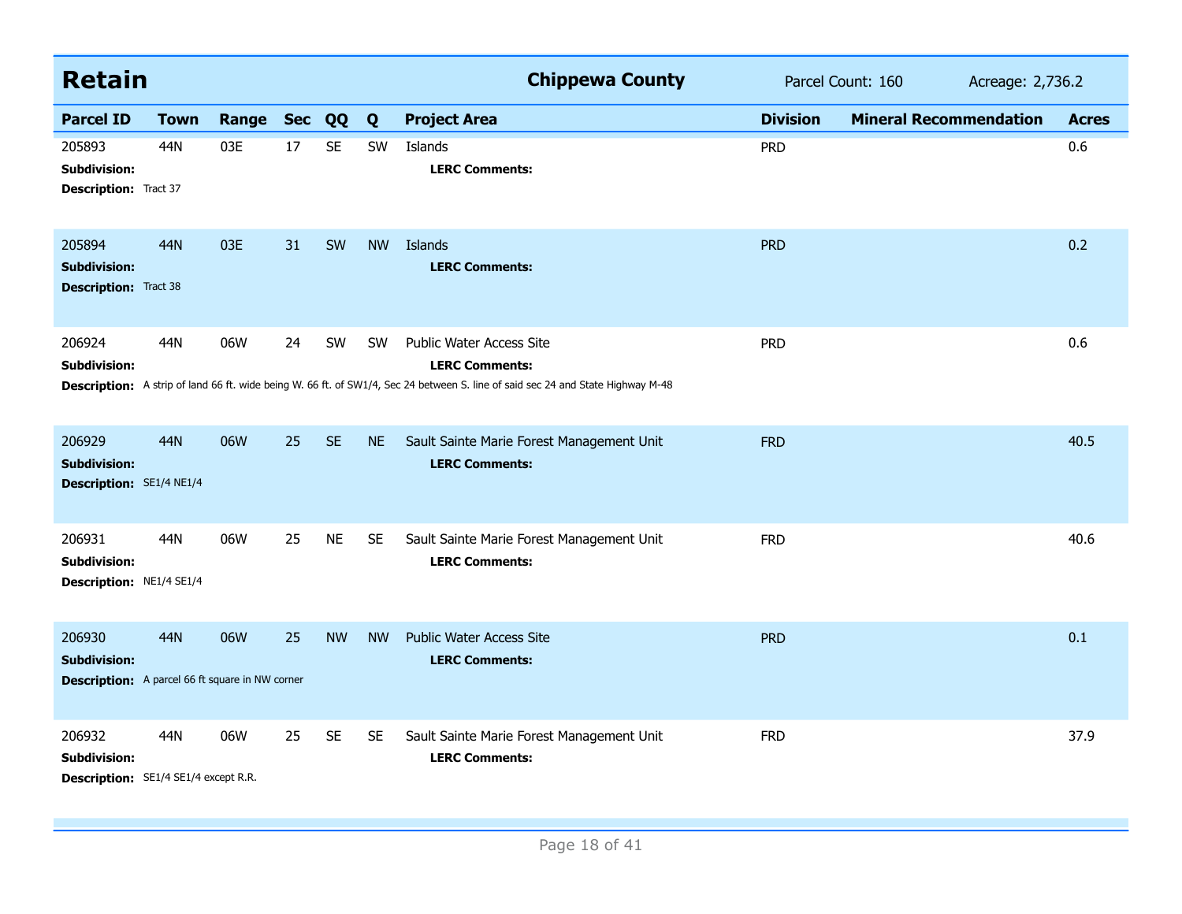## Retain

**Chippewa County** — Parcel Count: 160 — Acreage: 2,736.2

| Parcel ID | Town | Range | Sec | QQ | Q | Project Area | Division | Mineral Recommendation | Acres |
|---|---|---|---|---|---|---|---|---|---|
| 205893 | 44N | 03E | 17 | SE | SW | Islands | PRD | | 0.6 |
| **Subdivision:** | | | | | | **LERC Comments:** | | | |
| **Description:** Tract 37 | | | | | | | | | |
| 205894 | 44N | 03E | 31 | SW | NW | Islands | PRD | | 0.2 |
| **Subdivision:** | | | | | | **LERC Comments:** | | | |
| **Description:** Tract 38 | | | | | | | | | |
| 206924 | 44N | 06W | 24 | SW | SW | Public Water Access Site | PRD | | 0.6 |
| **Subdivision:** | | | | | | **LERC Comments:** | | | |
| **Description:** A strip of land 66 ft. wide being W. 66 ft. of SW1/4, Sec 24 between S. line of said sec 24 and State Highway M-48 | | | | | | | | | |
| 206929 | 44N | 06W | 25 | SE | NE | Sault Sainte Marie Forest Management Unit | FRD | | 40.5 |
| **Subdivision:** | | | | | | **LERC Comments:** | | | |
| **Description:** SE1/4 NE1/4 | | | | | | | | | |
| 206931 | 44N | 06W | 25 | NE | SE | Sault Sainte Marie Forest Management Unit | FRD | | 40.6 |
| **Subdivision:** | | | | | | **LERC Comments:** | | | |
| **Description:** NE1/4 SE1/4 | | | | | | | | | |
| 206930 | 44N | 06W | 25 | NW | NW | Public Water Access Site | PRD | | 0.1 |
| **Subdivision:** | | | | | | **LERC Comments:** | | | |
| **Description:** A parcel 66 ft square in NW corner | | | | | | | | | |
| 206932 | 44N | 06W | 25 | SE | SE | Sault Sainte Marie Forest Management Unit | FRD | | 37.9 |
| **Subdivision:** | | | | | | **LERC Comments:** | | | |
| **Description:** SE1/4 SE1/4 except R.R. | | | | | | | | | |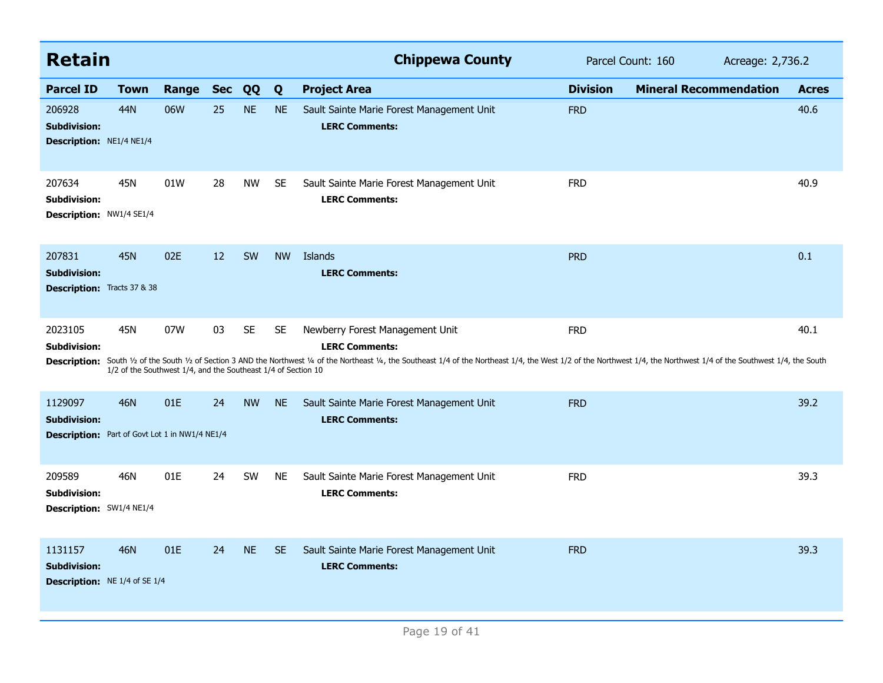## Retain

**Chippewa County** Parcel Count: 160 Acreage: 2,736.2

| Parcel ID | Town | Range | Sec | QQ | Q | Project Area | Division | Mineral Recommendation | Acres |
|---|---|---|---|---|---|---|---|---|---|
| 206928 | 44N | 06W | 25 | NE | NE | Sault Sainte Marie Forest Management Unit | FRD | | 40.6 |
| **Subdivision:** | | | | | | **LERC Comments:** | | | |
| **Description:** NE1/4 NE1/4 | | | | | | | | | |
| 207634 | 45N | 01W | 28 | NW | SE | Sault Sainte Marie Forest Management Unit | FRD | | 40.9 |
| **Subdivision:** | | | | | | **LERC Comments:** | | | |
| **Description:** NW1/4 SE1/4 | | | | | | | | | |
| 207831 | 45N | 02E | 12 | SW | NW | Islands | PRD | | 0.1 |
| **Subdivision:** | | | | | | **LERC Comments:** | | | |
| **Description:** Tracts 37 & 38 | | | | | | | | | |
| 2023105 | 45N | 07W | 03 | SE | SE | Newberry Forest Management Unit | FRD | | 40.1 |
| **Subdivision:** | | | | | | **LERC Comments:** | | | |
| **Description:** South ½ of the South ½ of Section 3 AND the Northwest ¼ of the Northeast ¼, the Southeast 1/4 of the Northeast 1/4, the West 1/2 of the Northwest 1/4, the Northwest 1/4 of the Southwest 1/4, the South 1/2 of the Southwest 1/4, and the Southeast 1/4 of Section 10 | | | | | | | | | |
| 1129097 | 46N | 01E | 24 | NW | NE | Sault Sainte Marie Forest Management Unit | FRD | | 39.2 |
| **Subdivision:** | | | | | | **LERC Comments:** | | | |
| **Description:** Part of Govt Lot 1 in NW1/4 NE1/4 | | | | | | | | | |
| 209589 | 46N | 01E | 24 | SW | NE | Sault Sainte Marie Forest Management Unit | FRD | | 39.3 |
| **Subdivision:** | | | | | | **LERC Comments:** | | | |
| **Description:** SW1/4 NE1/4 | | | | | | | | | |
| 1131157 | 46N | 01E | 24 | NE | SE | Sault Sainte Marie Forest Management Unit | FRD | | 39.3 |
| **Subdivision:** | | | | | | **LERC Comments:** | | | |
| **Description:** NE 1/4 of SE 1/4 | | | | | | | | | |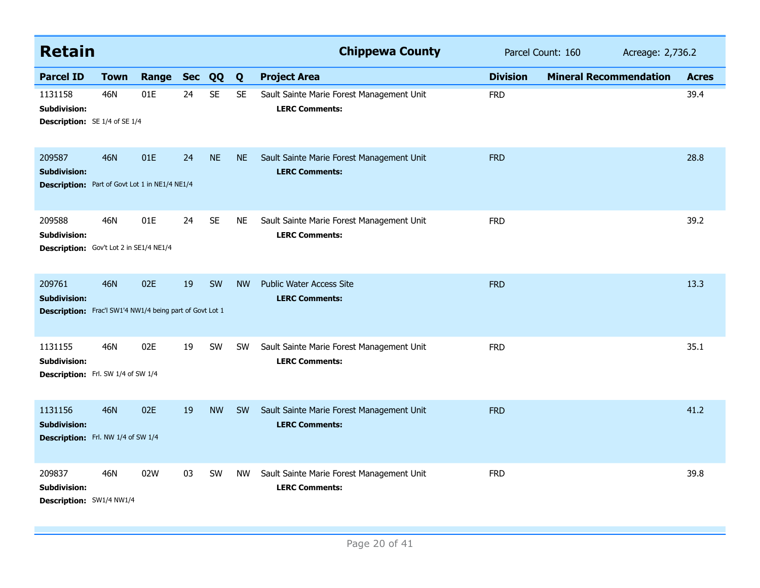## Retain — Chippewa County

Parcel Count: 160 Acreage: 2,736.2

| Parcel ID | Town | Range | Sec | QQ | Q | Project Area | Division | Mineral Recommendation | Acres |
|---|---|---|---|---|---|---|---|---|---|
| 1131158 | 46N | 01E | 24 | SE | SE | Sault Sainte Marie Forest Management Unit | FRD | | 39.4 |
| **Subdivision:** | | | | | | **LERC Comments:** | | | |
| **Description:** SE 1/4 of SE 1/4 | | | | | | | | | |
| 209587 | 46N | 01E | 24 | NE | NE | Sault Sainte Marie Forest Management Unit | FRD | | 28.8 |
| **Subdivision:** | | | | | | **LERC Comments:** | | | |
| **Description:** Part of Govt Lot 1 in NE1/4 NE1/4 | | | | | | | | | |
| 209588 | 46N | 01E | 24 | SE | NE | Sault Sainte Marie Forest Management Unit | FRD | | 39.2 |
| **Subdivision:** | | | | | | **LERC Comments:** | | | |
| **Description:** Gov't Lot 2 in SE1/4 NE1/4 | | | | | | | | | |
| 209761 | 46N | 02E | 19 | SW | NW | Public Water Access Site | FRD | | 13.3 |
| **Subdivision:** | | | | | | **LERC Comments:** | | | |
| **Description:** Frac'l SW1'4 NW1/4 being part of Govt Lot 1 | | | | | | | | | |
| 1131155 | 46N | 02E | 19 | SW | SW | Sault Sainte Marie Forest Management Unit | FRD | | 35.1 |
| **Subdivision:** | | | | | | **LERC Comments:** | | | |
| **Description:** Frl. SW 1/4 of SW 1/4 | | | | | | | | | |
| 1131156 | 46N | 02E | 19 | NW | SW | Sault Sainte Marie Forest Management Unit | FRD | | 41.2 |
| **Subdivision:** | | | | | | **LERC Comments:** | | | |
| **Description:** Frl. NW 1/4 of SW 1/4 | | | | | | | | | |
| 209837 | 46N | 02W | 03 | SW | NW | Sault Sainte Marie Forest Management Unit | FRD | | 39.8 |
| **Subdivision:** | | | | | | **LERC Comments:** | | | |
| **Description:** SW1/4 NW1/4 | | | | | | | | | |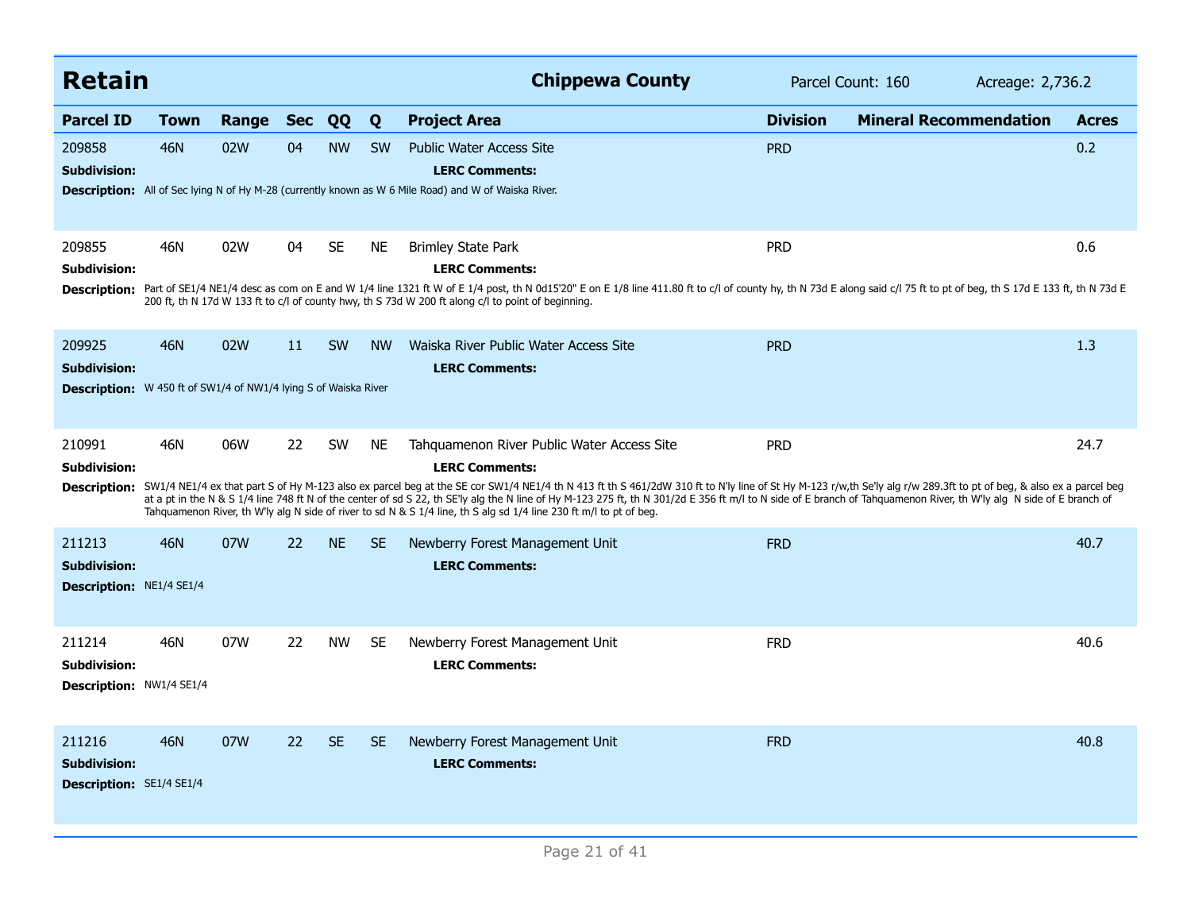## Retain — Chippewa County

Parcel Count: 160 Acreage: 2,736.2

| Parcel ID | Town | Range | Sec | QQ | Q | Project Area | Division | Mineral Recommendation | Acres |
|---|---|---|---|---|---|---|---|---|---|
| 209858 | 46N | 02W | 04 | NW | SW | Public Water Access Site | PRD | | 0.2 |
| 209855 | 46N | 02W | 04 | SE | NE | Brimley State Park | PRD | | 0.6 |
| 209925 | 46N | 02W | 11 | SW | NW | Waiska River Public Water Access Site | PRD | | 1.3 |
| 210991 | 46N | 06W | 22 | SW | NE | Tahquamenon River Public Water Access Site | PRD | | 24.7 |
| 211213 | 46N | 07W | 22 | NE | SE | Newberry Forest Management Unit | FRD | | 40.7 |
| 211214 | 46N | 07W | 22 | NW | SE | Newberry Forest Management Unit | FRD | | 40.6 |
| 211216 | 46N | 07W | 22 | SE | SE | Newberry Forest Management Unit | FRD | | 40.8 |

**209858**
**Subdivision:**
**LERC Comments:**
**Description:** All of Sec lying N of Hy M-28 (currently known as W 6 Mile Road) and W of Waiska River.

**209855**
**Subdivision:**
**LERC Comments:**
**Description:** Part of SE1/4 NE1/4 desc as com on E and W 1/4 line 1321 ft W of E 1/4 post, th N 0d15'20" E on E 1/8 line 411.80 ft to c/l of county hy, th N 73d E along said c/l 75 ft to pt of beg, th S 17d E 133 ft, th N 73d E 200 ft, th N 17d W 133 ft to c/l of county hwy, th S 73d W 200 ft along c/l to point of beginning.

**209925**
**Subdivision:**
**LERC Comments:**
**Description:** W 450 ft of SW1/4 of NW1/4 lying S of Waiska River

**210991**
**Subdivision:**
**LERC Comments:**
**Description:** SW1/4 NE1/4 ex that part S of Hy M-123 also ex parcel beg at the SE cor SW1/4 NE1/4 th N 413 ft th S 461/2dW 310 ft to N'ly line of St Hy M-123 r/w,th Se'ly alg r/w 289.3ft to pt of beg, & also ex a parcel beg at a pt in the N & S 1/4 line 748 ft N of the center of sd S 22, th SE'ly alg the N line of Hy M-123 275 ft, th N 301/2d E 356 ft m/l to N side of E branch of Tahquamenon River, th W'ly alg N side of E branch of Tahquamenon River, th W'ly alg N side of river to sd N & S 1/4 line, th S alg sd 1/4 line 230 ft m/l to pt of beg.

**211213**
**Subdivision:**
**LERC Comments:**
**Description:** NE1/4 SE1/4

**211214**
**Subdivision:**
**LERC Comments:**
**Description:** NW1/4 SE1/4

**211216**
**Subdivision:**
**LERC Comments:**
**Description:** SE1/4 SE1/4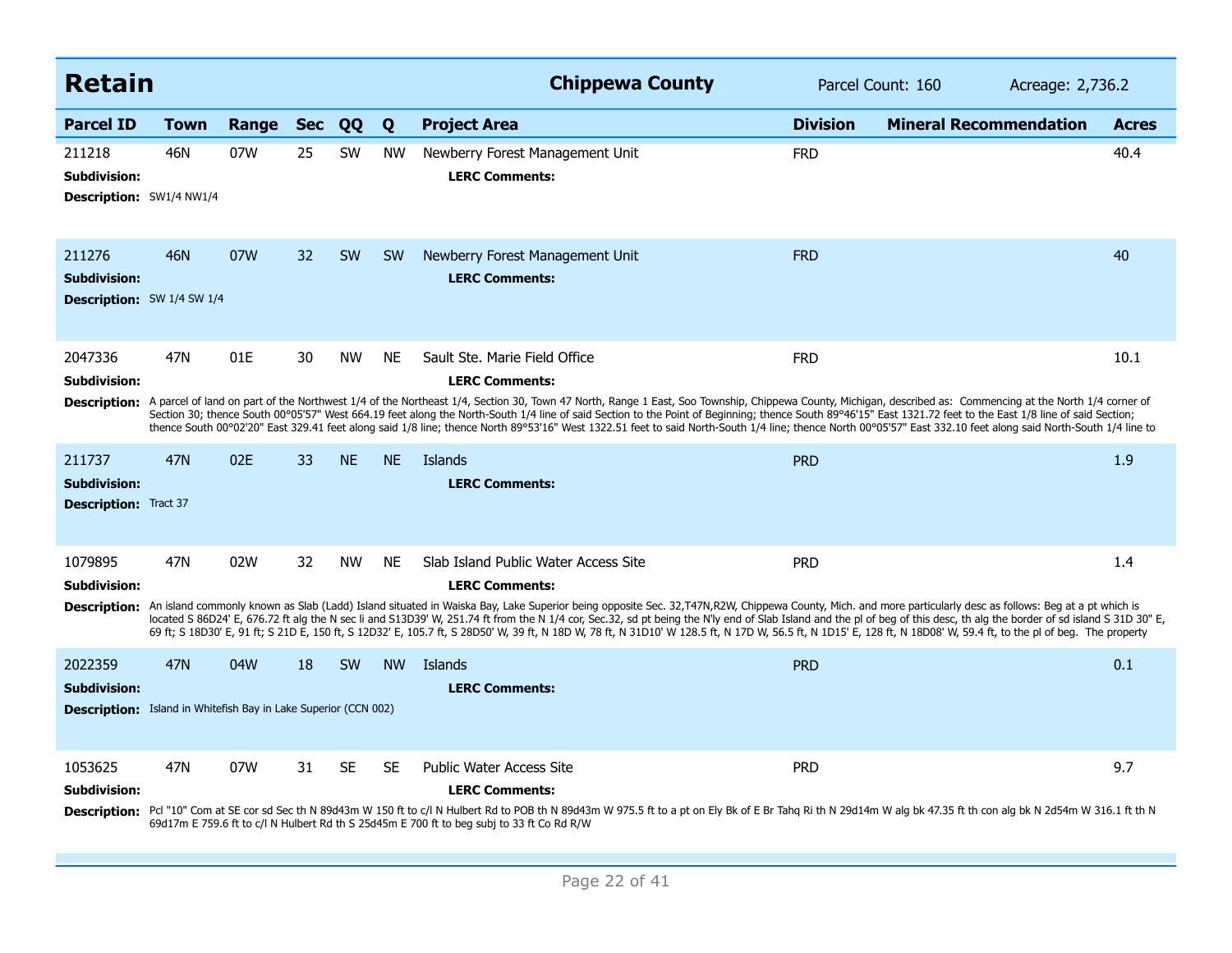## Retain

**Chippewa County** — Parcel Count: 160 — Acreage: 2,736.2

| Parcel ID | Town | Range | Sec | QQ | Q | Project Area | Division | Mineral Recommendation | Acres |
|---|---|---|---|---|---|---|---|---|---|
| 211218 | 46N | 07W | 25 | SW | NW | Newberry Forest Management Unit | FRD | | 40.4 |
| 211276 | 46N | 07W | 32 | SW | SW | Newberry Forest Management Unit | FRD | | 40 |
| 2047336 | 47N | 01E | 30 | NW | NE | Sault Ste. Marie Field Office | FRD | | 10.1 |
| 211737 | 47N | 02E | 33 | NE | NE | Islands | PRD | | 1.9 |
| 1079895 | 47N | 02W | 32 | NW | NE | Slab Island Public Water Access Site | PRD | | 1.4 |
| 2022359 | 47N | 04W | 18 | SW | NW | Islands | PRD | | 0.1 |
| 1053625 | 47N | 07W | 31 | SE | SE | Public Water Access Site | PRD | | 9.7 |

**211218**
**Subdivision:**
**LERC Comments:**
**Description:** SW1/4 NW1/4

**211276**
**Subdivision:**
**LERC Comments:**
**Description:** SW 1/4 SW 1/4

**2047336**
**Subdivision:**
**LERC Comments:**
**Description:** A parcel of land on part of the Northwest 1/4 of the Northeast 1/4, Section 30, Town 47 North, Range 1 East, Soo Township, Chippewa County, Michigan, described as: Commencing at the North 1/4 corner of Section 30; thence South 00°05'57" West 664.19 feet along the North-South 1/4 line of said Section to the Point of Beginning; thence South 89°46'15" East 1321.72 feet to the East 1/8 line of said Section; thence South 00°02'20" East 329.41 feet along said 1/8 line; thence North 89°53'16" West 1322.51 feet to said North-South 1/4 line; thence North 00°05'57" East 332.10 feet along said North-South 1/4 line to

**211737**
**Subdivision:**
**LERC Comments:**
**Description:** Tract 37

**1079895**
**Subdivision:**
**LERC Comments:**
**Description:** An island commonly known as Slab (Ladd) Island situated in Waiska Bay, Lake Superior being opposite Sec. 32,T47N,R2W, Chippewa County, Mich. and more particularly desc as follows: Beg at a pt which is located S 86D24' E, 676.72 ft alg the N sec li and S13D39' W, 251.74 ft from the N 1/4 cor, Sec.32, sd pt being the N'ly end of Slab Island and the pl of beg of this desc, th alg the border of sd island S 31D 30" E, 69 ft; S 18D30' E, 91 ft; S 21D E, 150 ft, S 12D32' E, 105.7 ft, S 28D50' W, 39 ft, N 18D W, 78 ft, N 31D10' W 128.5 ft, N 17D W, 56.5 ft, N 1D15' E, 128 ft, N 18D08' W, 59.4 ft, to the pl of beg. The property

**2022359**
**Subdivision:**
**LERC Comments:**
**Description:** Island in Whitefish Bay in Lake Superior (CCN 002)

**1053625**
**Subdivision:**
**LERC Comments:**
**Description:** Pcl "10" Com at SE cor sd Sec th N 89d43m W 150 ft to c/l N Hulbert Rd to POB th N 89d43m W 975.5 ft to a pt on Ely Bk of E Br Tahq Ri th N 29d14m W alg bk 47.35 ft th con alg bk N 2d54m W 316.1 ft th N 69d17m E 759.6 ft to c/l N Hulbert Rd th S 25d45m E 700 ft to beg subj to 33 ft Co Rd R/W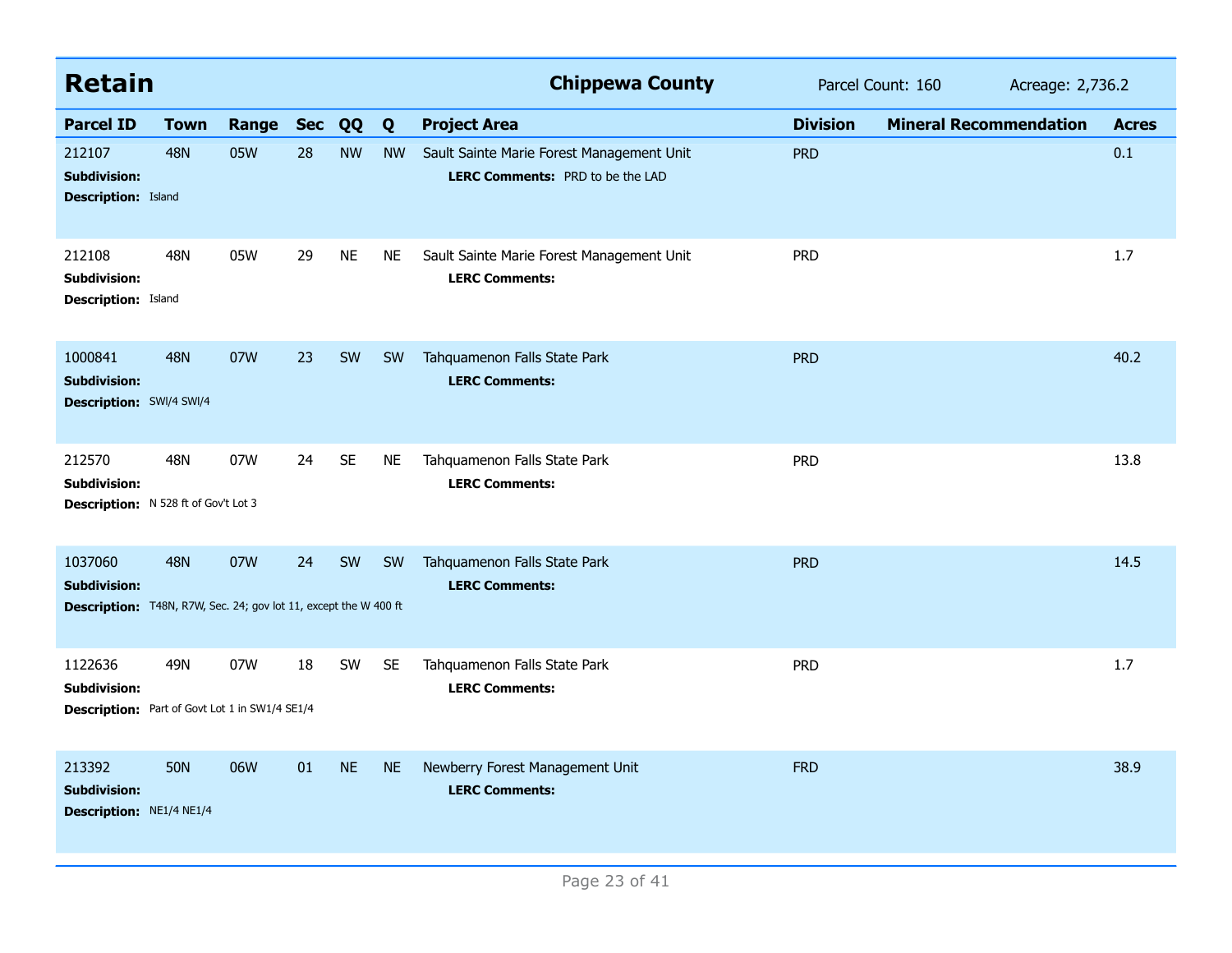## Retain

**Chippewa County** — Parcel Count: 160 — Acreage: 2,736.2

| Parcel ID | Town | Range | Sec | QQ | Q | Project Area | Division | Mineral Recommendation | Acres |
|---|---|---|---|---|---|---|---|---|---|
| 212107 | 48N | 05W | 28 | NW | NW | Sault Sainte Marie Forest Management Unit | PRD | | 0.1 |
| **Subdivision:** | | | | | | **LERC Comments:** PRD to be the LAD | | | |
| **Description:** Island | | | | | | | | | |
| 212108 | 48N | 05W | 29 | NE | NE | Sault Sainte Marie Forest Management Unit | PRD | | 1.7 |
| **Subdivision:** | | | | | | **LERC Comments:** | | | |
| **Description:** Island | | | | | | | | | |
| 1000841 | 48N | 07W | 23 | SW | SW | Tahquamenon Falls State Park | PRD | | 40.2 |
| **Subdivision:** | | | | | | **LERC Comments:** | | | |
| **Description:** SWl/4 SWl/4 | | | | | | | | | |
| 212570 | 48N | 07W | 24 | SE | NE | Tahquamenon Falls State Park | PRD | | 13.8 |
| **Subdivision:** | | | | | | **LERC Comments:** | | | |
| **Description:** N 528 ft of Gov't Lot 3 | | | | | | | | | |
| 1037060 | 48N | 07W | 24 | SW | SW | Tahquamenon Falls State Park | PRD | | 14.5 |
| **Subdivision:** | | | | | | **LERC Comments:** | | | |
| **Description:** T48N, R7W, Sec. 24; gov lot 11, except the W 400 ft | | | | | | | | | |
| 1122636 | 49N | 07W | 18 | SW | SE | Tahquamenon Falls State Park | PRD | | 1.7 |
| **Subdivision:** | | | | | | **LERC Comments:** | | | |
| **Description:** Part of Govt Lot 1 in SW1/4 SE1/4 | | | | | | | | | |
| 213392 | 50N | 06W | 01 | NE | NE | Newberry Forest Management Unit | FRD | | 38.9 |
| **Subdivision:** | | | | | | **LERC Comments:** | | | |
| **Description:** NE1/4 NE1/4 | | | | | | | | | |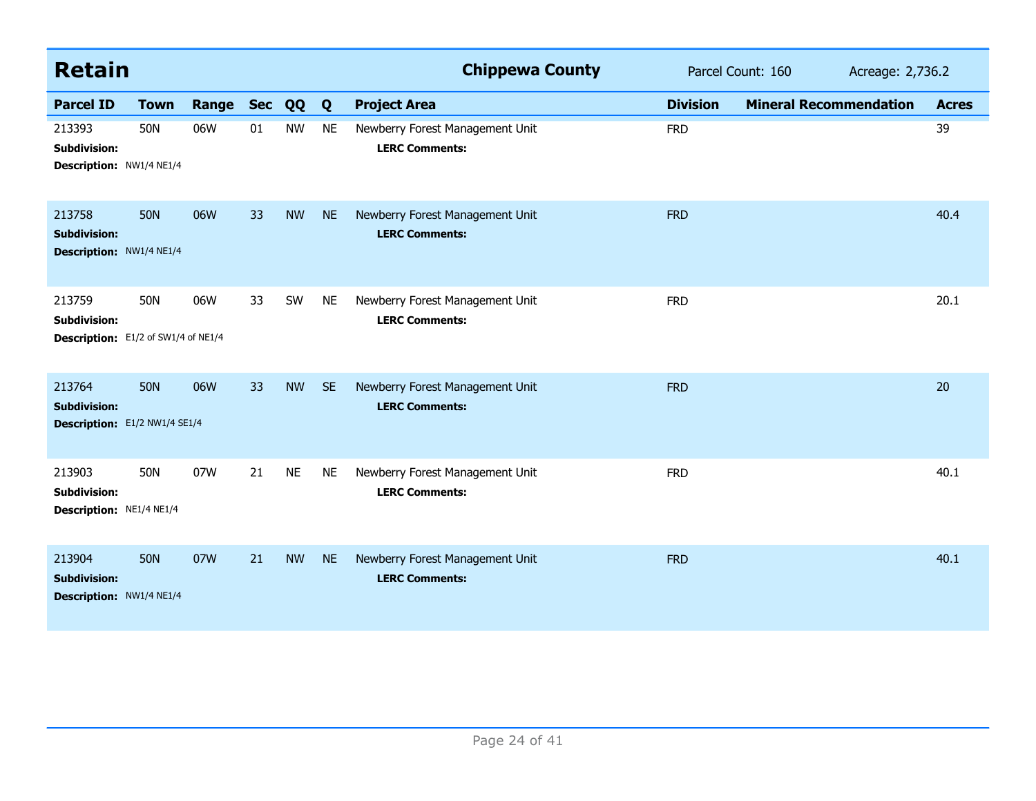## Retain — Chippewa County

Parcel Count: 160 | Acreage: 2,736.2

| Parcel ID | Town | Range | Sec | QQ | Q | Project Area | Division | Mineral Recommendation | Acres |
|---|---|---|---|---|---|---|---|---|---|
| 213393 | 50N | 06W | 01 | NW | NE | Newberry Forest Management Unit | FRD | | 39 |
| **Subdivision:** | | | | | | **LERC Comments:** | | | |
| **Description:** NW1/4 NE1/4 | | | | | | | | | |
| 213758 | 50N | 06W | 33 | NW | NE | Newberry Forest Management Unit | FRD | | 40.4 |
| **Subdivision:** | | | | | | **LERC Comments:** | | | |
| **Description:** NW1/4 NE1/4 | | | | | | | | | |
| 213759 | 50N | 06W | 33 | SW | NE | Newberry Forest Management Unit | FRD | | 20.1 |
| **Subdivision:** | | | | | | **LERC Comments:** | | | |
| **Description:** E1/2 of SW1/4 of NE1/4 | | | | | | | | | |
| 213764 | 50N | 06W | 33 | NW | SE | Newberry Forest Management Unit | FRD | | 20 |
| **Subdivision:** | | | | | | **LERC Comments:** | | | |
| **Description:** E1/2 NW1/4 SE1/4 | | | | | | | | | |
| 213903 | 50N | 07W | 21 | NE | NE | Newberry Forest Management Unit | FRD | | 40.1 |
| **Subdivision:** | | | | | | **LERC Comments:** | | | |
| **Description:** NE1/4 NE1/4 | | | | | | | | | |
| 213904 | 50N | 07W | 21 | NW | NE | Newberry Forest Management Unit | FRD | | 40.1 |
| **Subdivision:** | | | | | | **LERC Comments:** | | | |
| **Description:** NW1/4 NE1/4 | | | | | | | | | |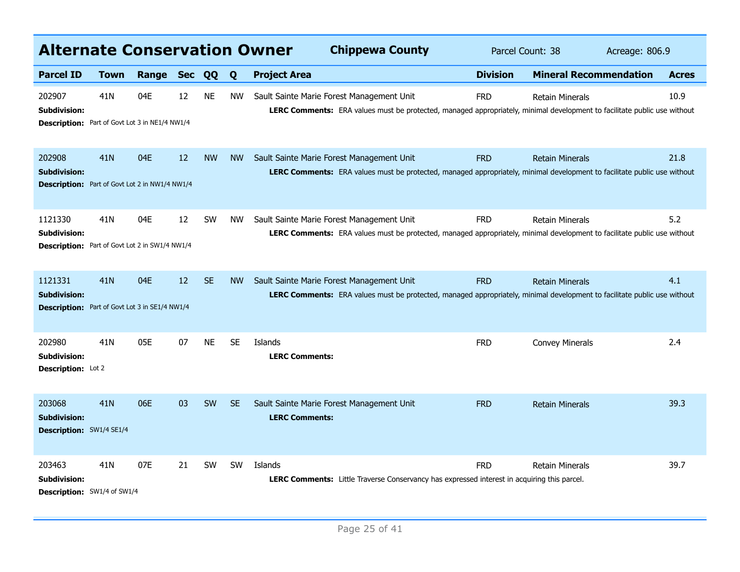# Alternate Conservation Owner

**Chippewa County** | Parcel Count: 38 | Acreage: 806.9

| Parcel ID | Town | Range | Sec | QQ | Q | Project Area | Division | Mineral Recommendation | Acres |
|---|---|---|---|---|---|---|---|---|---|
| 202907 | 41N | 04E | 12 | NE | NW | Sault Sainte Marie Forest Management Unit | FRD | Retain Minerals | 10.9 |
| **Subdivision:** | | | | | | **LERC Comments:** ERA values must be protected, managed appropriately, minimal development to facilitate public use without | | | |
| **Description:** Part of Govt Lot 3 in NE1/4 NW1/4 | | | | | | | | | |
| 202908 | 41N | 04E | 12 | NW | NW | Sault Sainte Marie Forest Management Unit | FRD | Retain Minerals | 21.8 |
| **Subdivision:** | | | | | | **LERC Comments:** ERA values must be protected, managed appropriately, minimal development to facilitate public use without | | | |
| **Description:** Part of Govt Lot 2 in NW1/4 NW1/4 | | | | | | | | | |
| 1121330 | 41N | 04E | 12 | SW | NW | Sault Sainte Marie Forest Management Unit | FRD | Retain Minerals | 5.2 |
| **Subdivision:** | | | | | | **LERC Comments:** ERA values must be protected, managed appropriately, minimal development to facilitate public use without | | | |
| **Description:** Part of Govt Lot 2 in SW1/4 NW1/4 | | | | | | | | | |
| 1121331 | 41N | 04E | 12 | SE | NW | Sault Sainte Marie Forest Management Unit | FRD | Retain Minerals | 4.1 |
| **Subdivision:** | | | | | | **LERC Comments:** ERA values must be protected, managed appropriately, minimal development to facilitate public use without | | | |
| **Description:** Part of Govt Lot 3 in SE1/4 NW1/4 | | | | | | | | | |
| 202980 | 41N | 05E | 07 | NE | SE | Islands | FRD | Convey Minerals | 2.4 |
| **Subdivision:** | | | | | | **LERC Comments:** | | | |
| **Description:** Lot 2 | | | | | | | | | |
| 203068 | 41N | 06E | 03 | SW | SE | Sault Sainte Marie Forest Management Unit | FRD | Retain Minerals | 39.3 |
| **Subdivision:** | | | | | | **LERC Comments:** | | | |
| **Description:** SW1/4 SE1/4 | | | | | | | | | |
| 203463 | 41N | 07E | 21 | SW | SW | Islands | FRD | Retain Minerals | 39.7 |
| **Subdivision:** | | | | | | **LERC Comments:** Little Traverse Conservancy has expressed interest in acquiring this parcel. | | | |
| **Description:** SW1/4 of SW1/4 | | | | | | | | | |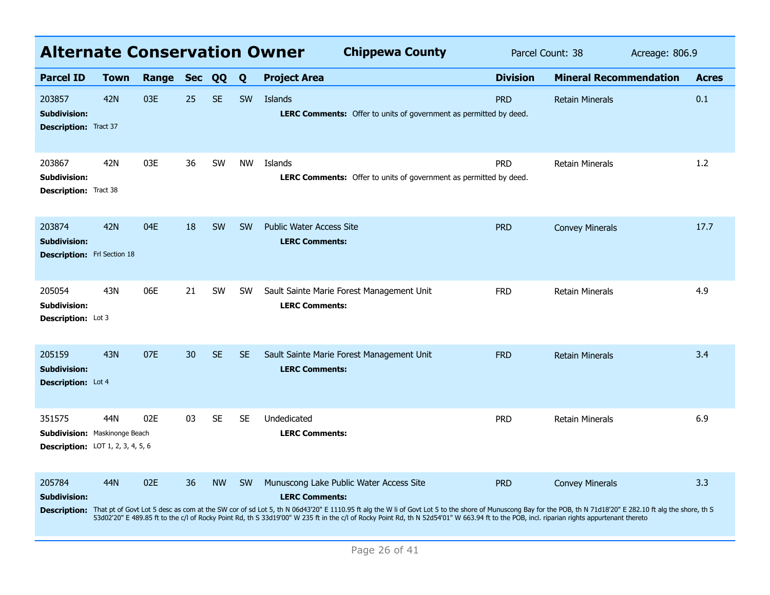# Alternate Conservation Owner

**Chippewa County** Parcel Count: 38 Acreage: 806.9

| Parcel ID | Town | Range | Sec | QQ | Q | Project Area | Division | Mineral Recommendation | Acres |
|---|---|---|---|---|---|---|---|---|---|
| 203857 | 42N | 03E | 25 | SE | SW | Islands | PRD | Retain Minerals | 0.1 |
| **Subdivision:** | | | | | | **LERC Comments:** Offer to units of government as permitted by deed. | | | |
| **Description:** Tract 37 | | | | | | | | | |
| 203867 | 42N | 03E | 36 | SW | NW | Islands | PRD | Retain Minerals | 1.2 |
| **Subdivision:** | | | | | | **LERC Comments:** Offer to units of government as permitted by deed. | | | |
| **Description:** Tract 38 | | | | | | | | | |
| 203874 | 42N | 04E | 18 | SW | SW | Public Water Access Site | PRD | Convey Minerals | 17.7 |
| **Subdivision:** | | | | | | **LERC Comments:** | | | |
| **Description:** Frl Section 18 | | | | | | | | | |
| 205054 | 43N | 06E | 21 | SW | SW | Sault Sainte Marie Forest Management Unit | FRD | Retain Minerals | 4.9 |
| **Subdivision:** | | | | | | **LERC Comments:** | | | |
| **Description:** Lot 3 | | | | | | | | | |
| 205159 | 43N | 07E | 30 | SE | SE | Sault Sainte Marie Forest Management Unit | FRD | Retain Minerals | 3.4 |
| **Subdivision:** | | | | | | **LERC Comments:** | | | |
| **Description:** Lot 4 | | | | | | | | | |
| 351575 | 44N | 02E | 03 | SE | SE | Undedicated | PRD | Retain Minerals | 6.9 |
| **Subdivision:** Maskinonge Beach | | | | | | **LERC Comments:** | | | |
| **Description:** LOT 1, 2, 3, 4, 5, 6 | | | | | | | | | |
| 205784 | 44N | 02E | 36 | NW | SW | Munuscong Lake Public Water Access Site | PRD | Convey Minerals | 3.3 |
| **Subdivision:** | | | | | | **LERC Comments:** | | | |
| **Description:** That pt of Govt Lot 5 desc as com at the SW cor of sd Lot 5, th N 06d43'20" E 1110.95 ft alg the W li of Govt Lot 5 to the shore of Munuscong Bay for the POB, th N 71d18'20" E 282.10 ft alg the shore, th S 53d02'20" E 489.85 ft to the c/l of Rocky Point Rd, th S 33d19'00" W 235 ft in the c/l of Rocky Point Rd, th N 52d54'01" W 663.94 ft to the POB, incl. riparian rights appurtenant thereto | | | | | | | | | |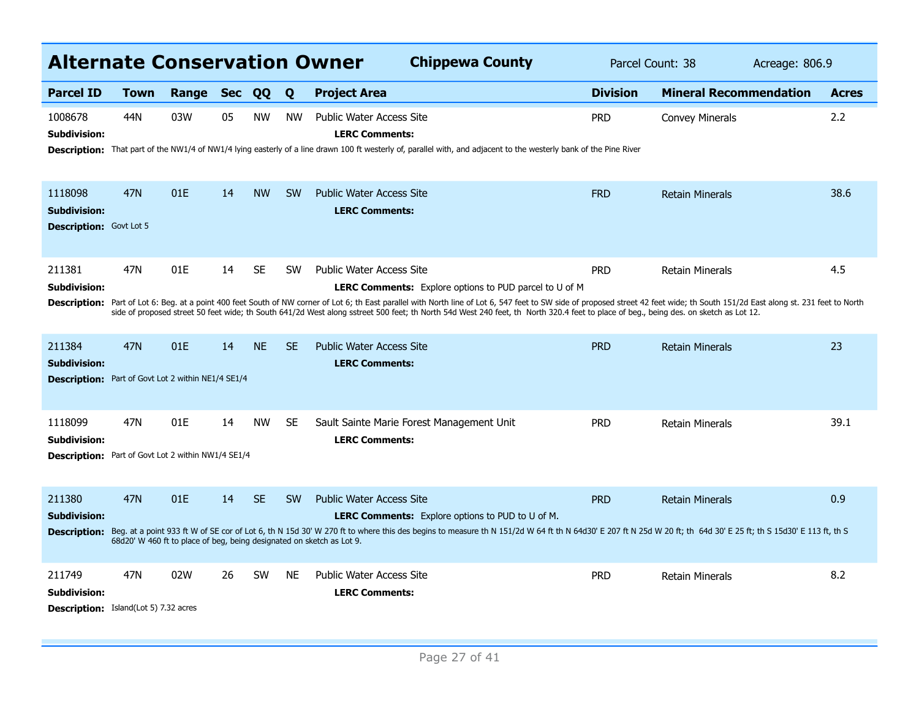# Alternate Conservation Owner

**Chippewa County** | Parcel Count: 38 | Acreage: 806.9

| Parcel ID | Town | Range | Sec | QQ | Q | Project Area | Division | Mineral Recommendation | Acres |
|---|---|---|---|---|---|---|---|---|---|
| 1008678 | 44N | 03W | 05 | NW | NW | Public Water Access Site | PRD | Convey Minerals | 2.2 |
| 1118098 | 47N | 01E | 14 | NW | SW | Public Water Access Site | FRD | Retain Minerals | 38.6 |
| 211381 | 47N | 01E | 14 | SE | SW | Public Water Access Site | PRD | Retain Minerals | 4.5 |
| 211384 | 47N | 01E | 14 | NE | SE | Public Water Access Site | PRD | Retain Minerals | 23 |
| 1118099 | 47N | 01E | 14 | NW | SE | Sault Sainte Marie Forest Management Unit | PRD | Retain Minerals | 39.1 |
| 211380 | 47N | 01E | 14 | SE | SW | Public Water Access Site | PRD | Retain Minerals | 0.9 |
| 211749 | 47N | 02W | 26 | SW | NE | Public Water Access Site | PRD | Retain Minerals | 8.2 |

**1008678**
**Subdivision:**
**LERC Comments:**
**Description:** That part of the NW1/4 of NW1/4 lying easterly of a line drawn 100 ft westerly of, parallel with, and adjacent to the westerly bank of the Pine River

**1118098**
**Subdivision:**
**LERC Comments:**
**Description:** Govt Lot 5

**211381**
**Subdivision:**
**LERC Comments:** Explore options to PUD parcel to U of M
**Description:** Part of Lot 6: Beg. at a point 400 feet South of NW corner of Lot 6; th East parallel with North line of Lot 6, 547 feet to SW side of proposed street 42 feet wide; th South 151/2d East along st. 231 feet to North side of proposed street 50 feet wide; th South 641/2d West along sstreet 500 feet; th North 54d West 240 feet, th North 320.4 feet to place of beg., being des. on sketch as Lot 12.

**211384**
**Subdivision:**
**LERC Comments:**
**Description:** Part of Govt Lot 2 within NE1/4 SE1/4

**1118099**
**Subdivision:**
**LERC Comments:**
**Description:** Part of Govt Lot 2 within NW1/4 SE1/4

**211380**
**Subdivision:**
**LERC Comments:** Explore options to PUD to U of M.
**Description:** Beg. at a point 933 ft W of SE cor of Lot 6, th N 15d 30' W 270 ft to where this des begins to measure th N 151/2d W 64 ft th N 64d30' E 207 ft N 25d W 20 ft; th 64d 30' E 25 ft; th S 15d30' E 113 ft, th S 68d20' W 460 ft to place of beg, being designated on sketch as Lot 9.

**211749**
**Subdivision:**
**LERC Comments:**
**Description:** Island(Lot 5) 7.32 acres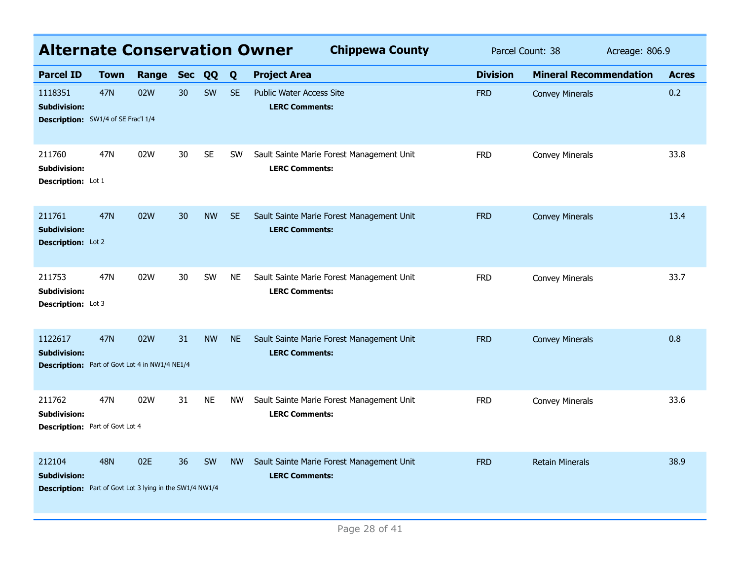## Alternate Conservation Owner

**Chippewa County** — Parcel Count: 38 — Acreage: 806.9

| Parcel ID | Town | Range | Sec | QQ | Q | Project Area | Division | Mineral Recommendation | Acres |
|---|---|---|---|---|---|---|---|---|---|
| 1118351 | 47N | 02W | 30 | SW | SE | Public Water Access Site | FRD | Convey Minerals | 0.2 |
| **Subdivision:** | | | | | | **LERC Comments:** | | | |
| **Description:** SW1/4 of SE Frac'l 1/4 | | | | | | | | | |
| 211760 | 47N | 02W | 30 | SE | SW | Sault Sainte Marie Forest Management Unit | FRD | Convey Minerals | 33.8 |
| **Subdivision:** | | | | | | **LERC Comments:** | | | |
| **Description:** Lot 1 | | | | | | | | | |
| 211761 | 47N | 02W | 30 | NW | SE | Sault Sainte Marie Forest Management Unit | FRD | Convey Minerals | 13.4 |
| **Subdivision:** | | | | | | **LERC Comments:** | | | |
| **Description:** Lot 2 | | | | | | | | | |
| 211753 | 47N | 02W | 30 | SW | NE | Sault Sainte Marie Forest Management Unit | FRD | Convey Minerals | 33.7 |
| **Subdivision:** | | | | | | **LERC Comments:** | | | |
| **Description:** Lot 3 | | | | | | | | | |
| 1122617 | 47N | 02W | 31 | NW | NE | Sault Sainte Marie Forest Management Unit | FRD | Convey Minerals | 0.8 |
| **Subdivision:** | | | | | | **LERC Comments:** | | | |
| **Description:** Part of Govt Lot 4 in NW1/4 NE1/4 | | | | | | | | | |
| 211762 | 47N | 02W | 31 | NE | NW | Sault Sainte Marie Forest Management Unit | FRD | Convey Minerals | 33.6 |
| **Subdivision:** | | | | | | **LERC Comments:** | | | |
| **Description:** Part of Govt Lot 4 | | | | | | | | | |
| 212104 | 48N | 02E | 36 | SW | NW | Sault Sainte Marie Forest Management Unit | FRD | Retain Minerals | 38.9 |
| **Subdivision:** | | | | | | **LERC Comments:** | | | |
| **Description:** Part of Govt Lot 3 lying in the SW1/4 NW1/4 | | | | | | | | | |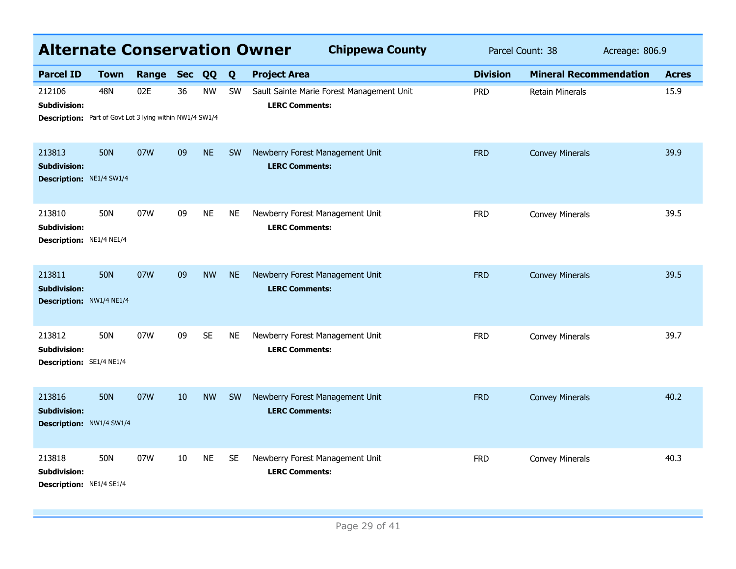## Alternate Conservation Owner — Chippewa County

Parcel Count: 38 Acreage: 806.9

| Parcel ID | Town | Range | Sec | QQ | Q | Project Area | Division | Mineral Recommendation | Acres |
|---|---|---|---|---|---|---|---|---|---|
| 212106 | 48N | 02E | 36 | NW | SW | Sault Sainte Marie Forest Management Unit | PRD | Retain Minerals | 15.9 |
| **Subdivision:** | | | | | | **LERC Comments:** | | | |
| **Description:** Part of Govt Lot 3 lying within NW1/4 SW1/4 | | | | | | | | | |
| 213813 | 50N | 07W | 09 | NE | SW | Newberry Forest Management Unit | FRD | Convey Minerals | 39.9 |
| **Subdivision:** | | | | | | **LERC Comments:** | | | |
| **Description:** NE1/4 SW1/4 | | | | | | | | | |
| 213810 | 50N | 07W | 09 | NE | NE | Newberry Forest Management Unit | FRD | Convey Minerals | 39.5 |
| **Subdivision:** | | | | | | **LERC Comments:** | | | |
| **Description:** NE1/4 NE1/4 | | | | | | | | | |
| 213811 | 50N | 07W | 09 | NW | NE | Newberry Forest Management Unit | FRD | Convey Minerals | 39.5 |
| **Subdivision:** | | | | | | **LERC Comments:** | | | |
| **Description:** NW1/4 NE1/4 | | | | | | | | | |
| 213812 | 50N | 07W | 09 | SE | NE | Newberry Forest Management Unit | FRD | Convey Minerals | 39.7 |
| **Subdivision:** | | | | | | **LERC Comments:** | | | |
| **Description:** SE1/4 NE1/4 | | | | | | | | | |
| 213816 | 50N | 07W | 10 | NW | SW | Newberry Forest Management Unit | FRD | Convey Minerals | 40.2 |
| **Subdivision:** | | | | | | **LERC Comments:** | | | |
| **Description:** NW1/4 SW1/4 | | | | | | | | | |
| 213818 | 50N | 07W | 10 | NE | SE | Newberry Forest Management Unit | FRD | Convey Minerals | 40.3 |
| **Subdivision:** | | | | | | **LERC Comments:** | | | |
| **Description:** NE1/4 SE1/4 | | | | | | | | | |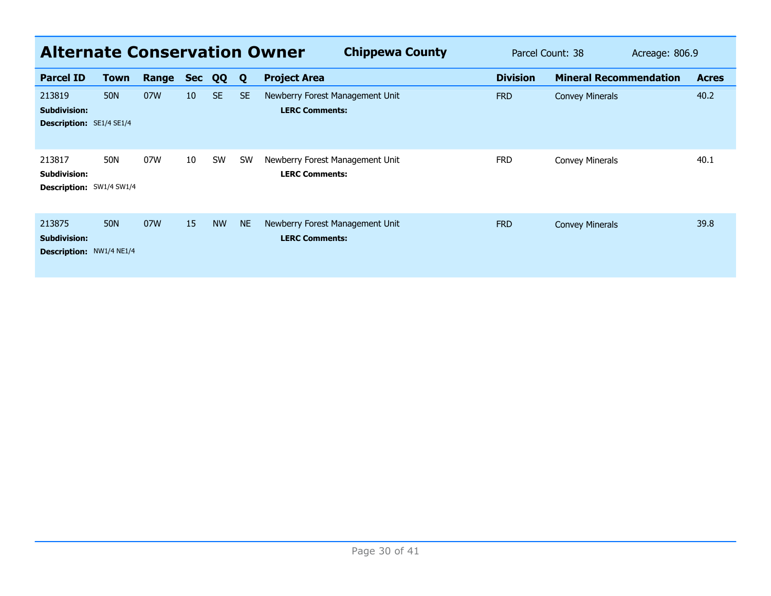## Alternate Conservation Owner

**Chippewa County** | Parcel Count: 38 | Acreage: 806.9

| Parcel ID | Town | Range | Sec | QQ | Q | Project Area | Division | Mineral Recommendation | Acres |
|---|---|---|---|---|---|---|---|---|---|
| 213819 | 50N | 07W | 10 | SE | SE | Newberry Forest Management Unit | FRD | Convey Minerals | 40.2 |
| **Subdivision:** | | | | | | **LERC Comments:** | | | |
| **Description:** SE1/4 SE1/4 | | | | | | | | | |
| 213817 | 50N | 07W | 10 | SW | SW | Newberry Forest Management Unit | FRD | Convey Minerals | 40.1 |
| **Subdivision:** | | | | | | **LERC Comments:** | | | |
| **Description:** SW1/4 SW1/4 | | | | | | | | | |
| 213875 | 50N | 07W | 15 | NW | NE | Newberry Forest Management Unit | FRD | Convey Minerals | 39.8 |
| **Subdivision:** | | | | | | **LERC Comments:** | | | |
| **Description:** NW1/4 NE1/4 | | | | | | | | | |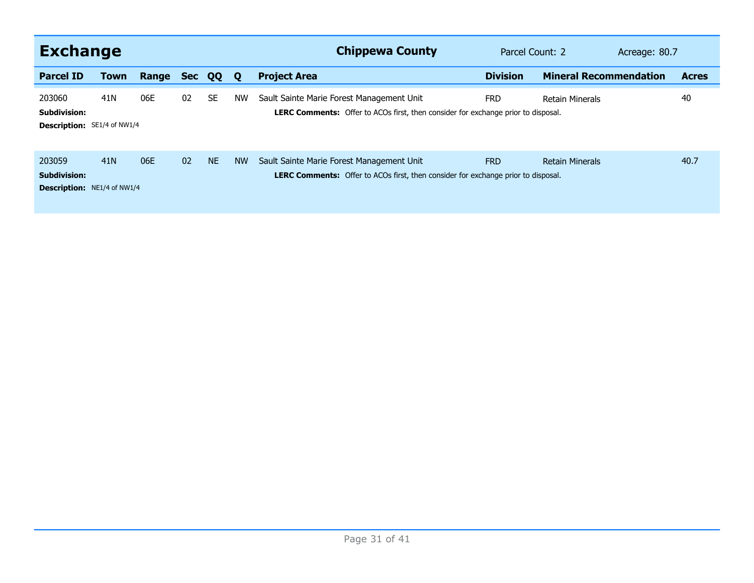## Exchange

**Chippewa County** Parcel Count: 2 Acreage: 80.7

| Parcel ID | Town | Range | Sec | QQ | Q | Project Area | Division | Mineral Recommendation | Acres |
|---|---|---|---|---|---|---|---|---|---|
| 203060 | 41N | 06E | 02 | SE | NW | Sault Sainte Marie Forest Management Unit | FRD | Retain Minerals | 40 |
| 203059 | 41N | 06E | 02 | NE | NW | Sault Sainte Marie Forest Management Unit | FRD | Retain Minerals | 40.7 |

**Parcel 203060**

**Subdivision:**

**Description:** SE1/4 of NW1/4

**LERC Comments:** Offer to ACOs first, then consider for exchange prior to disposal.

**Parcel 203059**

**Subdivision:**

**Description:** NE1/4 of NW1/4

**LERC Comments:** Offer to ACOs first, then consider for exchange prior to disposal.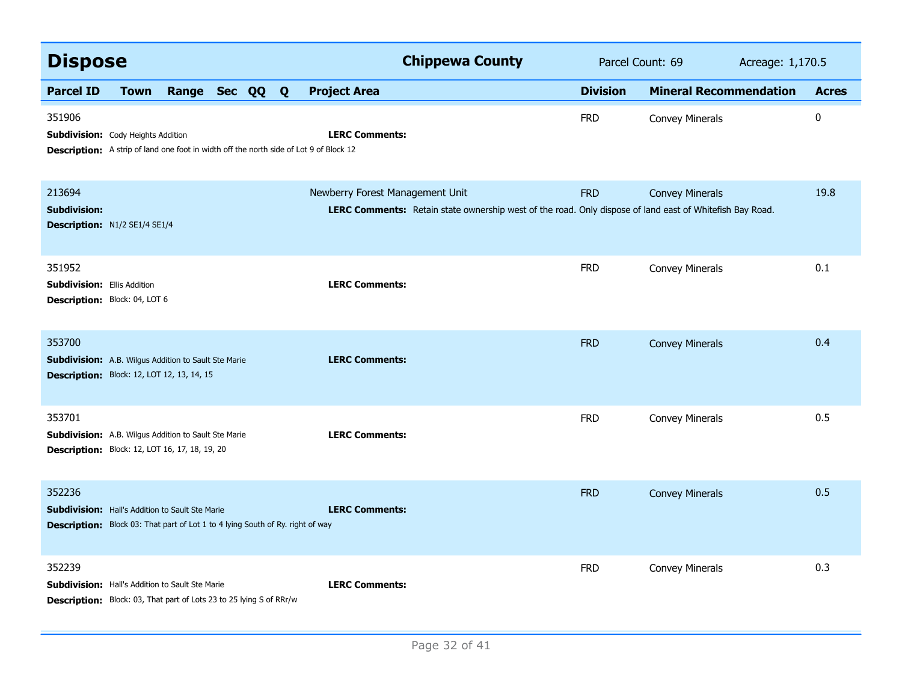## Dispose — Chippewa County

Parcel Count: 69 Acreage: 1,170.5

| Parcel ID | Town | Range | Sec | QQ | Q | Project Area | Division | Mineral Recommendation | Acres |
|---|---|---|---|---|---|---|---|---|---|
| 351906 | | | | | | | FRD | Convey Minerals | 0 |
| 213694 | | | | | | Newberry Forest Management Unit | FRD | Convey Minerals | 19.8 |
| 351952 | | | | | | | FRD | Convey Minerals | 0.1 |
| 353700 | | | | | | | FRD | Convey Minerals | 0.4 |
| 353701 | | | | | | | FRD | Convey Minerals | 0.5 |
| 352236 | | | | | | | FRD | Convey Minerals | 0.5 |
| 352239 | | | | | | | FRD | Convey Minerals | 0.3 |

**351906**
**Subdivision:** Cody Heights Addition
**Description:** A strip of land one foot in width off the north side of Lot 9 of Block 12
**LERC Comments:**

**213694**
**Subdivision:**
**Description:** N1/2 SE1/4 SE1/4
**LERC Comments:** Retain state ownership west of the road. Only dispose of land east of Whitefish Bay Road.

**351952**
**Subdivision:** Ellis Addition
**Description:** Block: 04, LOT 6
**LERC Comments:**

**353700**
**Subdivision:** A.B. Wilgus Addition to Sault Ste Marie
**Description:** Block: 12, LOT 12, 13, 14, 15
**LERC Comments:**

**353701**
**Subdivision:** A.B. Wilgus Addition to Sault Ste Marie
**Description:** Block: 12, LOT 16, 17, 18, 19, 20
**LERC Comments:**

**352236**
**Subdivision:** Hall's Addition to Sault Ste Marie
**Description:** Block 03: That part of Lot 1 to 4 lying South of Ry. right of way
**LERC Comments:**

**352239**
**Subdivision:** Hall's Addition to Sault Ste Marie
**Description:** Block: 03, That part of Lots 23 to 25 lying S of RRr/w
**LERC Comments:**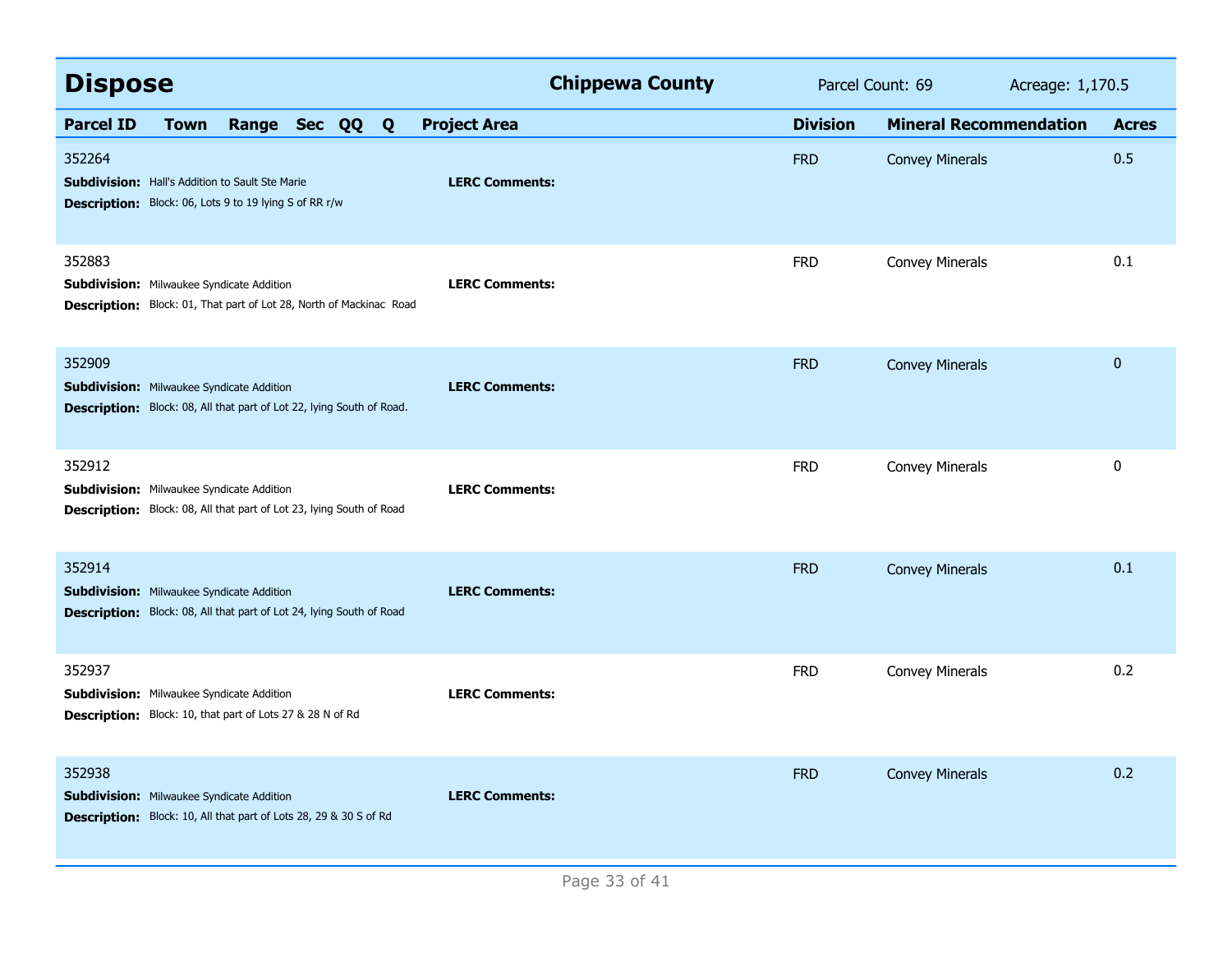# Dispose

**Chippewa County** Parcel Count: 69 Acreage: 1,170.5

| Parcel ID | Town | Range | Sec | QQ | Q | Project Area | Division | Mineral Recommendation | Acres |
|---|---|---|---|---|---|---|---|---|---|
| 352264 | | | | | | | FRD | Convey Minerals | 0.5 |
| **Subdivision:** Hall's Addition to Sault Ste Marie<br>**Description:** Block: 06, Lots 9 to 19 lying S of RR r/w | | | | | | **LERC Comments:** | | | |
| 352883 | | | | | | | FRD | Convey Minerals | 0.1 |
| **Subdivision:** Milwaukee Syndicate Addition<br>**Description:** Block: 01, That part of Lot 28, North of Mackinac Road | | | | | | **LERC Comments:** | | | |
| 352909 | | | | | | | FRD | Convey Minerals | 0 |
| **Subdivision:** Milwaukee Syndicate Addition<br>**Description:** Block: 08, All that part of Lot 22, lying South of Road. | | | | | | **LERC Comments:** | | | |
| 352912 | | | | | | | FRD | Convey Minerals | 0 |
| **Subdivision:** Milwaukee Syndicate Addition<br>**Description:** Block: 08, All that part of Lot 23, lying South of Road | | | | | | **LERC Comments:** | | | |
| 352914 | | | | | | | FRD | Convey Minerals | 0.1 |
| **Subdivision:** Milwaukee Syndicate Addition<br>**Description:** Block: 08, All that part of Lot 24, lying South of Road | | | | | | **LERC Comments:** | | | |
| 352937 | | | | | | | FRD | Convey Minerals | 0.2 |
| **Subdivision:** Milwaukee Syndicate Addition<br>**Description:** Block: 10, that part of Lots 27 & 28 N of Rd | | | | | | **LERC Comments:** | | | |
| 352938 | | | | | | | FRD | Convey Minerals | 0.2 |
| **Subdivision:** Milwaukee Syndicate Addition<br>**Description:** Block: 10, All that part of Lots 28, 29 & 30 S of Rd | | | | | | **LERC Comments:** | | | |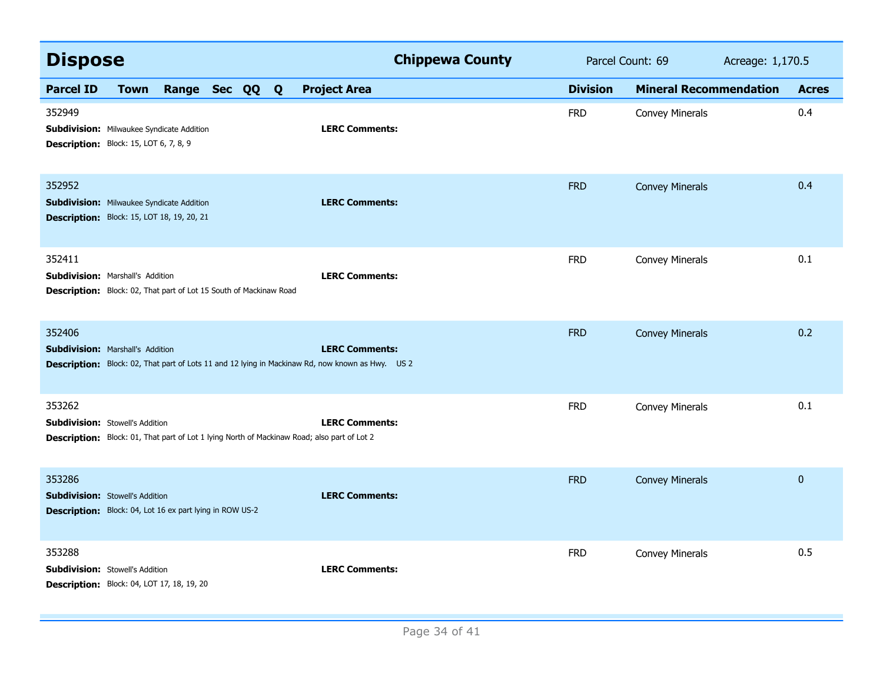## Dispose

**Chippewa County** — Parcel Count: 69 — Acreage: 1,170.5

| Parcel ID | Town | Range | Sec | QQ | Q | Project Area | Division | Mineral Recommendation | Acres |
|---|---|---|---|---|---|---|---|---|---|
| 352949<br>**Subdivision:** Milwaukee Syndicate Addition<br>**Description:** Block: 15, LOT 6, 7, 8, 9 | | | | | | **LERC Comments:** | FRD | Convey Minerals | 0.4 |
| 352952<br>**Subdivision:** Milwaukee Syndicate Addition<br>**Description:** Block: 15, LOT 18, 19, 20, 21 | | | | | | **LERC Comments:** | FRD | Convey Minerals | 0.4 |
| 352411<br>**Subdivision:** Marshall's Addition<br>**Description:** Block: 02, That part of Lot 15 South of Mackinaw Road | | | | | | **LERC Comments:** | FRD | Convey Minerals | 0.1 |
| 352406<br>**Subdivision:** Marshall's Addition<br>**Description:** Block: 02, That part of Lots 11 and 12 lying in Mackinaw Rd, now known as Hwy. US 2 | | | | | | **LERC Comments:** | FRD | Convey Minerals | 0.2 |
| 353262<br>**Subdivision:** Stowell's Addition<br>**Description:** Block: 01, That part of Lot 1 lying North of Mackinaw Road; also part of Lot 2 | | | | | | **LERC Comments:** | FRD | Convey Minerals | 0.1 |
| 353286<br>**Subdivision:** Stowell's Addition<br>**Description:** Block: 04, Lot 16 ex part lying in ROW US-2 | | | | | | **LERC Comments:** | FRD | Convey Minerals | 0 |
| 353288<br>**Subdivision:** Stowell's Addition<br>**Description:** Block: 04, LOT 17, 18, 19, 20 | | | | | | **LERC Comments:** | FRD | Convey Minerals | 0.5 |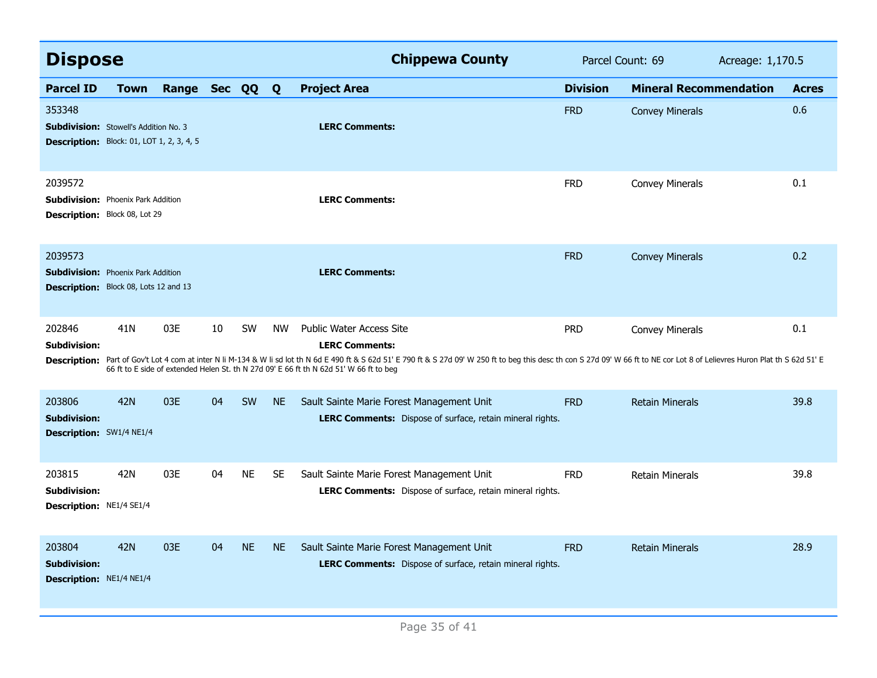## Dispose

**Chippewa County** | Parcel Count: 69 | Acreage: 1,170.5

| Parcel ID | Town | Range | Sec | QQ | Q | Project Area | Division | Mineral Recommendation | Acres |
|---|---|---|---|---|---|---|---|---|---|
| 353348 | | | | | | | FRD | Convey Minerals | 0.6 |
| **Subdivision:** Stowell's Addition No. 3 | | | | | | **LERC Comments:** | | | |
| **Description:** Block: 01, LOT 1, 2, 3, 4, 5 | | | | | | | | | |
| 2039572 | | | | | | | FRD | Convey Minerals | 0.1 |
| **Subdivision:** Phoenix Park Addition | | | | | | **LERC Comments:** | | | |
| **Description:** Block 08, Lot 29 | | | | | | | | | |
| 2039573 | | | | | | | FRD | Convey Minerals | 0.2 |
| **Subdivision:** Phoenix Park Addition | | | | | | **LERC Comments:** | | | |
| **Description:** Block 08, Lots 12 and 13 | | | | | | | | | |
| 202846 | 41N | 03E | 10 | SW | NW | Public Water Access Site | PRD | Convey Minerals | 0.1 |
| **Subdivision:** | | | | | | **LERC Comments:** | | | |
| **Description:** Part of Gov't Lot 4 com at inter N li M-134 & W li sd lot th N 6d E 490 ft & S 62d 51' E 790 ft & S 27d 09' W 250 ft to beg this desc th con S 27d 09' W 66 ft to NE cor Lot 8 of Lelievres Huron Plat th S 62d 51' E 66 ft to E side of extended Helen St. th N 27d 09' E 66 ft th N 62d 51' W 66 ft to beg | | | | | | | | | |
| 203806 | 42N | 03E | 04 | SW | NE | Sault Sainte Marie Forest Management Unit | FRD | Retain Minerals | 39.8 |
| **Subdivision:** | | | | | | **LERC Comments:** Dispose of surface, retain mineral rights. | | | |
| **Description:** SW1/4 NE1/4 | | | | | | | | | |
| 203815 | 42N | 03E | 04 | NE | SE | Sault Sainte Marie Forest Management Unit | FRD | Retain Minerals | 39.8 |
| **Subdivision:** | | | | | | **LERC Comments:** Dispose of surface, retain mineral rights. | | | |
| **Description:** NE1/4 SE1/4 | | | | | | | | | |
| 203804 | 42N | 03E | 04 | NE | NE | Sault Sainte Marie Forest Management Unit | FRD | Retain Minerals | 28.9 |
| **Subdivision:** | | | | | | **LERC Comments:** Dispose of surface, retain mineral rights. | | | |
| **Description:** NE1/4 NE1/4 | | | | | | | | | |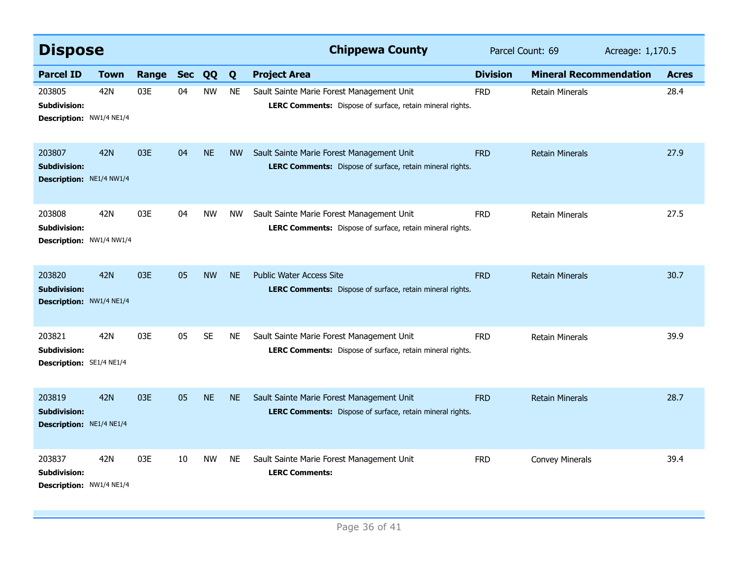## Dispose

**Chippewa County** Parcel Count: 69 Acreage: 1,170.5

| Parcel ID | Town | Range | Sec | QQ | Q | Project Area | Division | Mineral Recommendation | Acres |
|---|---|---|---|---|---|---|---|---|---|
| 203805 | 42N | 03E | 04 | NW | NE | Sault Sainte Marie Forest Management Unit | FRD | Retain Minerals | 28.4 |
| **Subdivision:** | | | | | | **LERC Comments:** Dispose of surface, retain mineral rights. | | | |
| **Description:** NW1/4 NE1/4 | | | | | | | | | |
| 203807 | 42N | 03E | 04 | NE | NW | Sault Sainte Marie Forest Management Unit | FRD | Retain Minerals | 27.9 |
| **Subdivision:** | | | | | | **LERC Comments:** Dispose of surface, retain mineral rights. | | | |
| **Description:** NE1/4 NW1/4 | | | | | | | | | |
| 203808 | 42N | 03E | 04 | NW | NW | Sault Sainte Marie Forest Management Unit | FRD | Retain Minerals | 27.5 |
| **Subdivision:** | | | | | | **LERC Comments:** Dispose of surface, retain mineral rights. | | | |
| **Description:** NW1/4 NW1/4 | | | | | | | | | |
| 203820 | 42N | 03E | 05 | NW | NE | Public Water Access Site | FRD | Retain Minerals | 30.7 |
| **Subdivision:** | | | | | | **LERC Comments:** Dispose of surface, retain mineral rights. | | | |
| **Description:** NW1/4 NE1/4 | | | | | | | | | |
| 203821 | 42N | 03E | 05 | SE | NE | Sault Sainte Marie Forest Management Unit | FRD | Retain Minerals | 39.9 |
| **Subdivision:** | | | | | | **LERC Comments:** Dispose of surface, retain mineral rights. | | | |
| **Description:** SE1/4 NE1/4 | | | | | | | | | |
| 203819 | 42N | 03E | 05 | NE | NE | Sault Sainte Marie Forest Management Unit | FRD | Retain Minerals | 28.7 |
| **Subdivision:** | | | | | | **LERC Comments:** Dispose of surface, retain mineral rights. | | | |
| **Description:** NE1/4 NE1/4 | | | | | | | | | |
| 203837 | 42N | 03E | 10 | NW | NE | Sault Sainte Marie Forest Management Unit | FRD | Convey Minerals | 39.4 |
| **Subdivision:** | | | | | | **LERC Comments:** | | | |
| **Description:** NW1/4 NE1/4 | | | | | | | | | |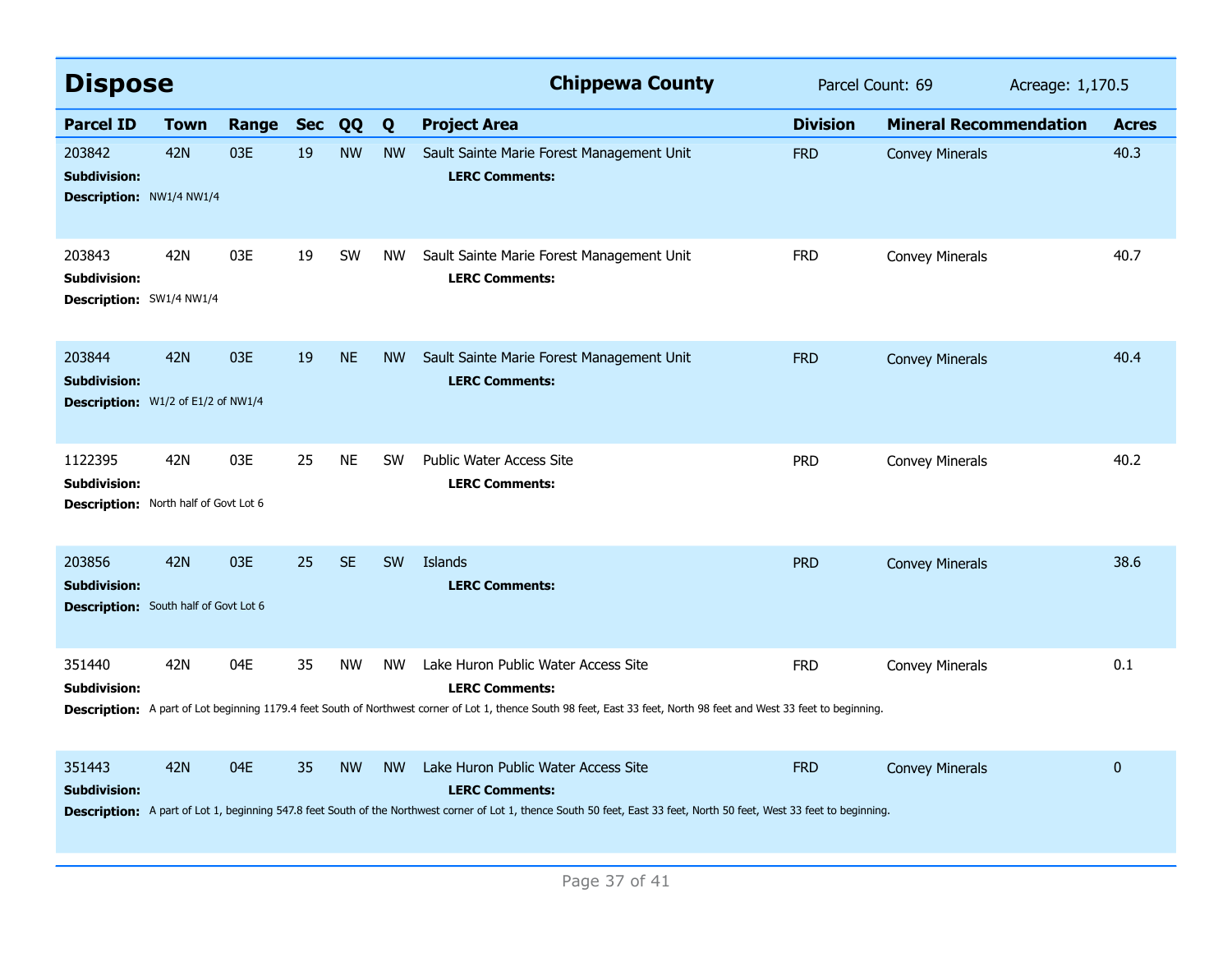## Dispose

**Chippewa County** — Parcel Count: 69 — Acreage: 1,170.5

| Parcel ID | Town | Range | Sec | QQ | Q | Project Area | Division | Mineral Recommendation | Acres |
|---|---|---|---|---|---|---|---|---|---|
| 203842 | 42N | 03E | 19 | NW | NW | Sault Sainte Marie Forest Management Unit | FRD | Convey Minerals | 40.3 |
| **Subdivision:** | | | | | | **LERC Comments:** | | | |
| **Description:** NW1/4 NW1/4 | | | | | | | | | |
| 203843 | 42N | 03E | 19 | SW | NW | Sault Sainte Marie Forest Management Unit | FRD | Convey Minerals | 40.7 |
| **Subdivision:** | | | | | | **LERC Comments:** | | | |
| **Description:** SW1/4 NW1/4 | | | | | | | | | |
| 203844 | 42N | 03E | 19 | NE | NW | Sault Sainte Marie Forest Management Unit | FRD | Convey Minerals | 40.4 |
| **Subdivision:** | | | | | | **LERC Comments:** | | | |
| **Description:** W1/2 of E1/2 of NW1/4 | | | | | | | | | |
| 1122395 | 42N | 03E | 25 | NE | SW | Public Water Access Site | PRD | Convey Minerals | 40.2 |
| **Subdivision:** | | | | | | **LERC Comments:** | | | |
| **Description:** North half of Govt Lot 6 | | | | | | | | | |
| 203856 | 42N | 03E | 25 | SE | SW | Islands | PRD | Convey Minerals | 38.6 |
| **Subdivision:** | | | | | | **LERC Comments:** | | | |
| **Description:** South half of Govt Lot 6 | | | | | | | | | |
| 351440 | 42N | 04E | 35 | NW | NW | Lake Huron Public Water Access Site | FRD | Convey Minerals | 0.1 |
| **Subdivision:** | | | | | | **LERC Comments:** | | | |
| **Description:** A part of Lot beginning 1179.4 feet South of Northwest corner of Lot 1, thence South 98 feet, East 33 feet, North 98 feet and West 33 feet to beginning. | | | | | | | | | |
| 351443 | 42N | 04E | 35 | NW | NW | Lake Huron Public Water Access Site | FRD | Convey Minerals | 0 |
| **Subdivision:** | | | | | | **LERC Comments:** | | | |
| **Description:** A part of Lot 1, beginning 547.8 feet South of the Northwest corner of Lot 1, thence South 50 feet, East 33 feet, North 50 feet, West 33 feet to beginning. | | | | | | | | | |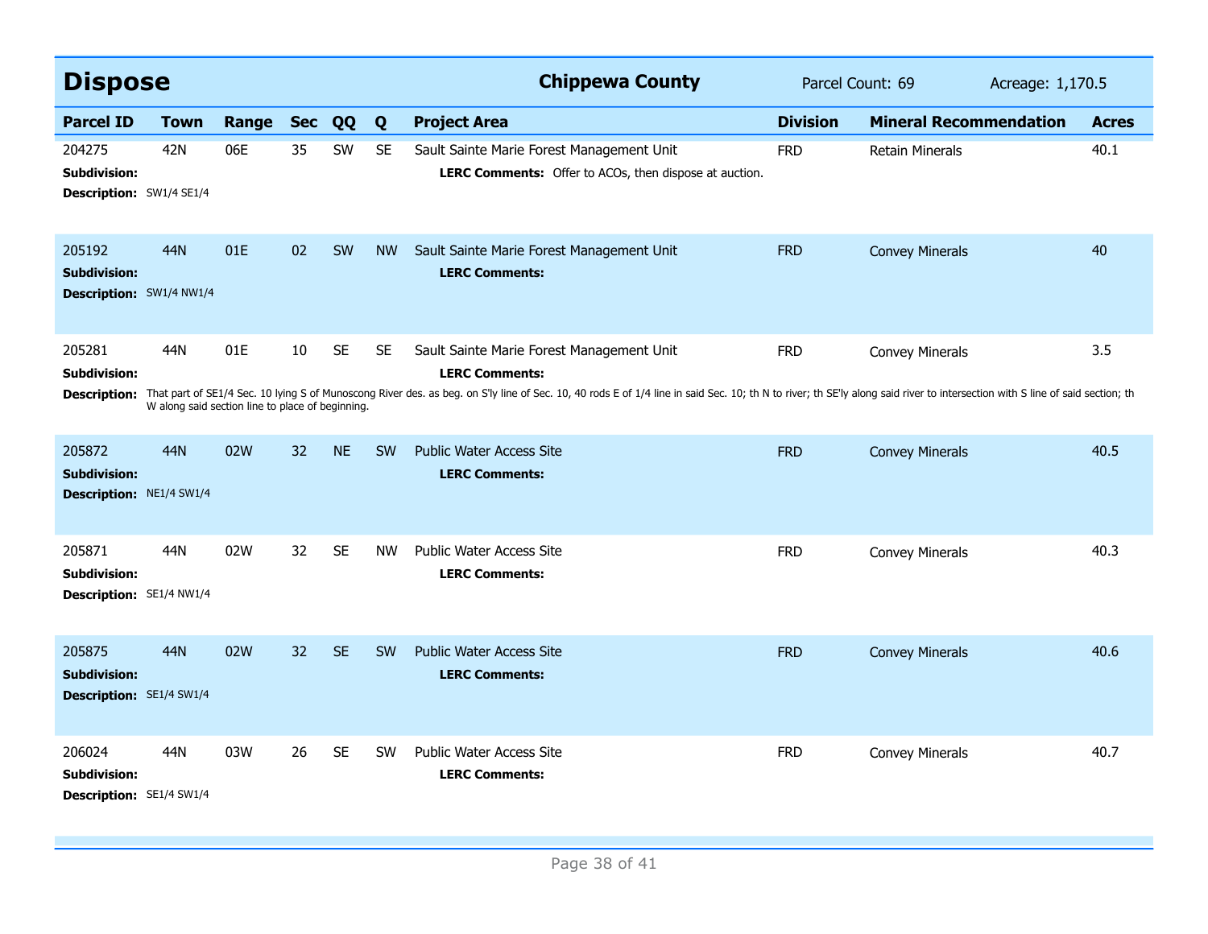## Dispose

**Chippewa County** | Parcel Count: 69 | Acreage: 1,170.5

| Parcel ID | Town | Range | Sec | QQ | Q | Project Area | Division | Mineral Recommendation | Acres |
|---|---|---|---|---|---|---|---|---|---|
| 204275 | 42N | 06E | 35 | SW | SE | Sault Sainte Marie Forest Management Unit | FRD | Retain Minerals | 40.1 |
| **Subdivision:** | | | | | | **LERC Comments:** Offer to ACOs, then dispose at auction. | | | |
| **Description:** SW1/4 SE1/4 | | | | | | | | | |
| 205192 | 44N | 01E | 02 | SW | NW | Sault Sainte Marie Forest Management Unit | FRD | Convey Minerals | 40 |
| **Subdivision:** | | | | | | **LERC Comments:** | | | |
| **Description:** SW1/4 NW1/4 | | | | | | | | | |
| 205281 | 44N | 01E | 10 | SE | SE | Sault Sainte Marie Forest Management Unit | FRD | Convey Minerals | 3.5 |
| **Subdivision:** | | | | | | **LERC Comments:** | | | |
| **Description:** That part of SE1/4 Sec. 10 lying S of Munoscong River des. as beg. on S'ly line of Sec. 10, 40 rods E of 1/4 line in said Sec. 10; th N to river; th SE'ly along said river to intersection with S line of said section; th W along said section line to place of beginning. | | | | | | | | | |
| 205872 | 44N | 02W | 32 | NE | SW | Public Water Access Site | FRD | Convey Minerals | 40.5 |
| **Subdivision:** | | | | | | **LERC Comments:** | | | |
| **Description:** NE1/4 SW1/4 | | | | | | | | | |
| 205871 | 44N | 02W | 32 | SE | NW | Public Water Access Site | FRD | Convey Minerals | 40.3 |
| **Subdivision:** | | | | | | **LERC Comments:** | | | |
| **Description:** SE1/4 NW1/4 | | | | | | | | | |
| 205875 | 44N | 02W | 32 | SE | SW | Public Water Access Site | FRD | Convey Minerals | 40.6 |
| **Subdivision:** | | | | | | **LERC Comments:** | | | |
| **Description:** SE1/4 SW1/4 | | | | | | | | | |
| 206024 | 44N | 03W | 26 | SE | SW | Public Water Access Site | FRD | Convey Minerals | 40.7 |
| **Subdivision:** | | | | | | **LERC Comments:** | | | |
| **Description:** SE1/4 SW1/4 | | | | | | | | | |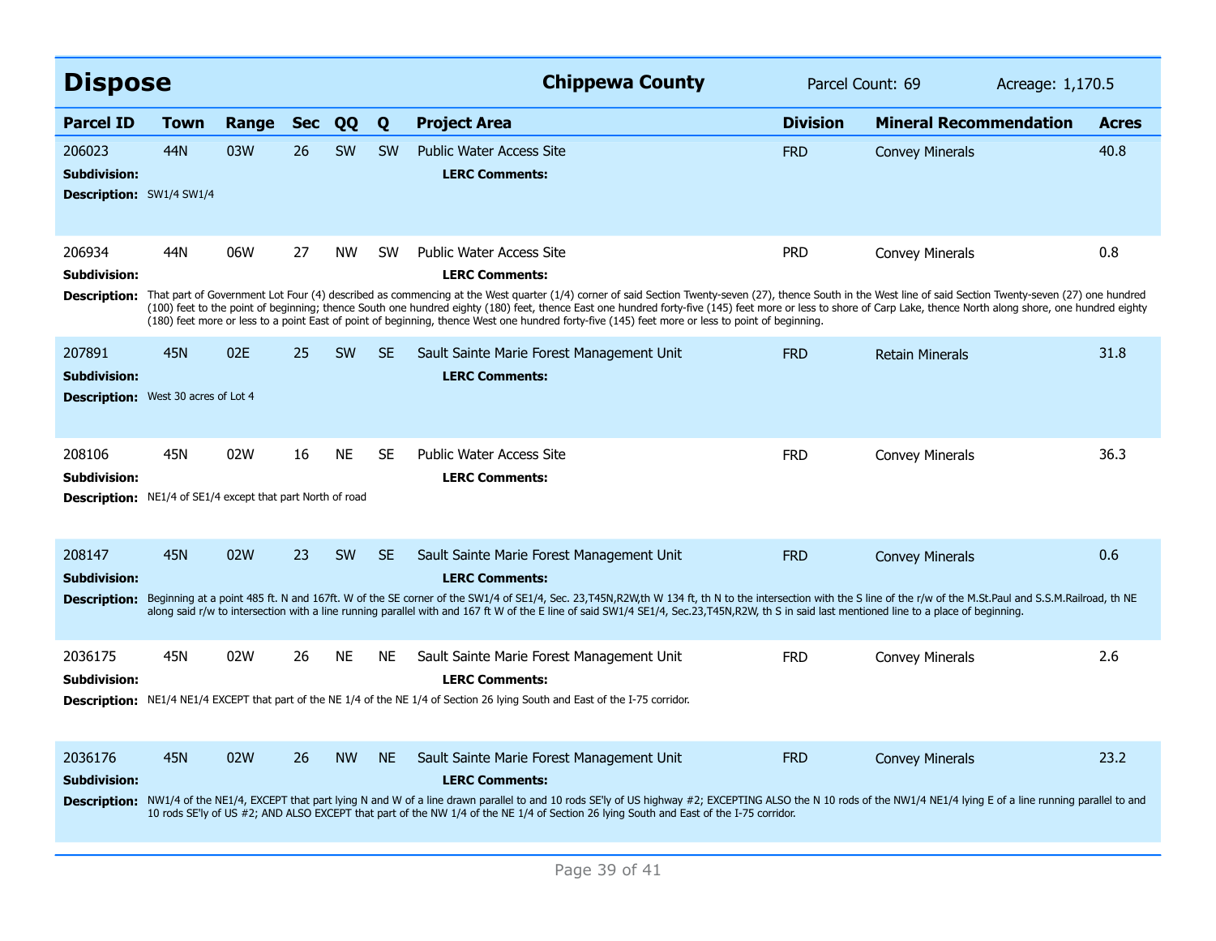## Dispose

**Chippewa County** Parcel Count: 69 Acreage: 1,170.5

| Parcel ID | Town | Range | Sec | QQ | Q | Project Area | Division | Mineral Recommendation | Acres |
|---|---|---|---|---|---|---|---|---|---|
| 206023 | 44N | 03W | 26 | SW | SW | Public Water Access Site | FRD | Convey Minerals | 40.8 |
| **Subdivision:** | | | | | | **LERC Comments:** | | | |
| **Description:** SW1/4 SW1/4 | | | | | | | | | |
| 206934 | 44N | 06W | 27 | NW | SW | Public Water Access Site | PRD | Convey Minerals | 0.8 |
| **Subdivision:** | | | | | | **LERC Comments:** | | | |
| **Description:** That part of Government Lot Four (4) described as commencing at the West quarter (1/4) corner of said Section Twenty-seven (27), thence South in the West line of said Section Twenty-seven (27) one hundred (100) feet to the point of beginning; thence South one hundred eighty (180) feet, thence East one hundred forty-five (145) feet more or less to shore of Carp Lake, thence North along shore, one hundred eighty (180) feet more or less to a point East of point of beginning, thence West one hundred forty-five (145) feet more or less to point of beginning. | | | | | | | | | |
| 207891 | 45N | 02E | 25 | SW | SE | Sault Sainte Marie Forest Management Unit | FRD | Retain Minerals | 31.8 |
| **Subdivision:** | | | | | | **LERC Comments:** | | | |
| **Description:** West 30 acres of Lot 4 | | | | | | | | | |
| 208106 | 45N | 02W | 16 | NE | SE | Public Water Access Site | FRD | Convey Minerals | 36.3 |
| **Subdivision:** | | | | | | **LERC Comments:** | | | |
| **Description:** NE1/4 of SE1/4 except that part North of road | | | | | | | | | |
| 208147 | 45N | 02W | 23 | SW | SE | Sault Sainte Marie Forest Management Unit | FRD | Convey Minerals | 0.6 |
| **Subdivision:** | | | | | | **LERC Comments:** | | | |
| **Description:** Beginning at a point 485 ft. N and 167ft. W of the SE corner of the SW1/4 of SE1/4, Sec. 23,T45N,R2W,th W 134 ft, th N to the intersection with the S line of the r/w of the M.St.Paul and S.S.M.Railroad, th NE along said r/w to intersection with a line running parallel with and 167 ft W of the E line of said SW1/4 SE1/4, Sec.23,T45N,R2W, th S in said last mentioned line to a place of beginning. | | | | | | | | | |
| 2036175 | 45N | 02W | 26 | NE | NE | Sault Sainte Marie Forest Management Unit | FRD | Convey Minerals | 2.6 |
| **Subdivision:** | | | | | | **LERC Comments:** | | | |
| **Description:** NE1/4 NE1/4 EXCEPT that part of the NE 1/4 of the NE 1/4 of Section 26 lying South and East of the I-75 corridor. | | | | | | | | | |
| 2036176 | 45N | 02W | 26 | NW | NE | Sault Sainte Marie Forest Management Unit | FRD | Convey Minerals | 23.2 |
| **Subdivision:** | | | | | | **LERC Comments:** | | | |
| **Description:** NW1/4 of the NE1/4, EXCEPT that part lying N and W of a line drawn parallel to and 10 rods SE'ly of US highway #2; EXCEPTING ALSO the N 10 rods of the NW1/4 NE1/4 lying E of a line running parallel to and 10 rods SE'ly of US #2; AND ALSO EXCEPT that part of the NW 1/4 of the NE 1/4 of Section 26 lying South and East of the I-75 corridor. | | | | | | | | | |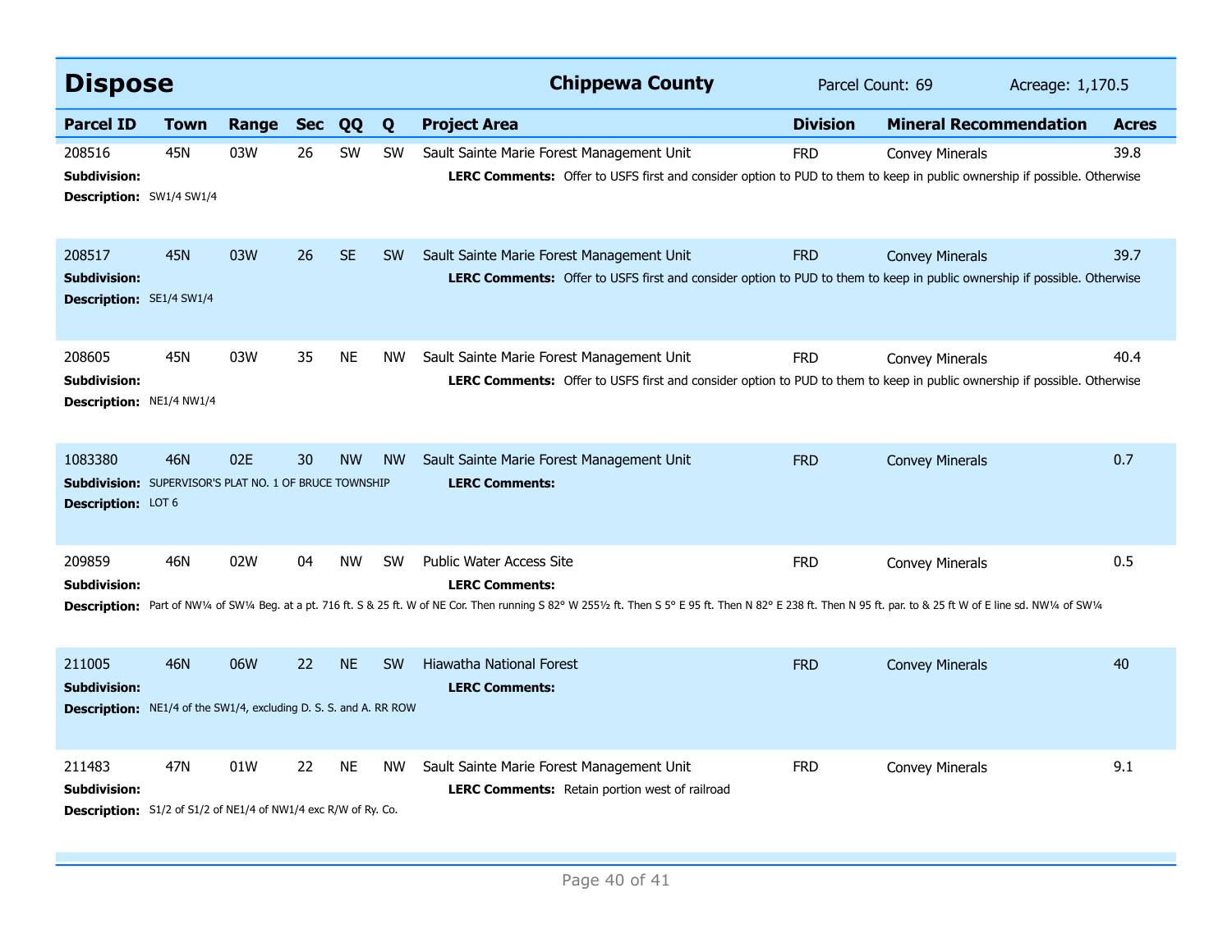## Dispose — Chippewa County

Parcel Count: 69 Acreage: 1,170.5

| Parcel ID | Town | Range | Sec | QQ | Q | Project Area | Division | Mineral Recommendation | Acres |
|---|---|---|---|---|---|---|---|---|---|
| 208516 | 45N | 03W | 26 | SW | SW | Sault Sainte Marie Forest Management Unit | FRD | Convey Minerals | 39.8 |
| 208517 | 45N | 03W | 26 | SE | SW | Sault Sainte Marie Forest Management Unit | FRD | Convey Minerals | 39.7 |
| 208605 | 45N | 03W | 35 | NE | NW | Sault Sainte Marie Forest Management Unit | FRD | Convey Minerals | 40.4 |
| 1083380 | 46N | 02E | 30 | NW | NW | Sault Sainte Marie Forest Management Unit | FRD | Convey Minerals | 0.7 |
| 209859 | 46N | 02W | 04 | NW | SW | Public Water Access Site | FRD | Convey Minerals | 0.5 |
| 211005 | 46N | 06W | 22 | NE | SW | Hiawatha National Forest | FRD | Convey Minerals | 40 |
| 211483 | 47N | 01W | 22 | NE | NW | Sault Sainte Marie Forest Management Unit | FRD | Convey Minerals | 9.1 |

**208516**
**Subdivision:**
**Description:** SW1/4 SW1/4
**LERC Comments:** Offer to USFS first and consider option to PUD to them to keep in public ownership if possible. Otherwise

**208517**
**Subdivision:**
**Description:** SE1/4 SW1/4
**LERC Comments:** Offer to USFS first and consider option to PUD to them to keep in public ownership if possible. Otherwise

**208605**
**Subdivision:**
**Description:** NE1/4 NW1/4
**LERC Comments:** Offer to USFS first and consider option to PUD to them to keep in public ownership if possible. Otherwise

**1083380**
**Subdivision:** SUPERVISOR'S PLAT NO. 1 OF BRUCE TOWNSHIP
**Description:** LOT 6
**LERC Comments:**

**209859**
**Subdivision:**
**LERC Comments:**
**Description:** Part of NW¼ of SW¼ Beg. at a pt. 716 ft. S & 25 ft. W of NE Cor. Then running S 82° W 255½ ft. Then S 5° E 95 ft. Then N 82° E 238 ft. Then N 95 ft. par. to & 25 ft W of E line sd. NW¼ of SW¼

**211005**
**Subdivision:**
**Description:** NE1/4 of the SW1/4, excluding D. S. S. and A. RR ROW
**LERC Comments:**

**211483**
**Subdivision:**
**Description:** S1/2 of S1/2 of NE1/4 of NW1/4 exc R/W of Ry. Co.
**LERC Comments:** Retain portion west of railroad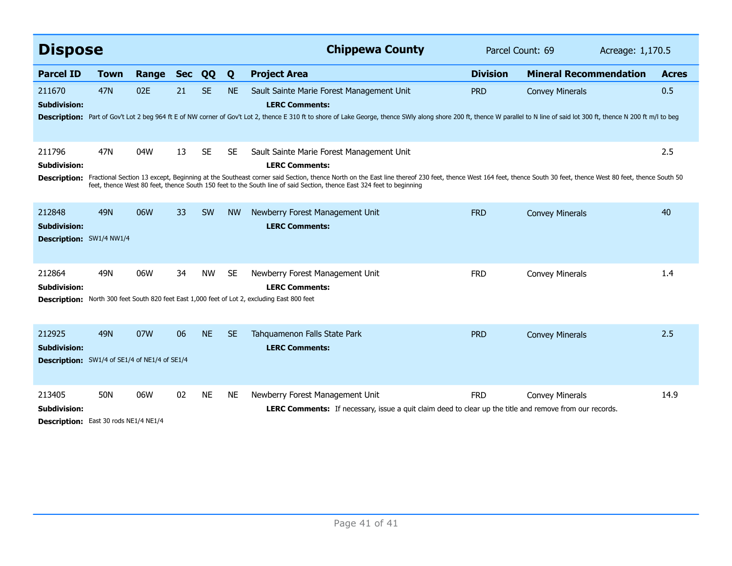## Dispose

**Chippewa County** | Parcel Count: 69 | Acreage: 1,170.5

| Parcel ID | Town | Range | Sec | QQ | Q | Project Area | Division | Mineral Recommendation | Acres |
|---|---|---|---|---|---|---|---|---|---|
| 211670 | 47N | 02E | 21 | SE | NE | Sault Sainte Marie Forest Management Unit | PRD | Convey Minerals | 0.5 |
| 211796 | 47N | 04W | 13 | SE | SE | Sault Sainte Marie Forest Management Unit | | | 2.5 |
| 212848 | 49N | 06W | 33 | SW | NW | Newberry Forest Management Unit | FRD | Convey Minerals | 40 |
| 212864 | 49N | 06W | 34 | NW | SE | Newberry Forest Management Unit | FRD | Convey Minerals | 1.4 |
| 212925 | 49N | 07W | 06 | NE | SE | Tahquamenon Falls State Park | PRD | Convey Minerals | 2.5 |
| 213405 | 50N | 06W | 02 | NE | NE | Newberry Forest Management Unit | FRD | Convey Minerals | 14.9 |

**211670**
**Subdivision:**
**LERC Comments:**
**Description:** Part of Gov't Lot 2 beg 964 ft E of NW corner of Gov't Lot 2, thence E 310 ft to shore of Lake George, thence SWly along shore 200 ft, thence W parallel to N line of said lot 300 ft, thence N 200 ft m/l to beg

**211796**
**Subdivision:**
**LERC Comments:**
**Description:** Fractional Section 13 except, Beginning at the Southeast corner said Section, thence North on the East line thereof 230 feet, thence West 164 feet, thence South 30 feet, thence West 80 feet, thence South 50 feet, thence West 80 feet, thence South 150 feet to the South line of said Section, thence East 324 feet to beginning

**212848**
**Subdivision:**
**LERC Comments:**
**Description:** SW1/4 NW1/4

**212864**
**Subdivision:**
**LERC Comments:**
**Description:** North 300 feet South 820 feet East 1,000 feet of Lot 2, excluding East 800 feet

**212925**
**Subdivision:**
**LERC Comments:**
**Description:** SW1/4 of SE1/4 of NE1/4 of SE1/4

**213405**
**Subdivision:**
**LERC Comments:** If necessary, issue a quit claim deed to clear up the title and remove from our records.
**Description:** East 30 rods NE1/4 NE1/4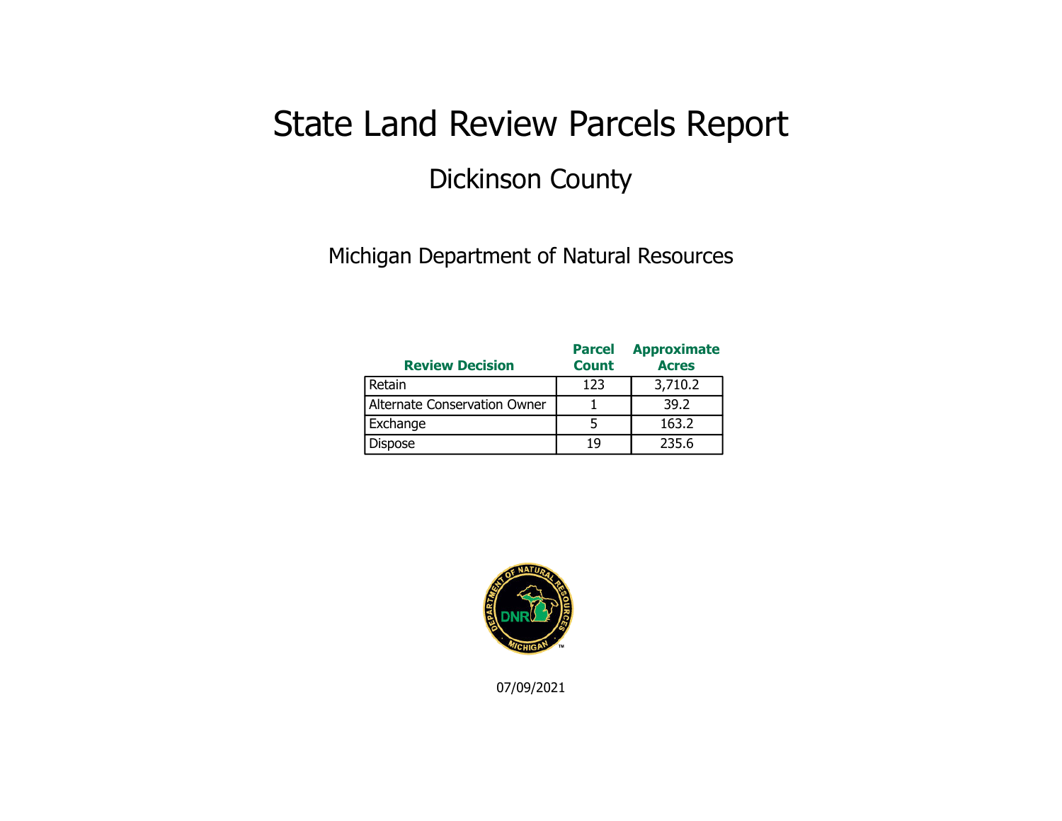# State Land Review Parcels Report

## Dickinson County

Michigan Department of Natural Resources

| Review Decision | Parcel Count | Approximate Acres |
|---|---|---|
| Retain | 123 | 3,710.2 |
| Alternate Conservation Owner | 1 | 39.2 |
| Exchange | 5 | 163.2 |
| Dispose | 19 | 235.6 |

07/09/2021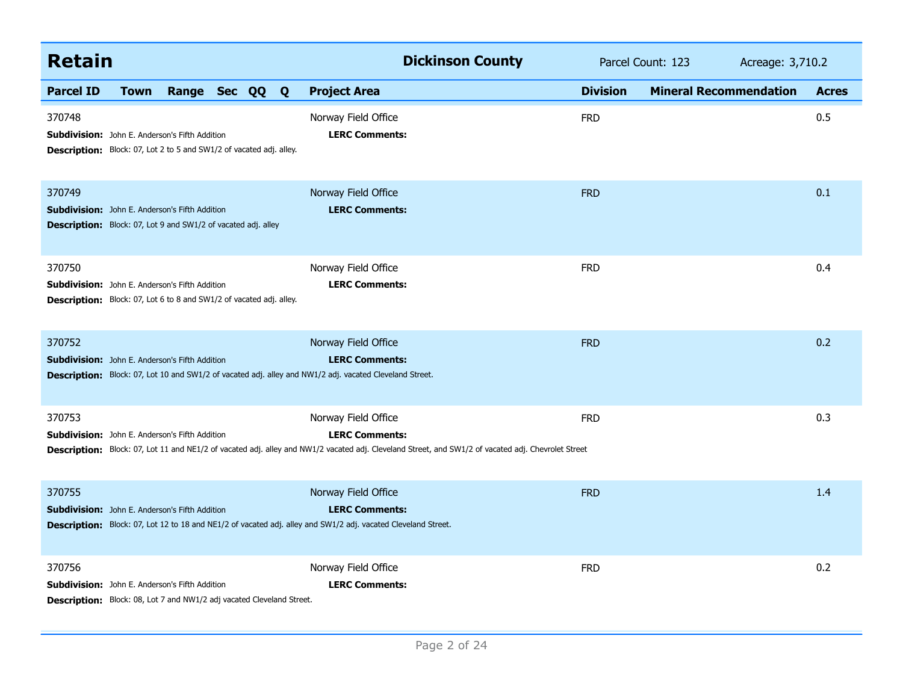## Retain — Dickinson County

Parcel Count: 123 | Acreage: 3,710.2

| Parcel ID | Town | Range | Sec | QQ | Q | Project Area | Division | Mineral Recommendation | Acres |
|---|---|---|---|---|---|---|---|---|---|
| 370748 | | | | | | Norway Field Office | FRD | | 0.5 |
| **Subdivision:** John E. Anderson's Fifth Addition | | | | | | **LERC Comments:** | | | |
| **Description:** Block: 07, Lot 2 to 5 and SW1/2 of vacated adj. alley. | | | | | | | | | |
| 370749 | | | | | | Norway Field Office | FRD | | 0.1 |
| **Subdivision:** John E. Anderson's Fifth Addition | | | | | | **LERC Comments:** | | | |
| **Description:** Block: 07, Lot 9 and SW1/2 of vacated adj. alley | | | | | | | | | |
| 370750 | | | | | | Norway Field Office | FRD | | 0.4 |
| **Subdivision:** John E. Anderson's Fifth Addition | | | | | | **LERC Comments:** | | | |
| **Description:** Block: 07, Lot 6 to 8 and SW1/2 of vacated adj. alley. | | | | | | | | | |
| 370752 | | | | | | Norway Field Office | FRD | | 0.2 |
| **Subdivision:** John E. Anderson's Fifth Addition | | | | | | **LERC Comments:** | | | |
| **Description:** Block: 07, Lot 10 and SW1/2 of vacated adj. alley and NW1/2 adj. vacated Cleveland Street. | | | | | | | | | |
| 370753 | | | | | | Norway Field Office | FRD | | 0.3 |
| **Subdivision:** John E. Anderson's Fifth Addition | | | | | | **LERC Comments:** | | | |
| **Description:** Block: 07, Lot 11 and NE1/2 of vacated adj. alley and NW1/2 vacated adj. Cleveland Street, and SW1/2 of vacated adj. Chevrolet Street | | | | | | | | | |
| 370755 | | | | | | Norway Field Office | FRD | | 1.4 |
| **Subdivision:** John E. Anderson's Fifth Addition | | | | | | **LERC Comments:** | | | |
| **Description:** Block: 07, Lot 12 to 18 and NE1/2 of vacated adj. alley and SW1/2 adj. vacated Cleveland Street. | | | | | | | | | |
| 370756 | | | | | | Norway Field Office | FRD | | 0.2 |
| **Subdivision:** John E. Anderson's Fifth Addition | | | | | | **LERC Comments:** | | | |
| **Description:** Block: 08, Lot 7 and NW1/2 adj vacated Cleveland Street. | | | | | | | | | |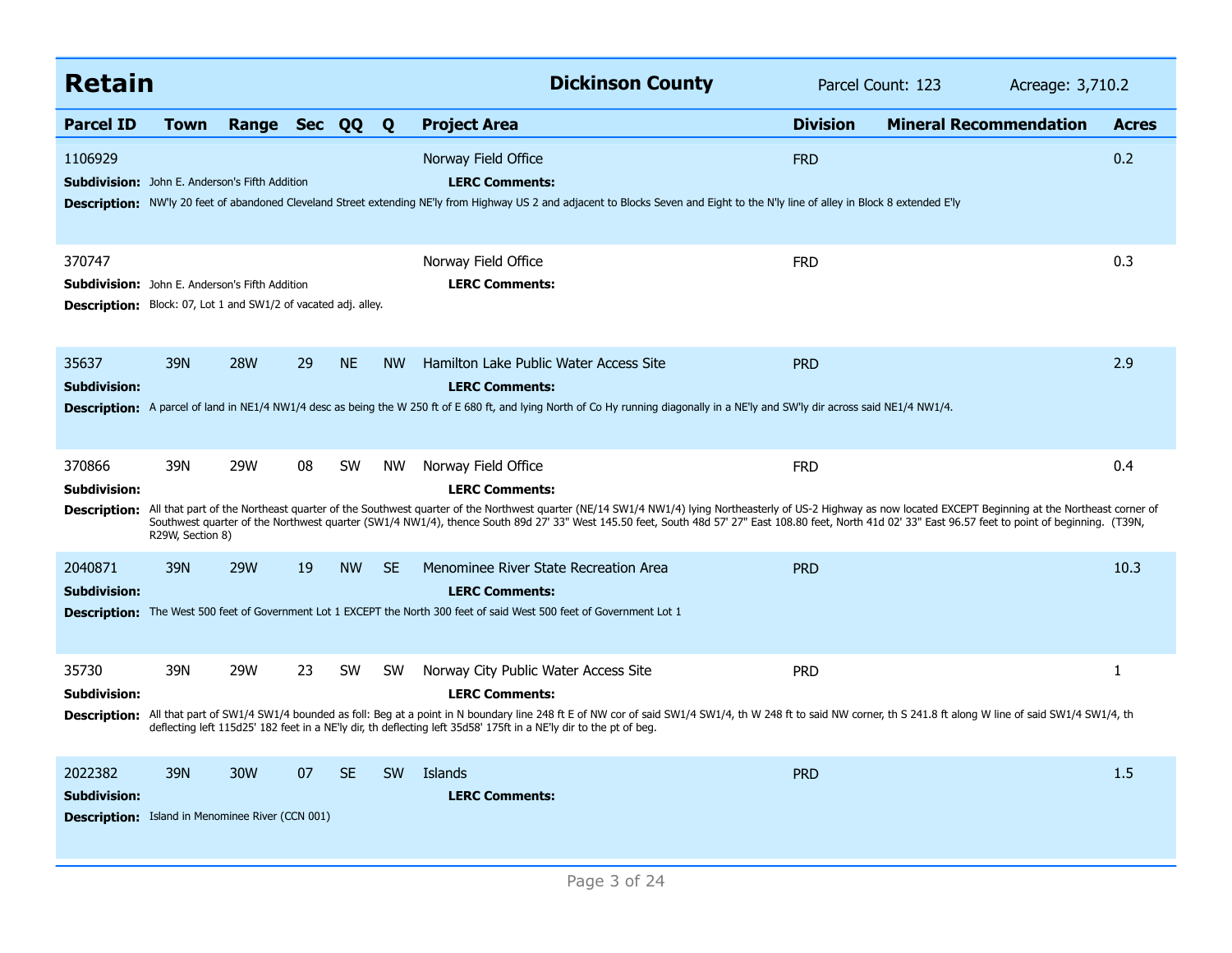## Retain

**Dickinson County** — Parcel Count: 123 — Acreage: 3,710.2

| Parcel ID | Town | Range | Sec | QQ | Q | Project Area | Division | Mineral Recommendation | Acres |
|---|---|---|---|---|---|---|---|---|---|
| 1106929 | | | | | | Norway Field Office | FRD | | 0.2 |

**Subdivision:** John E. Anderson's Fifth Addition
**LERC Comments:**
**Description:** NW'ly 20 feet of abandoned Cleveland Street extending NE'ly from Highway US 2 and adjacent to Blocks Seven and Eight to the N'ly line of alley in Block 8 extended E'ly

| Parcel ID | Town | Range | Sec | QQ | Q | Project Area | Division | Mineral Recommendation | Acres |
|---|---|---|---|---|---|---|---|---|---|
| 370747 | | | | | | Norway Field Office | FRD | | 0.3 |

**Subdivision:** John E. Anderson's Fifth Addition
**LERC Comments:**
**Description:** Block: 07, Lot 1 and SW1/2 of vacated adj. alley.

| Parcel ID | Town | Range | Sec | QQ | Q | Project Area | Division | Mineral Recommendation | Acres |
|---|---|---|---|---|---|---|---|---|---|
| 35637 | 39N | 28W | 29 | NE | NW | Hamilton Lake Public Water Access Site | PRD | | 2.9 |

**Subdivision:**
**LERC Comments:**
**Description:** A parcel of land in NE1/4 NW1/4 desc as being the W 250 ft of E 680 ft, and lying North of Co Hy running diagonally in a NE'ly and SW'ly dir across said NE1/4 NW1/4.

| Parcel ID | Town | Range | Sec | QQ | Q | Project Area | Division | Mineral Recommendation | Acres |
|---|---|---|---|---|---|---|---|---|---|
| 370866 | 39N | 29W | 08 | SW | NW | Norway Field Office | FRD | | 0.4 |

**Subdivision:**
**LERC Comments:**
**Description:** All that part of the Northeast quarter of the Southwest quarter of the Northwest quarter (NE/14 SW1/4 NW1/4) lying Northeasterly of US-2 Highway as now located EXCEPT Beginning at the Northeast corner of Southwest quarter of the Northwest quarter (SW1/4 NW1/4), thence South 89d 27' 33" West 145.50 feet, South 48d 57' 27" East 108.80 feet, North 41d 02' 33" East 96.57 feet to point of beginning. (T39N, R29W, Section 8)

| Parcel ID | Town | Range | Sec | QQ | Q | Project Area | Division | Mineral Recommendation | Acres |
|---|---|---|---|---|---|---|---|---|---|
| 2040871 | 39N | 29W | 19 | NW | SE | Menominee River State Recreation Area | PRD | | 10.3 |

**Subdivision:**
**LERC Comments:**
**Description:** The West 500 feet of Government Lot 1 EXCEPT the North 300 feet of said West 500 feet of Government Lot 1

| Parcel ID | Town | Range | Sec | QQ | Q | Project Area | Division | Mineral Recommendation | Acres |
|---|---|---|---|---|---|---|---|---|---|
| 35730 | 39N | 29W | 23 | SW | SW | Norway City Public Water Access Site | PRD | | 1 |

**Subdivision:**
**LERC Comments:**
**Description:** All that part of SW1/4 SW1/4 bounded as foll: Beg at a point in N boundary line 248 ft E of NW cor of said SW1/4 SW1/4, th W 248 ft to said NW corner, th S 241.8 ft along W line of said SW1/4 SW1/4, th deflecting left 115d25' 182 feet in a NE'ly dir, th deflecting left 35d58' 175ft in a NE'ly dir to the pt of beg.

| Parcel ID | Town | Range | Sec | QQ | Q | Project Area | Division | Mineral Recommendation | Acres |
|---|---|---|---|---|---|---|---|---|---|
| 2022382 | 39N | 30W | 07 | SE | SW | Islands | PRD | | 1.5 |

**Subdivision:**
**LERC Comments:**
**Description:** Island in Menominee River (CCN 001)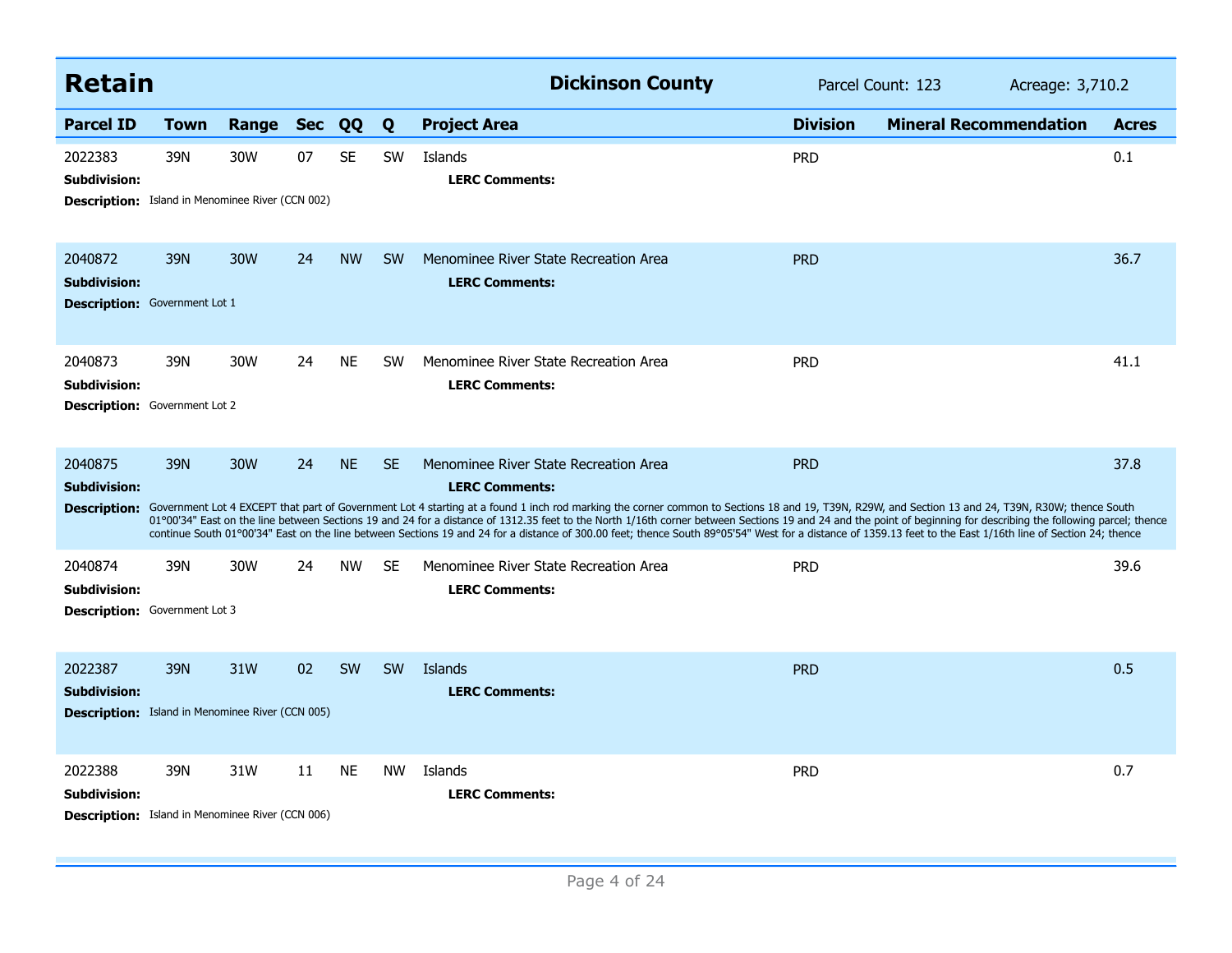## Retain — Dickinson County

Parcel Count: 123 Acreage: 3,710.2

| Parcel ID | Town | Range | Sec | QQ | Q | Project Area | Division | Mineral Recommendation | Acres |
|---|---|---|---|---|---|---|---|---|---|
| 2022383 | 39N | 30W | 07 | SE | SW | Islands | PRD | | 0.1 |
| **Subdivision:** | | | | | | **LERC Comments:** | | | |
| **Description:** Island in Menominee River (CCN 002) | | | | | | | | | |
| 2040872 | 39N | 30W | 24 | NW | SW | Menominee River State Recreation Area | PRD | | 36.7 |
| **Subdivision:** | | | | | | **LERC Comments:** | | | |
| **Description:** Government Lot 1 | | | | | | | | | |
| 2040873 | 39N | 30W | 24 | NE | SW | Menominee River State Recreation Area | PRD | | 41.1 |
| **Subdivision:** | | | | | | **LERC Comments:** | | | |
| **Description:** Government Lot 2 | | | | | | | | | |
| 2040875 | 39N | 30W | 24 | NE | SE | Menominee River State Recreation Area | PRD | | 37.8 |
| **Subdivision:** | | | | | | **LERC Comments:** | | | |
| **Description:** Government Lot 4 EXCEPT that part of Government Lot 4 starting at a found 1 inch rod marking the corner common to Sections 18 and 19, T39N, R29W, and Section 13 and 24, T39N, R30W; thence South 01°00'34" East on the line between Sections 19 and 24 for a distance of 1312.35 feet to the North 1/16th corner between Sections 19 and 24 and the point of beginning for describing the following parcel; thence continue South 01°00'34" East on the line between Sections 19 and 24 for a distance of 300.00 feet; thence South 89°05'54" West for a distance of 1359.13 feet to the East 1/16th line of Section 24; thence | | | | | | | | | |
| 2040874 | 39N | 30W | 24 | NW | SE | Menominee River State Recreation Area | PRD | | 39.6 |
| **Subdivision:** | | | | | | **LERC Comments:** | | | |
| **Description:** Government Lot 3 | | | | | | | | | |
| 2022387 | 39N | 31W | 02 | SW | SW | Islands | PRD | | 0.5 |
| **Subdivision:** | | | | | | **LERC Comments:** | | | |
| **Description:** Island in Menominee River (CCN 005) | | | | | | | | | |
| 2022388 | 39N | 31W | 11 | NE | NW | Islands | PRD | | 0.7 |
| **Subdivision:** | | | | | | **LERC Comments:** | | | |
| **Description:** Island in Menominee River (CCN 006) | | | | | | | | | |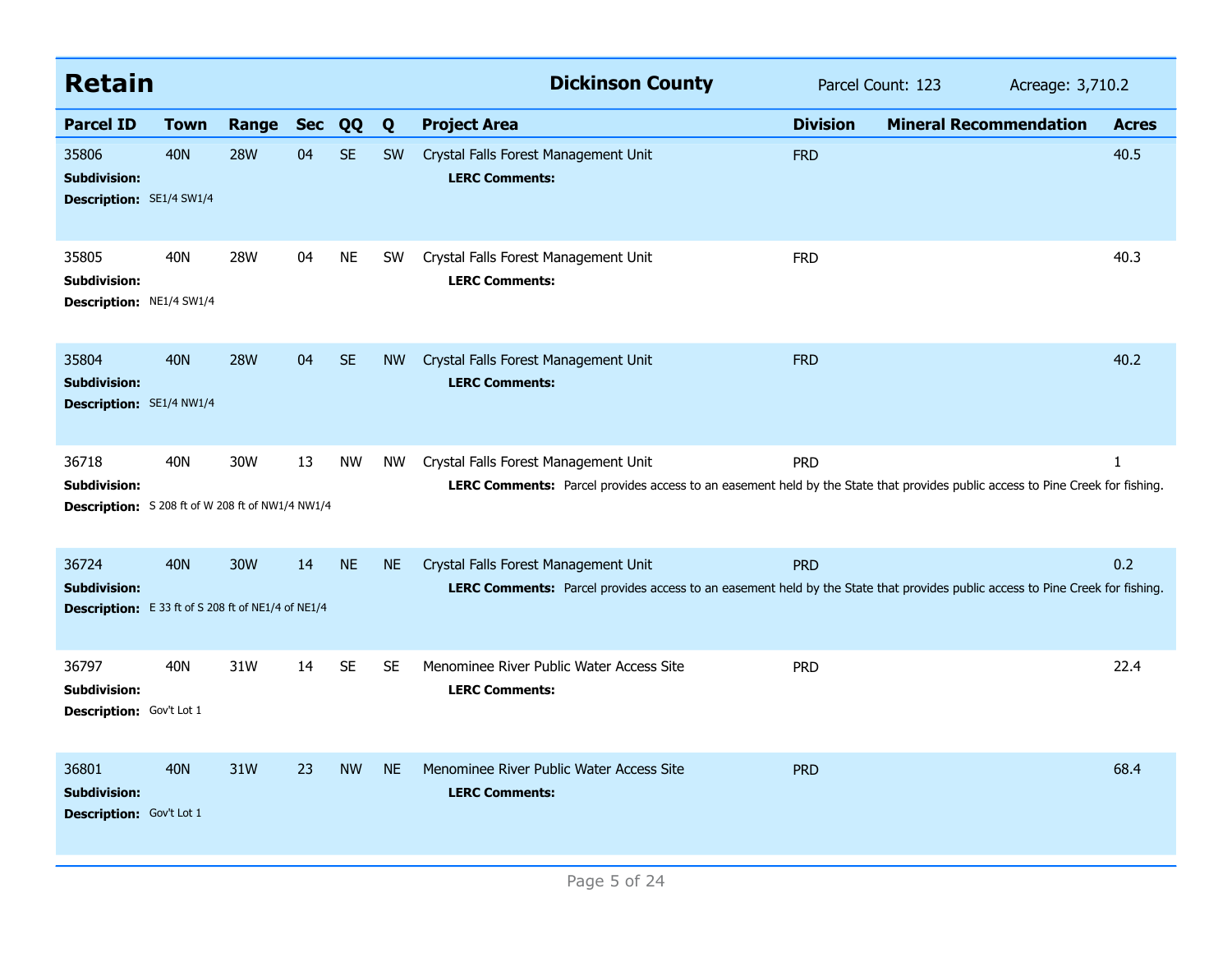## Retain

**Dickinson County** — Parcel Count: 123 — Acreage: 3,710.2

| Parcel ID | Town | Range | Sec | QQ | Q | Project Area | Division | Mineral Recommendation | Acres |
|---|---|---|---|---|---|---|---|---|---|
| 35806 | 40N | 28W | 04 | SE | SW | Crystal Falls Forest Management Unit | FRD | | 40.5 |
| **Subdivision:** | | | | | | **LERC Comments:** | | | |
| **Description:** SE1/4 SW1/4 | | | | | | | | | |
| 35805 | 40N | 28W | 04 | NE | SW | Crystal Falls Forest Management Unit | FRD | | 40.3 |
| **Subdivision:** | | | | | | **LERC Comments:** | | | |
| **Description:** NE1/4 SW1/4 | | | | | | | | | |
| 35804 | 40N | 28W | 04 | SE | NW | Crystal Falls Forest Management Unit | FRD | | 40.2 |
| **Subdivision:** | | | | | | **LERC Comments:** | | | |
| **Description:** SE1/4 NW1/4 | | | | | | | | | |
| 36718 | 40N | 30W | 13 | NW | NW | Crystal Falls Forest Management Unit | PRD | | 1 |
| **Subdivision:** | | | | | | **LERC Comments:** Parcel provides access to an easement held by the State that provides public access to Pine Creek for fishing. | | | |
| **Description:** S 208 ft of W 208 ft of NW1/4 NW1/4 | | | | | | | | | |
| 36724 | 40N | 30W | 14 | NE | NE | Crystal Falls Forest Management Unit | PRD | | 0.2 |
| **Subdivision:** | | | | | | **LERC Comments:** Parcel provides access to an easement held by the State that provides public access to Pine Creek for fishing. | | | |
| **Description:** E 33 ft of S 208 ft of NE1/4 of NE1/4 | | | | | | | | | |
| 36797 | 40N | 31W | 14 | SE | SE | Menominee River Public Water Access Site | PRD | | 22.4 |
| **Subdivision:** | | | | | | **LERC Comments:** | | | |
| **Description:** Gov't Lot 1 | | | | | | | | | |
| 36801 | 40N | 31W | 23 | NW | NE | Menominee River Public Water Access Site | PRD | | 68.4 |
| **Subdivision:** | | | | | | **LERC Comments:** | | | |
| **Description:** Gov't Lot 1 | | | | | | | | | |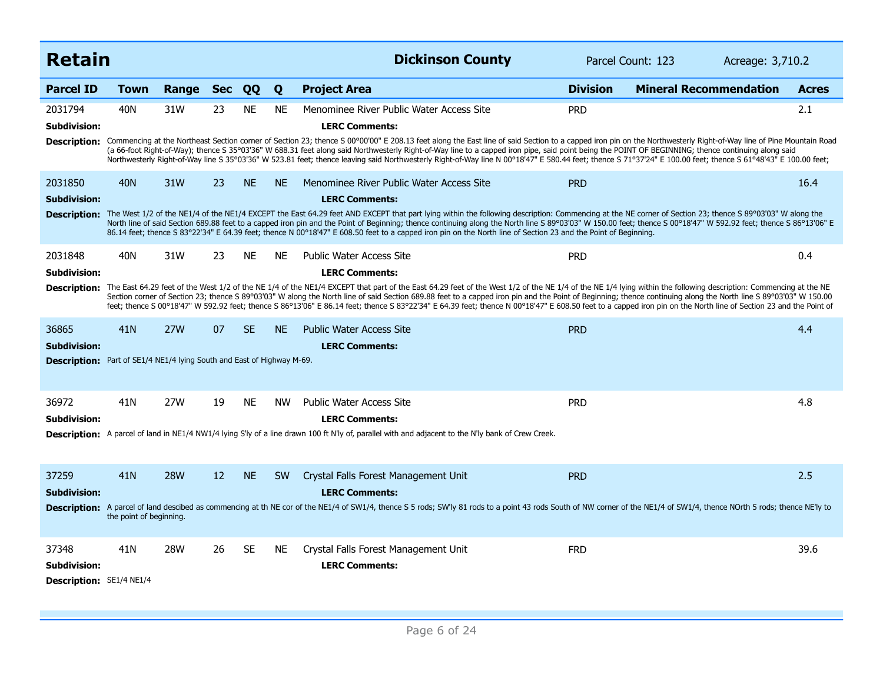## Retain — Dickinson County

Parcel Count: 123 Acreage: 3,710.2

| Parcel ID | Town | Range | Sec | QQ | Q | Project Area | Division | Mineral Recommendation | Acres |
|---|---|---|---|---|---|---|---|---|---|
| 2031794 | 40N | 31W | 23 | NE | NE | Menominee River Public Water Access Site | PRD | | 2.1 |

**Subdivision:** **LERC Comments:**

**Description:** Commencing at the Northeast Section corner of Section 23; thence S 00°00'00" E 208.13 feet along the East line of said Section to a capped iron pin on the Northwesterly Right-of-Way line of Pine Mountain Road (a 66-foot Right-of-Way); thence S 35°03'36" W 688.31 feet along said Northwesterly Right-of-Way line to a capped iron pipe, said point being the POINT OF BEGINNING; thence continuing along said Northwesterly Right-of-Way line S 35°03'36" W 523.81 feet; thence leaving said Northwesterly Right-of-Way line N 00°18'47" E 580.44 feet; thence S 71°37'24" E 100.00 feet; thence S 61°48'43" E 100.00 feet;

| Parcel ID | Town | Range | Sec | QQ | Q | Project Area | Division | Mineral Recommendation | Acres |
|---|---|---|---|---|---|---|---|---|---|
| 2031850 | 40N | 31W | 23 | NE | NE | Menominee River Public Water Access Site | PRD | | 16.4 |

**Subdivision:** **LERC Comments:**

**Description:** The West 1/2 of the NE1/4 of the NE1/4 EXCEPT the East 64.29 feet AND EXCEPT that part lying within the following description: Commencing at the NE corner of Section 23; thence S 89°03'03" W along the North line of said Section 689.88 feet to a capped iron pin and the Point of Beginning; thence continuing along the North line S 89°03'03" W 150.00 feet; thence S 00°18'47" W 592.92 feet; thence S 86°13'06" E 86.14 feet; thence S 83°22'34" E 64.39 feet; thence N 00°18'47" E 608.50 feet to a capped iron pin on the North line of Section 23 and the Point of Beginning.

| Parcel ID | Town | Range | Sec | QQ | Q | Project Area | Division | Mineral Recommendation | Acres |
|---|---|---|---|---|---|---|---|---|---|
| 2031848 | 40N | 31W | 23 | NE | NE | Public Water Access Site | PRD | | 0.4 |

**Subdivision:** **LERC Comments:**

**Description:** The East 64.29 feet of the West 1/2 of the NE 1/4 of the NE1/4 EXCEPT that part of the East 64.29 feet of the West 1/2 of the NE 1/4 of the NE 1/4 lying within the following description: Commencing at the NE Section corner of Section 23; thence S 89°03'03" W along the North line of said Section 689.88 feet to a capped iron pin and the Point of Beginning; thence continuing along the North line S 89°03'03" W 150.00 feet; thence S 00°18'47" W 592.92 feet; thence S 86°13'06" E 86.14 feet; thence S 83°22'34" E 64.39 feet; thence N 00°18'47" E 608.50 feet to a capped iron pin on the North line of Section 23 and the Point of

| Parcel ID | Town | Range | Sec | QQ | Q | Project Area | Division | Mineral Recommendation | Acres |
|---|---|---|---|---|---|---|---|---|---|
| 36865 | 41N | 27W | 07 | SE | NE | Public Water Access Site | PRD | | 4.4 |

**Subdivision:** **LERC Comments:**

**Description:** Part of SE1/4 NE1/4 lying South and East of Highway M-69.

| Parcel ID | Town | Range | Sec | QQ | Q | Project Area | Division | Mineral Recommendation | Acres |
|---|---|---|---|---|---|---|---|---|---|
| 36972 | 41N | 27W | 19 | NE | NW | Public Water Access Site | PRD | | 4.8 |

**Subdivision:** **LERC Comments:**

**Description:** A parcel of land in NE1/4 NW1/4 lying S'ly of a line drawn 100 ft N'ly of, parallel with and adjacent to the N'ly bank of Crew Creek.

| Parcel ID | Town | Range | Sec | QQ | Q | Project Area | Division | Mineral Recommendation | Acres |
|---|---|---|---|---|---|---|---|---|---|
| 37259 | 41N | 28W | 12 | NE | SW | Crystal Falls Forest Management Unit | PRD | | 2.5 |

**Subdivision:** **LERC Comments:**

**Description:** A parcel of land descibed as commencing at th NE cor of the NE1/4 of SW1/4, thence S 5 rods; SW'ly 81 rods to a point 43 rods South of NW corner of the NE1/4 of SW1/4, thence NOrth 5 rods; thence NE'ly to the point of beginning.

| Parcel ID | Town | Range | Sec | QQ | Q | Project Area | Division | Mineral Recommendation | Acres |
|---|---|---|---|---|---|---|---|---|---|
| 37348 | 41N | 28W | 26 | SE | NE | Crystal Falls Forest Management Unit | FRD | | 39.6 |

**Subdivision:** **LERC Comments:**

**Description:** SE1/4 NE1/4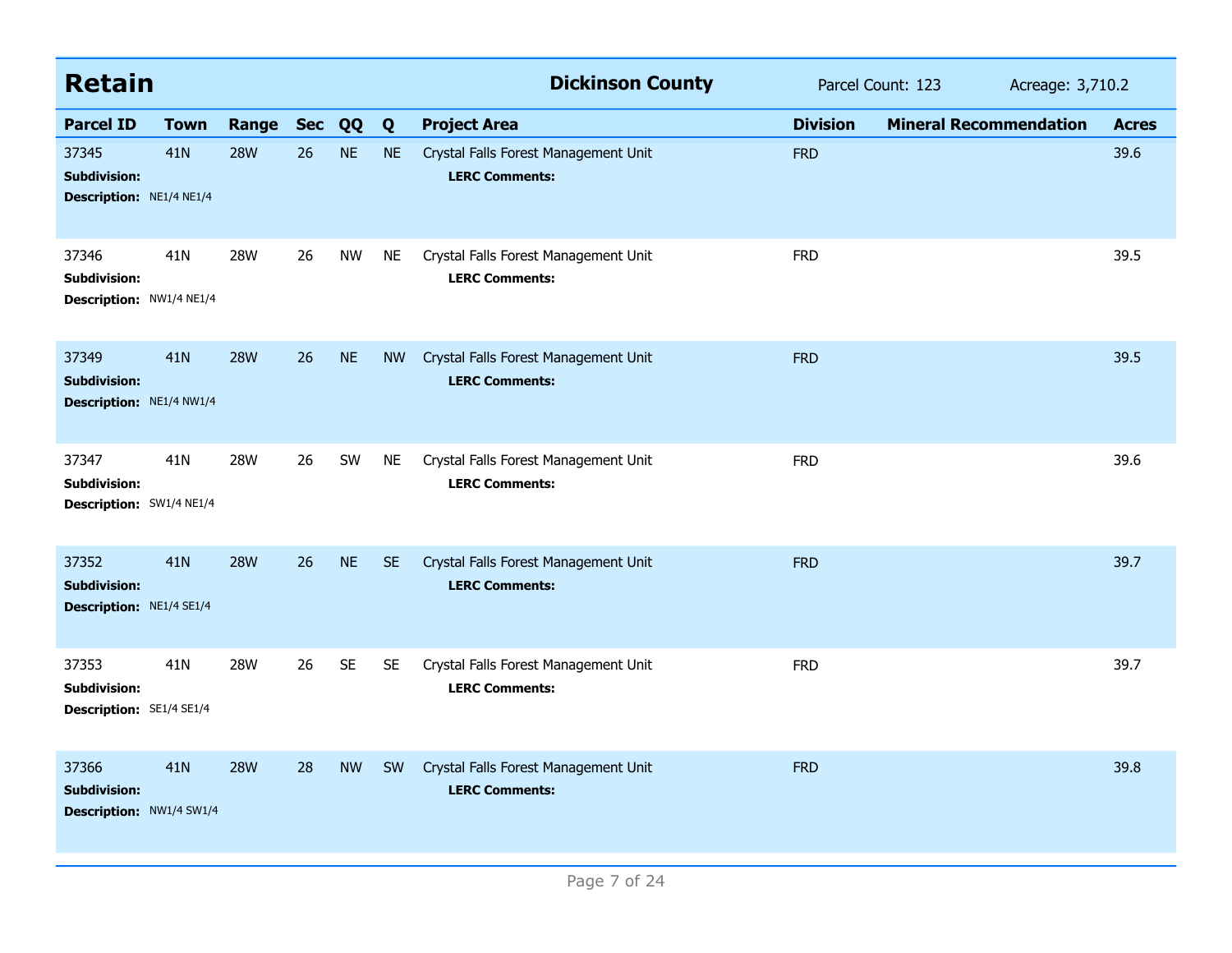## Retain

**Dickinson County** Parcel Count: 123 Acreage: 3,710.2

| Parcel ID | Town | Range | Sec | QQ | Q | Project Area | Division | Mineral Recommendation | Acres |
|---|---|---|---|---|---|---|---|---|---|
| 37345 | 41N | 28W | 26 | NE | NE | Crystal Falls Forest Management Unit | FRD | | 39.6 |
| **Subdivision:** | | | | | | **LERC Comments:** | | | |
| **Description:** NE1/4 NE1/4 | | | | | | | | | |
| 37346 | 41N | 28W | 26 | NW | NE | Crystal Falls Forest Management Unit | FRD | | 39.5 |
| **Subdivision:** | | | | | | **LERC Comments:** | | | |
| **Description:** NW1/4 NE1/4 | | | | | | | | | |
| 37349 | 41N | 28W | 26 | NE | NW | Crystal Falls Forest Management Unit | FRD | | 39.5 |
| **Subdivision:** | | | | | | **LERC Comments:** | | | |
| **Description:** NE1/4 NW1/4 | | | | | | | | | |
| 37347 | 41N | 28W | 26 | SW | NE | Crystal Falls Forest Management Unit | FRD | | 39.6 |
| **Subdivision:** | | | | | | **LERC Comments:** | | | |
| **Description:** SW1/4 NE1/4 | | | | | | | | | |
| 37352 | 41N | 28W | 26 | NE | SE | Crystal Falls Forest Management Unit | FRD | | 39.7 |
| **Subdivision:** | | | | | | **LERC Comments:** | | | |
| **Description:** NE1/4 SE1/4 | | | | | | | | | |
| 37353 | 41N | 28W | 26 | SE | SE | Crystal Falls Forest Management Unit | FRD | | 39.7 |
| **Subdivision:** | | | | | | **LERC Comments:** | | | |
| **Description:** SE1/4 SE1/4 | | | | | | | | | |
| 37366 | 41N | 28W | 28 | NW | SW | Crystal Falls Forest Management Unit | FRD | | 39.8 |
| **Subdivision:** | | | | | | **LERC Comments:** | | | |
| **Description:** NW1/4 SW1/4 | | | | | | | | | |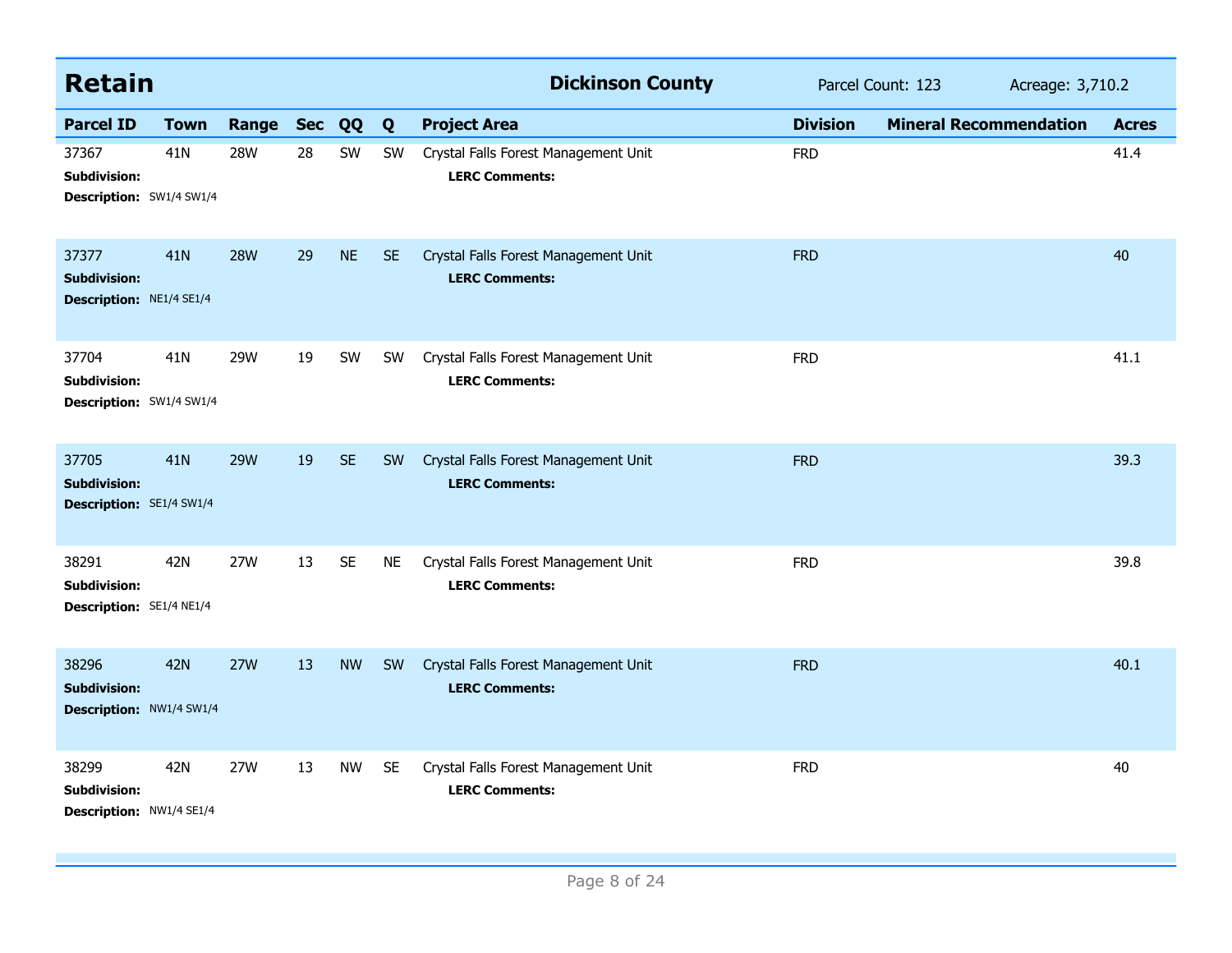## Retain

**Dickinson County** Parcel Count: 123 Acreage: 3,710.2

| Parcel ID | Town | Range | Sec | QQ | Q | Project Area | Division | Mineral Recommendation | Acres |
|---|---|---|---|---|---|---|---|---|---|
| 37367 | 41N | 28W | 28 | SW | SW | Crystal Falls Forest Management Unit | FRD | | 41.4 |
| **Subdivision:** | | | | | | **LERC Comments:** | | | |
| **Description:** SW1/4 SW1/4 | | | | | | | | | |
| 37377 | 41N | 28W | 29 | NE | SE | Crystal Falls Forest Management Unit | FRD | | 40 |
| **Subdivision:** | | | | | | **LERC Comments:** | | | |
| **Description:** NE1/4 SE1/4 | | | | | | | | | |
| 37704 | 41N | 29W | 19 | SW | SW | Crystal Falls Forest Management Unit | FRD | | 41.1 |
| **Subdivision:** | | | | | | **LERC Comments:** | | | |
| **Description:** SW1/4 SW1/4 | | | | | | | | | |
| 37705 | 41N | 29W | 19 | SE | SW | Crystal Falls Forest Management Unit | FRD | | 39.3 |
| **Subdivision:** | | | | | | **LERC Comments:** | | | |
| **Description:** SE1/4 SW1/4 | | | | | | | | | |
| 38291 | 42N | 27W | 13 | SE | NE | Crystal Falls Forest Management Unit | FRD | | 39.8 |
| **Subdivision:** | | | | | | **LERC Comments:** | | | |
| **Description:** SE1/4 NE1/4 | | | | | | | | | |
| 38296 | 42N | 27W | 13 | NW | SW | Crystal Falls Forest Management Unit | FRD | | 40.1 |
| **Subdivision:** | | | | | | **LERC Comments:** | | | |
| **Description:** NW1/4 SW1/4 | | | | | | | | | |
| 38299 | 42N | 27W | 13 | NW | SE | Crystal Falls Forest Management Unit | FRD | | 40 |
| **Subdivision:** | | | | | | **LERC Comments:** | | | |
| **Description:** NW1/4 SE1/4 | | | | | | | | | |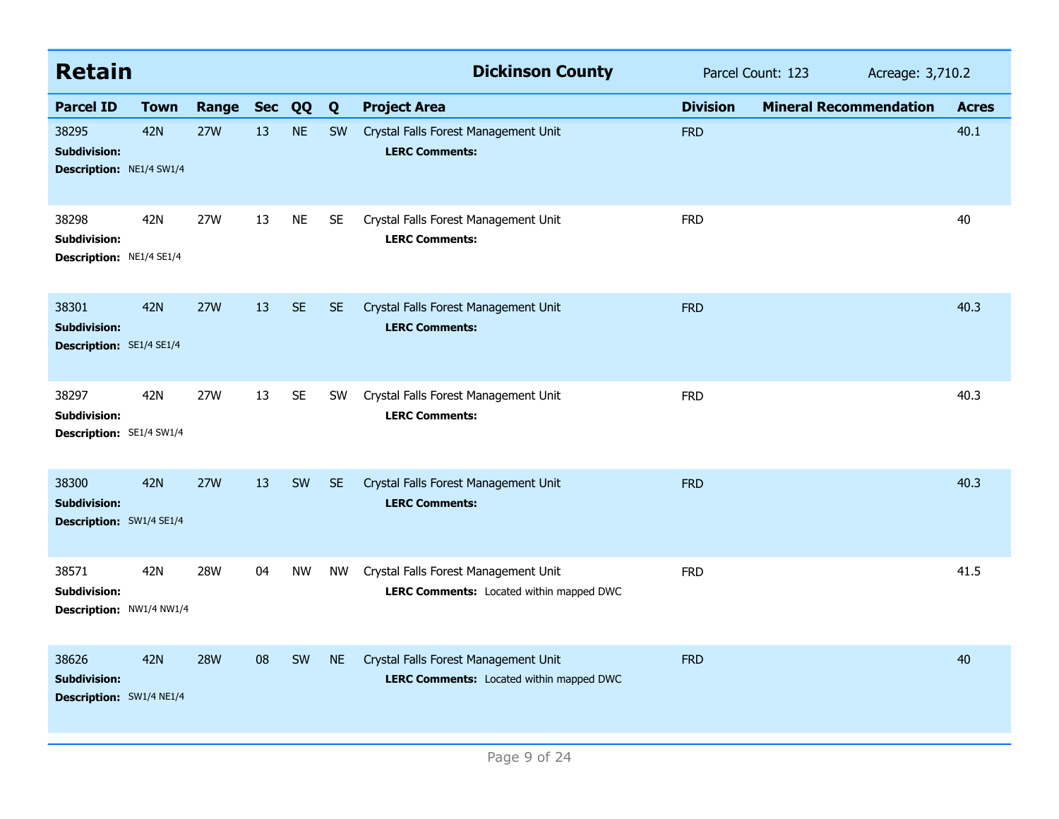## Retain — Dickinson County

Parcel Count: 123 Acreage: 3,710.2

| Parcel ID | Town | Range | Sec | QQ | Q | Project Area | Division | Mineral Recommendation | Acres |
|---|---|---|---|---|---|---|---|---|---|
| 38295 | 42N | 27W | 13 | NE | SW | Crystal Falls Forest Management Unit | FRD | | 40.1 |
| **Subdivision:** | | | | | | **LERC Comments:** | | | |
| **Description:** NE1/4 SW1/4 | | | | | | | | | |
| 38298 | 42N | 27W | 13 | NE | SE | Crystal Falls Forest Management Unit | FRD | | 40 |
| **Subdivision:** | | | | | | **LERC Comments:** | | | |
| **Description:** NE1/4 SE1/4 | | | | | | | | | |
| 38301 | 42N | 27W | 13 | SE | SE | Crystal Falls Forest Management Unit | FRD | | 40.3 |
| **Subdivision:** | | | | | | **LERC Comments:** | | | |
| **Description:** SE1/4 SE1/4 | | | | | | | | | |
| 38297 | 42N | 27W | 13 | SE | SW | Crystal Falls Forest Management Unit | FRD | | 40.3 |
| **Subdivision:** | | | | | | **LERC Comments:** | | | |
| **Description:** SE1/4 SW1/4 | | | | | | | | | |
| 38300 | 42N | 27W | 13 | SW | SE | Crystal Falls Forest Management Unit | FRD | | 40.3 |
| **Subdivision:** | | | | | | **LERC Comments:** | | | |
| **Description:** SW1/4 SE1/4 | | | | | | | | | |
| 38571 | 42N | 28W | 04 | NW | NW | Crystal Falls Forest Management Unit | FRD | | 41.5 |
| **Subdivision:** | | | | | | **LERC Comments:** Located within mapped DWC | | | |
| **Description:** NW1/4 NW1/4 | | | | | | | | | |
| 38626 | 42N | 28W | 08 | SW | NE | Crystal Falls Forest Management Unit | FRD | | 40 |
| **Subdivision:** | | | | | | **LERC Comments:** Located within mapped DWC | | | |
| **Description:** SW1/4 NE1/4 | | | | | | | | | |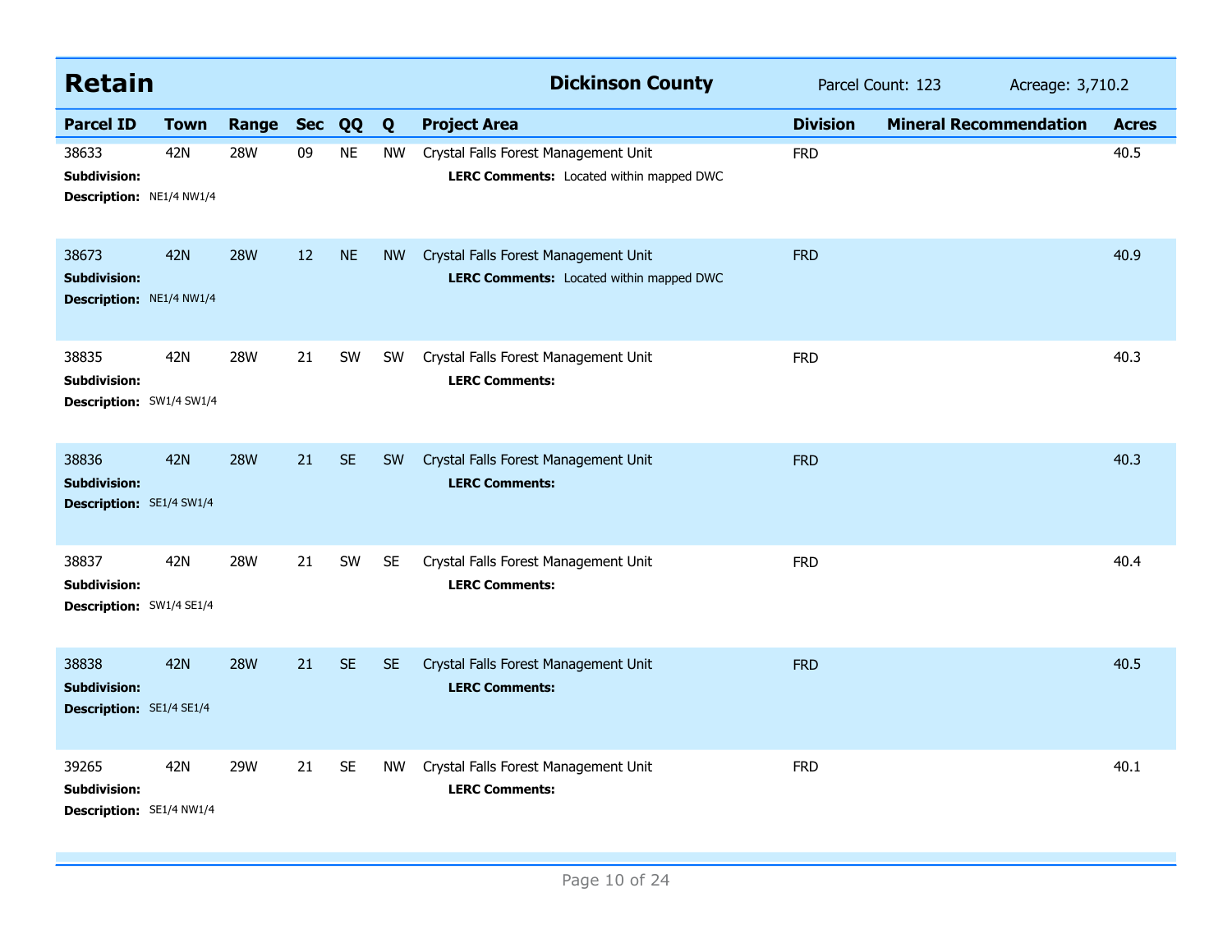## Retain — Dickinson County

Parcel Count: 123 Acreage: 3,710.2

| Parcel ID | Town | Range | Sec | QQ | Q | Project Area | Division | Mineral Recommendation | Acres |
|---|---|---|---|---|---|---|---|---|---|
| 38633 | 42N | 28W | 09 | NE | NW | Crystal Falls Forest Management Unit | FRD | | 40.5 |
| **Subdivision:** | | | | | | **LERC Comments:** Located within mapped DWC | | | |
| **Description:** NE1/4 NW1/4 | | | | | | | | | |
| 38673 | 42N | 28W | 12 | NE | NW | Crystal Falls Forest Management Unit | FRD | | 40.9 |
| **Subdivision:** | | | | | | **LERC Comments:** Located within mapped DWC | | | |
| **Description:** NE1/4 NW1/4 | | | | | | | | | |
| 38835 | 42N | 28W | 21 | SW | SW | Crystal Falls Forest Management Unit | FRD | | 40.3 |
| **Subdivision:** | | | | | | **LERC Comments:** | | | |
| **Description:** SW1/4 SW1/4 | | | | | | | | | |
| 38836 | 42N | 28W | 21 | SE | SW | Crystal Falls Forest Management Unit | FRD | | 40.3 |
| **Subdivision:** | | | | | | **LERC Comments:** | | | |
| **Description:** SE1/4 SW1/4 | | | | | | | | | |
| 38837 | 42N | 28W | 21 | SW | SE | Crystal Falls Forest Management Unit | FRD | | 40.4 |
| **Subdivision:** | | | | | | **LERC Comments:** | | | |
| **Description:** SW1/4 SE1/4 | | | | | | | | | |
| 38838 | 42N | 28W | 21 | SE | SE | Crystal Falls Forest Management Unit | FRD | | 40.5 |
| **Subdivision:** | | | | | | **LERC Comments:** | | | |
| **Description:** SE1/4 SE1/4 | | | | | | | | | |
| 39265 | 42N | 29W | 21 | SE | NW | Crystal Falls Forest Management Unit | FRD | | 40.1 |
| **Subdivision:** | | | | | | **LERC Comments:** | | | |
| **Description:** SE1/4 NW1/4 | | | | | | | | | |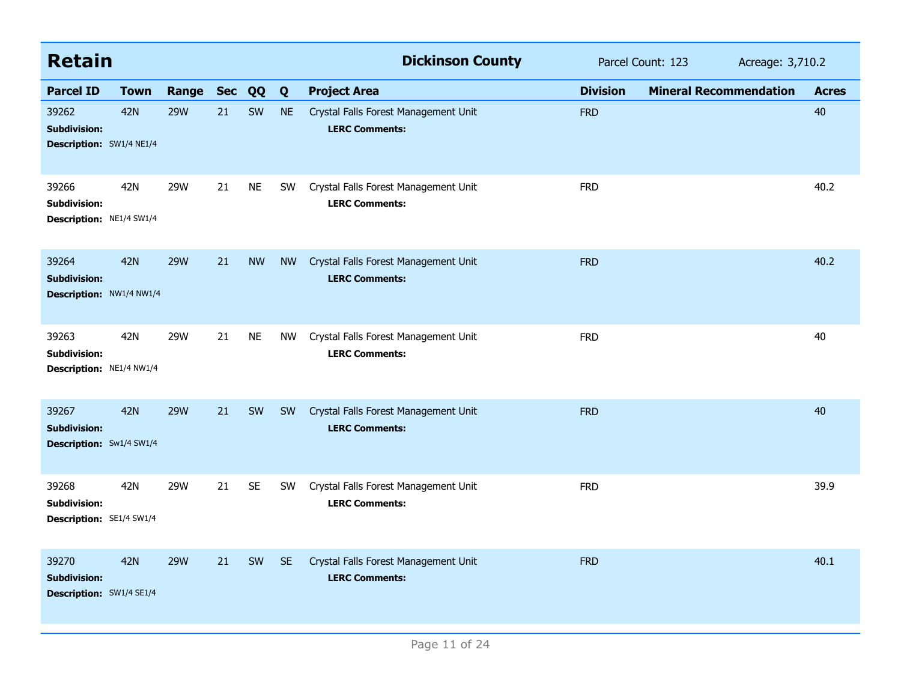## Retain

**Dickinson County** Parcel Count: 123 Acreage: 3,710.2

| Parcel ID | Town | Range | Sec | QQ | Q | Project Area | Division | Mineral Recommendation | Acres |
|---|---|---|---|---|---|---|---|---|---|
| 39262 | 42N | 29W | 21 | SW | NE | Crystal Falls Forest Management Unit | FRD | | 40 |
| **Subdivision:** | | | | | | **LERC Comments:** | | | |
| **Description:** SW1/4 NE1/4 | | | | | | | | | |
| 39266 | 42N | 29W | 21 | NE | SW | Crystal Falls Forest Management Unit | FRD | | 40.2 |
| **Subdivision:** | | | | | | **LERC Comments:** | | | |
| **Description:** NE1/4 SW1/4 | | | | | | | | | |
| 39264 | 42N | 29W | 21 | NW | NW | Crystal Falls Forest Management Unit | FRD | | 40.2 |
| **Subdivision:** | | | | | | **LERC Comments:** | | | |
| **Description:** NW1/4 NW1/4 | | | | | | | | | |
| 39263 | 42N | 29W | 21 | NE | NW | Crystal Falls Forest Management Unit | FRD | | 40 |
| **Subdivision:** | | | | | | **LERC Comments:** | | | |
| **Description:** NE1/4 NW1/4 | | | | | | | | | |
| 39267 | 42N | 29W | 21 | SW | SW | Crystal Falls Forest Management Unit | FRD | | 40 |
| **Subdivision:** | | | | | | **LERC Comments:** | | | |
| **Description:** Sw1/4 SW1/4 | | | | | | | | | |
| 39268 | 42N | 29W | 21 | SE | SW | Crystal Falls Forest Management Unit | FRD | | 39.9 |
| **Subdivision:** | | | | | | **LERC Comments:** | | | |
| **Description:** SE1/4 SW1/4 | | | | | | | | | |
| 39270 | 42N | 29W | 21 | SW | SE | Crystal Falls Forest Management Unit | FRD | | 40.1 |
| **Subdivision:** | | | | | | **LERC Comments:** | | | |
| **Description:** SW1/4 SE1/4 | | | | | | | | | |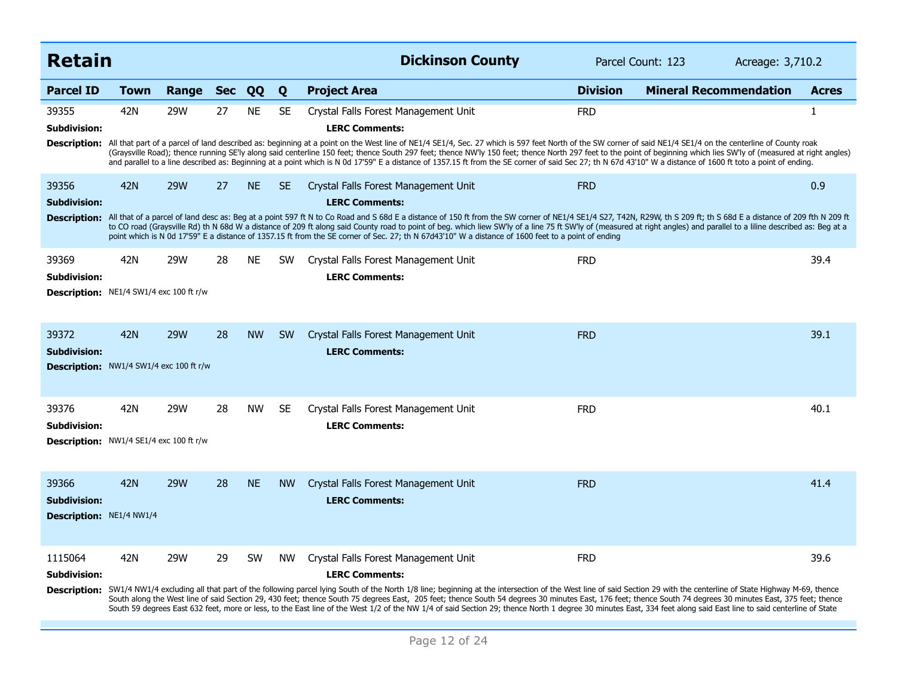# Retain

**Dickinson County** | Parcel Count: 123 | Acreage: 3,710.2

| Parcel ID | Town | Range | Sec | QQ | Q | Project Area | Division | Mineral Recommendation | Acres |
|---|---|---|---|---|---|---|---|---|---|
| 39355 | 42N | 29W | 27 | NE | SE | Crystal Falls Forest Management Unit | FRD | | 1 |

**Subdivision:**

**LERC Comments:**

**Description:** All that part of a parcel of land described as: beginning at a point on the West line of NE1/4 SE1/4, Sec. 27 which is 597 feet North of the SW corner of said NE1/4 SE1/4 on the centerline of County roak (Graysville Road); thence running SE'ly along said centerline 150 feet; thence South 297 feet; thence NW'ly 150 feet; thence North 297 feet to the point of beginning which lies SW'ly of (measured at right angles) and parallel to a line described as: Beginning at a point which is N 0d 17'59" E a distance of 1357.15 ft from the SE corner of said Sec 27; th N 67d 43'10" W a distance of 1600 ft toto a point of ending.

| Parcel ID | Town | Range | Sec | QQ | Q | Project Area | Division | Mineral Recommendation | Acres |
|---|---|---|---|---|---|---|---|---|---|
| 39356 | 42N | 29W | 27 | NE | SE | Crystal Falls Forest Management Unit | FRD | | 0.9 |

**Subdivision:**

**LERC Comments:**

**Description:** All that of a parcel of land desc as: Beg at a point 597 ft N to Co Road and S 68d E a distance of 150 ft from the SW corner of NE1/4 SE1/4 S27, T42N, R29W, th S 209 ft; th S 68d E a distance of 209 fth N 209 ft to CO road (Graysville Rd) th N 68d W a distance of 209 ft along said County road to point of beg. which liew SW'ly of a line 75 ft SW'ly of (measured at right angles) and parallel to a liline described as: Beg at a point which is N 0d 17'59" E a distance of 1357.15 ft from the SE corner of Sec. 27; th N 67d43'10" W a distance of 1600 feet to a point of ending

| Parcel ID | Town | Range | Sec | QQ | Q | Project Area | Division | Mineral Recommendation | Acres |
|---|---|---|---|---|---|---|---|---|---|
| 39369 | 42N | 29W | 28 | NE | SW | Crystal Falls Forest Management Unit | FRD | | 39.4 |

**Subdivision:**

**LERC Comments:**

**Description:** NE1/4 SW1/4 exc 100 ft r/w

| Parcel ID | Town | Range | Sec | QQ | Q | Project Area | Division | Mineral Recommendation | Acres |
|---|---|---|---|---|---|---|---|---|---|
| 39372 | 42N | 29W | 28 | NW | SW | Crystal Falls Forest Management Unit | FRD | | 39.1 |

**Subdivision:**

**LERC Comments:**

**Description:** NW1/4 SW1/4 exc 100 ft r/w

| Parcel ID | Town | Range | Sec | QQ | Q | Project Area | Division | Mineral Recommendation | Acres |
|---|---|---|---|---|---|---|---|---|---|
| 39376 | 42N | 29W | 28 | NW | SE | Crystal Falls Forest Management Unit | FRD | | 40.1 |

**Subdivision:**

**LERC Comments:**

**Description:** NW1/4 SE1/4 exc 100 ft r/w

| Parcel ID | Town | Range | Sec | QQ | Q | Project Area | Division | Mineral Recommendation | Acres |
|---|---|---|---|---|---|---|---|---|---|
| 39366 | 42N | 29W | 28 | NE | NW | Crystal Falls Forest Management Unit | FRD | | 41.4 |

**Subdivision:**

**LERC Comments:**

**Description:** NE1/4 NW1/4

| Parcel ID | Town | Range | Sec | QQ | Q | Project Area | Division | Mineral Recommendation | Acres |
|---|---|---|---|---|---|---|---|---|---|
| 1115064 | 42N | 29W | 29 | SW | NW | Crystal Falls Forest Management Unit | FRD | | 39.6 |

**Subdivision:**

**LERC Comments:**

**Description:** SW1/4 NW1/4 excluding all that part of the following parcel lying South of the North 1/8 line; beginning at the intersection of the West line of said Section 29 with the centerline of State Highway M-69, thence South along the West line of said Section 29, 430 feet; thence South 75 degrees East, 205 feet; thence South 54 degrees 30 minutes East, 176 feet; thence South 74 degrees 30 minutes East, 375 feet; thence South 59 degrees East 632 feet, more or less, to the East line of the West 1/2 of the NW 1/4 of said Section 29; thence North 1 degree 30 minutes East, 334 feet along said East line to said centerline of State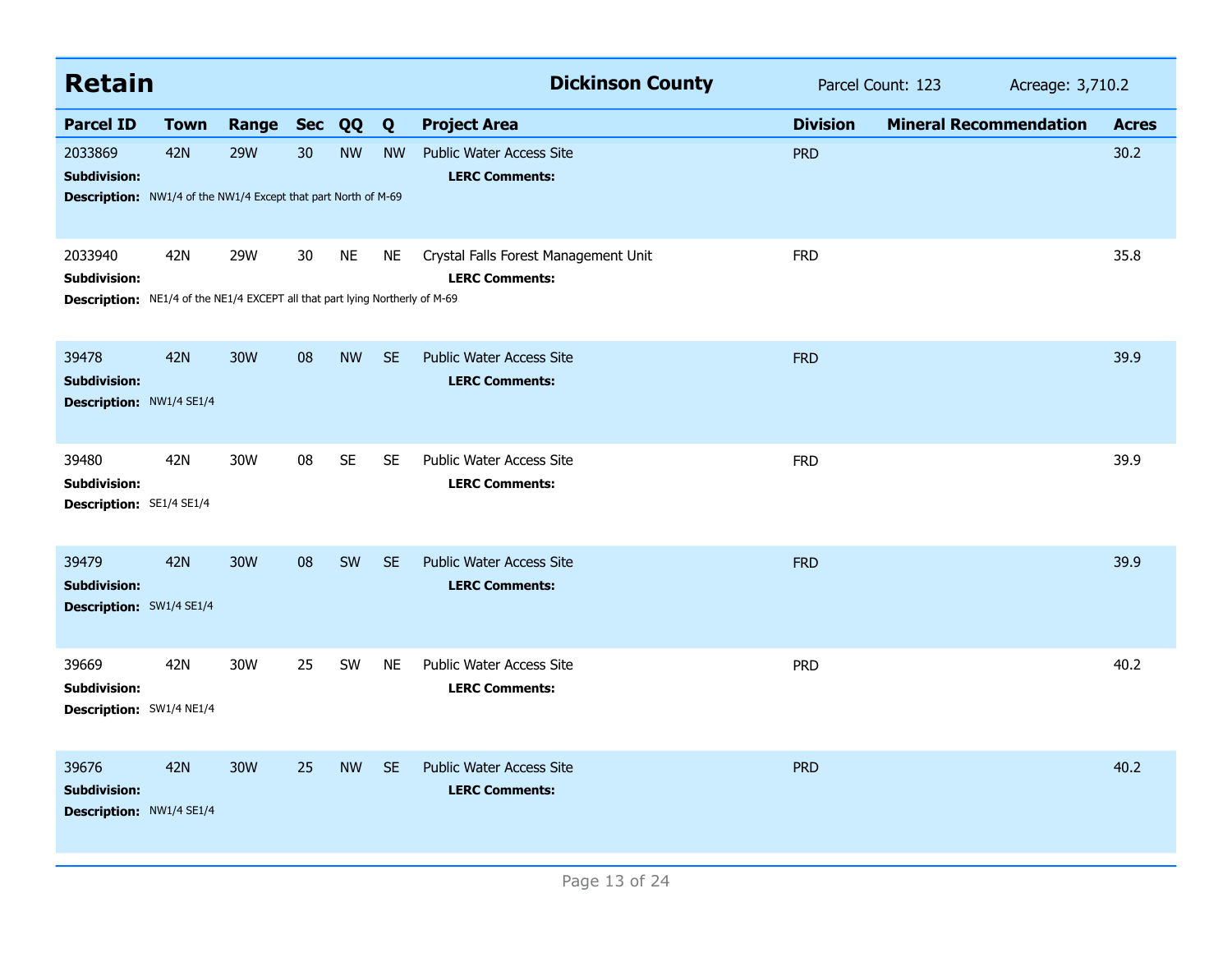## Retain — Dickinson County

Parcel Count: 123 | Acreage: 3,710.2

| Parcel ID | Town | Range | Sec | QQ | Q | Project Area | Division | Mineral Recommendation | Acres |
|---|---|---|---|---|---|---|---|---|---|
| 2033869 | 42N | 29W | 30 | NW | NW | Public Water Access Site | PRD | | 30.2 |
| **Subdivision:** | | | | | | **LERC Comments:** | | | |
| **Description:** NW1/4 of the NW1/4 Except that part North of M-69 | | | | | | | | | |
| 2033940 | 42N | 29W | 30 | NE | NE | Crystal Falls Forest Management Unit | FRD | | 35.8 |
| **Subdivision:** | | | | | | **LERC Comments:** | | | |
| **Description:** NE1/4 of the NE1/4 EXCEPT all that part lying Northerly of M-69 | | | | | | | | | |
| 39478 | 42N | 30W | 08 | NW | SE | Public Water Access Site | FRD | | 39.9 |
| **Subdivision:** | | | | | | **LERC Comments:** | | | |
| **Description:** NW1/4 SE1/4 | | | | | | | | | |
| 39480 | 42N | 30W | 08 | SE | SE | Public Water Access Site | FRD | | 39.9 |
| **Subdivision:** | | | | | | **LERC Comments:** | | | |
| **Description:** SE1/4 SE1/4 | | | | | | | | | |
| 39479 | 42N | 30W | 08 | SW | SE | Public Water Access Site | FRD | | 39.9 |
| **Subdivision:** | | | | | | **LERC Comments:** | | | |
| **Description:** SW1/4 SE1/4 | | | | | | | | | |
| 39669 | 42N | 30W | 25 | SW | NE | Public Water Access Site | PRD | | 40.2 |
| **Subdivision:** | | | | | | **LERC Comments:** | | | |
| **Description:** SW1/4 NE1/4 | | | | | | | | | |
| 39676 | 42N | 30W | 25 | NW | SE | Public Water Access Site | PRD | | 40.2 |
| **Subdivision:** | | | | | | **LERC Comments:** | | | |
| **Description:** NW1/4 SE1/4 | | | | | | | | | |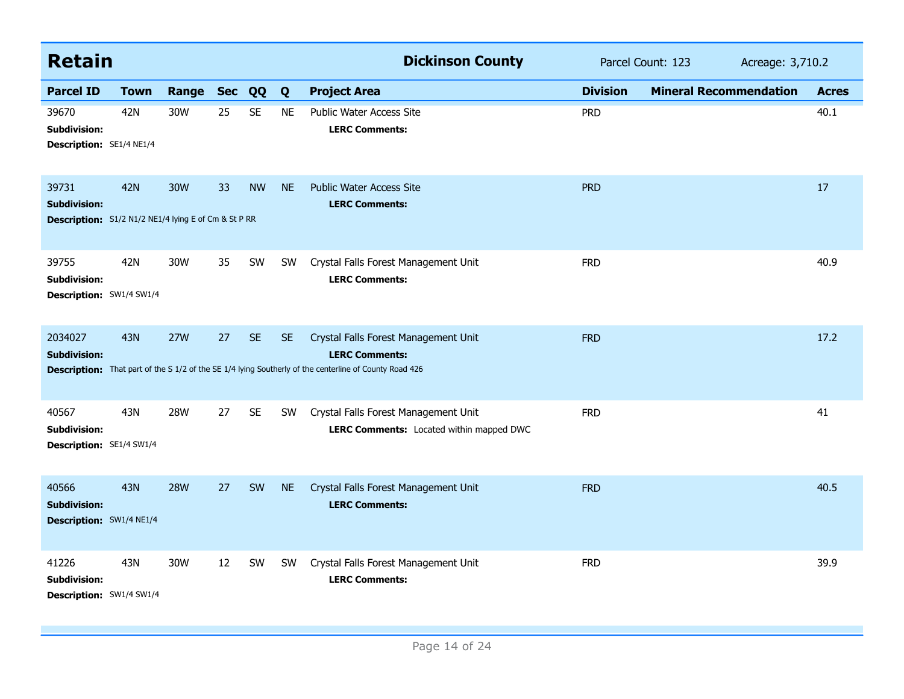## Retain — Dickinson County

Parcel Count: 123 Acreage: 3,710.2

| Parcel ID | Town | Range | Sec | QQ | Q | Project Area | Division | Mineral Recommendation | Acres |
|---|---|---|---|---|---|---|---|---|---|
| 39670 | 42N | 30W | 25 | SE | NE | Public Water Access Site | PRD | | 40.1 |
| **Subdivision:** | | | | | | **LERC Comments:** | | | |
| **Description:** SE1/4 NE1/4 | | | | | | | | | |
| 39731 | 42N | 30W | 33 | NW | NE | Public Water Access Site | PRD | | 17 |
| **Subdivision:** | | | | | | **LERC Comments:** | | | |
| **Description:** S1/2 N1/2 NE1/4 lying E of Cm & St P RR | | | | | | | | | |
| 39755 | 42N | 30W | 35 | SW | SW | Crystal Falls Forest Management Unit | FRD | | 40.9 |
| **Subdivision:** | | | | | | **LERC Comments:** | | | |
| **Description:** SW1/4 SW1/4 | | | | | | | | | |
| 2034027 | 43N | 27W | 27 | SE | SE | Crystal Falls Forest Management Unit | FRD | | 17.2 |
| **Subdivision:** | | | | | | **LERC Comments:** | | | |
| **Description:** That part of the S 1/2 of the SE 1/4 lying Southerly of the centerline of County Road 426 | | | | | | | | | |
| 40567 | 43N | 28W | 27 | SE | SW | Crystal Falls Forest Management Unit | FRD | | 41 |
| **Subdivision:** | | | | | | **LERC Comments:** Located within mapped DWC | | | |
| **Description:** SE1/4 SW1/4 | | | | | | | | | |
| 40566 | 43N | 28W | 27 | SW | NE | Crystal Falls Forest Management Unit | FRD | | 40.5 |
| **Subdivision:** | | | | | | **LERC Comments:** | | | |
| **Description:** SW1/4 NE1/4 | | | | | | | | | |
| 41226 | 43N | 30W | 12 | SW | SW | Crystal Falls Forest Management Unit | FRD | | 39.9 |
| **Subdivision:** | | | | | | **LERC Comments:** | | | |
| **Description:** SW1/4 SW1/4 | | | | | | | | | |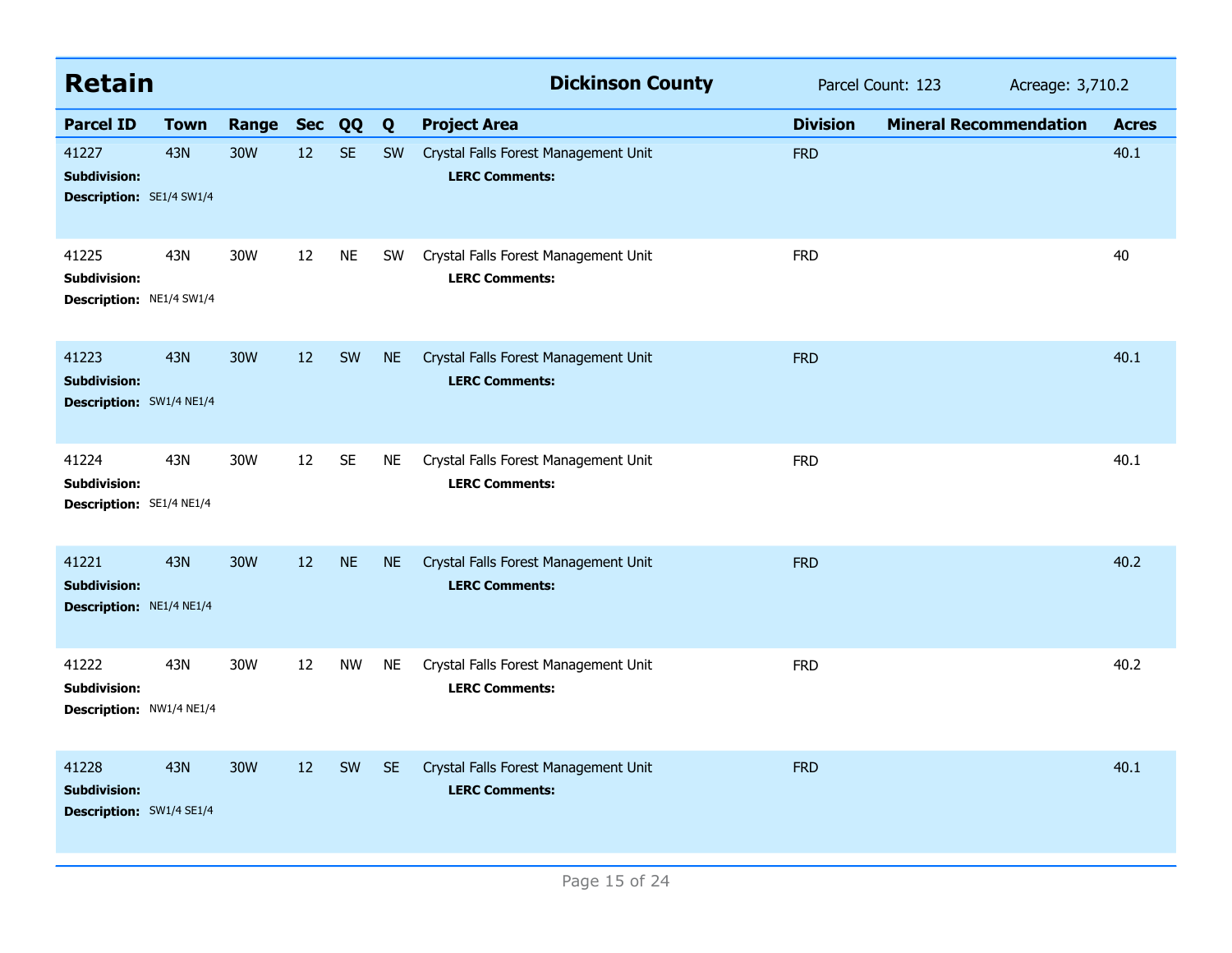## Retain — Dickinson County

Parcel Count: 123 &nbsp;&nbsp;&nbsp; Acreage: 3,710.2

| Parcel ID | Town | Range | Sec | QQ | Q | Project Area | Division | Mineral Recommendation | Acres |
|---|---|---|---|---|---|---|---|---|---|
| 41227 | 43N | 30W | 12 | SE | SW | Crystal Falls Forest Management Unit | FRD | | 40.1 |
| **Subdivision:** | | | | | | **LERC Comments:** | | | |
| **Description:** SE1/4 SW1/4 | | | | | | | | | |
| 41225 | 43N | 30W | 12 | NE | SW | Crystal Falls Forest Management Unit | FRD | | 40 |
| **Subdivision:** | | | | | | **LERC Comments:** | | | |
| **Description:** NE1/4 SW1/4 | | | | | | | | | |
| 41223 | 43N | 30W | 12 | SW | NE | Crystal Falls Forest Management Unit | FRD | | 40.1 |
| **Subdivision:** | | | | | | **LERC Comments:** | | | |
| **Description:** SW1/4 NE1/4 | | | | | | | | | |
| 41224 | 43N | 30W | 12 | SE | NE | Crystal Falls Forest Management Unit | FRD | | 40.1 |
| **Subdivision:** | | | | | | **LERC Comments:** | | | |
| **Description:** SE1/4 NE1/4 | | | | | | | | | |
| 41221 | 43N | 30W | 12 | NE | NE | Crystal Falls Forest Management Unit | FRD | | 40.2 |
| **Subdivision:** | | | | | | **LERC Comments:** | | | |
| **Description:** NE1/4 NE1/4 | | | | | | | | | |
| 41222 | 43N | 30W | 12 | NW | NE | Crystal Falls Forest Management Unit | FRD | | 40.2 |
| **Subdivision:** | | | | | | **LERC Comments:** | | | |
| **Description:** NW1/4 NE1/4 | | | | | | | | | |
| 41228 | 43N | 30W | 12 | SW | SE | Crystal Falls Forest Management Unit | FRD | | 40.1 |
| **Subdivision:** | | | | | | **LERC Comments:** | | | |
| **Description:** SW1/4 SE1/4 | | | | | | | | | |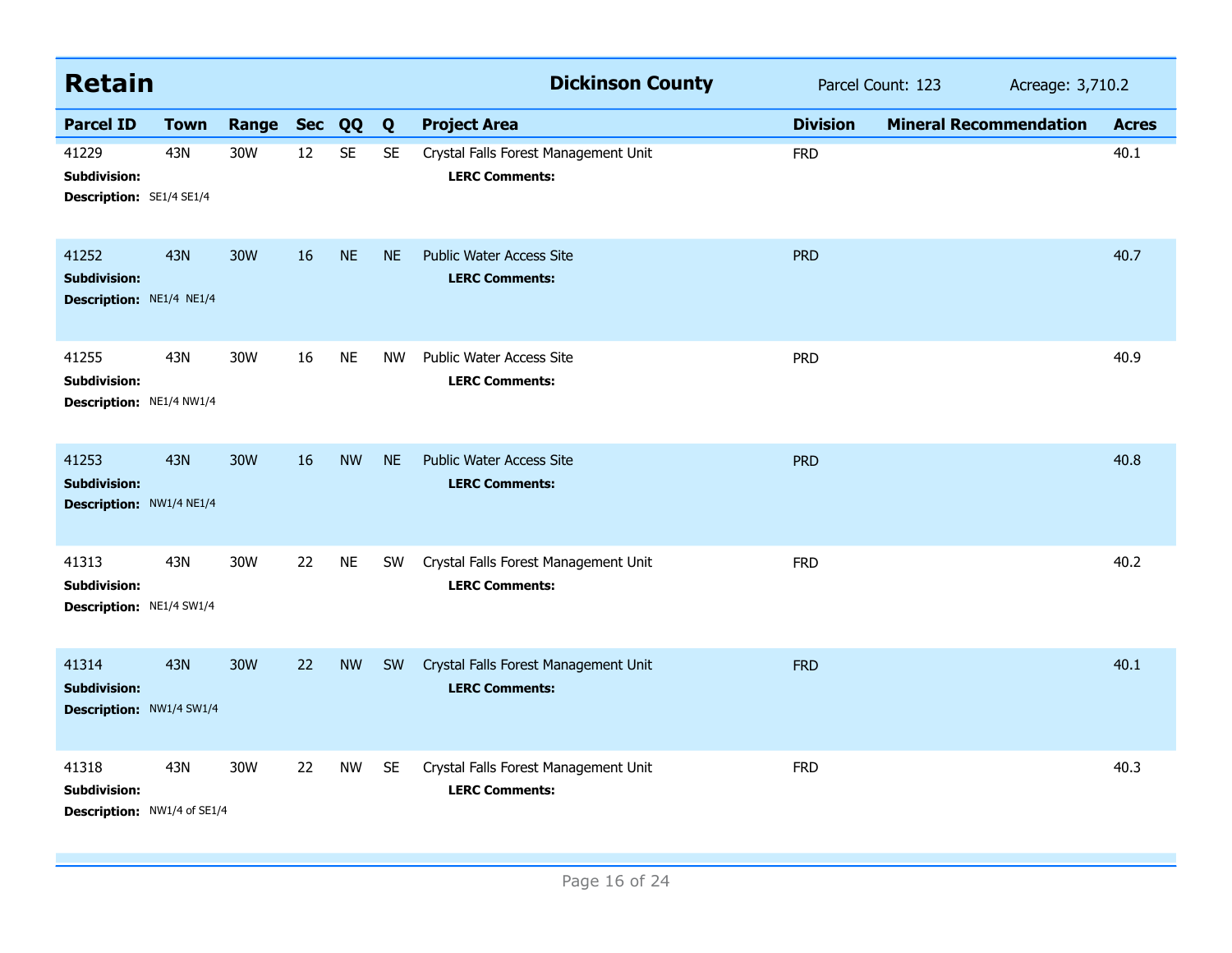## Retain — Dickinson County

Parcel Count: 123 Acreage: 3,710.2

| Parcel ID | Town | Range | Sec | QQ | Q | Project Area | Division | Mineral Recommendation | Acres |
|---|---|---|---|---|---|---|---|---|---|
| 41229 | 43N | 30W | 12 | SE | SE | Crystal Falls Forest Management Unit | FRD | | 40.1 |
| **Subdivision:** | | | | | | **LERC Comments:** | | | |
| **Description:** SE1/4 SE1/4 | | | | | | | | | |
| 41252 | 43N | 30W | 16 | NE | NE | Public Water Access Site | PRD | | 40.7 |
| **Subdivision:** | | | | | | **LERC Comments:** | | | |
| **Description:** NE1/4 NE1/4 | | | | | | | | | |
| 41255 | 43N | 30W | 16 | NE | NW | Public Water Access Site | PRD | | 40.9 |
| **Subdivision:** | | | | | | **LERC Comments:** | | | |
| **Description:** NE1/4 NW1/4 | | | | | | | | | |
| 41253 | 43N | 30W | 16 | NW | NE | Public Water Access Site | PRD | | 40.8 |
| **Subdivision:** | | | | | | **LERC Comments:** | | | |
| **Description:** NW1/4 NE1/4 | | | | | | | | | |
| 41313 | 43N | 30W | 22 | NE | SW | Crystal Falls Forest Management Unit | FRD | | 40.2 |
| **Subdivision:** | | | | | | **LERC Comments:** | | | |
| **Description:** NE1/4 SW1/4 | | | | | | | | | |
| 41314 | 43N | 30W | 22 | NW | SW | Crystal Falls Forest Management Unit | FRD | | 40.1 |
| **Subdivision:** | | | | | | **LERC Comments:** | | | |
| **Description:** NW1/4 SW1/4 | | | | | | | | | |
| 41318 | 43N | 30W | 22 | NW | SE | Crystal Falls Forest Management Unit | FRD | | 40.3 |
| **Subdivision:** | | | | | | **LERC Comments:** | | | |
| **Description:** NW1/4 of SE1/4 | | | | | | | | | |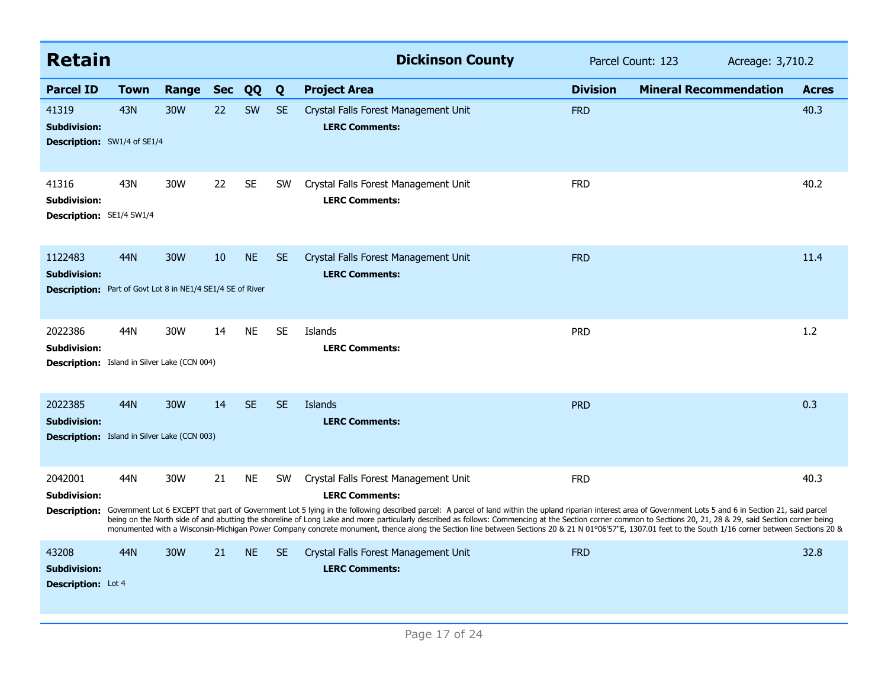## Retain

**Dickinson County** — Parcel Count: 123 — Acreage: 3,710.2

| Parcel ID | Town | Range | Sec | QQ | Q | Project Area | Division | Mineral Recommendation | Acres |
|---|---|---|---|---|---|---|---|---|---|
| 41319 | 43N | 30W | 22 | SW | SE | Crystal Falls Forest Management Unit | FRD | | 40.3 |
| **Subdivision:** | | | | | | **LERC Comments:** | | | |
| **Description:** SW1/4 of SE1/4 | | | | | | | | | |
| 41316 | 43N | 30W | 22 | SE | SW | Crystal Falls Forest Management Unit | FRD | | 40.2 |
| **Subdivision:** | | | | | | **LERC Comments:** | | | |
| **Description:** SE1/4 SW1/4 | | | | | | | | | |
| 1122483 | 44N | 30W | 10 | NE | SE | Crystal Falls Forest Management Unit | FRD | | 11.4 |
| **Subdivision:** | | | | | | **LERC Comments:** | | | |
| **Description:** Part of Govt Lot 8 in NE1/4 SE1/4 SE of River | | | | | | | | | |
| 2022386 | 44N | 30W | 14 | NE | SE | Islands | PRD | | 1.2 |
| **Subdivision:** | | | | | | **LERC Comments:** | | | |
| **Description:** Island in Silver Lake (CCN 004) | | | | | | | | | |
| 2022385 | 44N | 30W | 14 | SE | SE | Islands | PRD | | 0.3 |
| **Subdivision:** | | | | | | **LERC Comments:** | | | |
| **Description:** Island in Silver Lake (CCN 003) | | | | | | | | | |
| 2042001 | 44N | 30W | 21 | NE | SW | Crystal Falls Forest Management Unit | FRD | | 40.3 |
| **Subdivision:** | | | | | | **LERC Comments:** | | | |
| **Description:** Government Lot 6 EXCEPT that part of Government Lot 5 lying in the following described parcel: A parcel of land within the upland riparian interest area of Government Lots 5 and 6 in Section 21, said parcel being on the North side of and abutting the shoreline of Long Lake and more particularly described as follows: Commencing at the Section corner common to Sections 20, 21, 28 & 29, said Section corner being monumented with a Wisconsin-Michigan Power Company concrete monument, thence along the Section line between Sections 20 & 21 N 01°06'57"E, 1307.01 feet to the South 1/16 corner between Sections 20 & | | | | | | | | | |
| 43208 | 44N | 30W | 21 | NE | SE | Crystal Falls Forest Management Unit | FRD | | 32.8 |
| **Subdivision:** | | | | | | **LERC Comments:** | | | |
| **Description:** Lot 4 | | | | | | | | | |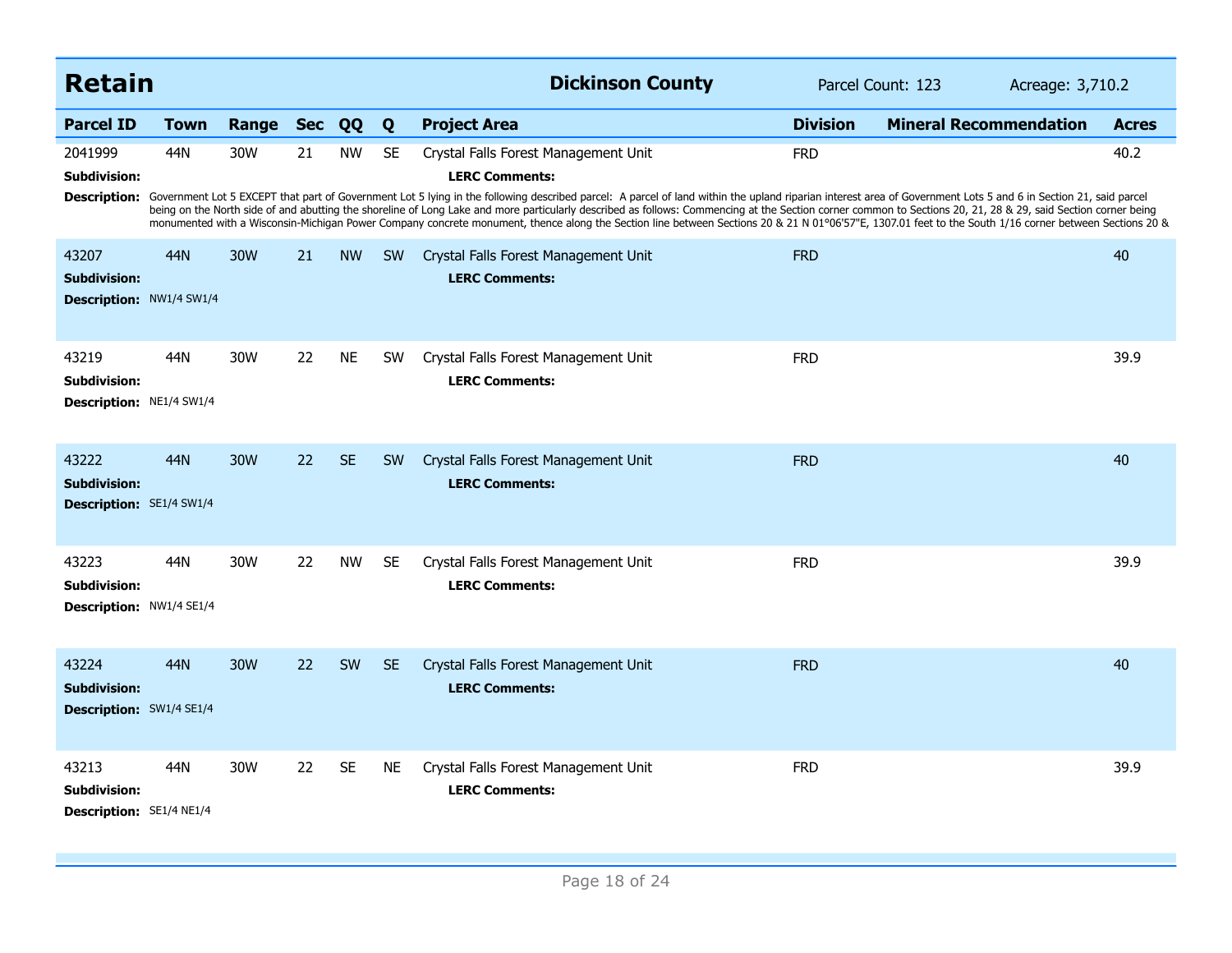## Retain

**Dickinson County** — Parcel Count: 123 — Acreage: 3,710.2

| Parcel ID | Town | Range | Sec | QQ | Q | Project Area | Division | Mineral Recommendation | Acres |
|---|---|---|---|---|---|---|---|---|---|
| 2041999 | 44N | 30W | 21 | NW | SE | Crystal Falls Forest Management Unit | FRD | | 40.2 |
| 43207 | 44N | 30W | 21 | NW | SW | Crystal Falls Forest Management Unit | FRD | | 40 |
| 43219 | 44N | 30W | 22 | NE | SW | Crystal Falls Forest Management Unit | FRD | | 39.9 |
| 43222 | 44N | 30W | 22 | SE | SW | Crystal Falls Forest Management Unit | FRD | | 40 |
| 43223 | 44N | 30W | 22 | NW | SE | Crystal Falls Forest Management Unit | FRD | | 39.9 |
| 43224 | 44N | 30W | 22 | SW | SE | Crystal Falls Forest Management Unit | FRD | | 40 |
| 43213 | 44N | 30W | 22 | SE | NE | Crystal Falls Forest Management Unit | FRD | | 39.9 |

**Parcel 2041999**
**Subdivision:**
**LERC Comments:**
**Description:** Government Lot 5 EXCEPT that part of Government Lot 5 lying in the following described parcel: A parcel of land within the upland riparian interest area of Government Lots 5 and 6 in Section 21, said parcel being on the North side of and abutting the shoreline of Long Lake and more particularly described as follows: Commencing at the Section corner common to Sections 20, 21, 28 & 29, said Section corner being monumented with a Wisconsin-Michigan Power Company concrete monument, thence along the Section line between Sections 20 & 21 N 01°06'57"E, 1307.01 feet to the South 1/16 corner between Sections 20 &

**Parcel 43207**
**Subdivision:**
**LERC Comments:**
**Description:** NW1/4 SW1/4

**Parcel 43219**
**Subdivision:**
**LERC Comments:**
**Description:** NE1/4 SW1/4

**Parcel 43222**
**Subdivision:**
**LERC Comments:**
**Description:** SE1/4 SW1/4

**Parcel 43223**
**Subdivision:**
**LERC Comments:**
**Description:** NW1/4 SE1/4

**Parcel 43224**
**Subdivision:**
**LERC Comments:**
**Description:** SW1/4 SE1/4

**Parcel 43213**
**Subdivision:**
**LERC Comments:**
**Description:** SE1/4 NE1/4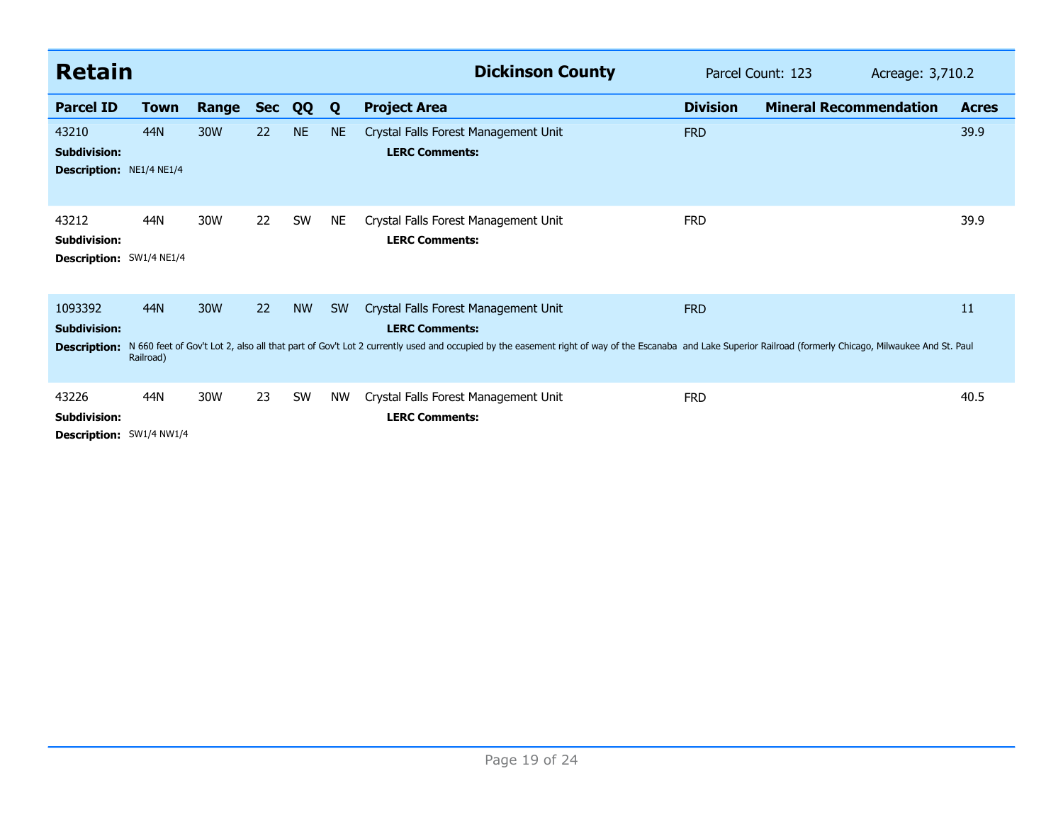## Retain

**Dickinson County** — Parcel Count: 123 — Acreage: 3,710.2

| Parcel ID | Town | Range | Sec | QQ | Q | Project Area | Division | Mineral Recommendation | Acres |
|---|---|---|---|---|---|---|---|---|---|
| 43210 | 44N | 30W | 22 | NE | NE | Crystal Falls Forest Management Unit | FRD | | 39.9 |
| **Subdivision:** | | | | | | **LERC Comments:** | | | |
| **Description:** NE1/4 NE1/4 | | | | | | | | | |
| 43212 | 44N | 30W | 22 | SW | NE | Crystal Falls Forest Management Unit | FRD | | 39.9 |
| **Subdivision:** | | | | | | **LERC Comments:** | | | |
| **Description:** SW1/4 NE1/4 | | | | | | | | | |
| 1093392 | 44N | 30W | 22 | NW | SW | Crystal Falls Forest Management Unit | FRD | | 11 |
| **Subdivision:** | | | | | | **LERC Comments:** | | | |
| **Description:** N 660 feet of Gov't Lot 2, also all that part of Gov't Lot 2 currently used and occupied by the easement right of way of the Escanaba and Lake Superior Railroad (formerly Chicago, Milwaukee And St. Paul Railroad) | | | | | | | | | |
| 43226 | 44N | 30W | 23 | SW | NW | Crystal Falls Forest Management Unit | FRD | | 40.5 |
| **Subdivision:** | | | | | | **LERC Comments:** | | | |
| **Description:** SW1/4 NW1/4 | | | | | | | | | |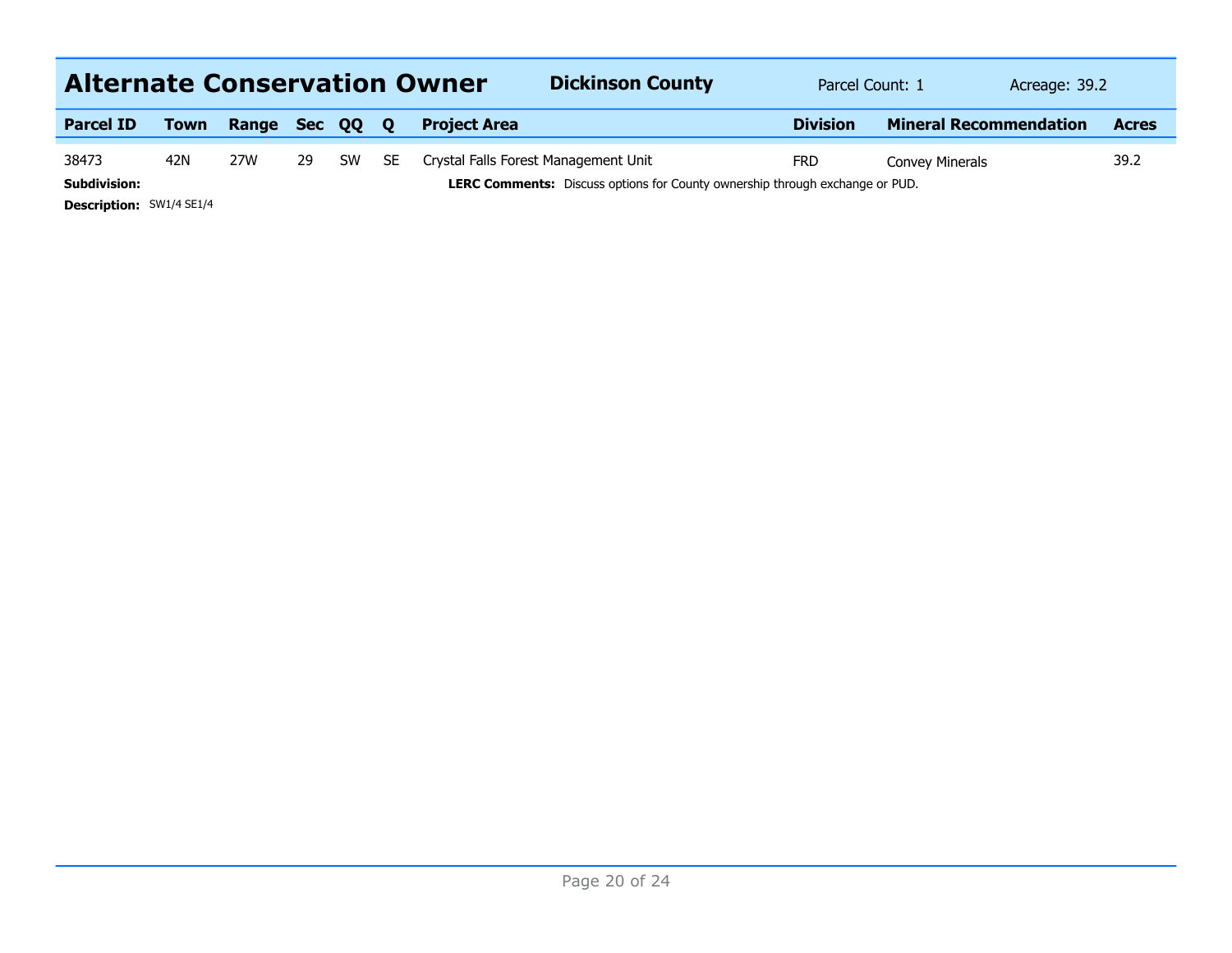## Alternate Conservation Owner

**Dickinson County** — Parcel Count: 1 — Acreage: 39.2

| Parcel ID | Town | Range | Sec | QQ | Q | Project Area | Division | Mineral Recommendation | Acres |
|---|---|---|---|---|---|---|---|---|---|
| 38473 | 42N | 27W | 29 | SW | SE | Crystal Falls Forest Management Unit | FRD | Convey Minerals | 39.2 |

**Subdivision:**

**LERC Comments:** Discuss options for County ownership through exchange or PUD.

**Description:** SW1/4 SE1/4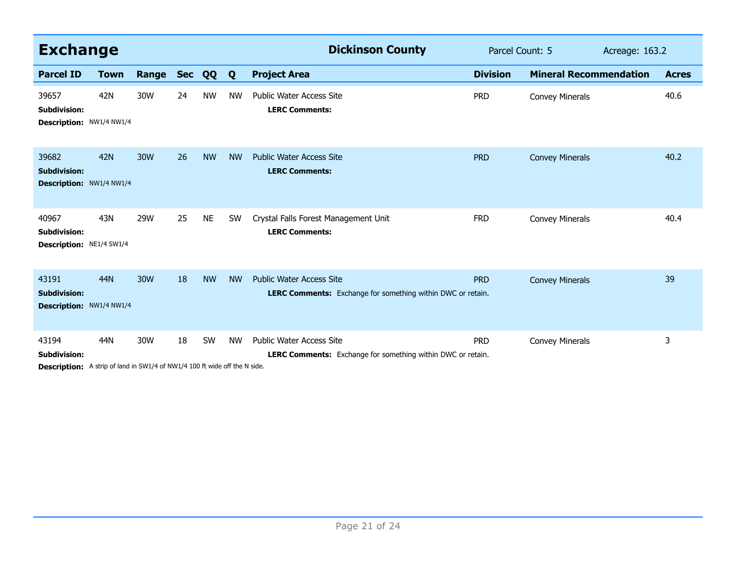## Exchange

**Dickinson County** — Parcel Count: 5 — Acreage: 163.2

| Parcel ID | Town | Range | Sec | QQ | Q | Project Area | Division | Mineral Recommendation | Acres |
|---|---|---|---|---|---|---|---|---|---|
| 39657 | 42N | 30W | 24 | NW | NW | Public Water Access Site | PRD | Convey Minerals | 40.6 |
| **Subdivision:** | | | | | | **LERC Comments:** | | | |
| **Description:** NW1/4 NW1/4 | | | | | | | | | |
| 39682 | 42N | 30W | 26 | NW | NW | Public Water Access Site | PRD | Convey Minerals | 40.2 |
| **Subdivision:** | | | | | | **LERC Comments:** | | | |
| **Description:** NW1/4 NW1/4 | | | | | | | | | |
| 40967 | 43N | 29W | 25 | NE | SW | Crystal Falls Forest Management Unit | FRD | Convey Minerals | 40.4 |
| **Subdivision:** | | | | | | **LERC Comments:** | | | |
| **Description:** NE1/4 SW1/4 | | | | | | | | | |
| 43191 | 44N | 30W | 18 | NW | NW | Public Water Access Site | PRD | Convey Minerals | 39 |
| **Subdivision:** | | | | | | **LERC Comments:** Exchange for something within DWC or retain. | | | |
| **Description:** NW1/4 NW1/4 | | | | | | | | | |
| 43194 | 44N | 30W | 18 | SW | NW | Public Water Access Site | PRD | Convey Minerals | 3 |
| **Subdivision:** | | | | | | **LERC Comments:** Exchange for something within DWC or retain. | | | |
| **Description:** A strip of land in SW1/4 of NW1/4 100 ft wide off the N side. | | | | | | | | | |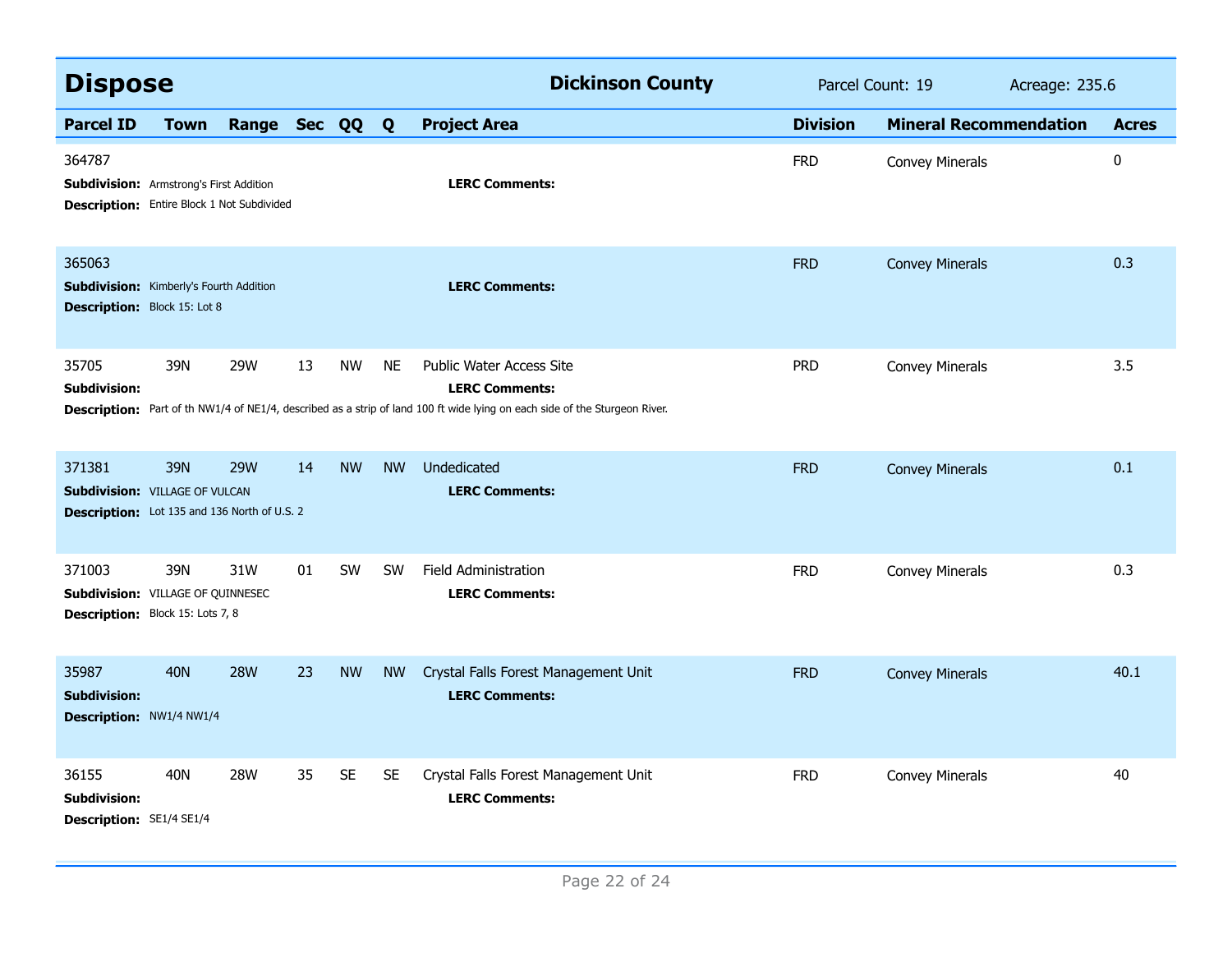## Dispose — Dickinson County

Parcel Count: 19 Acreage: 235.6

| Parcel ID | Town | Range | Sec | QQ | Q | Project Area | Division | Mineral Recommendation | Acres |
|---|---|---|---|---|---|---|---|---|---|
| 364787 | | | | | | | FRD | Convey Minerals | 0 |
| **Subdivision:** Armstrong's First Addition | | | | | | **LERC Comments:** | | | |
| **Description:** Entire Block 1 Not Subdivided | | | | | | | | | |
| 365063 | | | | | | | FRD | Convey Minerals | 0.3 |
| **Subdivision:** Kimberly's Fourth Addition | | | | | | **LERC Comments:** | | | |
| **Description:** Block 15: Lot 8 | | | | | | | | | |
| 35705 | 39N | 29W | 13 | NW | NE | Public Water Access Site | PRD | Convey Minerals | 3.5 |
| **Subdivision:** | | | | | | **LERC Comments:** | | | |
| **Description:** Part of th NW1/4 of NE1/4, described as a strip of land 100 ft wide lying on each side of the Sturgeon River. | | | | | | | | | |
| 371381 | 39N | 29W | 14 | NW | NW | Undedicated | FRD | Convey Minerals | 0.1 |
| **Subdivision:** VILLAGE OF VULCAN | | | | | | **LERC Comments:** | | | |
| **Description:** Lot 135 and 136 North of U.S. 2 | | | | | | | | | |
| 371003 | 39N | 31W | 01 | SW | SW | Field Administration | FRD | Convey Minerals | 0.3 |
| **Subdivision:** VILLAGE OF QUINNESEC | | | | | | **LERC Comments:** | | | |
| **Description:** Block 15: Lots 7, 8 | | | | | | | | | |
| 35987 | 40N | 28W | 23 | NW | NW | Crystal Falls Forest Management Unit | FRD | Convey Minerals | 40.1 |
| **Subdivision:** | | | | | | **LERC Comments:** | | | |
| **Description:** NW1/4 NW1/4 | | | | | | | | | |
| 36155 | 40N | 28W | 35 | SE | SE | Crystal Falls Forest Management Unit | FRD | Convey Minerals | 40 |
| **Subdivision:** | | | | | | **LERC Comments:** | | | |
| **Description:** SE1/4 SE1/4 | | | | | | | | | |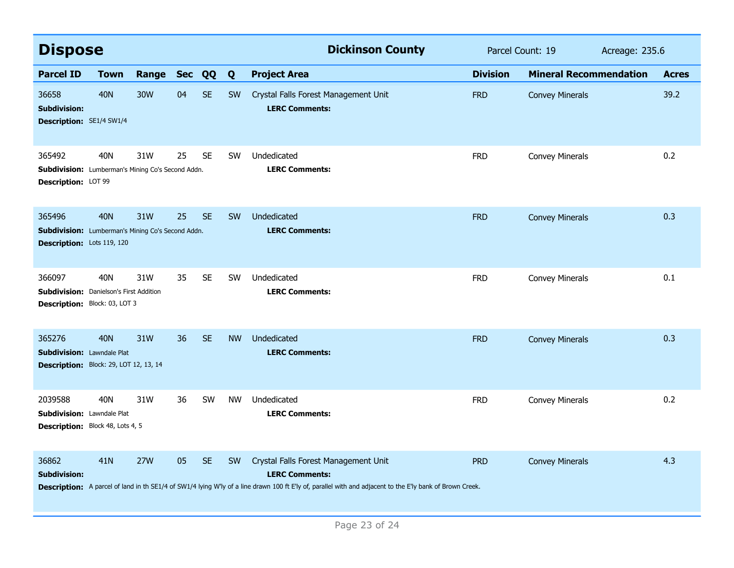## Dispose

**Dickinson County** Parcel Count: 19 Acreage: 235.6

| Parcel ID | Town | Range | Sec | QQ | Q | Project Area | Division | Mineral Recommendation | Acres |
|---|---|---|---|---|---|---|---|---|---|
| 36658 | 40N | 30W | 04 | SE | SW | Crystal Falls Forest Management Unit | FRD | Convey Minerals | 39.2 |
| **Subdivision:** | | | | | | **LERC Comments:** | | | |
| **Description:** SE1/4 SW1/4 | | | | | | | | | |
| 365492 | 40N | 31W | 25 | SE | SW | Undedicated | FRD | Convey Minerals | 0.2 |
| **Subdivision:** Lumberman's Mining Co's Second Addn. | | | | | | **LERC Comments:** | | | |
| **Description:** LOT 99 | | | | | | | | | |
| 365496 | 40N | 31W | 25 | SE | SW | Undedicated | FRD | Convey Minerals | 0.3 |
| **Subdivision:** Lumberman's Mining Co's Second Addn. | | | | | | **LERC Comments:** | | | |
| **Description:** Lots 119, 120 | | | | | | | | | |
| 366097 | 40N | 31W | 35 | SE | SW | Undedicated | FRD | Convey Minerals | 0.1 |
| **Subdivision:** Danielson's First Addition | | | | | | **LERC Comments:** | | | |
| **Description:** Block: 03, LOT 3 | | | | | | | | | |
| 365276 | 40N | 31W | 36 | SE | NW | Undedicated | FRD | Convey Minerals | 0.3 |
| **Subdivision:** Lawndale Plat | | | | | | **LERC Comments:** | | | |
| **Description:** Block: 29, LOT 12, 13, 14 | | | | | | | | | |
| 2039588 | 40N | 31W | 36 | SW | NW | Undedicated | FRD | Convey Minerals | 0.2 |
| **Subdivision:** Lawndale Plat | | | | | | **LERC Comments:** | | | |
| **Description:** Block 48, Lots 4, 5 | | | | | | | | | |
| 36862 | 41N | 27W | 05 | SE | SW | Crystal Falls Forest Management Unit | PRD | Convey Minerals | 4.3 |
| **Subdivision:** | | | | | | **LERC Comments:** | | | |
| **Description:** A parcel of land in th SE1/4 of SW1/4 lying W'ly of a line drawn 100 ft E'ly of, parallel with and adjacent to the E'ly bank of Brown Creek. | | | | | | | | | |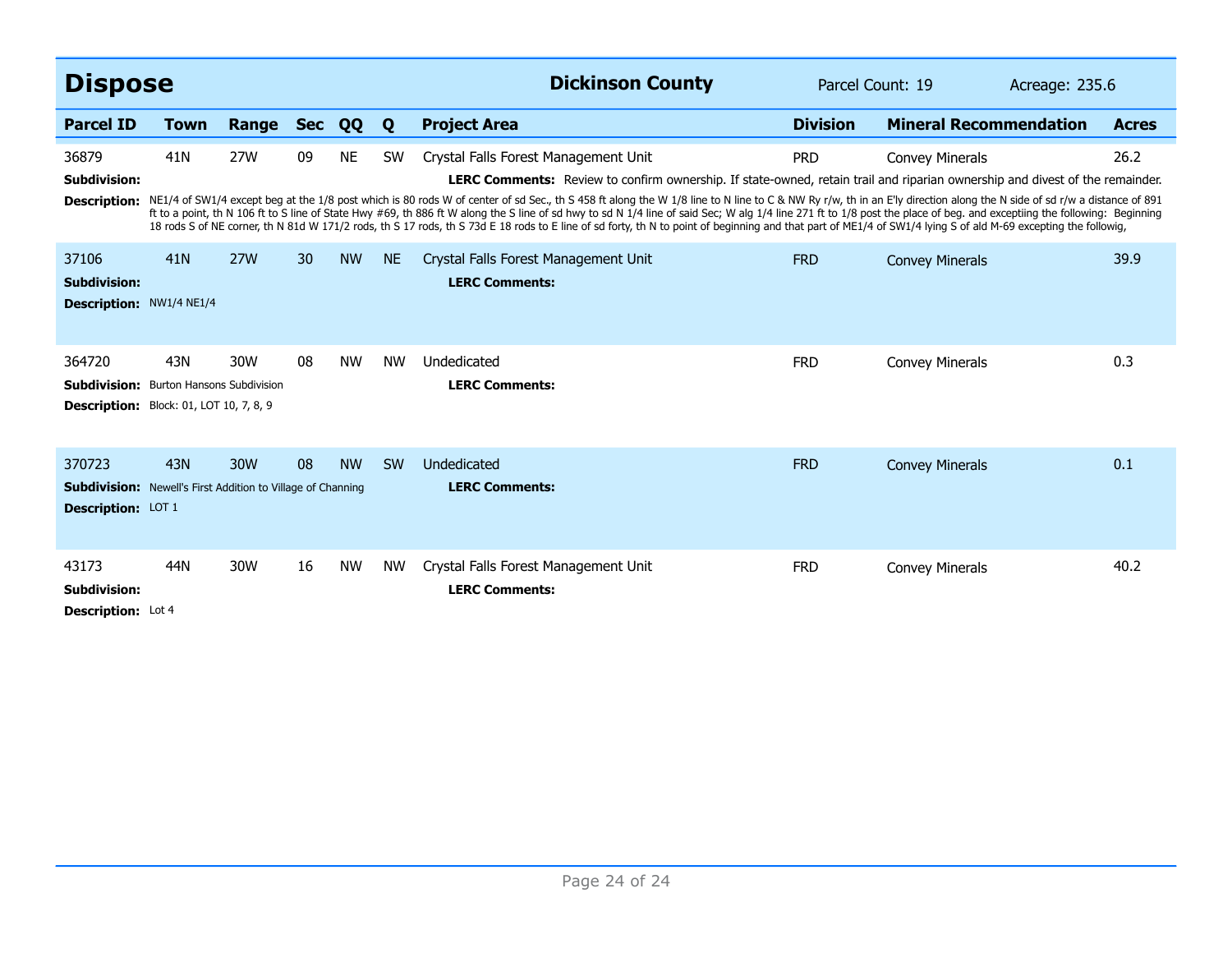## Dispose

**Dickinson County** | Parcel Count: 19 | Acreage: 235.6

| Parcel ID | Town | Range | Sec | QQ | Q | Project Area | Division | Mineral Recommendation | Acres |
|---|---|---|---|---|---|---|---|---|---|
| 36879 | 41N | 27W | 09 | NE | SW | Crystal Falls Forest Management Unit | PRD | Convey Minerals | 26.2 |

**Subdivision:**

**LERC Comments:** Review to confirm ownership. If state-owned, retain trail and riparian ownership and divest of the remainder.

**Description:** NE1/4 of SW1/4 except beg at the 1/8 post which is 80 rods W of center of sd Sec., th S 458 ft along the W 1/8 line to N line to C & NW Ry r/w, th in an E'ly direction along the N side of sd r/w a distance of 891 ft to a point, th N 106 ft to S line of State Hwy #69, th 886 ft W along the S line of sd hwy to sd N 1/4 line of said Sec; W alg 1/4 line 271 ft to 1/8 post the place of beg. and exceptiing the following: Beginning 18 rods S of NE corner, th N 81d W 171/2 rods, th S 17 rods, th S 73d E 18 rods to E line of sd forty, th N to point of beginning and that part of ME1/4 of SW1/4 lying S of ald M-69 excepting the followig,

| Parcel ID | Town | Range | Sec | QQ | Q | Project Area | Division | Mineral Recommendation | Acres |
|---|---|---|---|---|---|---|---|---|---|
| 37106 | 41N | 27W | 30 | NW | NE | Crystal Falls Forest Management Unit | FRD | Convey Minerals | 39.9 |

**Subdivision:**

**LERC Comments:**

**Description:** NW1/4 NE1/4

| Parcel ID | Town | Range | Sec | QQ | Q | Project Area | Division | Mineral Recommendation | Acres |
|---|---|---|---|---|---|---|---|---|---|
| 364720 | 43N | 30W | 08 | NW | NW | Undedicated | FRD | Convey Minerals | 0.3 |

**Subdivision:** Burton Hansons Subdivision

**LERC Comments:**

**Description:** Block: 01, LOT 10, 7, 8, 9

| Parcel ID | Town | Range | Sec | QQ | Q | Project Area | Division | Mineral Recommendation | Acres |
|---|---|---|---|---|---|---|---|---|---|
| 370723 | 43N | 30W | 08 | NW | SW | Undedicated | FRD | Convey Minerals | 0.1 |

**Subdivision:** Newell's First Addition to Village of Channing

**LERC Comments:**

**Description:** LOT 1

| Parcel ID | Town | Range | Sec | QQ | Q | Project Area | Division | Mineral Recommendation | Acres |
|---|---|---|---|---|---|---|---|---|---|
| 43173 | 44N | 30W | 16 | NW | NW | Crystal Falls Forest Management Unit | FRD | Convey Minerals | 40.2 |

**Subdivision:**

**LERC Comments:**

**Description:** Lot 4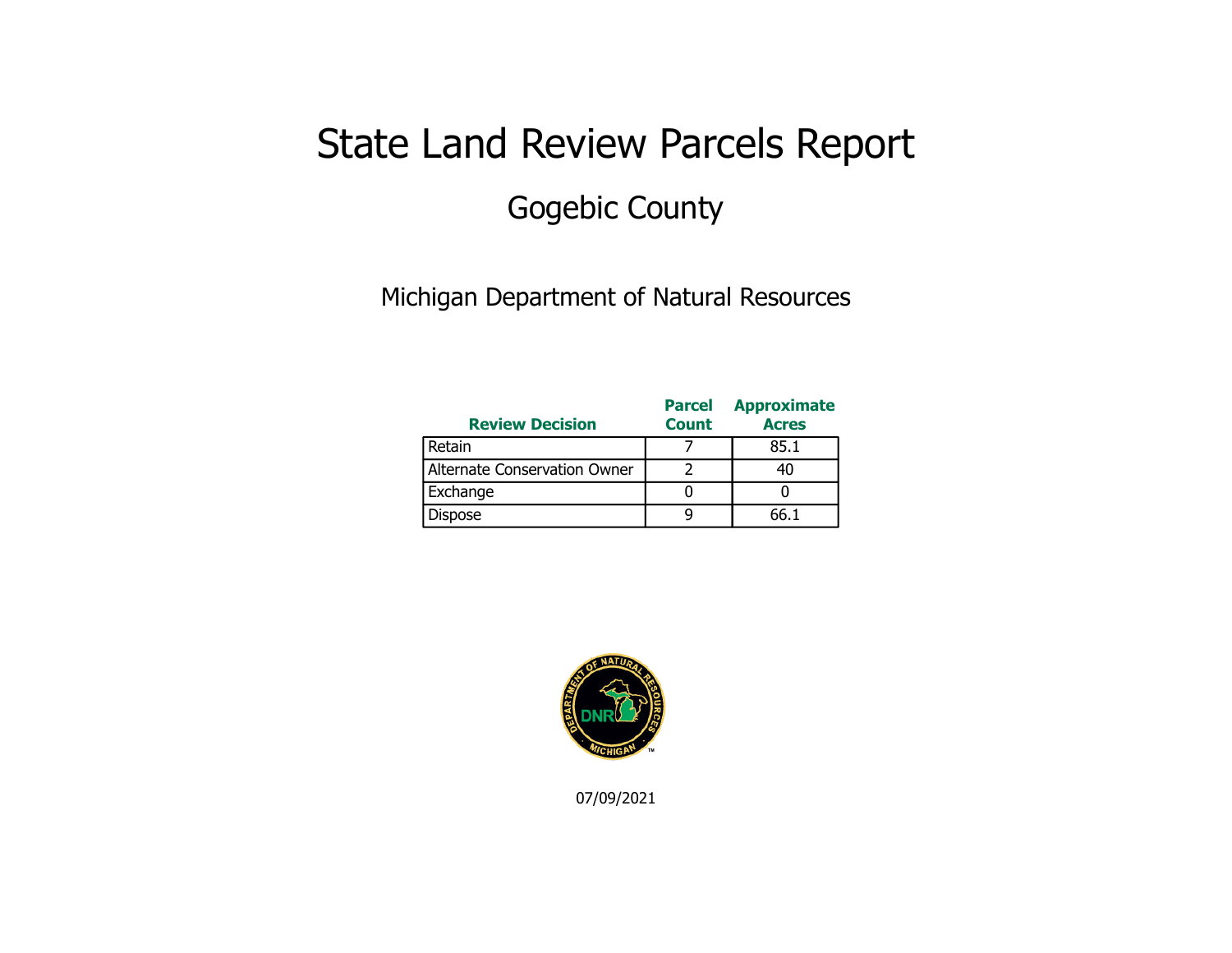# State Land Review Parcels Report

## Gogebic County

Michigan Department of Natural Resources

| Review Decision | Parcel Count | Approximate Acres |
|---|---|---|
| Retain | 7 | 85.1 |
| Alternate Conservation Owner | 2 | 40 |
| Exchange | 0 | 0 |
| Dispose | 9 | 66.1 |

07/09/2021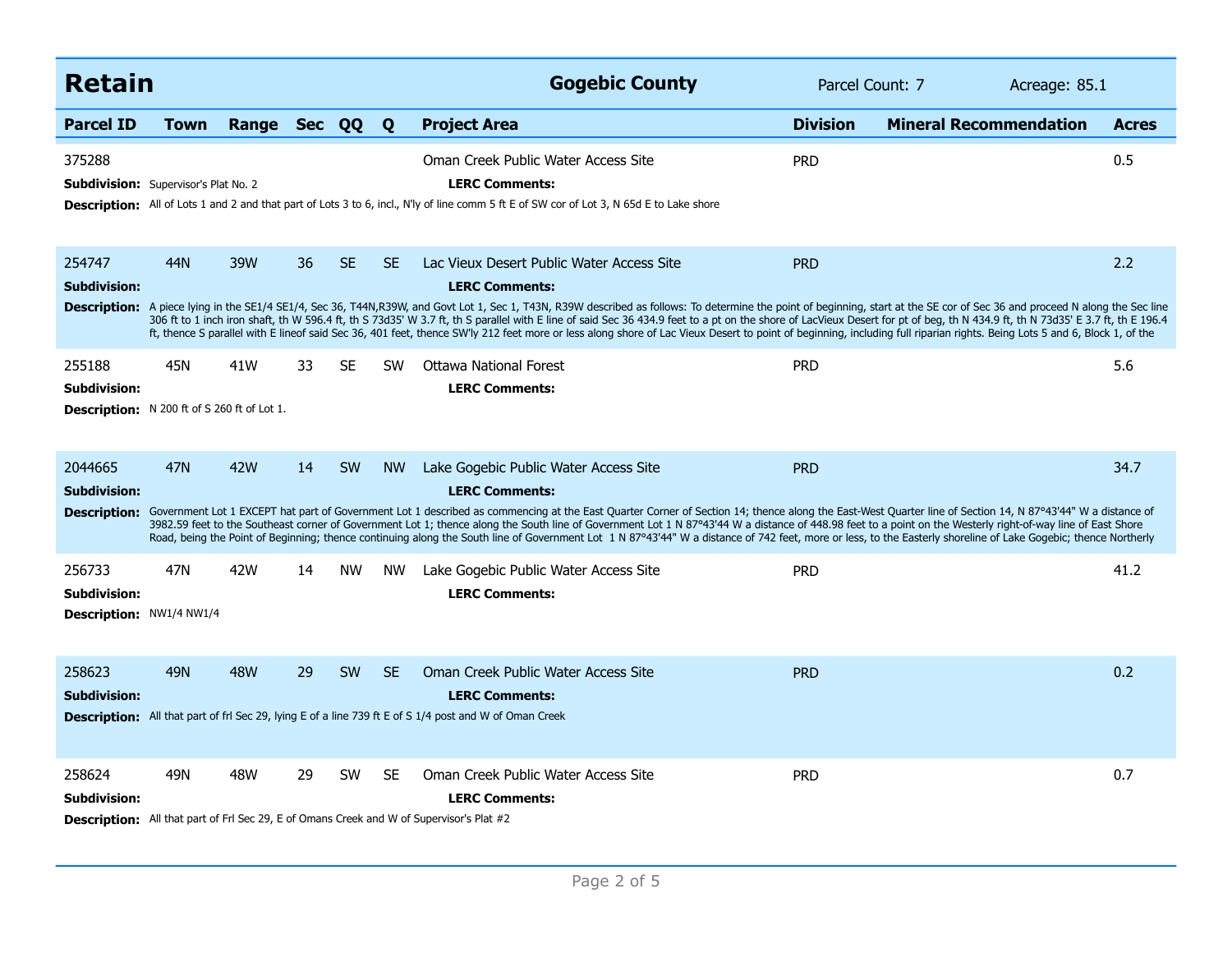## Retain

**Gogebic County** — Parcel Count: 7 — Acreage: 85.1

| Parcel ID | Town | Range | Sec | QQ | Q | Project Area | Division | Mineral Recommendation | Acres |
|---|---|---|---|---|---|---|---|---|---|
| 375288 | | | | | | Oman Creek Public Water Access Site | PRD | | 0.5 |
| 254747 | 44N | 39W | 36 | SE | SE | Lac Vieux Desert Public Water Access Site | PRD | | 2.2 |
| 255188 | 45N | 41W | 33 | SE | SW | Ottawa National Forest | PRD | | 5.6 |
| 2044665 | 47N | 42W | 14 | SW | NW | Lake Gogebic Public Water Access Site | PRD | | 34.7 |
| 256733 | 47N | 42W | 14 | NW | NW | Lake Gogebic Public Water Access Site | PRD | | 41.2 |
| 258623 | 49N | 48W | 29 | SW | SE | Oman Creek Public Water Access Site | PRD | | 0.2 |
| 258624 | 49N | 48W | 29 | SW | SE | Oman Creek Public Water Access Site | PRD | | 0.7 |

**375288**
**Subdivision:** Supervisor's Plat No. 2
**LERC Comments:**
**Description:** All of Lots 1 and 2 and that part of Lots 3 to 6, incl., N'ly of line comm 5 ft E of SW cor of Lot 3, N 65d E to Lake shore

**254747**
**Subdivision:**
**LERC Comments:**
**Description:** A piece lying in the SE1/4 SE1/4, Sec 36, T44N,R39W, and Govt Lot 1, Sec 1, T43N, R39W described as follows: To determine the point of beginning, start at the SE cor of Sec 36 and proceed N along the Sec line 306 ft to 1 inch iron shaft, th W 596.4 ft, th S 73d35' W 3.7 ft, th S parallel with E line of said Sec 36 434.9 feet to a pt on the shore of LacVieux Desert for pt of beg, th N 434.9 ft, th N 73d35' E 3.7 ft, th E 196.4 ft, thence S parallel with E lineof said Sec 36, 401 feet, thence SW'ly 212 feet more or less along shore of Lac Vieux Desert to point of beginning, including full riparian rights. Being Lots 5 and 6, Block 1, of the

**255188**
**Subdivision:**
**LERC Comments:**
**Description:** N 200 ft of S 260 ft of Lot 1.

**2044665**
**Subdivision:**
**LERC Comments:**
**Description:** Government Lot 1 EXCEPT hat part of Government Lot 1 described as commencing at the East Quarter Corner of Section 14; thence along the East-West Quarter line of Section 14, N 87°43'44" W a distance of 3982.59 feet to the Southeast corner of Government Lot 1; thence along the South line of Government Lot 1 N 87°43'44 W a distance of 448.98 feet to a point on the Westerly right-of-way line of East Shore Road, being the Point of Beginning; thence continuing along the South line of Government Lot 1 N 87°43'44" W a distance of 742 feet, more or less, to the Easterly shoreline of Lake Gogebic; thence Northerly

**256733**
**Subdivision:**
**LERC Comments:**
**Description:** NW1/4 NW1/4

**258623**
**Subdivision:**
**LERC Comments:**
**Description:** All that part of frl Sec 29, lying E of a line 739 ft E of S 1/4 post and W of Oman Creek

**258624**
**Subdivision:**
**LERC Comments:**
**Description:** All that part of Frl Sec 29, E of Omans Creek and W of Supervisor's Plat #2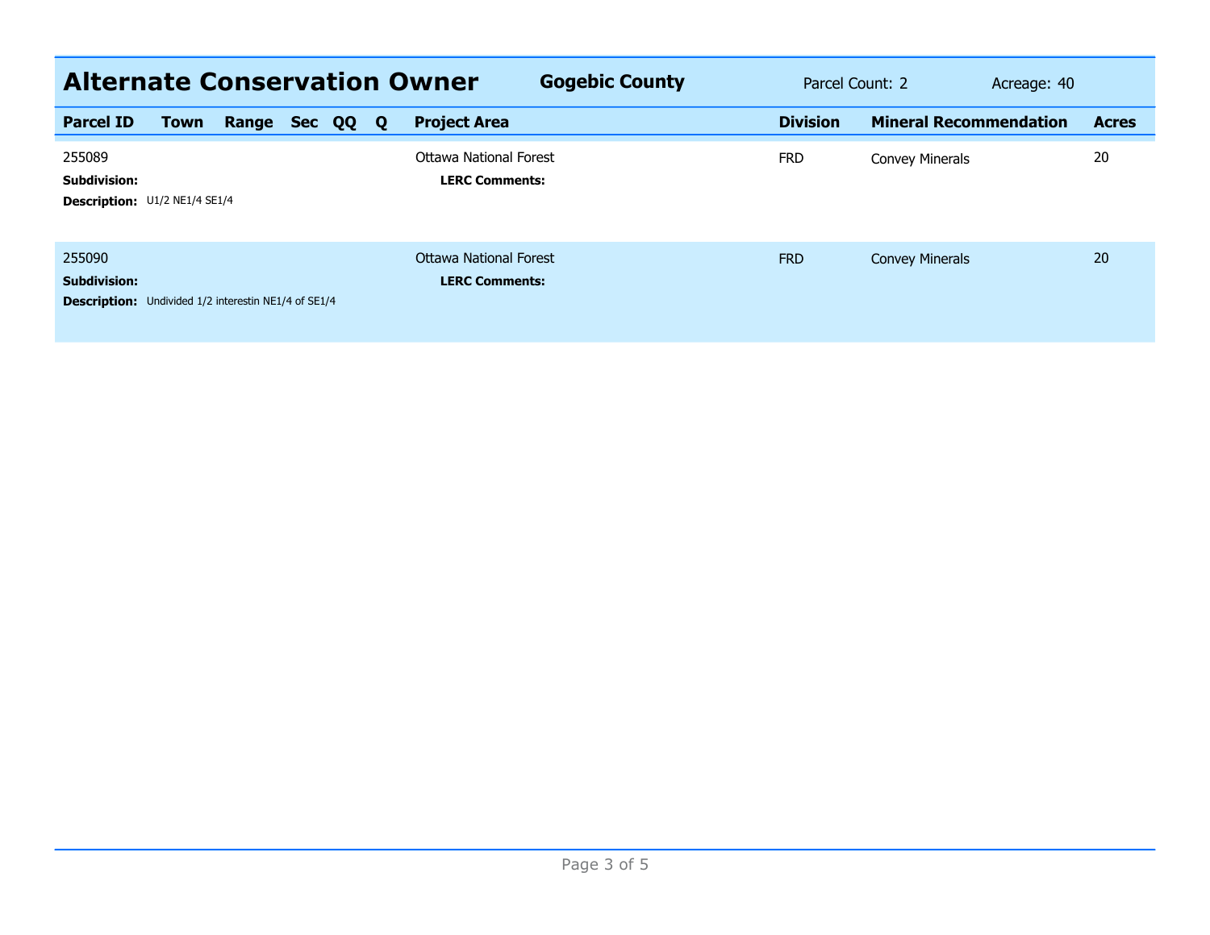## Alternate Conservation Owner

**Gogebic County** | Parcel Count: 2 | Acreage: 40

| Parcel ID | Town | Range | Sec | QQ | Q | Project Area | Division | Mineral Recommendation | Acres |
|---|---|---|---|---|---|---|---|---|---|
| 255089 | | | | | | Ottawa National Forest | FRD | Convey Minerals | 20 |
| **Subdivision:** | | | | | | **LERC Comments:** | | | |
| **Description:** U1/2 NE1/4 SE1/4 | | | | | | | | | |
| 255090 | | | | | | Ottawa National Forest | FRD | Convey Minerals | 20 |
| **Subdivision:** | | | | | | **LERC Comments:** | | | |
| **Description:** Undivided 1/2 interestin NE1/4 of SE1/4 | | | | | | | | | |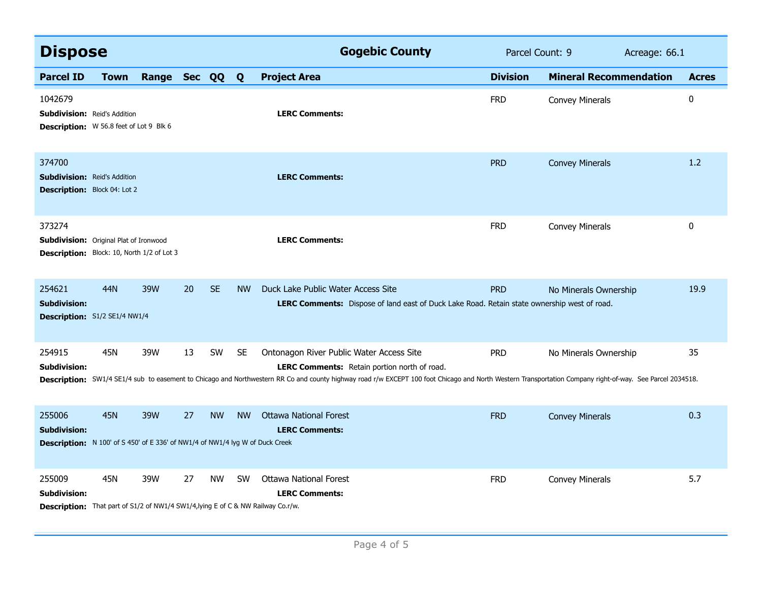## Dispose

**Gogebic County** | Parcel Count: 9 | Acreage: 66.1

| Parcel ID | Town | Range | Sec | QQ | Q | Project Area | Division | Mineral Recommendation | Acres |
|---|---|---|---|---|---|---|---|---|---|
| 1042679 | | | | | | | FRD | Convey Minerals | 0 |
| **Subdivision:** Reid's Addition | | | | | | **LERC Comments:** | | | |
| **Description:** W 56.8 feet of Lot 9 Blk 6 | | | | | | | | | |
| 374700 | | | | | | | PRD | Convey Minerals | 1.2 |
| **Subdivision:** Reid's Addition | | | | | | **LERC Comments:** | | | |
| **Description:** Block 04: Lot 2 | | | | | | | | | |
| 373274 | | | | | | | FRD | Convey Minerals | 0 |
| **Subdivision:** Original Plat of Ironwood | | | | | | **LERC Comments:** | | | |
| **Description:** Block: 10, North 1/2 of Lot 3 | | | | | | | | | |
| 254621 | 44N | 39W | 20 | SE | NW | Duck Lake Public Water Access Site | PRD | No Minerals Ownership | 19.9 |
| **Subdivision:** | | | | | | **LERC Comments:** Dispose of land east of Duck Lake Road. Retain state ownership west of road. | | | |
| **Description:** S1/2 SE1/4 NW1/4 | | | | | | | | | |
| 254915 | 45N | 39W | 13 | SW | SE | Ontonagon River Public Water Access Site | PRD | No Minerals Ownership | 35 |
| **Subdivision:** | | | | | | **LERC Comments:** Retain portion north of road. | | | |
| **Description:** SW1/4 SE1/4 sub to easement to Chicago and Northwestern RR Co and county highway road r/w EXCEPT 100 foot Chicago and North Western Transportation Company right-of-way. See Parcel 2034518. | | | | | | | | | |
| 255006 | 45N | 39W | 27 | NW | NW | Ottawa National Forest | FRD | Convey Minerals | 0.3 |
| **Subdivision:** | | | | | | **LERC Comments:** | | | |
| **Description:** N 100' of S 450' of E 336' of NW1/4 of NW1/4 lyg W of Duck Creek | | | | | | | | | |
| 255009 | 45N | 39W | 27 | NW | SW | Ottawa National Forest | FRD | Convey Minerals | 5.7 |
| **Subdivision:** | | | | | | **LERC Comments:** | | | |
| **Description:** That part of S1/2 of NW1/4 SW1/4,lying E of C & NW Railway Co.r/w. | | | | | | | | | |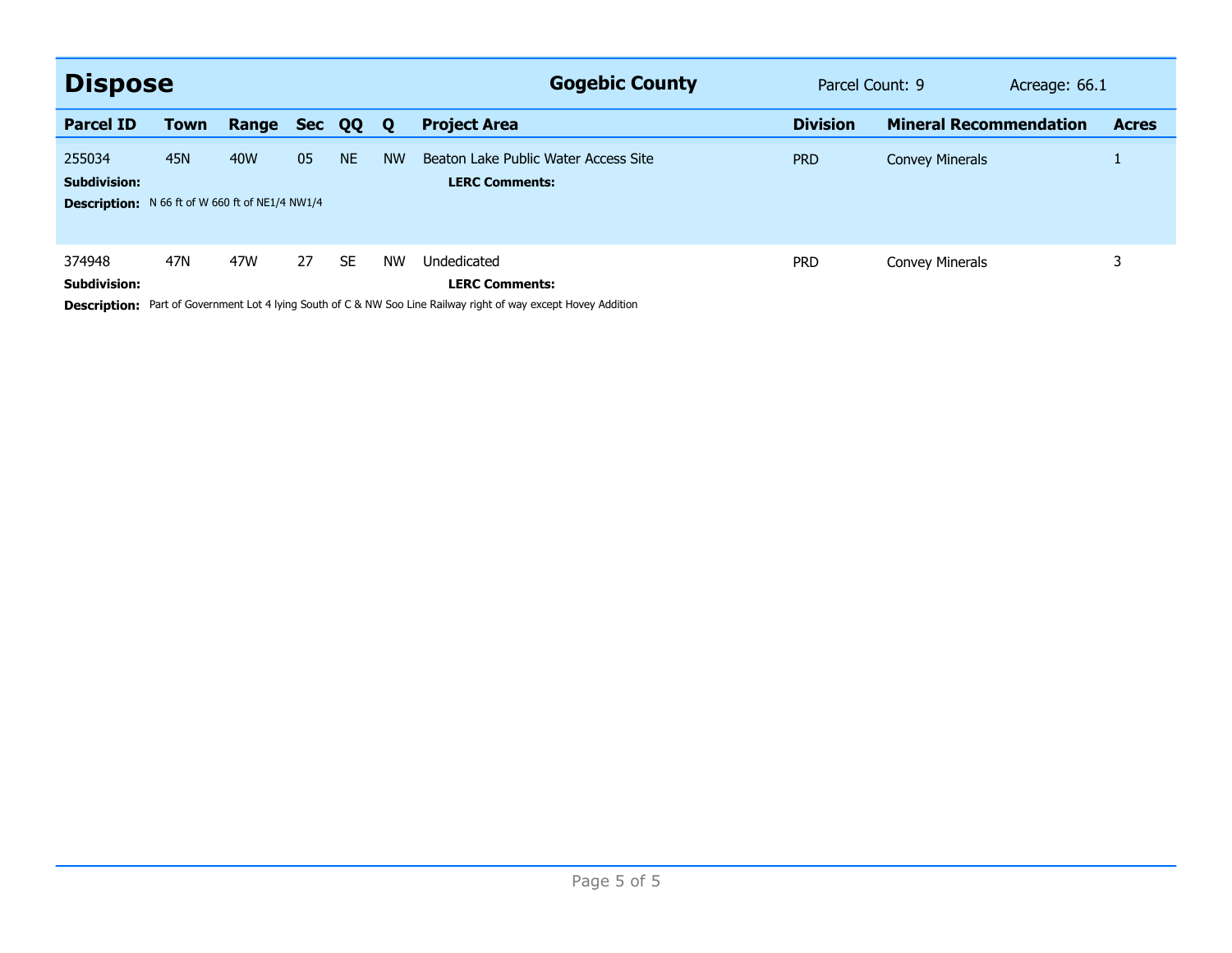## Dispose

**Gogebic County** Parcel Count: 9 Acreage: 66.1

| Parcel ID | Town | Range | Sec | QQ | Q | Project Area | Division | Mineral Recommendation | Acres |
|---|---|---|---|---|---|---|---|---|---|
| 255034 | 45N | 40W | 05 | NE | NW | Beaton Lake Public Water Access Site | PRD | Convey Minerals | 1 |

**Subdivision:** **LERC Comments:**

**Description:** N 66 ft of W 660 ft of NE1/4 NW1/4

| Parcel ID | Town | Range | Sec | QQ | Q | Project Area | Division | Mineral Recommendation | Acres |
|---|---|---|---|---|---|---|---|---|---|
| 374948 | 47N | 47W | 27 | SE | NW | Undedicated | PRD | Convey Minerals | 3 |

**Subdivision:** **LERC Comments:**

**Description:** Part of Government Lot 4 lying South of C & NW Soo Line Railway right of way except Hovey Addition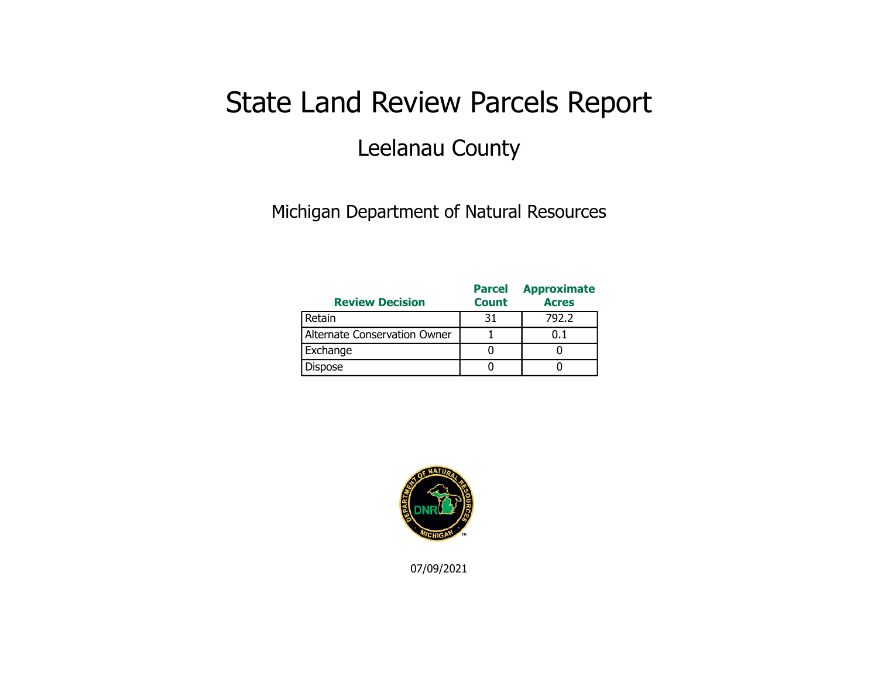# State Land Review Parcels Report

## Leelanau County

Michigan Department of Natural Resources

| Review Decision | Parcel Count | Approximate Acres |
|---|---|---|
| Retain | 31 | 792.2 |
| Alternate Conservation Owner | 1 | 0.1 |
| Exchange | 0 | 0 |
| Dispose | 0 | 0 |

07/09/2021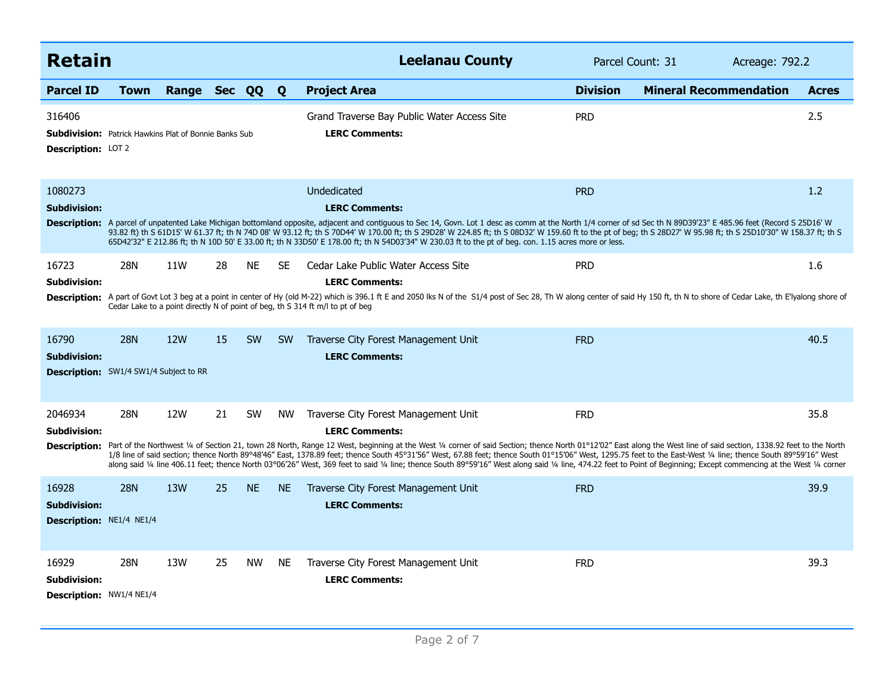## Retain — Leelanau County

Parcel Count: 31 | Acreage: 792.2

| Parcel ID | Town | Range | Sec | QQ | Q | Project Area | Division | Mineral Recommendation | Acres |
|---|---|---|---|---|---|---|---|---|---|
| 316406 | | | | | | Grand Traverse Bay Public Water Access Site | PRD | | 2.5 |
| 1080273 | | | | | | Undedicated | PRD | | 1.2 |
| 16723 | 28N | 11W | 28 | NE | SE | Cedar Lake Public Water Access Site | PRD | | 1.6 |
| 16790 | 28N | 12W | 15 | SW | SW | Traverse City Forest Management Unit | FRD | | 40.5 |
| 2046934 | 28N | 12W | 21 | SW | NW | Traverse City Forest Management Unit | FRD | | 35.8 |
| 16928 | 28N | 13W | 25 | NE | NE | Traverse City Forest Management Unit | FRD | | 39.9 |
| 16929 | 28N | 13W | 25 | NW | NE | Traverse City Forest Management Unit | FRD | | 39.3 |

**316406**
**Subdivision:** Patrick Hawkins Plat of Bonnie Banks Sub
**Description:** LOT 2
**LERC Comments:**

**1080273**
**Subdivision:**
**Description:** A parcel of unpatented Lake Michigan bottomland opposite, adjacent and contiguous to Sec 14, Govn. Lot 1 desc as comm at the North 1/4 corner of sd Sec th N 89D39'23" E 485.96 feet (Record S 25D16' W 93.82 ft) th S 61D15' W 61.37 ft; th N 74D 08' W 93.12 ft; th S 70D44' W 170.00 ft; th S 29D28' W 224.85 ft; th S 08D32' W 159.60 ft to the pt of beg; th S 28D27' W 95.98 ft; th S 25D10'30" W 158.37 ft; th S 65D42'32" E 212.86 ft; th N 10D 50' E 33.00 ft; th N 33D50' E 178.00 ft; th N 54D03'34" W 230.03 ft to the pt of beg. con. 1.15 acres more or less.
**LERC Comments:**

**16723**
**Subdivision:**
**Description:** A part of Govt Lot 3 beg at a point in center of Hy (old M-22) which is 396.1 ft E and 2050 lks N of the S1/4 post of Sec 28, Th W along center of said Hy 150 ft, th N to shore of Cedar Lake, th E'lyalong shore of Cedar Lake to a point directly N of point of beg, th S 314 ft m/l to pt of beg
**LERC Comments:**

**16790**
**Subdivision:**
**Description:** SW1/4 SW1/4 Subject to RR
**LERC Comments:**

**2046934**
**Subdivision:**
**Description:** Part of the Northwest ¼ of Section 21, town 28 North, Range 12 West, beginning at the West ¼ corner of said Section; thence North 01°12'02" East along the West line of said section, 1338.92 feet to the North 1/8 line of said section; thence North 89°48'46" East, 1378.89 feet; thence South 45°31'56" West, 67.88 feet; thence South 01°15'06" West, 1295.75 feet to the East-West ¼ line; thence South 89°59'16" West along said ¼ line 406.11 feet; thence North 03°06'26" West, 369 feet to said ¼ line; thence South 89°59'16" West along said ¼ line, 474.22 feet to Point of Beginning; Except commencing at the West ¼ corner
**LERC Comments:**

**16928**
**Subdivision:**
**Description:** NE1/4 NE1/4
**LERC Comments:**

**16929**
**Subdivision:**
**Description:** NW1/4 NE1/4
**LERC Comments:**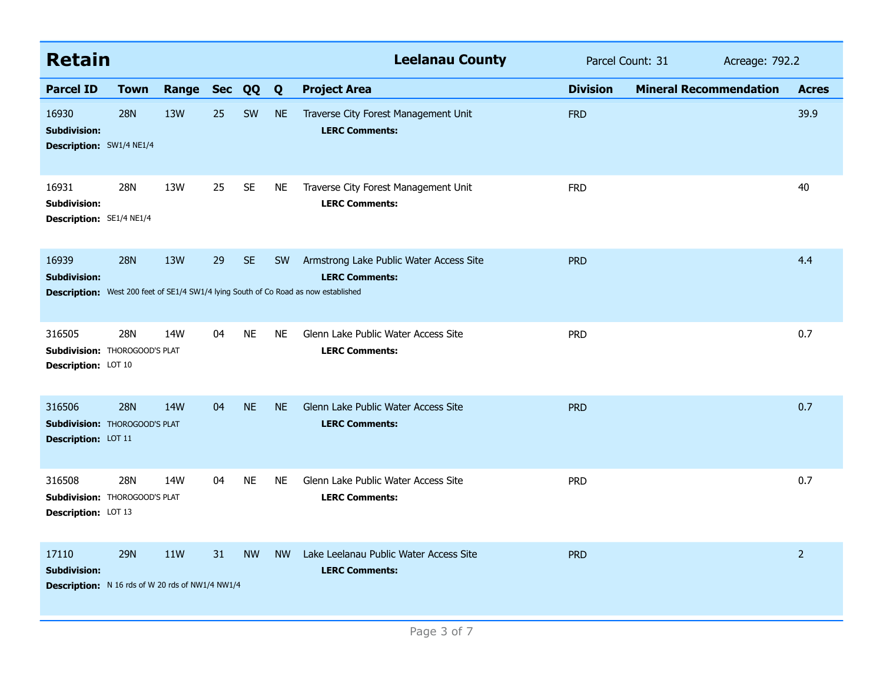## Retain — Leelanau County

Parcel Count: 31 Acreage: 792.2

| Parcel ID | Town | Range | Sec | QQ | Q | Project Area | Division | Mineral Recommendation | Acres |
|---|---|---|---|---|---|---|---|---|---|
| 16930 | 28N | 13W | 25 | SW | NE | Traverse City Forest Management Unit | FRD | | 39.9 |
| **Subdivision:** | | | | | | **LERC Comments:** | | | |
| **Description:** SW1/4 NE1/4 | | | | | | | | | |
| 16931 | 28N | 13W | 25 | SE | NE | Traverse City Forest Management Unit | FRD | | 40 |
| **Subdivision:** | | | | | | **LERC Comments:** | | | |
| **Description:** SE1/4 NE1/4 | | | | | | | | | |
| 16939 | 28N | 13W | 29 | SE | SW | Armstrong Lake Public Water Access Site | PRD | | 4.4 |
| **Subdivision:** | | | | | | **LERC Comments:** | | | |
| **Description:** West 200 feet of SE1/4 SW1/4 lying South of Co Road as now established | | | | | | | | | |
| 316505 | 28N | 14W | 04 | NE | NE | Glenn Lake Public Water Access Site | PRD | | 0.7 |
| **Subdivision:** THOROGOOD'S PLAT | | | | | | **LERC Comments:** | | | |
| **Description:** LOT 10 | | | | | | | | | |
| 316506 | 28N | 14W | 04 | NE | NE | Glenn Lake Public Water Access Site | PRD | | 0.7 |
| **Subdivision:** THOROGOOD'S PLAT | | | | | | **LERC Comments:** | | | |
| **Description:** LOT 11 | | | | | | | | | |
| 316508 | 28N | 14W | 04 | NE | NE | Glenn Lake Public Water Access Site | PRD | | 0.7 |
| **Subdivision:** THOROGOOD'S PLAT | | | | | | **LERC Comments:** | | | |
| **Description:** LOT 13 | | | | | | | | | |
| 17110 | 29N | 11W | 31 | NW | NW | Lake Leelanau Public Water Access Site | PRD | | 2 |
| **Subdivision:** | | | | | | **LERC Comments:** | | | |
| **Description:** N 16 rds of W 20 rds of NW1/4 NW1/4 | | | | | | | | | |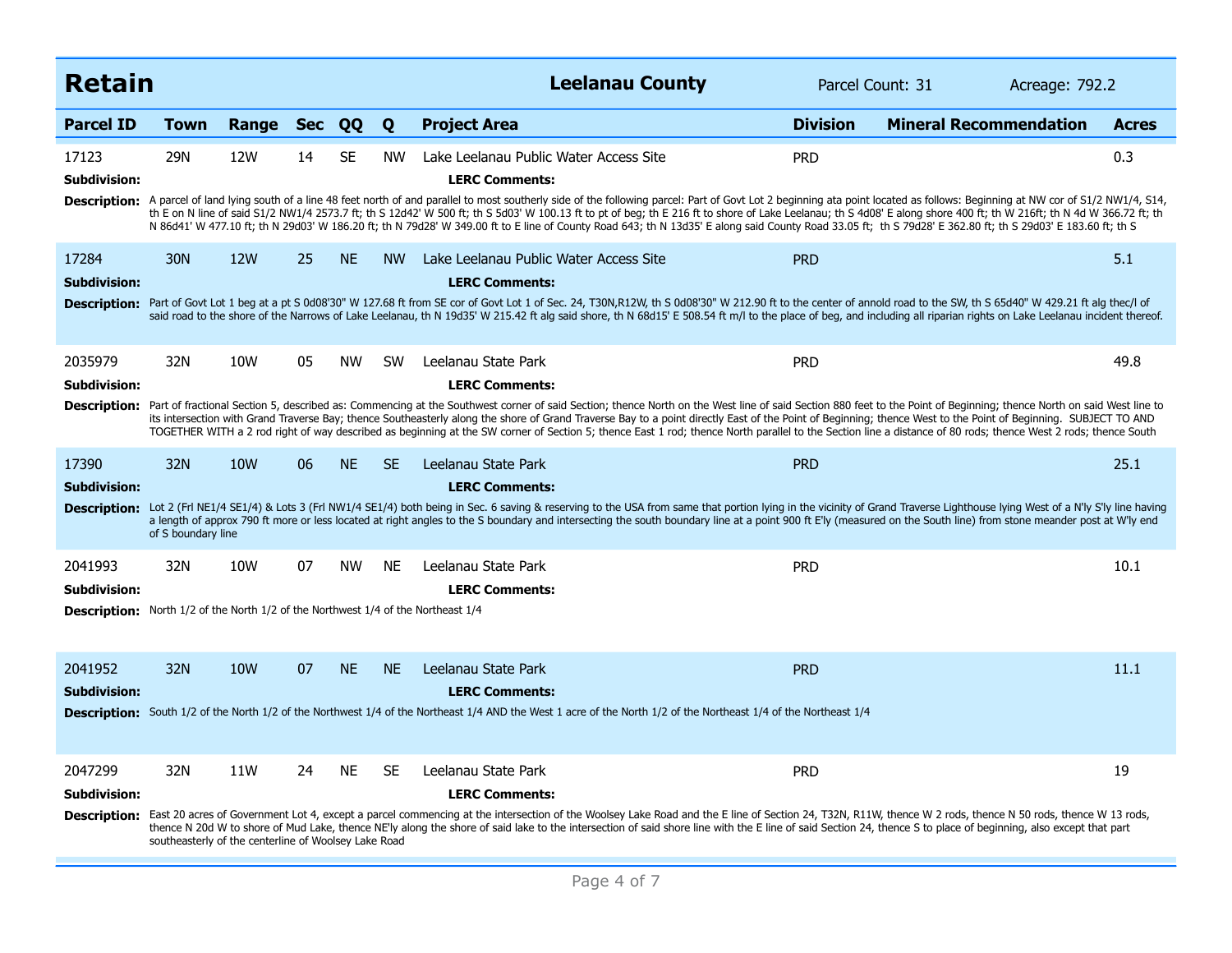## Retain

**Leelanau County** | Parcel Count: 31 | Acreage: 792.2

| Parcel ID | Town | Range | Sec | QQ | Q | Project Area | Division | Mineral Recommendation | Acres |
|---|---|---|---|---|---|---|---|---|---|
| 17123 | 29N | 12W | 14 | SE | NW | Lake Leelanau Public Water Access Site | PRD | | 0.3 |

**Subdivision:**

**LERC Comments:**

**Description:** A parcel of land lying south of a line 48 feet north of and parallel to most southerly side of the following parcel: Part of Govt Lot 2 beginning ata point located as follows: Beginning at NW cor of S1/2 NW1/4, S14, th E on N line of said S1/2 NW1/4 2573.7 ft; th S 12d42' W 500 ft; th S 5d03' W 100.13 ft to pt of beg; th E 216 ft to shore of Lake Leelanau; th S 4d08' E along shore 400 ft; th W 216ft; th N 4d W 366.72 ft; th N 86d41' W 477.10 ft; th N 29d03' W 186.20 ft; th N 79d28' W 349.00 ft to E line of County Road 643; th N 13d35' E along said County Road 33.05 ft; th S 79d28' E 362.80 ft; th S 29d03' E 183.60 ft; th S

| Parcel ID | Town | Range | Sec | QQ | Q | Project Area | Division | Mineral Recommendation | Acres |
|---|---|---|---|---|---|---|---|---|---|
| 17284 | 30N | 12W | 25 | NE | NW | Lake Leelanau Public Water Access Site | PRD | | 5.1 |

**Subdivision:**

**LERC Comments:**

**Description:** Part of Govt Lot 1 beg at a pt S 0d08'30" W 127.68 ft from SE cor of Govt Lot 1 of Sec. 24, T30N,R12W, th S 0d08'30" W 212.90 ft to the center of annold road to the SW, th S 65d40" W 429.21 ft alg thec/l of said road to the shore of the Narrows of Lake Leelanau, th N 19d35' W 215.42 ft alg said shore, th N 68d15' E 508.54 ft m/l to the place of beg, and including all riparian rights on Lake Leelanau incident thereof.

| Parcel ID | Town | Range | Sec | QQ | Q | Project Area | Division | Mineral Recommendation | Acres |
|---|---|---|---|---|---|---|---|---|---|
| 2035979 | 32N | 10W | 05 | NW | SW | Leelanau State Park | PRD | | 49.8 |

**Subdivision:**

**LERC Comments:**

**Description:** Part of fractional Section 5, described as: Commencing at the Southwest corner of said Section; thence North on the West line of said Section 880 feet to the Point of Beginning; thence North on said West line to its intersection with Grand Traverse Bay; thence Southeasterly along the shore of Grand Traverse Bay to a point directly East of the Point of Beginning; thence West to the Point of Beginning. SUBJECT TO AND TOGETHER WITH a 2 rod right of way described as beginning at the SW corner of Section 5; thence East 1 rod; thence North parallel to the Section line a distance of 80 rods; thence West 2 rods; thence South

| Parcel ID | Town | Range | Sec | QQ | Q | Project Area | Division | Mineral Recommendation | Acres |
|---|---|---|---|---|---|---|---|---|---|
| 17390 | 32N | 10W | 06 | NE | SE | Leelanau State Park | PRD | | 25.1 |

**Subdivision:**

**LERC Comments:**

**Description:** Lot 2 (Frl NE1/4 SE1/4) & Lots 3 (Frl NW1/4 SE1/4) both being in Sec. 6 saving & reserving to the USA from same that portion lying in the vicinity of Grand Traverse Lighthouse lying West of a N'ly S'ly line having a length of approx 790 ft more or less located at right angles to the S boundary and intersecting the south boundary line at a point 900 ft E'ly (measured on the South line) from stone meander post at W'ly end of S boundary line

| Parcel ID | Town | Range | Sec | QQ | Q | Project Area | Division | Mineral Recommendation | Acres |
|---|---|---|---|---|---|---|---|---|---|
| 2041993 | 32N | 10W | 07 | NW | NE | Leelanau State Park | PRD | | 10.1 |

**Subdivision:**

**LERC Comments:**

**Description:** North 1/2 of the North 1/2 of the Northwest 1/4 of the Northeast 1/4

| Parcel ID | Town | Range | Sec | QQ | Q | Project Area | Division | Mineral Recommendation | Acres |
|---|---|---|---|---|---|---|---|---|---|
| 2041952 | 32N | 10W | 07 | NE | NE | Leelanau State Park | PRD | | 11.1 |

**Subdivision:**

**LERC Comments:**

**Description:** South 1/2 of the North 1/2 of the Northwest 1/4 of the Northeast 1/4 AND the West 1 acre of the North 1/2 of the Northeast 1/4 of the Northeast 1/4

| Parcel ID | Town | Range | Sec | QQ | Q | Project Area | Division | Mineral Recommendation | Acres |
|---|---|---|---|---|---|---|---|---|---|
| 2047299 | 32N | 11W | 24 | NE | SE | Leelanau State Park | PRD | | 19 |

**Subdivision:**

**LERC Comments:**

**Description:** East 20 acres of Government Lot 4, except a parcel commencing at the intersection of the Woolsey Lake Road and the E line of Section 24, T32N, R11W, thence W 2 rods, thence N 50 rods, thence W 13 rods, thence N 20d W to shore of Mud Lake, thence NE'ly along the shore of said lake to the intersection of said shore line with the E line of said Section 24, thence S to place of beginning, also except that part southeasterly of the centerline of Woolsey Lake Road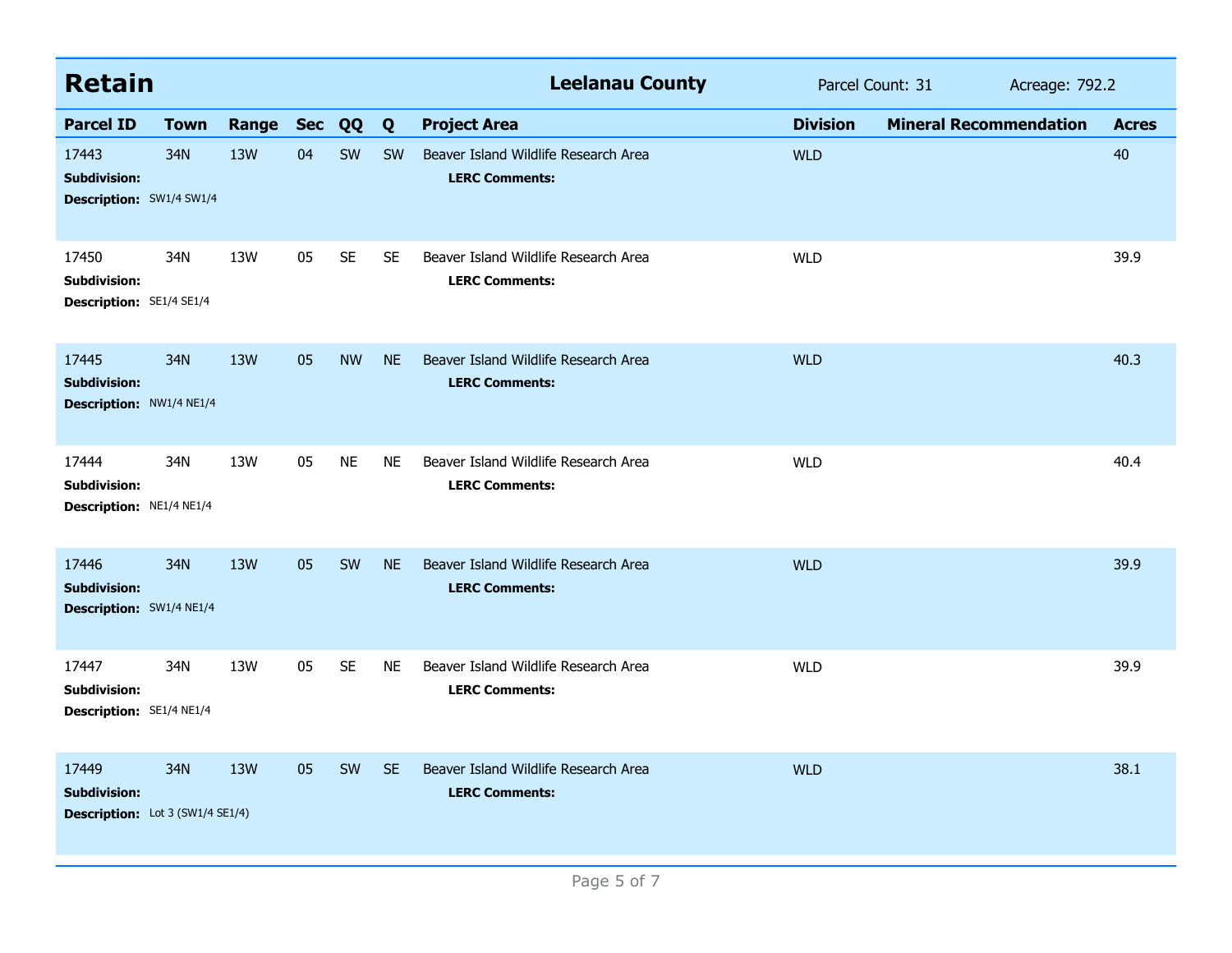## Retain

**Leelanau County** | Parcel Count: 31 | Acreage: 792.2

| Parcel ID | Town | Range | Sec | QQ | Q | Project Area | Division | Mineral Recommendation | Acres |
|---|---|---|---|---|---|---|---|---|---|
| 17443 | 34N | 13W | 04 | SW | SW | Beaver Island Wildlife Research Area | WLD | | 40 |
| **Subdivision:** | | | | | | **LERC Comments:** | | | |
| **Description:** SW1/4 SW1/4 | | | | | | | | | |
| 17450 | 34N | 13W | 05 | SE | SE | Beaver Island Wildlife Research Area | WLD | | 39.9 |
| **Subdivision:** | | | | | | **LERC Comments:** | | | |
| **Description:** SE1/4 SE1/4 | | | | | | | | | |
| 17445 | 34N | 13W | 05 | NW | NE | Beaver Island Wildlife Research Area | WLD | | 40.3 |
| **Subdivision:** | | | | | | **LERC Comments:** | | | |
| **Description:** NW1/4 NE1/4 | | | | | | | | | |
| 17444 | 34N | 13W | 05 | NE | NE | Beaver Island Wildlife Research Area | WLD | | 40.4 |
| **Subdivision:** | | | | | | **LERC Comments:** | | | |
| **Description:** NE1/4 NE1/4 | | | | | | | | | |
| 17446 | 34N | 13W | 05 | SW | NE | Beaver Island Wildlife Research Area | WLD | | 39.9 |
| **Subdivision:** | | | | | | **LERC Comments:** | | | |
| **Description:** SW1/4 NE1/4 | | | | | | | | | |
| 17447 | 34N | 13W | 05 | SE | NE | Beaver Island Wildlife Research Area | WLD | | 39.9 |
| **Subdivision:** | | | | | | **LERC Comments:** | | | |
| **Description:** SE1/4 NE1/4 | | | | | | | | | |
| 17449 | 34N | 13W | 05 | SW | SE | Beaver Island Wildlife Research Area | WLD | | 38.1 |
| **Subdivision:** | | | | | | **LERC Comments:** | | | |
| **Description:** Lot 3 (SW1/4 SE1/4) | | | | | | | | | |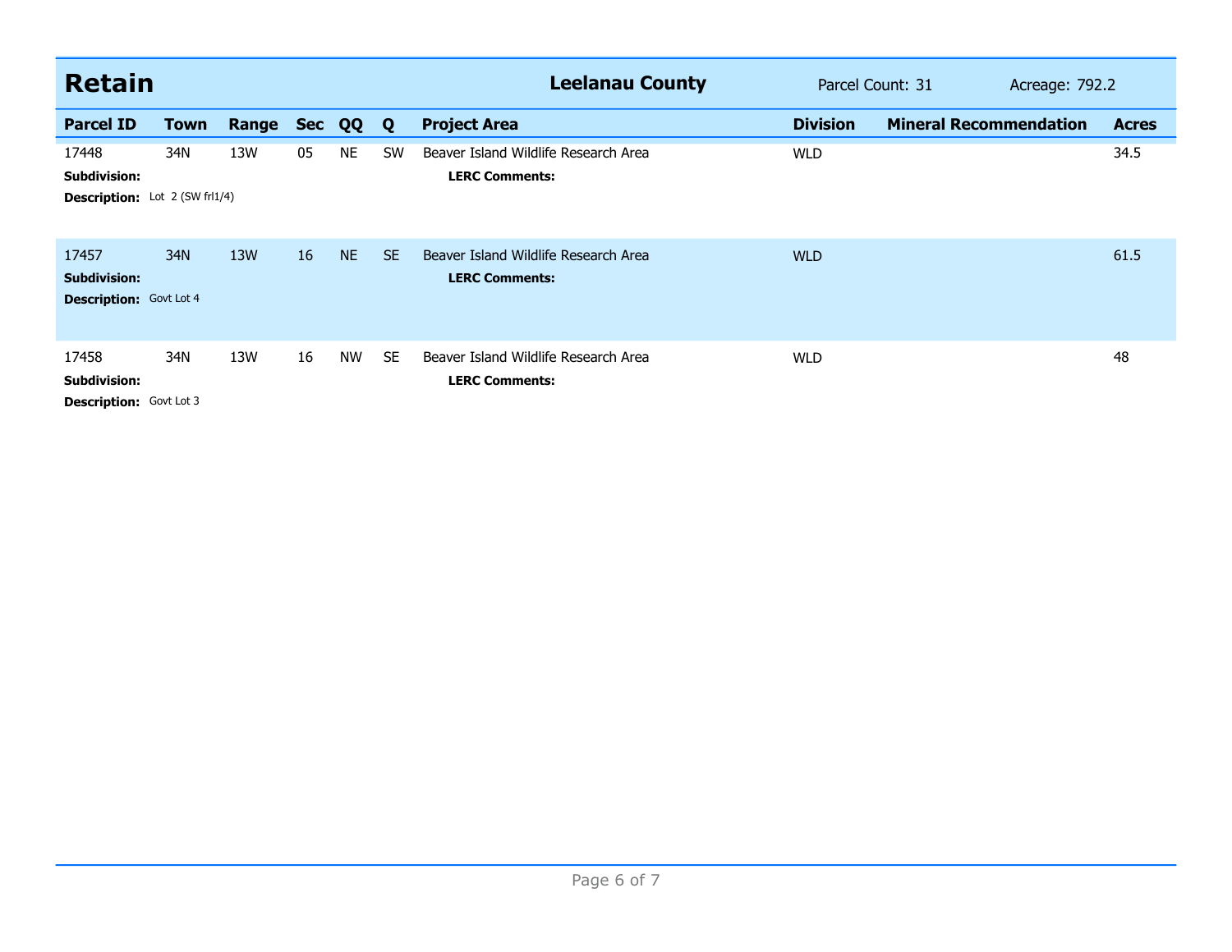## Retain — Leelanau County

Parcel Count: 31 Acreage: 792.2

| Parcel ID | Town | Range | Sec | QQ | Q | Project Area | Division | Mineral Recommendation | Acres |
|---|---|---|---|---|---|---|---|---|---|
| 17448 | 34N | 13W | 05 | NE | SW | Beaver Island Wildlife Research Area | WLD | | 34.5 |
| **Subdivision:** | | | | | | **LERC Comments:** | | | |
| **Description:** Lot 2 (SW frl1/4) | | | | | | | | | |
| 17457 | 34N | 13W | 16 | NE | SE | Beaver Island Wildlife Research Area | WLD | | 61.5 |
| **Subdivision:** | | | | | | **LERC Comments:** | | | |
| **Description:** Govt Lot 4 | | | | | | | | | |
| 17458 | 34N | 13W | 16 | NW | SE | Beaver Island Wildlife Research Area | WLD | | 48 |
| **Subdivision:** | | | | | | **LERC Comments:** | | | |
| **Description:** Govt Lot 3 | | | | | | | | | |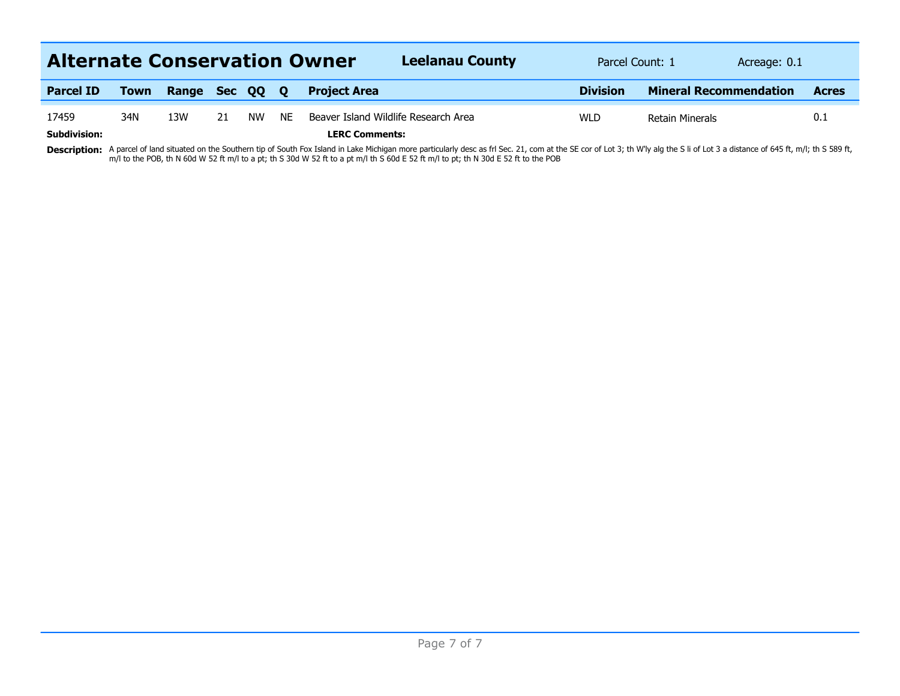## Alternate Conservation Owner

**Leelanau County** Parcel Count: 1 Acreage: 0.1

| Parcel ID | Town | Range | Sec | QQ | Q | Project Area | Division | Mineral Recommendation | Acres |
|---|---|---|---|---|---|---|---|---|---|
| 17459 | 34N | 13W | 21 | NW | NE | Beaver Island Wildlife Research Area | WLD | Retain Minerals | 0.1 |

**Subdivision:** **LERC Comments:**

**Description:** A parcel of land situated on the Southern tip of South Fox Island in Lake Michigan more particularly desc as frl Sec. 21, com at the SE cor of Lot 3; th W'ly alg the S li of Lot 3 a distance of 645 ft, m/l; th S 589 ft, m/l to the POB, th N 60d W 52 ft m/l to a pt; th S 30d W 52 ft to a pt m/l th S 60d E 52 ft m/l to pt; th N 30d E 52 ft to the POB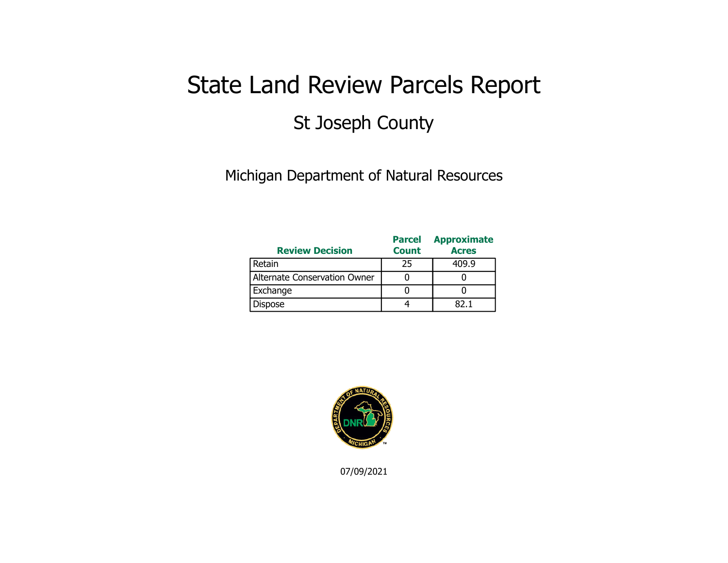# State Land Review Parcels Report

## St Joseph County

Michigan Department of Natural Resources

| Review Decision | Parcel Count | Approximate Acres |
|---|---|---|
| Retain | 25 | 409.9 |
| Alternate Conservation Owner | 0 | 0 |
| Exchange | 0 | 0 |
| Dispose | 4 | 82.1 |

07/09/2021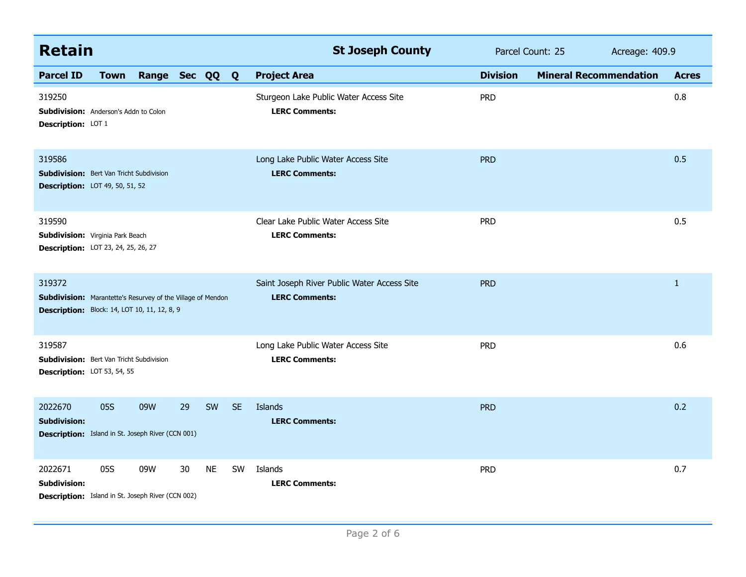## Retain

**St Joseph County** — Parcel Count: 25 — Acreage: 409.9

| Parcel ID | Town | Range | Sec | QQ | Q | Project Area | Division | Mineral Recommendation | Acres |
|---|---|---|---|---|---|---|---|---|---|
| 319250 | | | | | | Sturgeon Lake Public Water Access Site | PRD | | 0.8 |
| **Subdivision:** Anderson's Addn to Colon | | | | | | **LERC Comments:** | | | |
| **Description:** LOT 1 | | | | | | | | | |
| 319586 | | | | | | Long Lake Public Water Access Site | PRD | | 0.5 |
| **Subdivision:** Bert Van Tricht Subdivision | | | | | | **LERC Comments:** | | | |
| **Description:** LOT 49, 50, 51, 52 | | | | | | | | | |
| 319590 | | | | | | Clear Lake Public Water Access Site | PRD | | 0.5 |
| **Subdivision:** Virginia Park Beach | | | | | | **LERC Comments:** | | | |
| **Description:** LOT 23, 24, 25, 26, 27 | | | | | | | | | |
| 319372 | | | | | | Saint Joseph River Public Water Access Site | PRD | | 1 |
| **Subdivision:** Marantette's Resurvey of the Village of Mendon | | | | | | **LERC Comments:** | | | |
| **Description:** Block: 14, LOT 10, 11, 12, 8, 9 | | | | | | | | | |
| 319587 | | | | | | Long Lake Public Water Access Site | PRD | | 0.6 |
| **Subdivision:** Bert Van Tricht Subdivision | | | | | | **LERC Comments:** | | | |
| **Description:** LOT 53, 54, 55 | | | | | | | | | |
| 2022670 | 05S | 09W | 29 | SW | SE | Islands | PRD | | 0.2 |
| **Subdivision:** | | | | | | **LERC Comments:** | | | |
| **Description:** Island in St. Joseph River (CCN 001) | | | | | | | | | |
| 2022671 | 05S | 09W | 30 | NE | SW | Islands | PRD | | 0.7 |
| **Subdivision:** | | | | | | **LERC Comments:** | | | |
| **Description:** Island in St. Joseph River (CCN 002) | | | | | | | | | |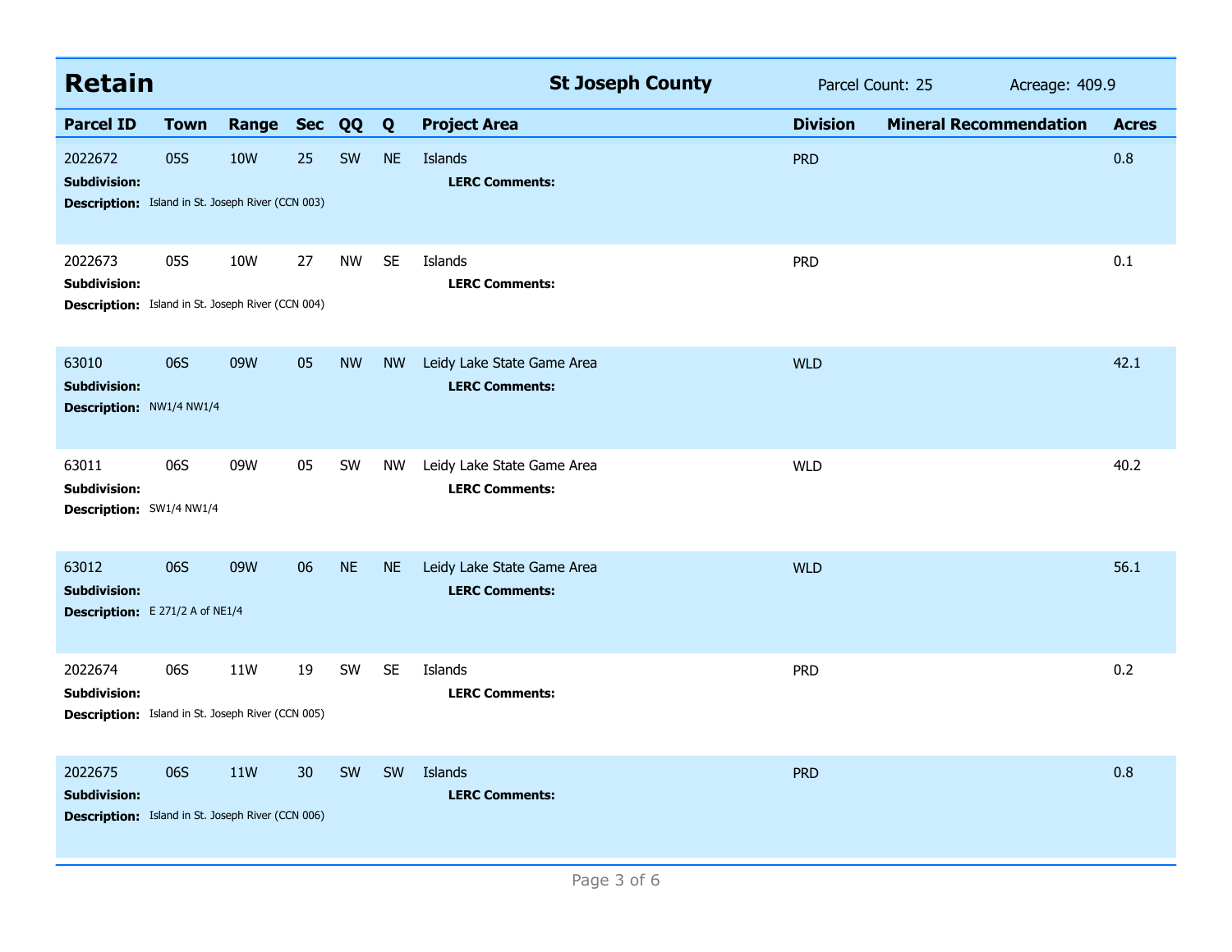## Retain

**St Joseph County** — Parcel Count: 25 — Acreage: 409.9

| Parcel ID | Town | Range | Sec | QQ | Q | Project Area | Division | Mineral Recommendation | Acres |
|---|---|---|---|---|---|---|---|---|---|
| 2022672 | 05S | 10W | 25 | SW | NE | Islands | PRD | | 0.8 |
| **Subdivision:** | | | | | | **LERC Comments:** | | | |
| **Description:** Island in St. Joseph River (CCN 003) | | | | | | | | | |
| 2022673 | 05S | 10W | 27 | NW | SE | Islands | PRD | | 0.1 |
| **Subdivision:** | | | | | | **LERC Comments:** | | | |
| **Description:** Island in St. Joseph River (CCN 004) | | | | | | | | | |
| 63010 | 06S | 09W | 05 | NW | NW | Leidy Lake State Game Area | WLD | | 42.1 |
| **Subdivision:** | | | | | | **LERC Comments:** | | | |
| **Description:** NW1/4 NW1/4 | | | | | | | | | |
| 63011 | 06S | 09W | 05 | SW | NW | Leidy Lake State Game Area | WLD | | 40.2 |
| **Subdivision:** | | | | | | **LERC Comments:** | | | |
| **Description:** SW1/4 NW1/4 | | | | | | | | | |
| 63012 | 06S | 09W | 06 | NE | NE | Leidy Lake State Game Area | WLD | | 56.1 |
| **Subdivision:** | | | | | | **LERC Comments:** | | | |
| **Description:** E 271/2 A of NE1/4 | | | | | | | | | |
| 2022674 | 06S | 11W | 19 | SW | SE | Islands | PRD | | 0.2 |
| **Subdivision:** | | | | | | **LERC Comments:** | | | |
| **Description:** Island in St. Joseph River (CCN 005) | | | | | | | | | |
| 2022675 | 06S | 11W | 30 | SW | SW | Islands | PRD | | 0.8 |
| **Subdivision:** | | | | | | **LERC Comments:** | | | |
| **Description:** Island in St. Joseph River (CCN 006) | | | | | | | | | |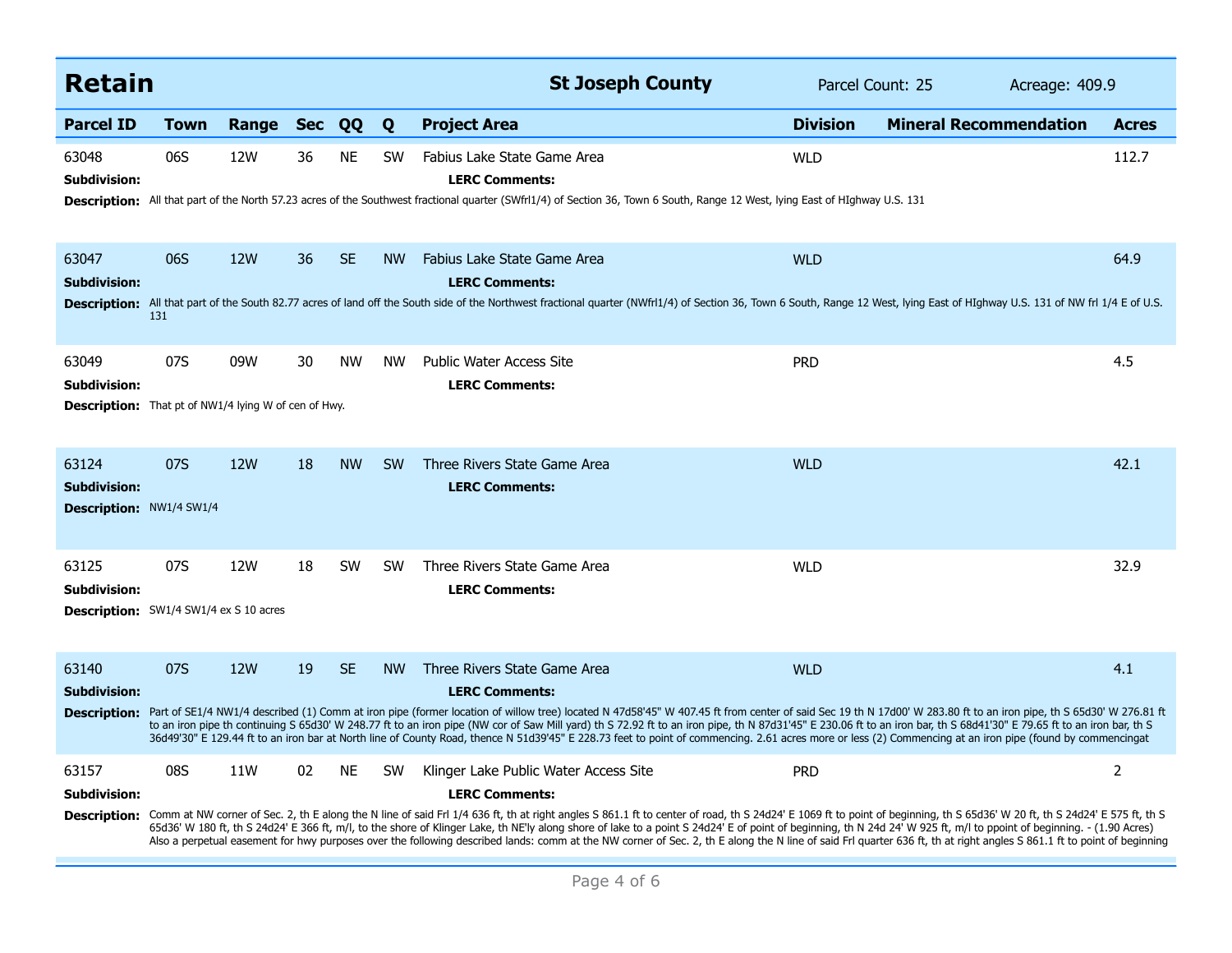## Retain

**St Joseph County** — Parcel Count: 25 — Acreage: 409.9

| Parcel ID | Town | Range | Sec | QQ | Q | Project Area | Division | Mineral Recommendation | Acres |
|---|---|---|---|---|---|---|---|---|---|
| 63048 | 06S | 12W | 36 | NE | SW | Fabius Lake State Game Area | WLD | | 112.7 |

**Subdivision:**
**LERC Comments:**
**Description:** All that part of the North 57.23 acres of the Southwest fractional quarter (SWfrl1/4) of Section 36, Town 6 South, Range 12 West, lying East of HIghway U.S. 131

| Parcel ID | Town | Range | Sec | QQ | Q | Project Area | Division | Mineral Recommendation | Acres |
|---|---|---|---|---|---|---|---|---|---|
| 63047 | 06S | 12W | 36 | SE | NW | Fabius Lake State Game Area | WLD | | 64.9 |

**Subdivision:**
**LERC Comments:**
**Description:** All that part of the South 82.77 acres of land off the South side of the Northwest fractional quarter (NWfrl1/4) of Section 36, Town 6 South, Range 12 West, lying East of HIghway U.S. 131 of NW frl 1/4 E of U.S. 131

| Parcel ID | Town | Range | Sec | QQ | Q | Project Area | Division | Mineral Recommendation | Acres |
|---|---|---|---|---|---|---|---|---|---|
| 63049 | 07S | 09W | 30 | NW | NW | Public Water Access Site | PRD | | 4.5 |

**Subdivision:**
**LERC Comments:**
**Description:** That pt of NW1/4 lying W of cen of Hwy.

| Parcel ID | Town | Range | Sec | QQ | Q | Project Area | Division | Mineral Recommendation | Acres |
|---|---|---|---|---|---|---|---|---|---|
| 63124 | 07S | 12W | 18 | NW | SW | Three Rivers State Game Area | WLD | | 42.1 |

**Subdivision:**
**LERC Comments:**
**Description:** NW1/4 SW1/4

| Parcel ID | Town | Range | Sec | QQ | Q | Project Area | Division | Mineral Recommendation | Acres |
|---|---|---|---|---|---|---|---|---|---|
| 63125 | 07S | 12W | 18 | SW | SW | Three Rivers State Game Area | WLD | | 32.9 |

**Subdivision:**
**LERC Comments:**
**Description:** SW1/4 SW1/4 ex S 10 acres

| Parcel ID | Town | Range | Sec | QQ | Q | Project Area | Division | Mineral Recommendation | Acres |
|---|---|---|---|---|---|---|---|---|---|
| 63140 | 07S | 12W | 19 | SE | NW | Three Rivers State Game Area | WLD | | 4.1 |

**Subdivision:**
**LERC Comments:**
**Description:** Part of SE1/4 NW1/4 described (1) Comm at iron pipe (former location of willow tree) located N 47d58'45" W 407.45 ft from center of said Sec 19 th N 17d00' W 283.80 ft to an iron pipe, th S 65d30' W 276.81 ft to an iron pipe th continuing S 65d30' W 248.77 ft to an iron pipe (NW cor of Saw Mill yard) th S 72.92 ft to an iron pipe, th N 87d31'45" E 230.06 ft to an iron bar, th S 68d41'30" E 79.65 ft to an iron bar, th S 36d49'30" E 129.44 ft to an iron bar at North line of County Road, thence N 51d39'45" E 228.73 feet to point of commencing. 2.61 acres more or less (2) Commencing at an iron pipe (found by commencingat

| Parcel ID | Town | Range | Sec | QQ | Q | Project Area | Division | Mineral Recommendation | Acres |
|---|---|---|---|---|---|---|---|---|---|
| 63157 | 08S | 11W | 02 | NE | SW | Klinger Lake Public Water Access Site | PRD | | 2 |

**Subdivision:**
**LERC Comments:**
**Description:** Comm at NW corner of Sec. 2, th E along the N line of said Frl 1/4 636 ft, th at right angles S 861.1 ft to center of road, th S 24d24' E 1069 ft to point of beginning, th S 65d36' W 20 ft, th S 24d24' E 575 ft, th S 65d36' W 180 ft, th S 24d24' E 366 ft, m/l, to the shore of Klinger Lake, th NE'ly along shore of lake to a point S 24d24' E of point of beginning, th N 24d 24' W 925 ft, m/l to ppoint of beginning. - (1.90 Acres) Also a perpetual easement for hwy purposes over the following described lands: comm at the NW corner of Sec. 2, th E along the N line of said Frl quarter 636 ft, th at right angles S 861.1 ft to point of beginning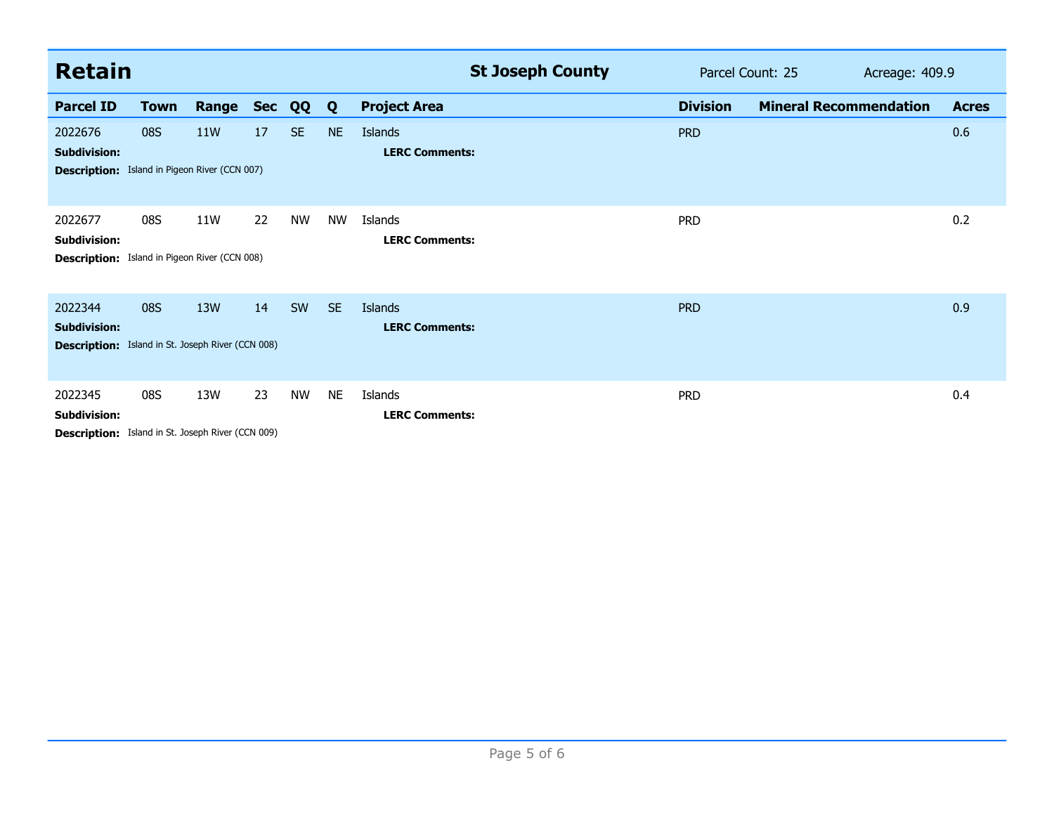## Retain

**St Joseph County** | Parcel Count: 25 | Acreage: 409.9

| Parcel ID | Town | Range | Sec | QQ | Q | Project Area | Division | Mineral Recommendation | Acres |
|---|---|---|---|---|---|---|---|---|---|
| 2022676 | 08S | 11W | 17 | SE | NE | Islands | PRD | | 0.6 |
| **Subdivision:** | | | | | | **LERC Comments:** | | | |
| **Description:** Island in Pigeon River (CCN 007) | | | | | | | | | |
| 2022677 | 08S | 11W | 22 | NW | NW | Islands | PRD | | 0.2 |
| **Subdivision:** | | | | | | **LERC Comments:** | | | |
| **Description:** Island in Pigeon River (CCN 008) | | | | | | | | | |
| 2022344 | 08S | 13W | 14 | SW | SE | Islands | PRD | | 0.9 |
| **Subdivision:** | | | | | | **LERC Comments:** | | | |
| **Description:** Island in St. Joseph River (CCN 008) | | | | | | | | | |
| 2022345 | 08S | 13W | 23 | NW | NE | Islands | PRD | | 0.4 |
| **Subdivision:** | | | | | | **LERC Comments:** | | | |
| **Description:** Island in St. Joseph River (CCN 009) | | | | | | | | | |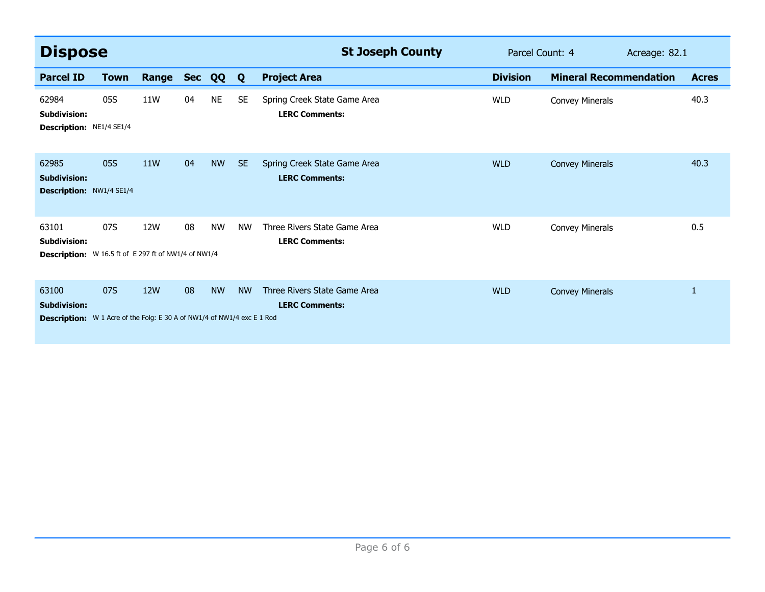## Dispose

**St Joseph County** Parcel Count: 4 Acreage: 82.1

| Parcel ID | Town | Range | Sec | QQ | Q | Project Area | Division | Mineral Recommendation | Acres |
|---|---|---|---|---|---|---|---|---|---|
| 62984 | 05S | 11W | 04 | NE | SE | Spring Creek State Game Area | WLD | Convey Minerals | 40.3 |
| **Subdivision:** | | | | | | **LERC Comments:** | | | |
| **Description:** NE1/4 SE1/4 | | | | | | | | | |
| 62985 | 05S | 11W | 04 | NW | SE | Spring Creek State Game Area | WLD | Convey Minerals | 40.3 |
| **Subdivision:** | | | | | | **LERC Comments:** | | | |
| **Description:** NW1/4 SE1/4 | | | | | | | | | |
| 63101 | 07S | 12W | 08 | NW | NW | Three Rivers State Game Area | WLD | Convey Minerals | 0.5 |
| **Subdivision:** | | | | | | **LERC Comments:** | | | |
| **Description:** W 16.5 ft of E 297 ft of NW1/4 of NW1/4 | | | | | | | | | |
| 63100 | 07S | 12W | 08 | NW | NW | Three Rivers State Game Area | WLD | Convey Minerals | 1 |
| **Subdivision:** | | | | | | **LERC Comments:** | | | |
| **Description:** W 1 Acre of the Folg: E 30 A of NW1/4 of NW1/4 exc E 1 Rod | | | | | | | | | |